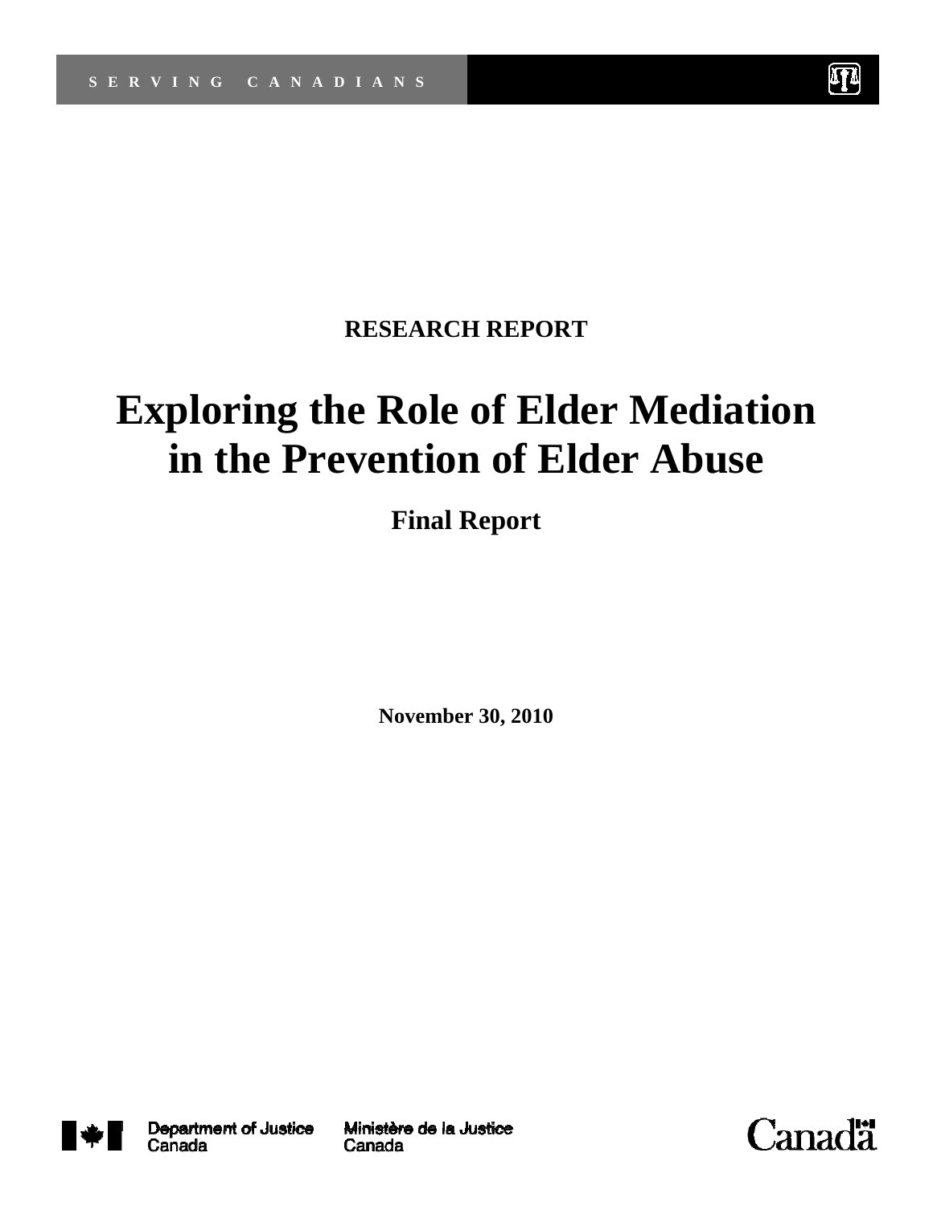SERVING CANADIANS

**RESEARCH REPORT**

# Exploring the Role of Elder Mediation in the Prevention of Elder Abuse

## Final Report

**November 30, 2010**

Department of Justice Canada

Ministère de la Justice Canada

Canada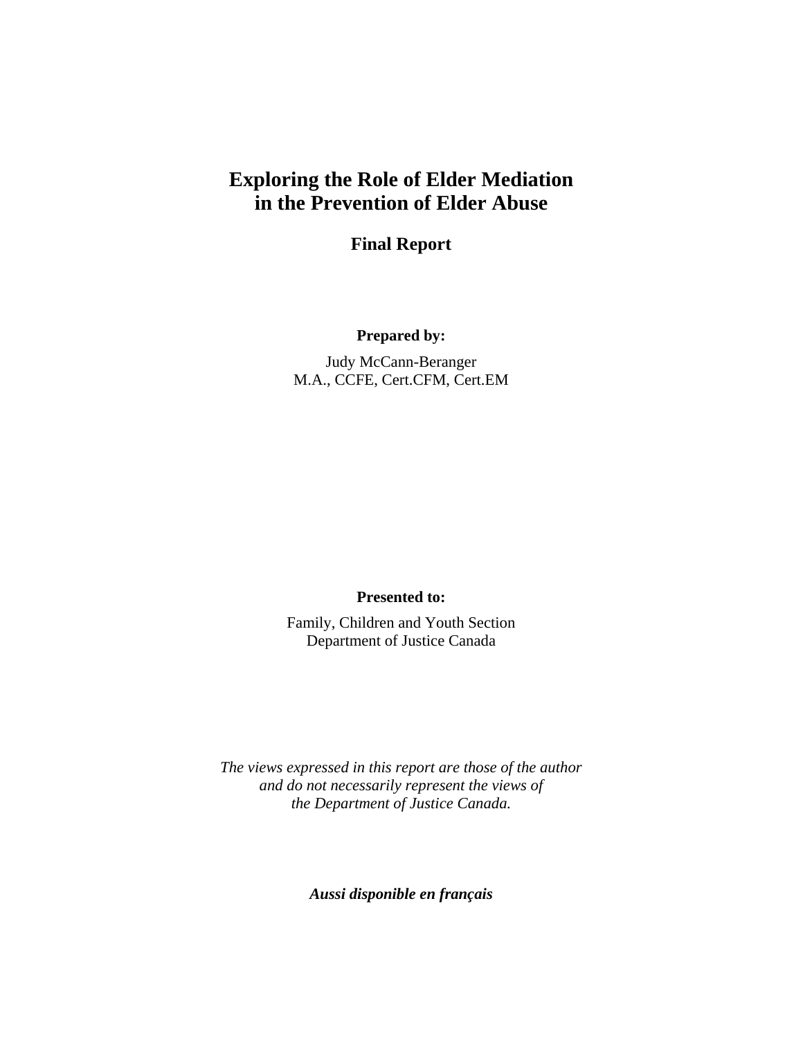# Exploring the Role of Elder Mediation in the Prevention of Elder Abuse

## Final Report

**Prepared by:**

Judy McCann-Beranger
M.A., CCFE, Cert.CFM, Cert.EM

**Presented to:**

Family, Children and Youth Section
Department of Justice Canada

*The views expressed in this report are those of the author and do not necessarily represent the views of the Department of Justice Canada.*

***Aussi disponible en français***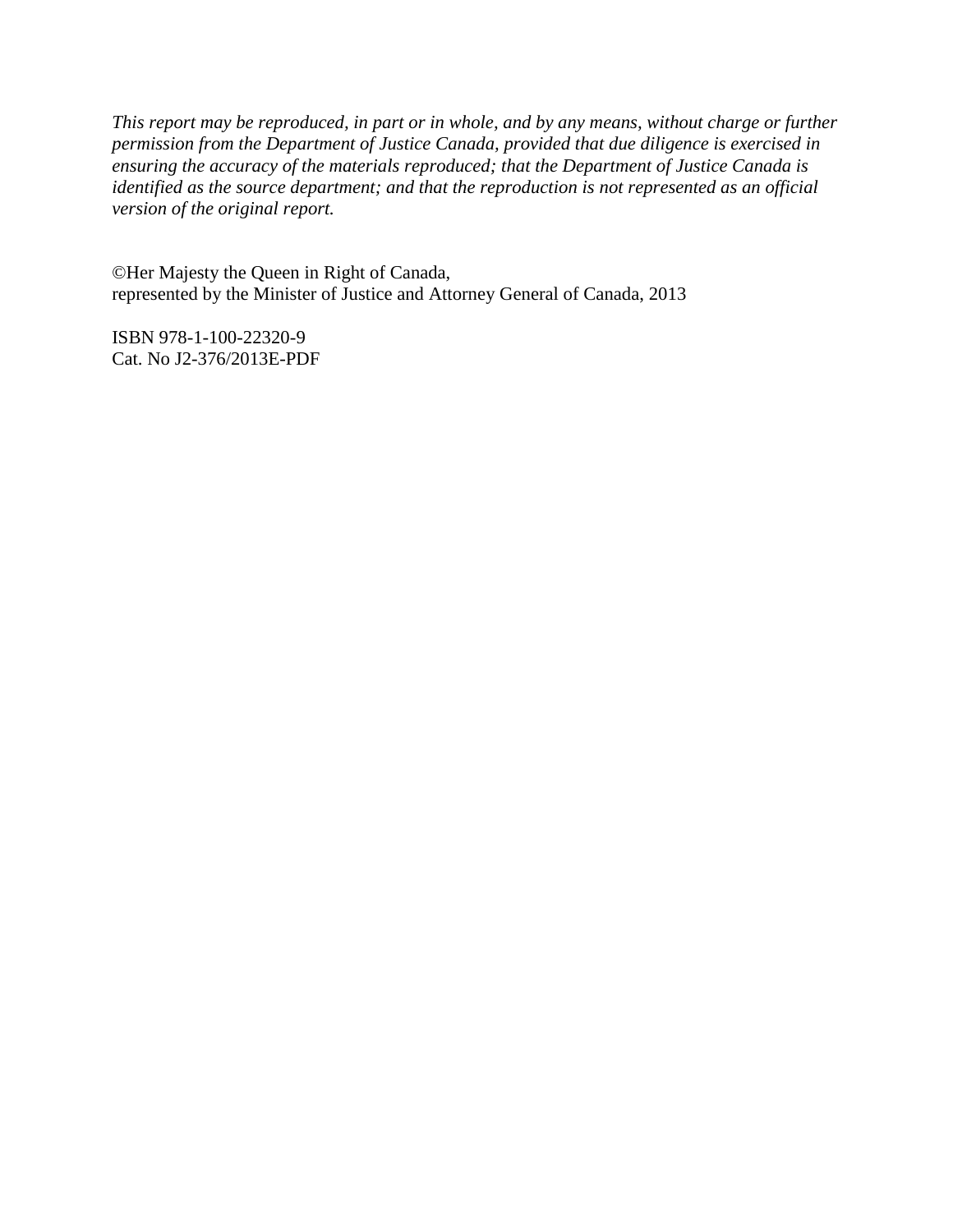*This report may be reproduced, in part or in whole, and by any means, without charge or further permission from the Department of Justice Canada, provided that due diligence is exercised in ensuring the accuracy of the materials reproduced; that the Department of Justice Canada is identified as the source department; and that the reproduction is not represented as an official version of the original report.*

©Her Majesty the Queen in Right of Canada,
represented by the Minister of Justice and Attorney General of Canada, 2013

ISBN 978-1-100-22320-9
Cat. No J2-376/2013E-PDF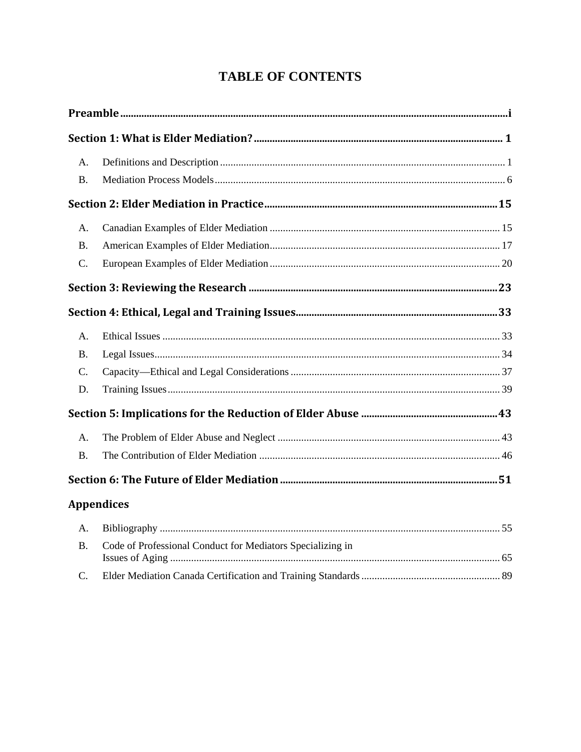# TABLE OF CONTENTS

**Preamble** .................................................................................................................................. i

**Section 1: What is Elder Mediation?** ........................................................................................ 1

A. Definitions and Description .......................................................................................................... 1

B. Mediation Process Models ............................................................................................................ 6

**Section 2: Elder Mediation in Practice** .................................................................................... 15

A. Canadian Examples of Elder Mediation ..................................................................................... 15

B. American Examples of Elder Mediation ..................................................................................... 17

C. European Examples of Elder Mediation ..................................................................................... 20

**Section 3: Reviewing the Research** ......................................................................................... 23

**Section 4: Ethical, Legal and Training Issues** ......................................................................... 33

A. Ethical Issues .............................................................................................................................. 33

B. Legal Issues ................................................................................................................................. 34

C. Capacity—Ethical and Legal Considerations ............................................................................. 37

D. Training Issues ............................................................................................................................. 39

**Section 5: Implications for the Reduction of Elder Abuse** ...................................................... 43

A. The Problem of Elder Abuse and Neglect .................................................................................. 43

B. The Contribution of Elder Mediation ......................................................................................... 46

**Section 6: The Future of Elder Mediation** ............................................................................... 51

**Appendices**

A. Bibliography ............................................................................................................................... 55

B. Code of Professional Conduct for Mediators Specializing in Issues of Aging ........................... 65

C. Elder Mediation Canada Certification and Training Standards .................................................. 89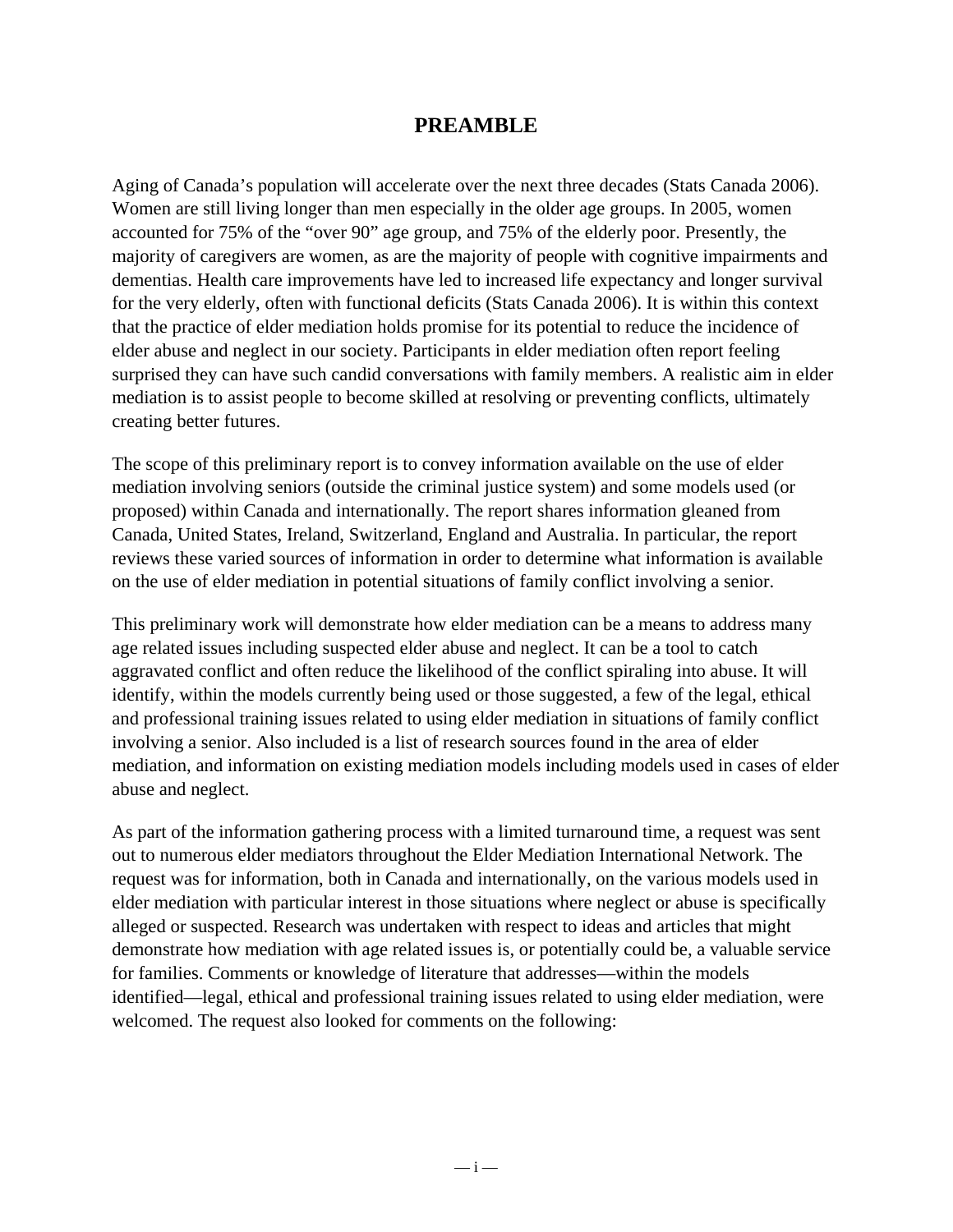# PREAMBLE

Aging of Canada's population will accelerate over the next three decades (Stats Canada 2006). Women are still living longer than men especially in the older age groups. In 2005, women accounted for 75% of the "over 90" age group, and 75% of the elderly poor. Presently, the majority of caregivers are women, as are the majority of people with cognitive impairments and dementias. Health care improvements have led to increased life expectancy and longer survival for the very elderly, often with functional deficits (Stats Canada 2006). It is within this context that the practice of elder mediation holds promise for its potential to reduce the incidence of elder abuse and neglect in our society. Participants in elder mediation often report feeling surprised they can have such candid conversations with family members. A realistic aim in elder mediation is to assist people to become skilled at resolving or preventing conflicts, ultimately creating better futures.

The scope of this preliminary report is to convey information available on the use of elder mediation involving seniors (outside the criminal justice system) and some models used (or proposed) within Canada and internationally. The report shares information gleaned from Canada, United States, Ireland, Switzerland, England and Australia. In particular, the report reviews these varied sources of information in order to determine what information is available on the use of elder mediation in potential situations of family conflict involving a senior.

This preliminary work will demonstrate how elder mediation can be a means to address many age related issues including suspected elder abuse and neglect. It can be a tool to catch aggravated conflict and often reduce the likelihood of the conflict spiraling into abuse. It will identify, within the models currently being used or those suggested, a few of the legal, ethical and professional training issues related to using elder mediation in situations of family conflict involving a senior. Also included is a list of research sources found in the area of elder mediation, and information on existing mediation models including models used in cases of elder abuse and neglect.

As part of the information gathering process with a limited turnaround time, a request was sent out to numerous elder mediators throughout the Elder Mediation International Network. The request was for information, both in Canada and internationally, on the various models used in elder mediation with particular interest in those situations where neglect or abuse is specifically alleged or suspected. Research was undertaken with respect to ideas and articles that might demonstrate how mediation with age related issues is, or potentially could be, a valuable service for families. Comments or knowledge of literature that addresses—within the models identified—legal, ethical and professional training issues related to using elder mediation, were welcomed. The request also looked for comments on the following: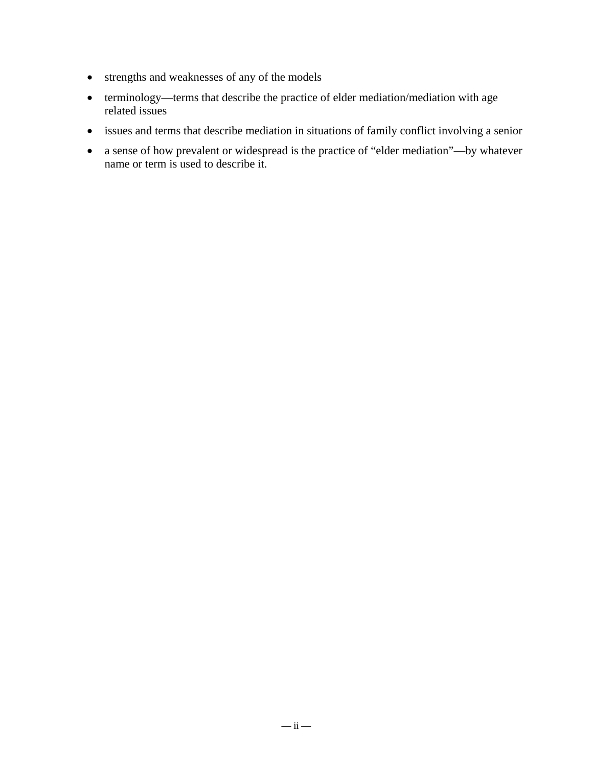- strengths and weaknesses of any of the models
- terminology—terms that describe the practice of elder mediation/mediation with age related issues
- issues and terms that describe mediation in situations of family conflict involving a senior
- a sense of how prevalent or widespread is the practice of "elder mediation"—by whatever name or term is used to describe it.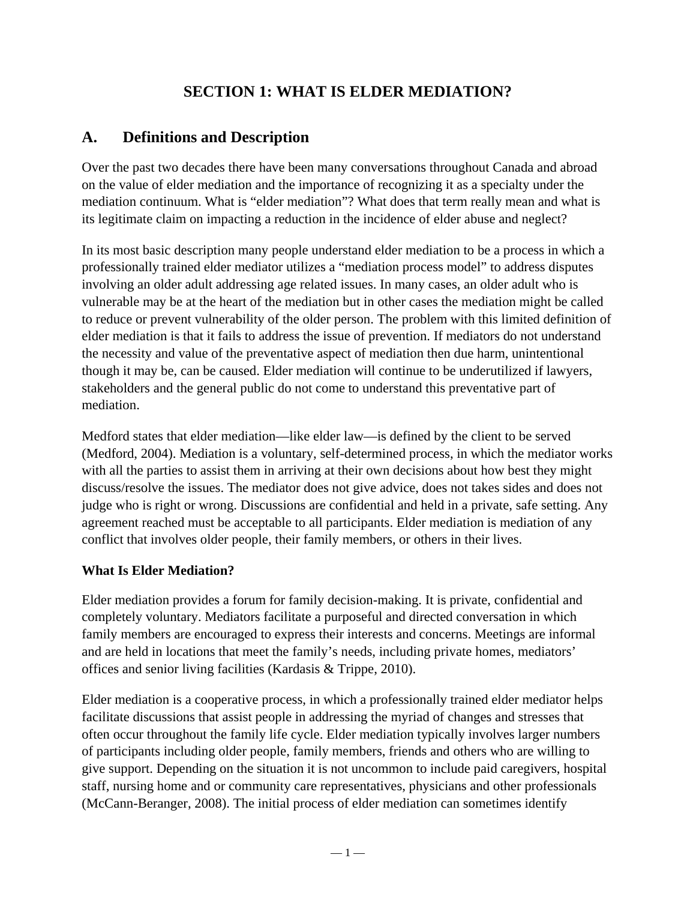# SECTION 1: WHAT IS ELDER MEDIATION?

## A. Definitions and Description

Over the past two decades there have been many conversations throughout Canada and abroad on the value of elder mediation and the importance of recognizing it as a specialty under the mediation continuum. What is "elder mediation"? What does that term really mean and what is its legitimate claim on impacting a reduction in the incidence of elder abuse and neglect?

In its most basic description many people understand elder mediation to be a process in which a professionally trained elder mediator utilizes a "mediation process model" to address disputes involving an older adult addressing age related issues. In many cases, an older adult who is vulnerable may be at the heart of the mediation but in other cases the mediation might be called to reduce or prevent vulnerability of the older person. The problem with this limited definition of elder mediation is that it fails to address the issue of prevention. If mediators do not understand the necessity and value of the preventative aspect of mediation then due harm, unintentional though it may be, can be caused. Elder mediation will continue to be underutilized if lawyers, stakeholders and the general public do not come to understand this preventative part of mediation.

Medford states that elder mediation—like elder law—is defined by the client to be served (Medford, 2004). Mediation is a voluntary, self-determined process, in which the mediator works with all the parties to assist them in arriving at their own decisions about how best they might discuss/resolve the issues. The mediator does not give advice, does not takes sides and does not judge who is right or wrong. Discussions are confidential and held in a private, safe setting. Any agreement reached must be acceptable to all participants. Elder mediation is mediation of any conflict that involves older people, their family members, or others in their lives.

**What Is Elder Mediation?**

Elder mediation provides a forum for family decision-making. It is private, confidential and completely voluntary. Mediators facilitate a purposeful and directed conversation in which family members are encouraged to express their interests and concerns. Meetings are informal and are held in locations that meet the family's needs, including private homes, mediators' offices and senior living facilities (Kardasis & Trippe, 2010).

Elder mediation is a cooperative process, in which a professionally trained elder mediator helps facilitate discussions that assist people in addressing the myriad of changes and stresses that often occur throughout the family life cycle. Elder mediation typically involves larger numbers of participants including older people, family members, friends and others who are willing to give support. Depending on the situation it is not uncommon to include paid caregivers, hospital staff, nursing home and or community care representatives, physicians and other professionals (McCann-Beranger, 2008). The initial process of elder mediation can sometimes identify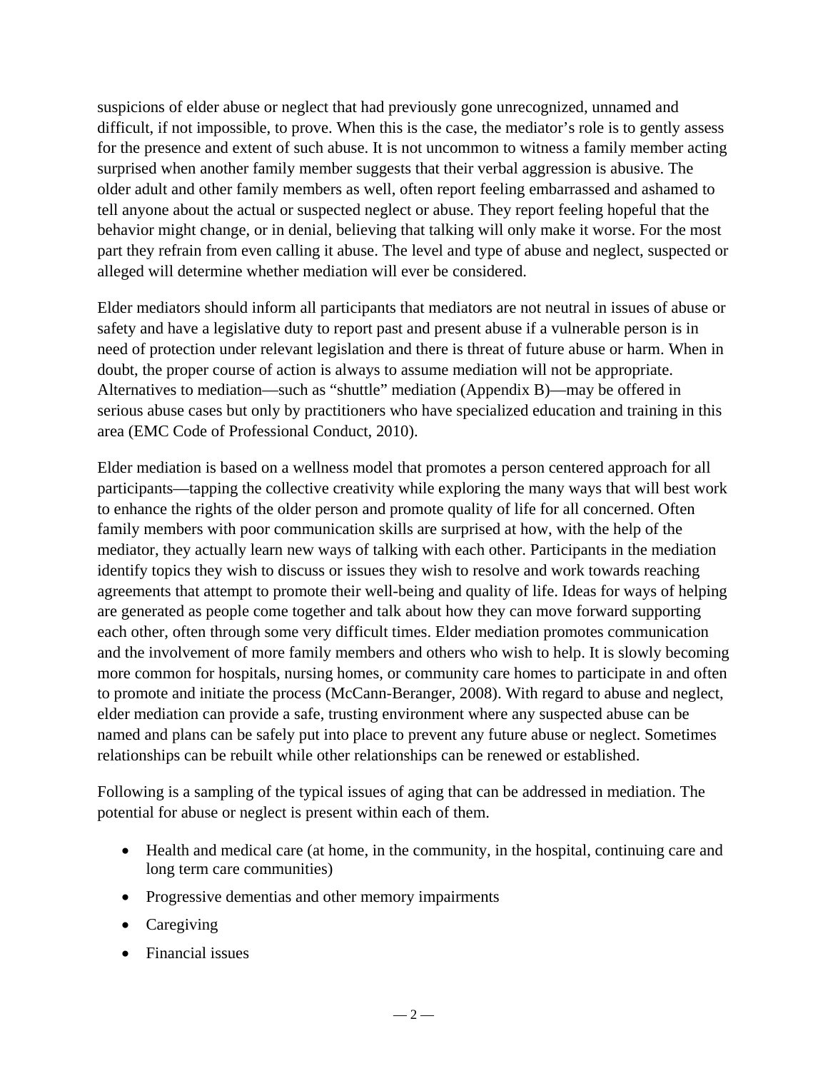suspicions of elder abuse or neglect that had previously gone unrecognized, unnamed and difficult, if not impossible, to prove. When this is the case, the mediator's role is to gently assess for the presence and extent of such abuse. It is not uncommon to witness a family member acting surprised when another family member suggests that their verbal aggression is abusive. The older adult and other family members as well, often report feeling embarrassed and ashamed to tell anyone about the actual or suspected neglect or abuse. They report feeling hopeful that the behavior might change, or in denial, believing that talking will only make it worse. For the most part they refrain from even calling it abuse. The level and type of abuse and neglect, suspected or alleged will determine whether mediation will ever be considered.

Elder mediators should inform all participants that mediators are not neutral in issues of abuse or safety and have a legislative duty to report past and present abuse if a vulnerable person is in need of protection under relevant legislation and there is threat of future abuse or harm. When in doubt, the proper course of action is always to assume mediation will not be appropriate. Alternatives to mediation—such as "shuttle" mediation (Appendix B)—may be offered in serious abuse cases but only by practitioners who have specialized education and training in this area (EMC Code of Professional Conduct, 2010).

Elder mediation is based on a wellness model that promotes a person centered approach for all participants—tapping the collective creativity while exploring the many ways that will best work to enhance the rights of the older person and promote quality of life for all concerned. Often family members with poor communication skills are surprised at how, with the help of the mediator, they actually learn new ways of talking with each other. Participants in the mediation identify topics they wish to discuss or issues they wish to resolve and work towards reaching agreements that attempt to promote their well-being and quality of life. Ideas for ways of helping are generated as people come together and talk about how they can move forward supporting each other, often through some very difficult times. Elder mediation promotes communication and the involvement of more family members and others who wish to help. It is slowly becoming more common for hospitals, nursing homes, or community care homes to participate in and often to promote and initiate the process (McCann-Beranger, 2008). With regard to abuse and neglect, elder mediation can provide a safe, trusting environment where any suspected abuse can be named and plans can be safely put into place to prevent any future abuse or neglect. Sometimes relationships can be rebuilt while other relationships can be renewed or established.

Following is a sampling of the typical issues of aging that can be addressed in mediation. The potential for abuse or neglect is present within each of them.

- Health and medical care (at home, in the community, in the hospital, continuing care and long term care communities)
- Progressive dementias and other memory impairments
- Caregiving
- Financial issues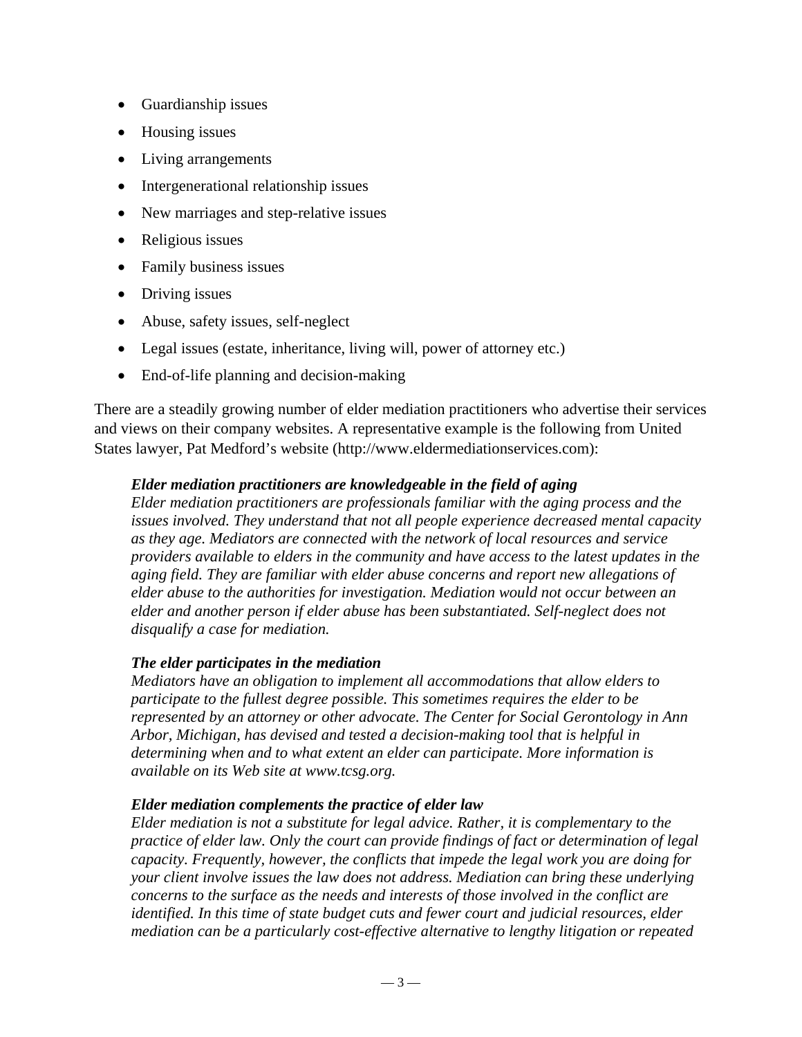- Guardianship issues
- Housing issues
- Living arrangements
- Intergenerational relationship issues
- New marriages and step-relative issues
- Religious issues
- Family business issues
- Driving issues
- Abuse, safety issues, self-neglect
- Legal issues (estate, inheritance, living will, power of attorney etc.)
- End-of-life planning and decision-making

There are a steadily growing number of elder mediation practitioners who advertise their services and views on their company websites. A representative example is the following from United States lawyer, Pat Medford's website (http://www.eldermediationservices.com):

> ***Elder mediation practitioners are knowledgeable in the field of aging***
> *Elder mediation practitioners are professionals familiar with the aging process and the issues involved. They understand that not all people experience decreased mental capacity as they age. Mediators are connected with the network of local resources and service providers available to elders in the community and have access to the latest updates in the aging field. They are familiar with elder abuse concerns and report new allegations of elder abuse to the authorities for investigation. Mediation would not occur between an elder and another person if elder abuse has been substantiated. Self-neglect does not disqualify a case for mediation.*
>
> ***The elder participates in the mediation***
> *Mediators have an obligation to implement all accommodations that allow elders to participate to the fullest degree possible. This sometimes requires the elder to be represented by an attorney or other advocate. The Center for Social Gerontology in Ann Arbor, Michigan, has devised and tested a decision-making tool that is helpful in determining when and to what extent an elder can participate. More information is available on its Web site at www.tcsg.org.*
>
> ***Elder mediation complements the practice of elder law***
> *Elder mediation is not a substitute for legal advice. Rather, it is complementary to the practice of elder law. Only the court can provide findings of fact or determination of legal capacity. Frequently, however, the conflicts that impede the legal work you are doing for your client involve issues the law does not address. Mediation can bring these underlying concerns to the surface as the needs and interests of those involved in the conflict are identified. In this time of state budget cuts and fewer court and judicial resources, elder mediation can be a particularly cost-effective alternative to lengthy litigation or repeated*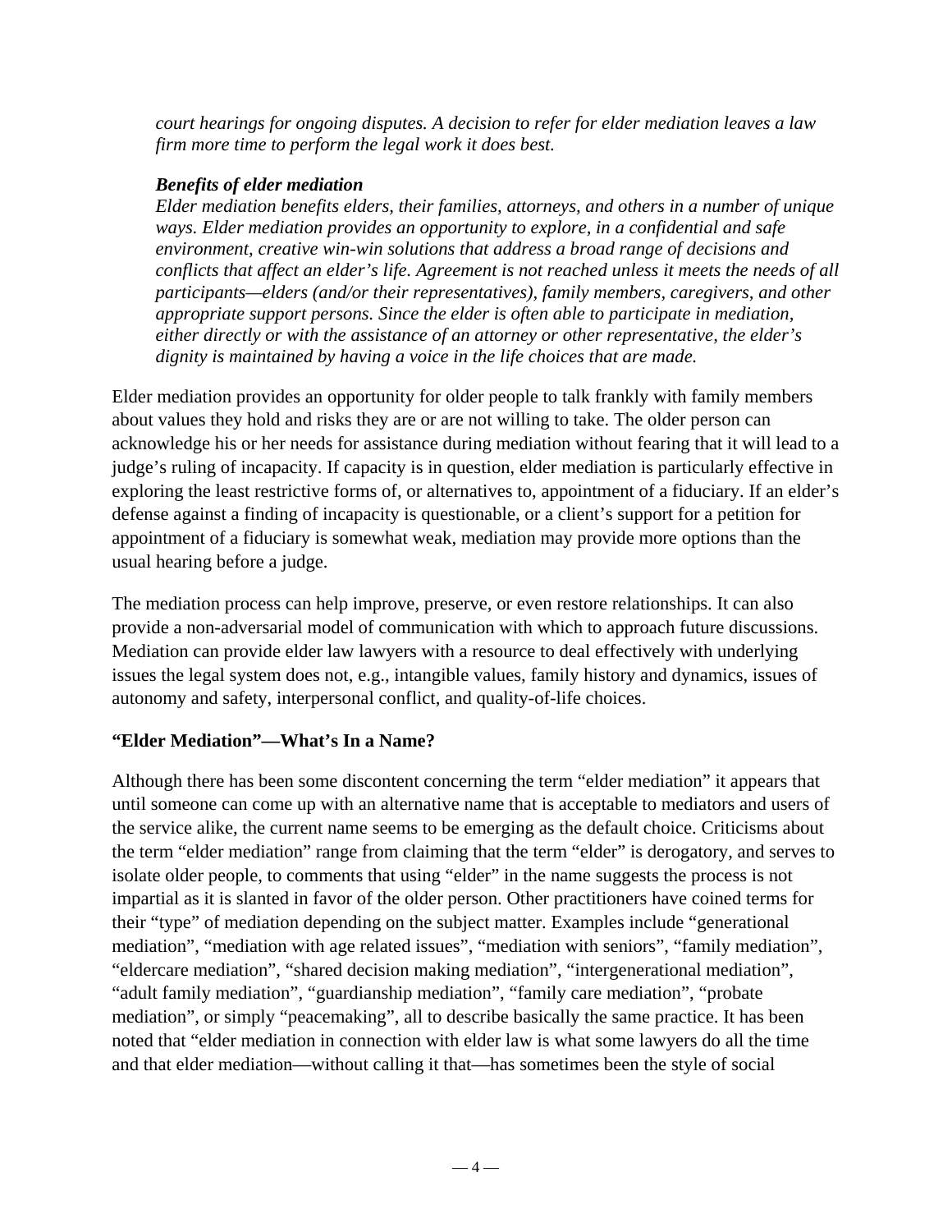*court hearings for ongoing disputes. A decision to refer for elder mediation leaves a law firm more time to perform the legal work it does best.*

***Benefits of elder mediation***

*Elder mediation benefits elders, their families, attorneys, and others in a number of unique ways. Elder mediation provides an opportunity to explore, in a confidential and safe environment, creative win-win solutions that address a broad range of decisions and conflicts that affect an elder's life. Agreement is not reached unless it meets the needs of all participants—elders (and/or their representatives), family members, caregivers, and other appropriate support persons. Since the elder is often able to participate in mediation, either directly or with the assistance of an attorney or other representative, the elder's dignity is maintained by having a voice in the life choices that are made.*

Elder mediation provides an opportunity for older people to talk frankly with family members about values they hold and risks they are or are not willing to take. The older person can acknowledge his or her needs for assistance during mediation without fearing that it will lead to a judge's ruling of incapacity. If capacity is in question, elder mediation is particularly effective in exploring the least restrictive forms of, or alternatives to, appointment of a fiduciary. If an elder's defense against a finding of incapacity is questionable, or a client's support for a petition for appointment of a fiduciary is somewhat weak, mediation may provide more options than the usual hearing before a judge.

The mediation process can help improve, preserve, or even restore relationships. It can also provide a non-adversarial model of communication with which to approach future discussions. Mediation can provide elder law lawyers with a resource to deal effectively with underlying issues the legal system does not, e.g., intangible values, family history and dynamics, issues of autonomy and safety, interpersonal conflict, and quality-of-life choices.

**"Elder Mediation"—What's In a Name?**

Although there has been some discontent concerning the term "elder mediation" it appears that until someone can come up with an alternative name that is acceptable to mediators and users of the service alike, the current name seems to be emerging as the default choice. Criticisms about the term "elder mediation" range from claiming that the term "elder" is derogatory, and serves to isolate older people, to comments that using "elder" in the name suggests the process is not impartial as it is slanted in favor of the older person. Other practitioners have coined terms for their "type" of mediation depending on the subject matter. Examples include "generational mediation", "mediation with age related issues", "mediation with seniors", "family mediation", "eldercare mediation", "shared decision making mediation", "intergenerational mediation", "adult family mediation", "guardianship mediation", "family care mediation", "probate mediation", or simply "peacemaking", all to describe basically the same practice. It has been noted that "elder mediation in connection with elder law is what some lawyers do all the time and that elder mediation—without calling it that—has sometimes been the style of social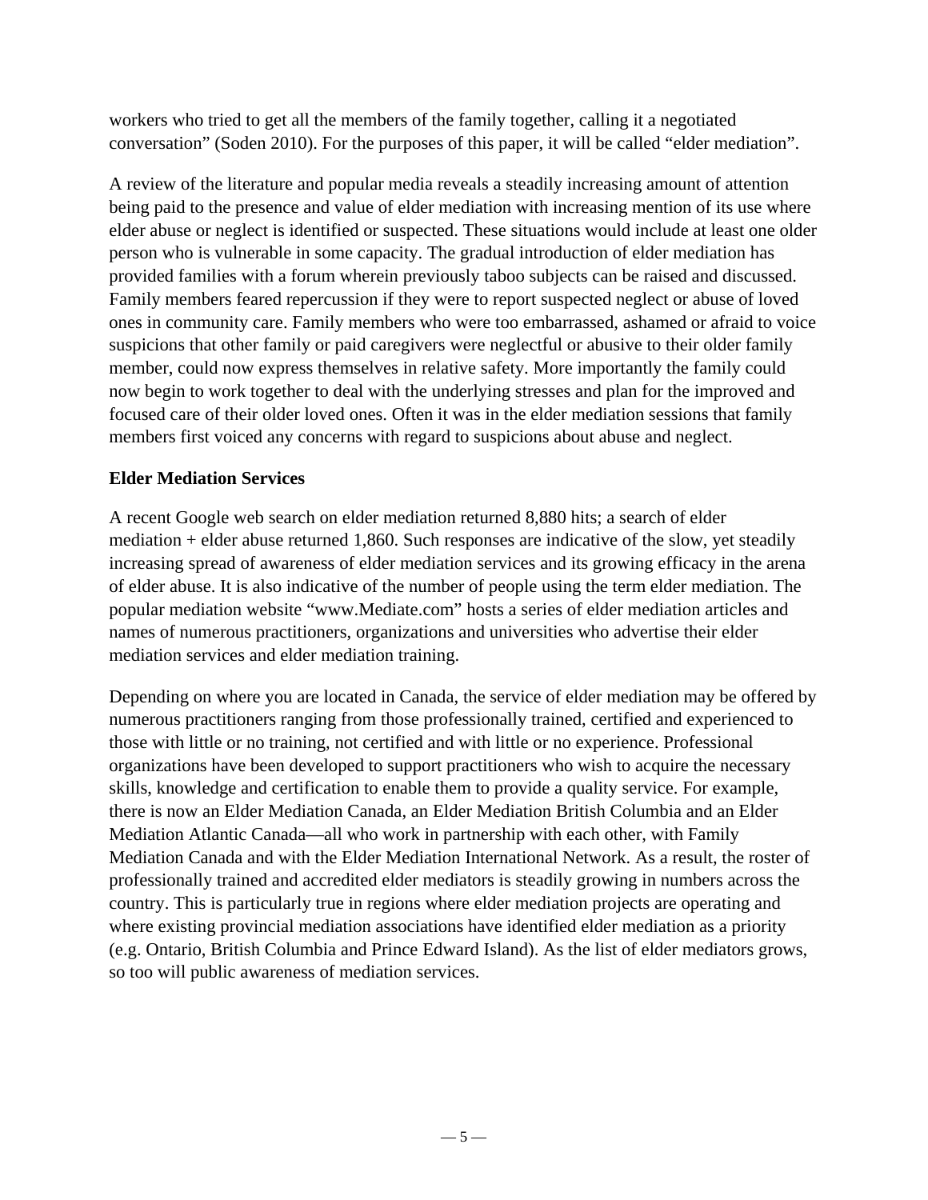workers who tried to get all the members of the family together, calling it a negotiated conversation" (Soden 2010). For the purposes of this paper, it will be called "elder mediation".

A review of the literature and popular media reveals a steadily increasing amount of attention being paid to the presence and value of elder mediation with increasing mention of its use where elder abuse or neglect is identified or suspected. These situations would include at least one older person who is vulnerable in some capacity. The gradual introduction of elder mediation has provided families with a forum wherein previously taboo subjects can be raised and discussed. Family members feared repercussion if they were to report suspected neglect or abuse of loved ones in community care. Family members who were too embarrassed, ashamed or afraid to voice suspicions that other family or paid caregivers were neglectful or abusive to their older family member, could now express themselves in relative safety. More importantly the family could now begin to work together to deal with the underlying stresses and plan for the improved and focused care of their older loved ones. Often it was in the elder mediation sessions that family members first voiced any concerns with regard to suspicions about abuse and neglect.

**Elder Mediation Services**

A recent Google web search on elder mediation returned 8,880 hits; a search of elder mediation + elder abuse returned 1,860. Such responses are indicative of the slow, yet steadily increasing spread of awareness of elder mediation services and its growing efficacy in the arena of elder abuse. It is also indicative of the number of people using the term elder mediation. The popular mediation website "www.Mediate.com" hosts a series of elder mediation articles and names of numerous practitioners, organizations and universities who advertise their elder mediation services and elder mediation training.

Depending on where you are located in Canada, the service of elder mediation may be offered by numerous practitioners ranging from those professionally trained, certified and experienced to those with little or no training, not certified and with little or no experience. Professional organizations have been developed to support practitioners who wish to acquire the necessary skills, knowledge and certification to enable them to provide a quality service. For example, there is now an Elder Mediation Canada, an Elder Mediation British Columbia and an Elder Mediation Atlantic Canada—all who work in partnership with each other, with Family Mediation Canada and with the Elder Mediation International Network. As a result, the roster of professionally trained and accredited elder mediators is steadily growing in numbers across the country. This is particularly true in regions where elder mediation projects are operating and where existing provincial mediation associations have identified elder mediation as a priority (e.g. Ontario, British Columbia and Prince Edward Island). As the list of elder mediators grows, so too will public awareness of mediation services.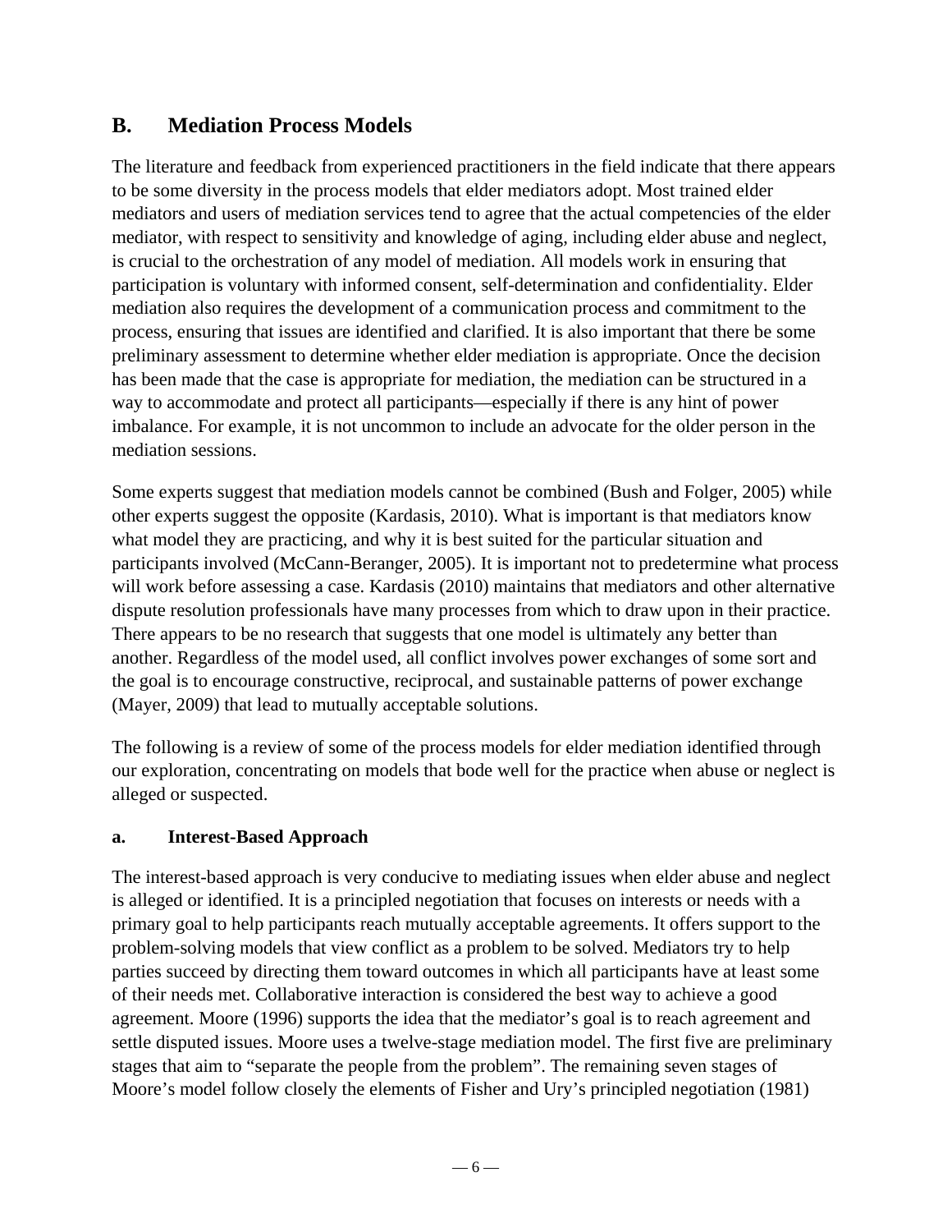## B. Mediation Process Models

The literature and feedback from experienced practitioners in the field indicate that there appears to be some diversity in the process models that elder mediators adopt. Most trained elder mediators and users of mediation services tend to agree that the actual competencies of the elder mediator, with respect to sensitivity and knowledge of aging, including elder abuse and neglect, is crucial to the orchestration of any model of mediation. All models work in ensuring that participation is voluntary with informed consent, self-determination and confidentiality. Elder mediation also requires the development of a communication process and commitment to the process, ensuring that issues are identified and clarified. It is also important that there be some preliminary assessment to determine whether elder mediation is appropriate. Once the decision has been made that the case is appropriate for mediation, the mediation can be structured in a way to accommodate and protect all participants—especially if there is any hint of power imbalance. For example, it is not uncommon to include an advocate for the older person in the mediation sessions.

Some experts suggest that mediation models cannot be combined (Bush and Folger, 2005) while other experts suggest the opposite (Kardasis, 2010). What is important is that mediators know what model they are practicing, and why it is best suited for the particular situation and participants involved (McCann-Beranger, 2005). It is important not to predetermine what process will work before assessing a case. Kardasis (2010) maintains that mediators and other alternative dispute resolution professionals have many processes from which to draw upon in their practice. There appears to be no research that suggests that one model is ultimately any better than another. Regardless of the model used, all conflict involves power exchanges of some sort and the goal is to encourage constructive, reciprocal, and sustainable patterns of power exchange (Mayer, 2009) that lead to mutually acceptable solutions.

The following is a review of some of the process models for elder mediation identified through our exploration, concentrating on models that bode well for the practice when abuse or neglect is alleged or suspected.

### a. Interest-Based Approach

The interest-based approach is very conducive to mediating issues when elder abuse and neglect is alleged or identified. It is a principled negotiation that focuses on interests or needs with a primary goal to help participants reach mutually acceptable agreements. It offers support to the problem-solving models that view conflict as a problem to be solved. Mediators try to help parties succeed by directing them toward outcomes in which all participants have at least some of their needs met. Collaborative interaction is considered the best way to achieve a good agreement. Moore (1996) supports the idea that the mediator's goal is to reach agreement and settle disputed issues. Moore uses a twelve-stage mediation model. The first five are preliminary stages that aim to "separate the people from the problem". The remaining seven stages of Moore's model follow closely the elements of Fisher and Ury's principled negotiation (1981)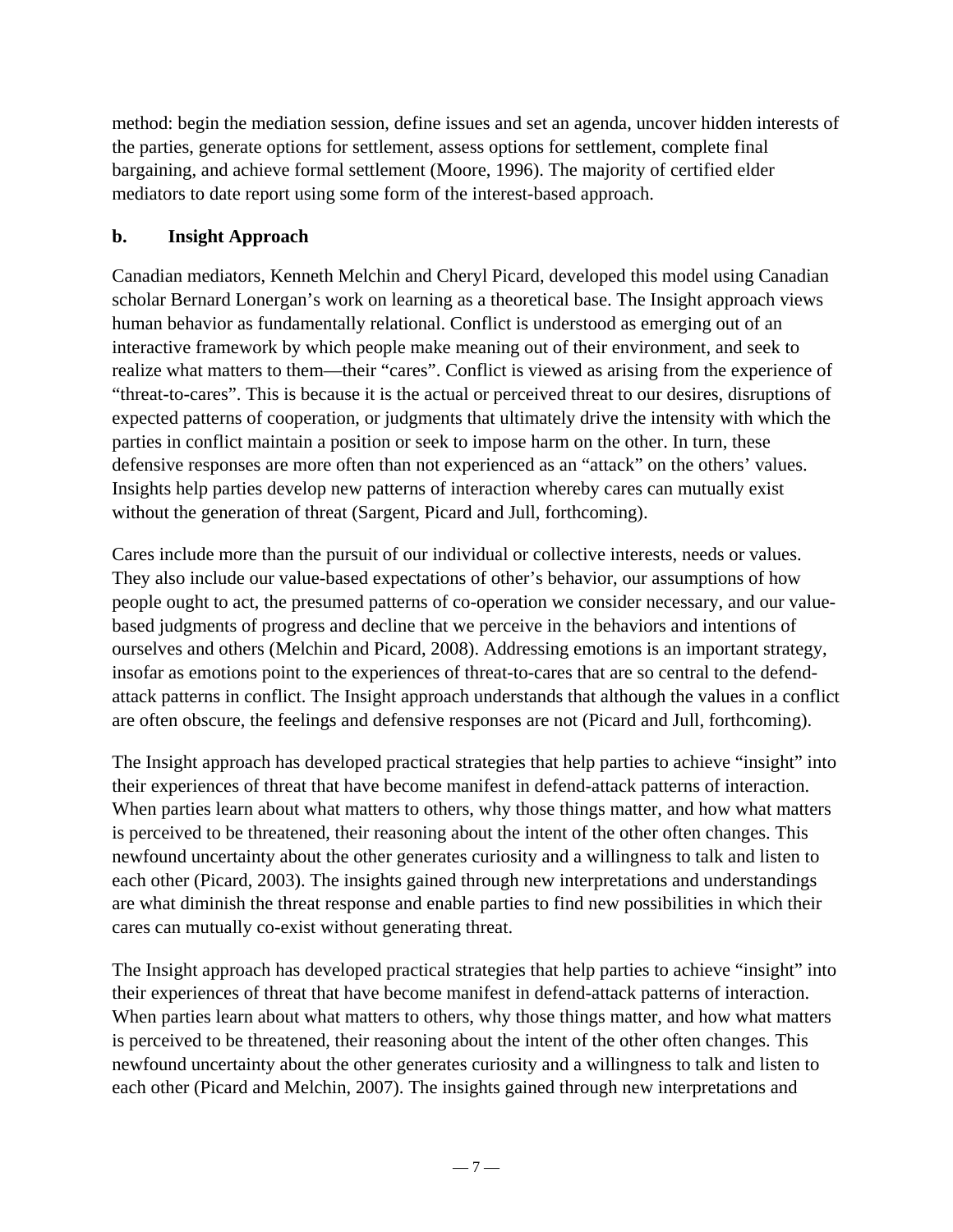method: begin the mediation session, define issues and set an agenda, uncover hidden interests of the parties, generate options for settlement, assess options for settlement, complete final bargaining, and achieve formal settlement (Moore, 1996). The majority of certified elder mediators to date report using some form of the interest-based approach.

### b. Insight Approach

Canadian mediators, Kenneth Melchin and Cheryl Picard, developed this model using Canadian scholar Bernard Lonergan's work on learning as a theoretical base. The Insight approach views human behavior as fundamentally relational. Conflict is understood as emerging out of an interactive framework by which people make meaning out of their environment, and seek to realize what matters to them—their "cares". Conflict is viewed as arising from the experience of "threat-to-cares". This is because it is the actual or perceived threat to our desires, disruptions of expected patterns of cooperation, or judgments that ultimately drive the intensity with which the parties in conflict maintain a position or seek to impose harm on the other. In turn, these defensive responses are more often than not experienced as an "attack" on the others' values. Insights help parties develop new patterns of interaction whereby cares can mutually exist without the generation of threat (Sargent, Picard and Jull, forthcoming).

Cares include more than the pursuit of our individual or collective interests, needs or values. They also include our value-based expectations of other's behavior, our assumptions of how people ought to act, the presumed patterns of co-operation we consider necessary, and our value-based judgments of progress and decline that we perceive in the behaviors and intentions of ourselves and others (Melchin and Picard, 2008). Addressing emotions is an important strategy, insofar as emotions point to the experiences of threat-to-cares that are so central to the defend-attack patterns in conflict. The Insight approach understands that although the values in a conflict are often obscure, the feelings and defensive responses are not (Picard and Jull, forthcoming).

The Insight approach has developed practical strategies that help parties to achieve "insight" into their experiences of threat that have become manifest in defend-attack patterns of interaction. When parties learn about what matters to others, why those things matter, and how what matters is perceived to be threatened, their reasoning about the intent of the other often changes. This newfound uncertainty about the other generates curiosity and a willingness to talk and listen to each other (Picard, 2003). The insights gained through new interpretations and understandings are what diminish the threat response and enable parties to find new possibilities in which their cares can mutually co-exist without generating threat.

The Insight approach has developed practical strategies that help parties to achieve "insight" into their experiences of threat that have become manifest in defend-attack patterns of interaction. When parties learn about what matters to others, why those things matter, and how what matters is perceived to be threatened, their reasoning about the intent of the other often changes. This newfound uncertainty about the other generates curiosity and a willingness to talk and listen to each other (Picard and Melchin, 2007). The insights gained through new interpretations and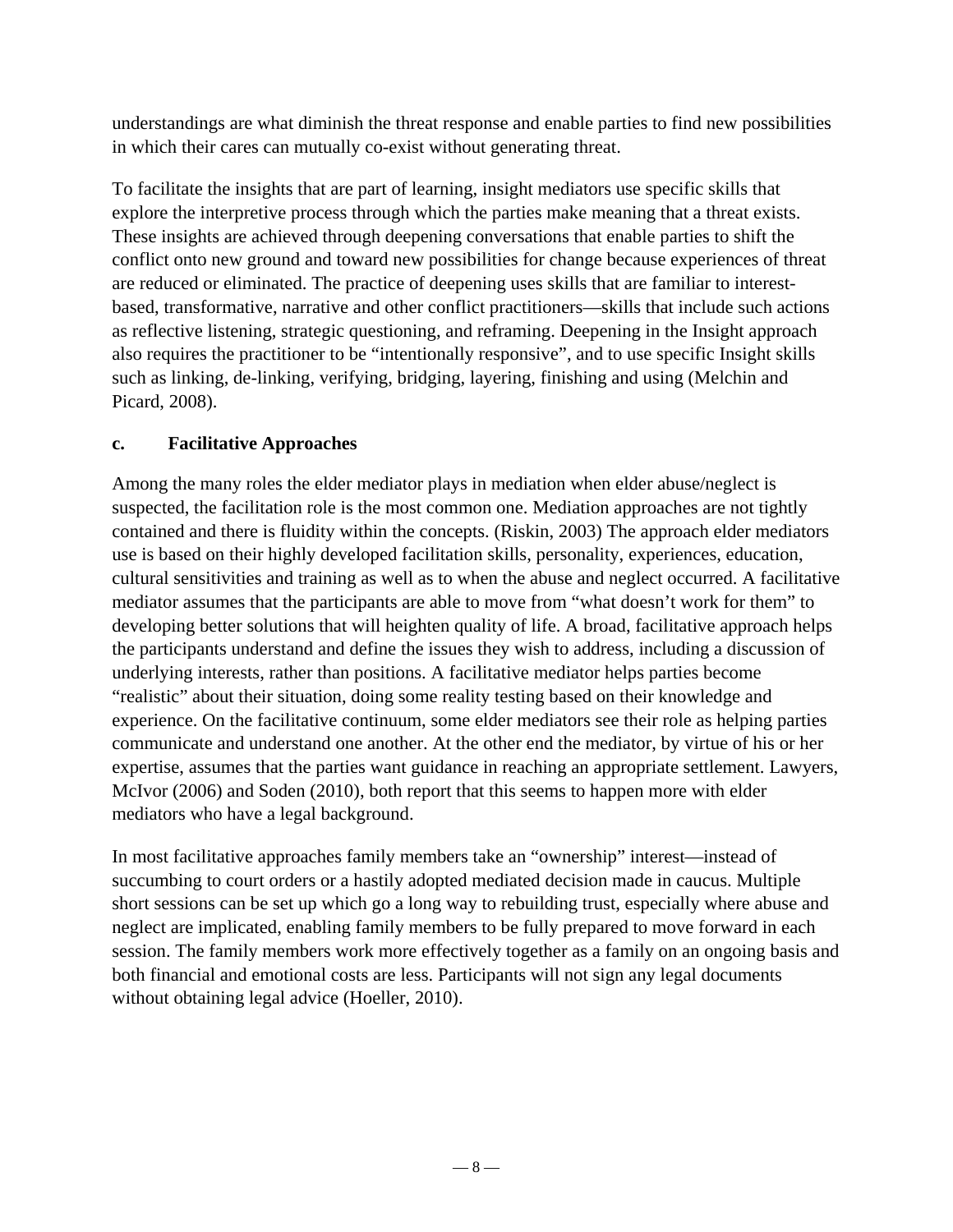understandings are what diminish the threat response and enable parties to find new possibilities in which their cares can mutually co-exist without generating threat.

To facilitate the insights that are part of learning, insight mediators use specific skills that explore the interpretive process through which the parties make meaning that a threat exists. These insights are achieved through deepening conversations that enable parties to shift the conflict onto new ground and toward new possibilities for change because experiences of threat are reduced or eliminated. The practice of deepening uses skills that are familiar to interest-based, transformative, narrative and other conflict practitioners—skills that include such actions as reflective listening, strategic questioning, and reframing. Deepening in the Insight approach also requires the practitioner to be "intentionally responsive", and to use specific Insight skills such as linking, de-linking, verifying, bridging, layering, finishing and using (Melchin and Picard, 2008).

### c. Facilitative Approaches

Among the many roles the elder mediator plays in mediation when elder abuse/neglect is suspected, the facilitation role is the most common one. Mediation approaches are not tightly contained and there is fluidity within the concepts. (Riskin, 2003) The approach elder mediators use is based on their highly developed facilitation skills, personality, experiences, education, cultural sensitivities and training as well as to when the abuse and neglect occurred. A facilitative mediator assumes that the participants are able to move from "what doesn't work for them" to developing better solutions that will heighten quality of life. A broad, facilitative approach helps the participants understand and define the issues they wish to address, including a discussion of underlying interests, rather than positions. A facilitative mediator helps parties become "realistic" about their situation, doing some reality testing based on their knowledge and experience. On the facilitative continuum, some elder mediators see their role as helping parties communicate and understand one another. At the other end the mediator, by virtue of his or her expertise, assumes that the parties want guidance in reaching an appropriate settlement. Lawyers, McIvor (2006) and Soden (2010), both report that this seems to happen more with elder mediators who have a legal background.

In most facilitative approaches family members take an "ownership" interest—instead of succumbing to court orders or a hastily adopted mediated decision made in caucus. Multiple short sessions can be set up which go a long way to rebuilding trust, especially where abuse and neglect are implicated, enabling family members to be fully prepared to move forward in each session. The family members work more effectively together as a family on an ongoing basis and both financial and emotional costs are less. Participants will not sign any legal documents without obtaining legal advice (Hoeller, 2010).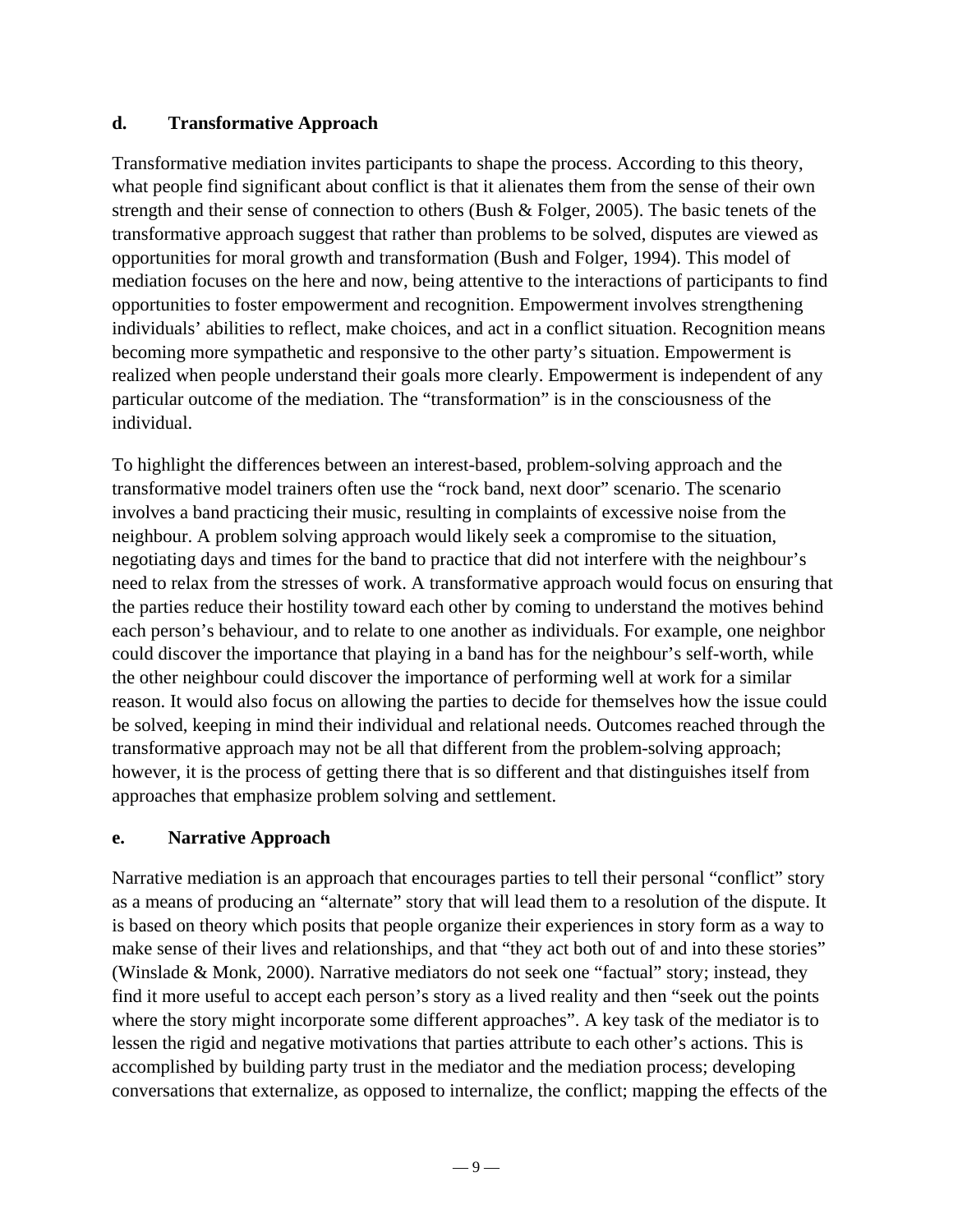### d. Transformative Approach

Transformative mediation invites participants to shape the process. According to this theory, what people find significant about conflict is that it alienates them from the sense of their own strength and their sense of connection to others (Bush & Folger, 2005). The basic tenets of the transformative approach suggest that rather than problems to be solved, disputes are viewed as opportunities for moral growth and transformation (Bush and Folger, 1994). This model of mediation focuses on the here and now, being attentive to the interactions of participants to find opportunities to foster empowerment and recognition. Empowerment involves strengthening individuals' abilities to reflect, make choices, and act in a conflict situation. Recognition means becoming more sympathetic and responsive to the other party's situation. Empowerment is realized when people understand their goals more clearly. Empowerment is independent of any particular outcome of the mediation. The "transformation" is in the consciousness of the individual.

To highlight the differences between an interest-based, problem-solving approach and the transformative model trainers often use the "rock band, next door" scenario. The scenario involves a band practicing their music, resulting in complaints of excessive noise from the neighbour. A problem solving approach would likely seek a compromise to the situation, negotiating days and times for the band to practice that did not interfere with the neighbour's need to relax from the stresses of work. A transformative approach would focus on ensuring that the parties reduce their hostility toward each other by coming to understand the motives behind each person's behaviour, and to relate to one another as individuals. For example, one neighbor could discover the importance that playing in a band has for the neighbour's self-worth, while the other neighbour could discover the importance of performing well at work for a similar reason. It would also focus on allowing the parties to decide for themselves how the issue could be solved, keeping in mind their individual and relational needs. Outcomes reached through the transformative approach may not be all that different from the problem-solving approach; however, it is the process of getting there that is so different and that distinguishes itself from approaches that emphasize problem solving and settlement.

### e. Narrative Approach

Narrative mediation is an approach that encourages parties to tell their personal "conflict" story as a means of producing an "alternate" story that will lead them to a resolution of the dispute. It is based on theory which posits that people organize their experiences in story form as a way to make sense of their lives and relationships, and that "they act both out of and into these stories" (Winslade & Monk, 2000). Narrative mediators do not seek one "factual" story; instead, they find it more useful to accept each person's story as a lived reality and then "seek out the points where the story might incorporate some different approaches". A key task of the mediator is to lessen the rigid and negative motivations that parties attribute to each other's actions. This is accomplished by building party trust in the mediator and the mediation process; developing conversations that externalize, as opposed to internalize, the conflict; mapping the effects of the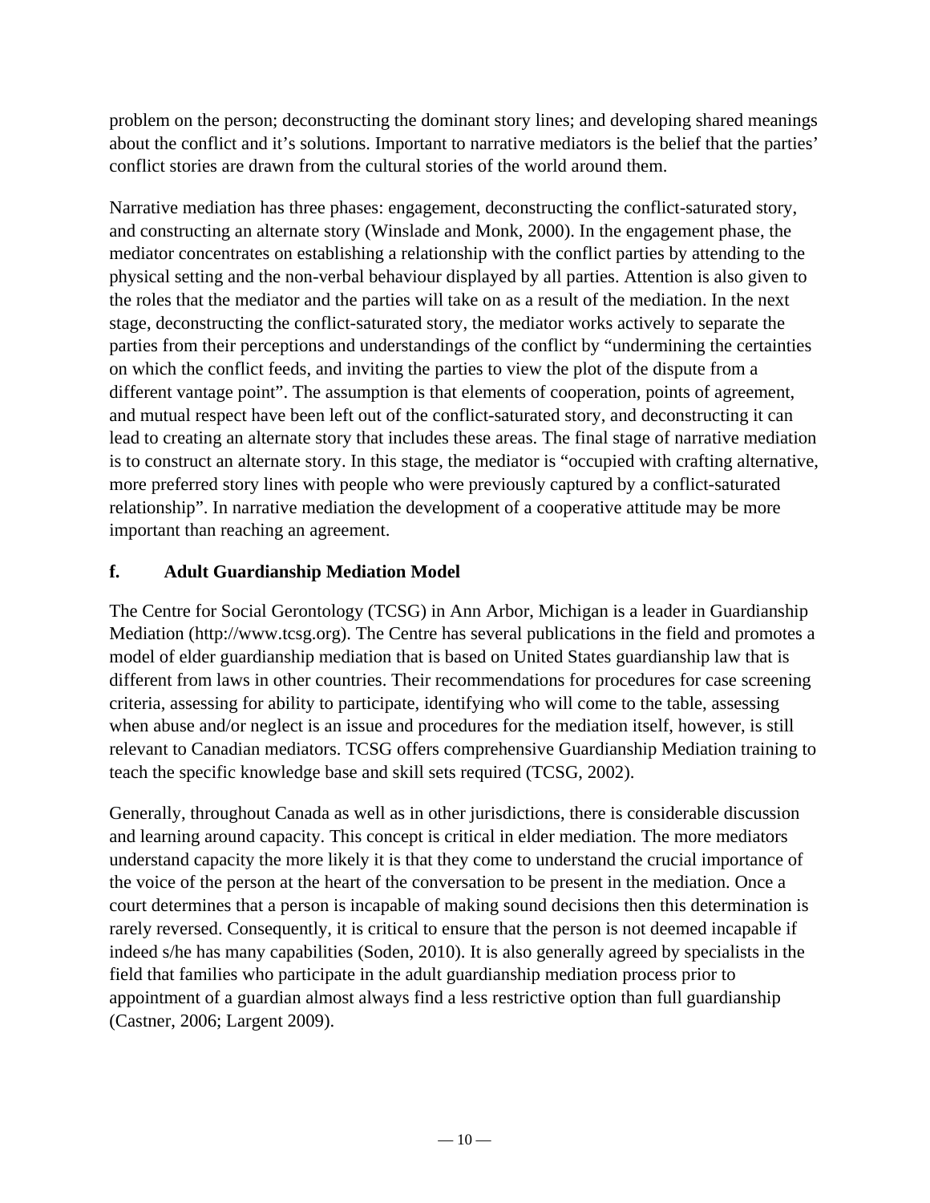problem on the person; deconstructing the dominant story lines; and developing shared meanings about the conflict and it's solutions. Important to narrative mediators is the belief that the parties' conflict stories are drawn from the cultural stories of the world around them.

Narrative mediation has three phases: engagement, deconstructing the conflict-saturated story, and constructing an alternate story (Winslade and Monk, 2000). In the engagement phase, the mediator concentrates on establishing a relationship with the conflict parties by attending to the physical setting and the non-verbal behaviour displayed by all parties. Attention is also given to the roles that the mediator and the parties will take on as a result of the mediation. In the next stage, deconstructing the conflict-saturated story, the mediator works actively to separate the parties from their perceptions and understandings of the conflict by "undermining the certainties on which the conflict feeds, and inviting the parties to view the plot of the dispute from a different vantage point". The assumption is that elements of cooperation, points of agreement, and mutual respect have been left out of the conflict-saturated story, and deconstructing it can lead to creating an alternate story that includes these areas. The final stage of narrative mediation is to construct an alternate story. In this stage, the mediator is "occupied with crafting alternative, more preferred story lines with people who were previously captured by a conflict-saturated relationship". In narrative mediation the development of a cooperative attitude may be more important than reaching an agreement.

### f. Adult Guardianship Mediation Model

The Centre for Social Gerontology (TCSG) in Ann Arbor, Michigan is a leader in Guardianship Mediation (http://www.tcsg.org). The Centre has several publications in the field and promotes a model of elder guardianship mediation that is based on United States guardianship law that is different from laws in other countries. Their recommendations for procedures for case screening criteria, assessing for ability to participate, identifying who will come to the table, assessing when abuse and/or neglect is an issue and procedures for the mediation itself, however, is still relevant to Canadian mediators. TCSG offers comprehensive Guardianship Mediation training to teach the specific knowledge base and skill sets required (TCSG, 2002).

Generally, throughout Canada as well as in other jurisdictions, there is considerable discussion and learning around capacity. This concept is critical in elder mediation. The more mediators understand capacity the more likely it is that they come to understand the crucial importance of the voice of the person at the heart of the conversation to be present in the mediation. Once a court determines that a person is incapable of making sound decisions then this determination is rarely reversed. Consequently, it is critical to ensure that the person is not deemed incapable if indeed s/he has many capabilities (Soden, 2010). It is also generally agreed by specialists in the field that families who participate in the adult guardianship mediation process prior to appointment of a guardian almost always find a less restrictive option than full guardianship (Castner, 2006; Largent 2009).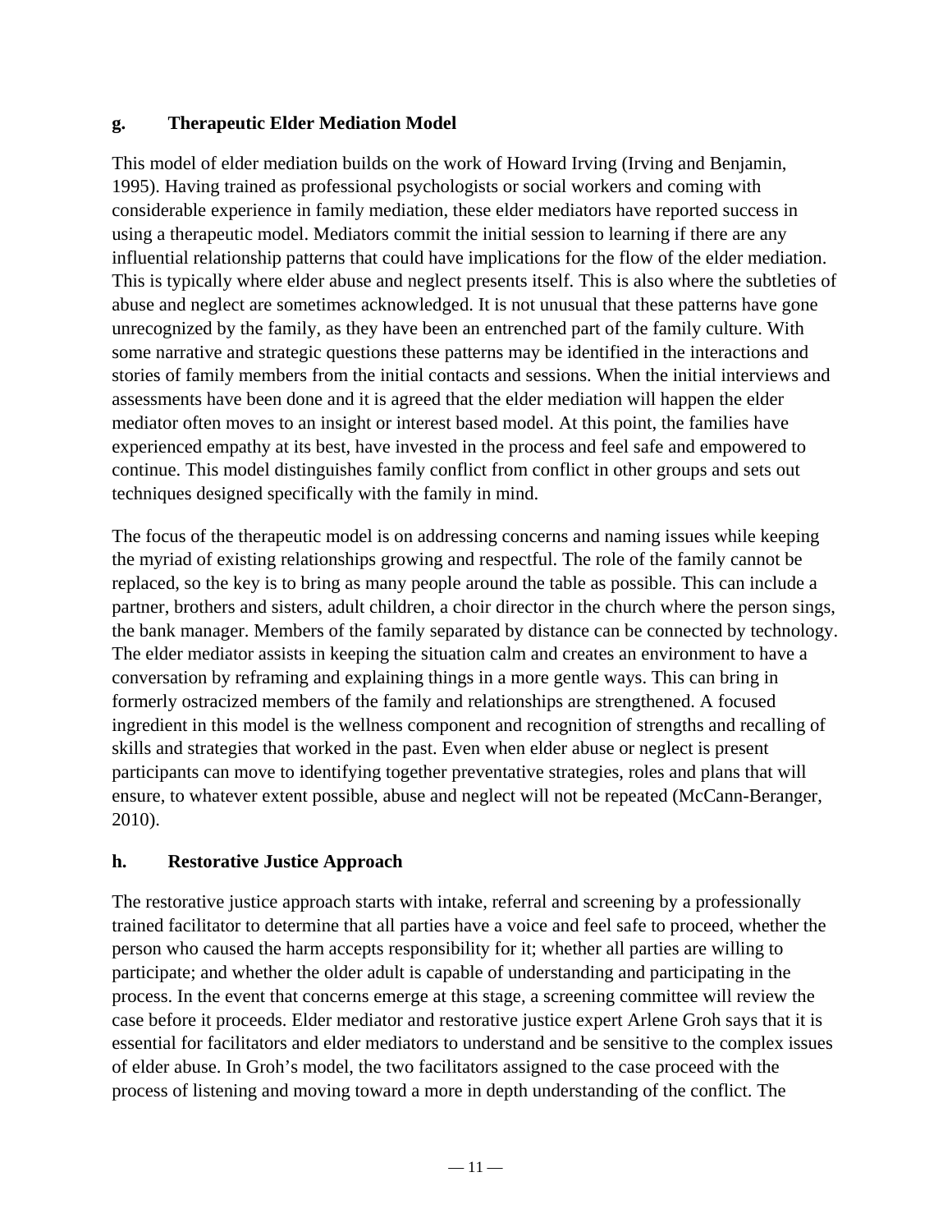### g. Therapeutic Elder Mediation Model

This model of elder mediation builds on the work of Howard Irving (Irving and Benjamin, 1995). Having trained as professional psychologists or social workers and coming with considerable experience in family mediation, these elder mediators have reported success in using a therapeutic model. Mediators commit the initial session to learning if there are any influential relationship patterns that could have implications for the flow of the elder mediation. This is typically where elder abuse and neglect presents itself. This is also where the subtleties of abuse and neglect are sometimes acknowledged. It is not unusual that these patterns have gone unrecognized by the family, as they have been an entrenched part of the family culture. With some narrative and strategic questions these patterns may be identified in the interactions and stories of family members from the initial contacts and sessions. When the initial interviews and assessments have been done and it is agreed that the elder mediation will happen the elder mediator often moves to an insight or interest based model. At this point, the families have experienced empathy at its best, have invested in the process and feel safe and empowered to continue. This model distinguishes family conflict from conflict in other groups and sets out techniques designed specifically with the family in mind.

The focus of the therapeutic model is on addressing concerns and naming issues while keeping the myriad of existing relationships growing and respectful. The role of the family cannot be replaced, so the key is to bring as many people around the table as possible. This can include a partner, brothers and sisters, adult children, a choir director in the church where the person sings, the bank manager. Members of the family separated by distance can be connected by technology. The elder mediator assists in keeping the situation calm and creates an environment to have a conversation by reframing and explaining things in a more gentle ways. This can bring in formerly ostracized members of the family and relationships are strengthened. A focused ingredient in this model is the wellness component and recognition of strengths and recalling of skills and strategies that worked in the past. Even when elder abuse or neglect is present participants can move to identifying together preventative strategies, roles and plans that will ensure, to whatever extent possible, abuse and neglect will not be repeated (McCann-Beranger, 2010).

### h. Restorative Justice Approach

The restorative justice approach starts with intake, referral and screening by a professionally trained facilitator to determine that all parties have a voice and feel safe to proceed, whether the person who caused the harm accepts responsibility for it; whether all parties are willing to participate; and whether the older adult is capable of understanding and participating in the process. In the event that concerns emerge at this stage, a screening committee will review the case before it proceeds. Elder mediator and restorative justice expert Arlene Groh says that it is essential for facilitators and elder mediators to understand and be sensitive to the complex issues of elder abuse. In Groh's model, the two facilitators assigned to the case proceed with the process of listening and moving toward a more in depth understanding of the conflict. The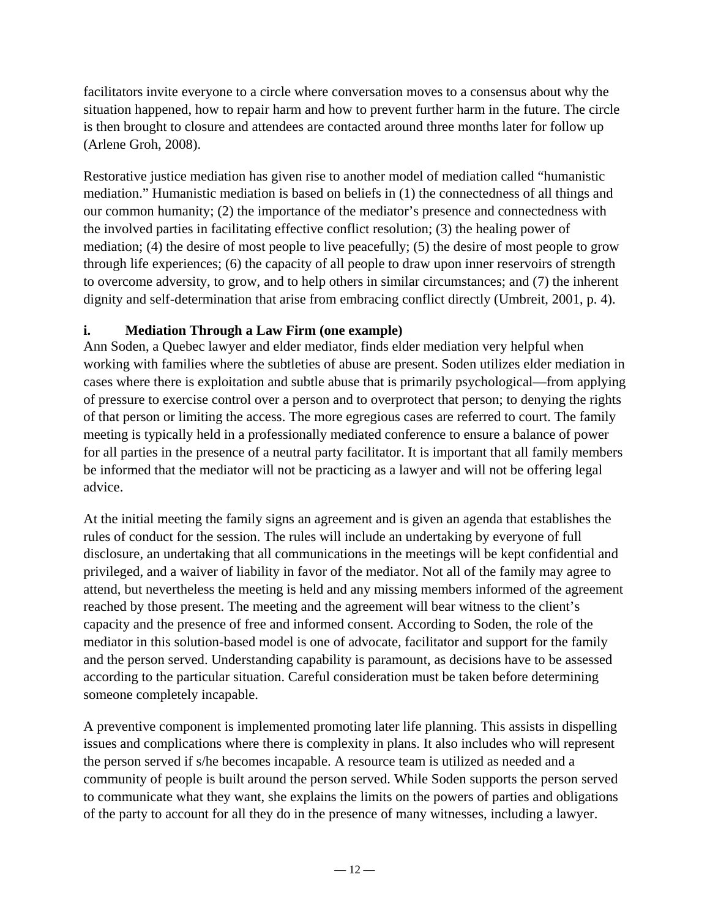facilitators invite everyone to a circle where conversation moves to a consensus about why the situation happened, how to repair harm and how to prevent further harm in the future. The circle is then brought to closure and attendees are contacted around three months later for follow up (Arlene Groh, 2008).

Restorative justice mediation has given rise to another model of mediation called "humanistic mediation." Humanistic mediation is based on beliefs in (1) the connectedness of all things and our common humanity; (2) the importance of the mediator's presence and connectedness with the involved parties in facilitating effective conflict resolution; (3) the healing power of mediation; (4) the desire of most people to live peacefully; (5) the desire of most people to grow through life experiences; (6) the capacity of all people to draw upon inner reservoirs of strength to overcome adversity, to grow, and to help others in similar circumstances; and (7) the inherent dignity and self-determination that arise from embracing conflict directly (Umbreit, 2001, p. 4).

### i. Mediation Through a Law Firm (one example)

Ann Soden, a Quebec lawyer and elder mediator, finds elder mediation very helpful when working with families where the subtleties of abuse are present. Soden utilizes elder mediation in cases where there is exploitation and subtle abuse that is primarily psychological—from applying of pressure to exercise control over a person and to overprotect that person; to denying the rights of that person or limiting the access. The more egregious cases are referred to court. The family meeting is typically held in a professionally mediated conference to ensure a balance of power for all parties in the presence of a neutral party facilitator. It is important that all family members be informed that the mediator will not be practicing as a lawyer and will not be offering legal advice.

At the initial meeting the family signs an agreement and is given an agenda that establishes the rules of conduct for the session. The rules will include an undertaking by everyone of full disclosure, an undertaking that all communications in the meetings will be kept confidential and privileged, and a waiver of liability in favor of the mediator. Not all of the family may agree to attend, but nevertheless the meeting is held and any missing members informed of the agreement reached by those present. The meeting and the agreement will bear witness to the client's capacity and the presence of free and informed consent. According to Soden, the role of the mediator in this solution-based model is one of advocate, facilitator and support for the family and the person served. Understanding capability is paramount, as decisions have to be assessed according to the particular situation. Careful consideration must be taken before determining someone completely incapable.

A preventive component is implemented promoting later life planning. This assists in dispelling issues and complications where there is complexity in plans. It also includes who will represent the person served if s/he becomes incapable. A resource team is utilized as needed and a community of people is built around the person served. While Soden supports the person served to communicate what they want, she explains the limits on the powers of parties and obligations of the party to account for all they do in the presence of many witnesses, including a lawyer.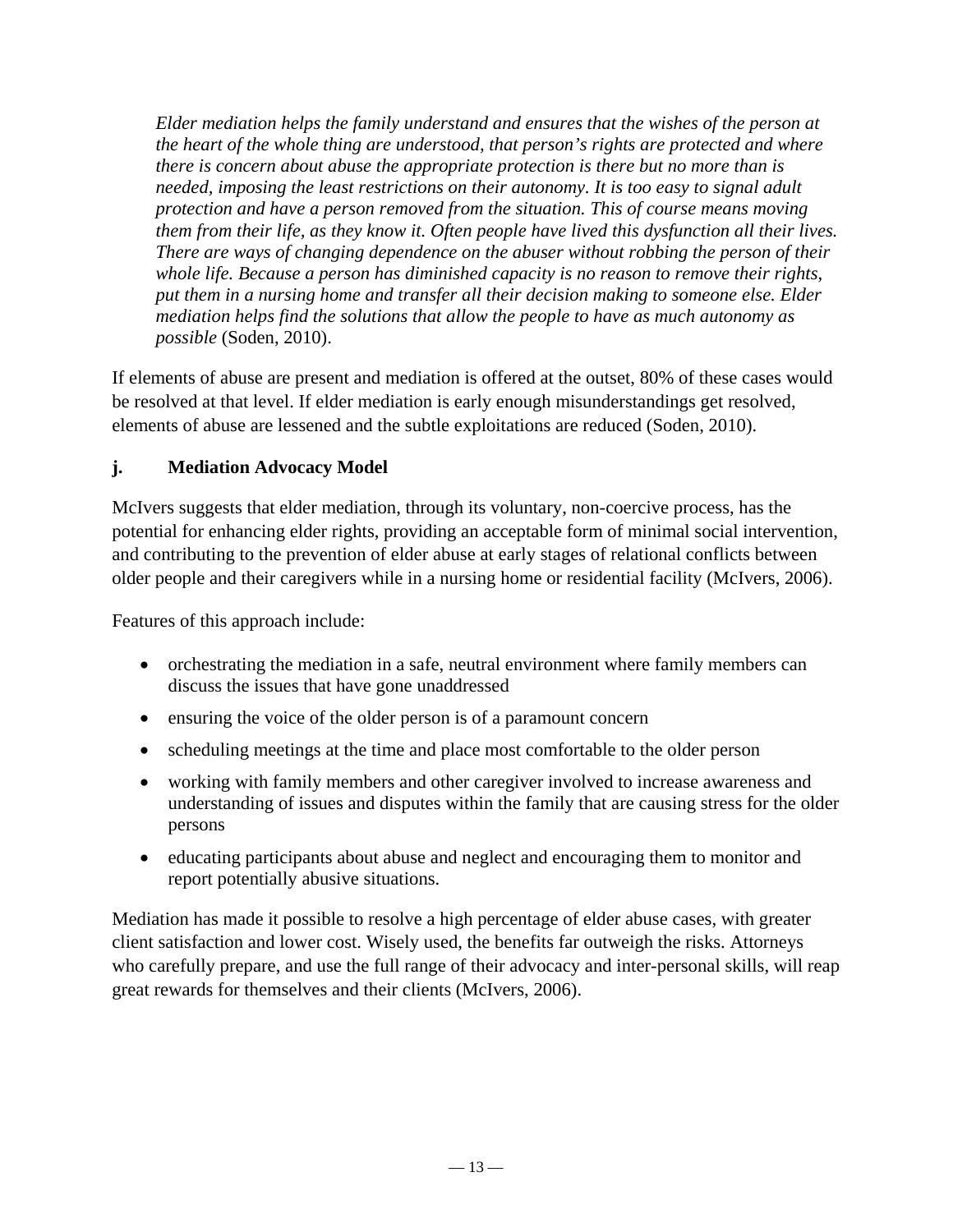*Elder mediation helps the family understand and ensures that the wishes of the person at the heart of the whole thing are understood, that person's rights are protected and where there is concern about abuse the appropriate protection is there but no more than is needed, imposing the least restrictions on their autonomy. It is too easy to signal adult protection and have a person removed from the situation. This of course means moving them from their life, as they know it. Often people have lived this dysfunction all their lives. There are ways of changing dependence on the abuser without robbing the person of their whole life. Because a person has diminished capacity is no reason to remove their rights, put them in a nursing home and transfer all their decision making to someone else. Elder mediation helps find the solutions that allow the people to have as much autonomy as possible* (Soden, 2010).

If elements of abuse are present and mediation is offered at the outset, 80% of these cases would be resolved at that level. If elder mediation is early enough misunderstandings get resolved, elements of abuse are lessened and the subtle exploitations are reduced (Soden, 2010).

### j. Mediation Advocacy Model

McIvers suggests that elder mediation, through its voluntary, non-coercive process, has the potential for enhancing elder rights, providing an acceptable form of minimal social intervention, and contributing to the prevention of elder abuse at early stages of relational conflicts between older people and their caregivers while in a nursing home or residential facility (McIvers, 2006).

Features of this approach include:

- orchestrating the mediation in a safe, neutral environment where family members can discuss the issues that have gone unaddressed
- ensuring the voice of the older person is of a paramount concern
- scheduling meetings at the time and place most comfortable to the older person
- working with family members and other caregiver involved to increase awareness and understanding of issues and disputes within the family that are causing stress for the older persons
- educating participants about abuse and neglect and encouraging them to monitor and report potentially abusive situations.

Mediation has made it possible to resolve a high percentage of elder abuse cases, with greater client satisfaction and lower cost. Wisely used, the benefits far outweigh the risks. Attorneys who carefully prepare, and use the full range of their advocacy and inter-personal skills, will reap great rewards for themselves and their clients (McIvers, 2006).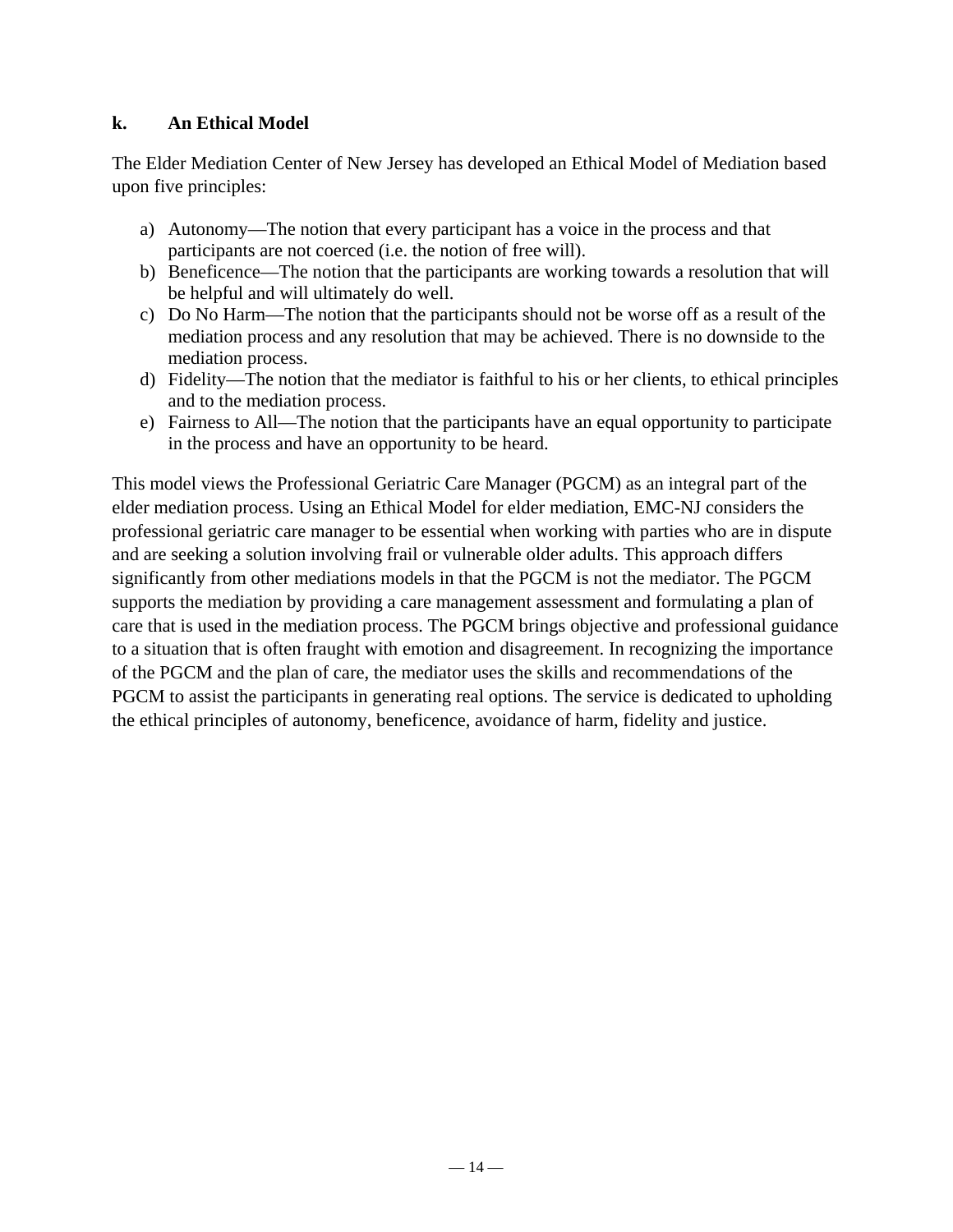### k. An Ethical Model

The Elder Mediation Center of New Jersey has developed an Ethical Model of Mediation based upon five principles:

a) Autonomy—The notion that every participant has a voice in the process and that participants are not coerced (i.e. the notion of free will).
b) Beneficence—The notion that the participants are working towards a resolution that will be helpful and will ultimately do well.
c) Do No Harm—The notion that the participants should not be worse off as a result of the mediation process and any resolution that may be achieved. There is no downside to the mediation process.
d) Fidelity—The notion that the mediator is faithful to his or her clients, to ethical principles and to the mediation process.
e) Fairness to All—The notion that the participants have an equal opportunity to participate in the process and have an opportunity to be heard.

This model views the Professional Geriatric Care Manager (PGCM) as an integral part of the elder mediation process. Using an Ethical Model for elder mediation, EMC-NJ considers the professional geriatric care manager to be essential when working with parties who are in dispute and are seeking a solution involving frail or vulnerable older adults. This approach differs significantly from other mediations models in that the PGCM is not the mediator. The PGCM supports the mediation by providing a care management assessment and formulating a plan of care that is used in the mediation process. The PGCM brings objective and professional guidance to a situation that is often fraught with emotion and disagreement. In recognizing the importance of the PGCM and the plan of care, the mediator uses the skills and recommendations of the PGCM to assist the participants in generating real options. The service is dedicated to upholding the ethical principles of autonomy, beneficence, avoidance of harm, fidelity and justice.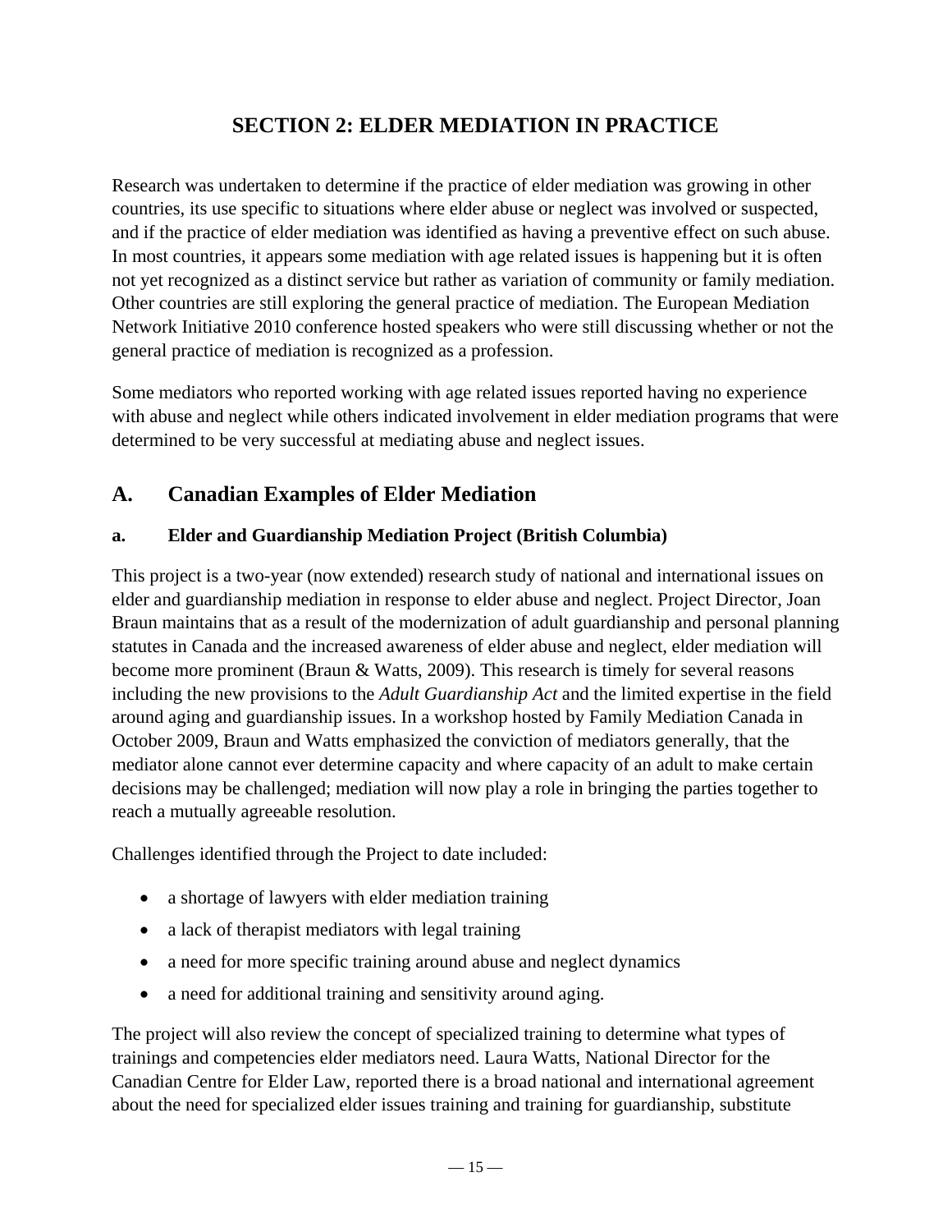# SECTION 2: ELDER MEDIATION IN PRACTICE

Research was undertaken to determine if the practice of elder mediation was growing in other countries, its use specific to situations where elder abuse or neglect was involved or suspected, and if the practice of elder mediation was identified as having a preventive effect on such abuse. In most countries, it appears some mediation with age related issues is happening but it is often not yet recognized as a distinct service but rather as variation of community or family mediation. Other countries are still exploring the general practice of mediation. The European Mediation Network Initiative 2010 conference hosted speakers who were still discussing whether or not the general practice of mediation is recognized as a profession.

Some mediators who reported working with age related issues reported having no experience with abuse and neglect while others indicated involvement in elder mediation programs that were determined to be very successful at mediating abuse and neglect issues.

## A. Canadian Examples of Elder Mediation

### a. Elder and Guardianship Mediation Project (British Columbia)

This project is a two-year (now extended) research study of national and international issues on elder and guardianship mediation in response to elder abuse and neglect. Project Director, Joan Braun maintains that as a result of the modernization of adult guardianship and personal planning statutes in Canada and the increased awareness of elder abuse and neglect, elder mediation will become more prominent (Braun & Watts, 2009). This research is timely for several reasons including the new provisions to the *Adult Guardianship Act* and the limited expertise in the field around aging and guardianship issues. In a workshop hosted by Family Mediation Canada in October 2009, Braun and Watts emphasized the conviction of mediators generally, that the mediator alone cannot ever determine capacity and where capacity of an adult to make certain decisions may be challenged; mediation will now play a role in bringing the parties together to reach a mutually agreeable resolution.

Challenges identified through the Project to date included:

- a shortage of lawyers with elder mediation training
- a lack of therapist mediators with legal training
- a need for more specific training around abuse and neglect dynamics
- a need for additional training and sensitivity around aging.

The project will also review the concept of specialized training to determine what types of trainings and competencies elder mediators need. Laura Watts, National Director for the Canadian Centre for Elder Law, reported there is a broad national and international agreement about the need for specialized elder issues training and training for guardianship, substitute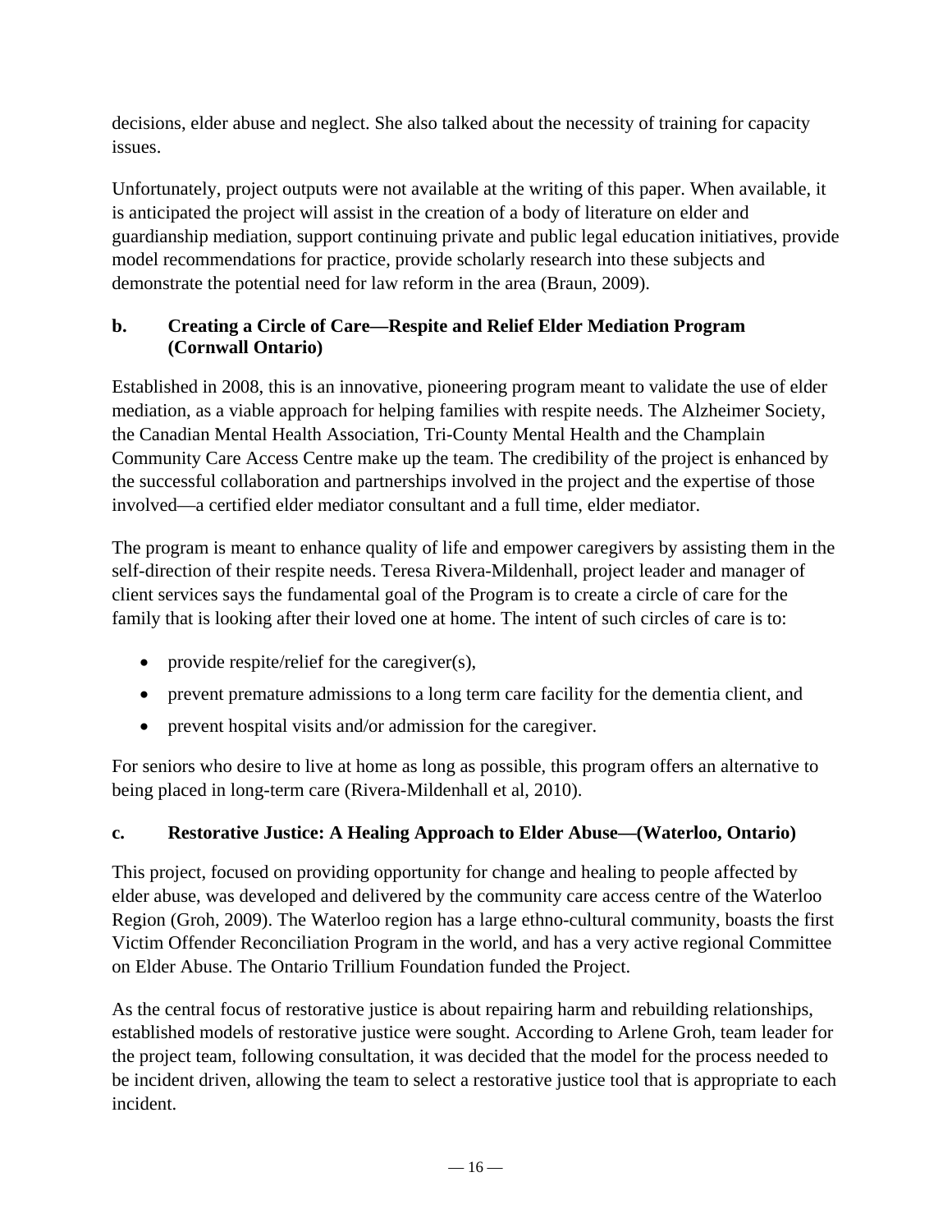decisions, elder abuse and neglect. She also talked about the necessity of training for capacity issues.

Unfortunately, project outputs were not available at the writing of this paper. When available, it is anticipated the project will assist in the creation of a body of literature on elder and guardianship mediation, support continuing private and public legal education initiatives, provide model recommendations for practice, provide scholarly research into these subjects and demonstrate the potential need for law reform in the area (Braun, 2009).

### b. Creating a Circle of Care—Respite and Relief Elder Mediation Program (Cornwall Ontario)

Established in 2008, this is an innovative, pioneering program meant to validate the use of elder mediation, as a viable approach for helping families with respite needs. The Alzheimer Society, the Canadian Mental Health Association, Tri-County Mental Health and the Champlain Community Care Access Centre make up the team. The credibility of the project is enhanced by the successful collaboration and partnerships involved in the project and the expertise of those involved—a certified elder mediator consultant and a full time, elder mediator.

The program is meant to enhance quality of life and empower caregivers by assisting them in the self-direction of their respite needs. Teresa Rivera-Mildenhall, project leader and manager of client services says the fundamental goal of the Program is to create a circle of care for the family that is looking after their loved one at home. The intent of such circles of care is to:

- provide respite/relief for the caregiver(s),
- prevent premature admissions to a long term care facility for the dementia client, and
- prevent hospital visits and/or admission for the caregiver.

For seniors who desire to live at home as long as possible, this program offers an alternative to being placed in long-term care (Rivera-Mildenhall et al, 2010).

### c. Restorative Justice: A Healing Approach to Elder Abuse—(Waterloo, Ontario)

This project, focused on providing opportunity for change and healing to people affected by elder abuse, was developed and delivered by the community care access centre of the Waterloo Region (Groh, 2009). The Waterloo region has a large ethno-cultural community, boasts the first Victim Offender Reconciliation Program in the world, and has a very active regional Committee on Elder Abuse. The Ontario Trillium Foundation funded the Project.

As the central focus of restorative justice is about repairing harm and rebuilding relationships, established models of restorative justice were sought. According to Arlene Groh, team leader for the project team, following consultation, it was decided that the model for the process needed to be incident driven, allowing the team to select a restorative justice tool that is appropriate to each incident.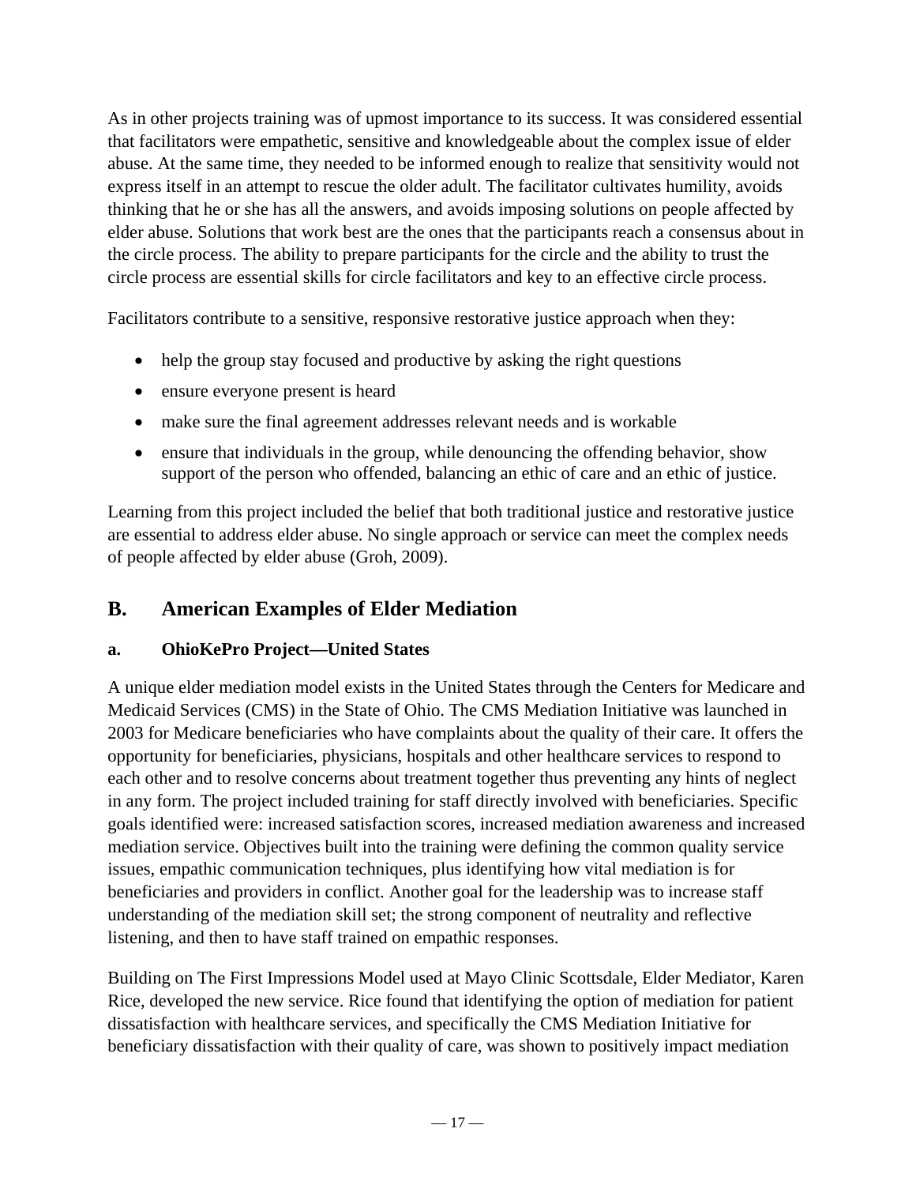As in other projects training was of upmost importance to its success. It was considered essential that facilitators were empathetic, sensitive and knowledgeable about the complex issue of elder abuse. At the same time, they needed to be informed enough to realize that sensitivity would not express itself in an attempt to rescue the older adult. The facilitator cultivates humility, avoids thinking that he or she has all the answers, and avoids imposing solutions on people affected by elder abuse. Solutions that work best are the ones that the participants reach a consensus about in the circle process. The ability to prepare participants for the circle and the ability to trust the circle process are essential skills for circle facilitators and key to an effective circle process.

Facilitators contribute to a sensitive, responsive restorative justice approach when they:

- help the group stay focused and productive by asking the right questions
- ensure everyone present is heard
- make sure the final agreement addresses relevant needs and is workable
- ensure that individuals in the group, while denouncing the offending behavior, show support of the person who offended, balancing an ethic of care and an ethic of justice.

Learning from this project included the belief that both traditional justice and restorative justice are essential to address elder abuse. No single approach or service can meet the complex needs of people affected by elder abuse (Groh, 2009).

## B. American Examples of Elder Mediation

### a. OhioKePro Project—United States

A unique elder mediation model exists in the United States through the Centers for Medicare and Medicaid Services (CMS) in the State of Ohio. The CMS Mediation Initiative was launched in 2003 for Medicare beneficiaries who have complaints about the quality of their care. It offers the opportunity for beneficiaries, physicians, hospitals and other healthcare services to respond to each other and to resolve concerns about treatment together thus preventing any hints of neglect in any form. The project included training for staff directly involved with beneficiaries. Specific goals identified were: increased satisfaction scores, increased mediation awareness and increased mediation service. Objectives built into the training were defining the common quality service issues, empathic communication techniques, plus identifying how vital mediation is for beneficiaries and providers in conflict. Another goal for the leadership was to increase staff understanding of the mediation skill set; the strong component of neutrality and reflective listening, and then to have staff trained on empathic responses.

Building on The First Impressions Model used at Mayo Clinic Scottsdale, Elder Mediator, Karen Rice, developed the new service. Rice found that identifying the option of mediation for patient dissatisfaction with healthcare services, and specifically the CMS Mediation Initiative for beneficiary dissatisfaction with their quality of care, was shown to positively impact mediation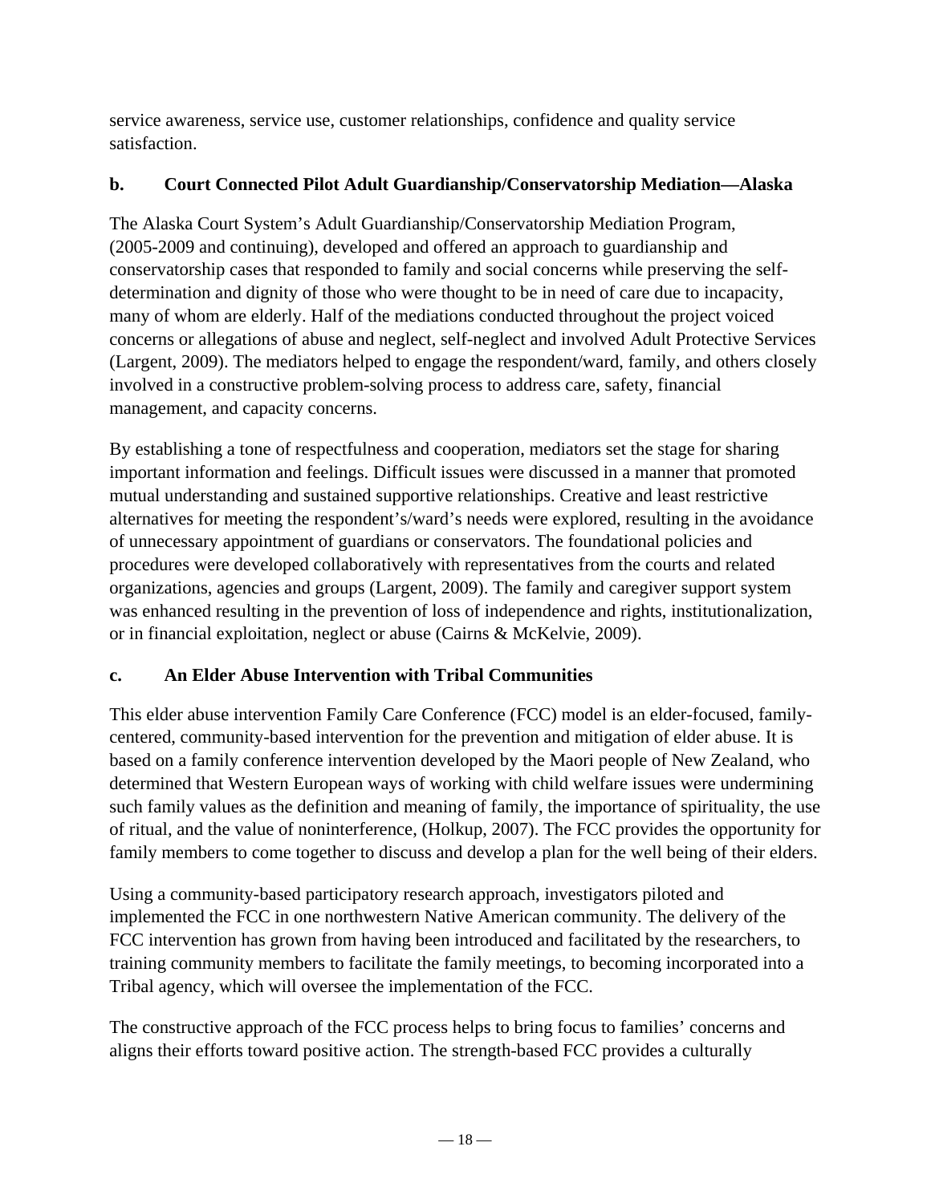service awareness, service use, customer relationships, confidence and quality service satisfaction.

### b. Court Connected Pilot Adult Guardianship/Conservatorship Mediation—Alaska

The Alaska Court System's Adult Guardianship/Conservatorship Mediation Program, (2005-2009 and continuing), developed and offered an approach to guardianship and conservatorship cases that responded to family and social concerns while preserving the self-determination and dignity of those who were thought to be in need of care due to incapacity, many of whom are elderly. Half of the mediations conducted throughout the project voiced concerns or allegations of abuse and neglect, self-neglect and involved Adult Protective Services (Largent, 2009). The mediators helped to engage the respondent/ward, family, and others closely involved in a constructive problem-solving process to address care, safety, financial management, and capacity concerns.

By establishing a tone of respectfulness and cooperation, mediators set the stage for sharing important information and feelings. Difficult issues were discussed in a manner that promoted mutual understanding and sustained supportive relationships. Creative and least restrictive alternatives for meeting the respondent's/ward's needs were explored, resulting in the avoidance of unnecessary appointment of guardians or conservators. The foundational policies and procedures were developed collaboratively with representatives from the courts and related organizations, agencies and groups (Largent, 2009). The family and caregiver support system was enhanced resulting in the prevention of loss of independence and rights, institutionalization, or in financial exploitation, neglect or abuse (Cairns & McKelvie, 2009).

### c. An Elder Abuse Intervention with Tribal Communities

This elder abuse intervention Family Care Conference (FCC) model is an elder-focused, family-centered, community-based intervention for the prevention and mitigation of elder abuse. It is based on a family conference intervention developed by the Maori people of New Zealand, who determined that Western European ways of working with child welfare issues were undermining such family values as the definition and meaning of family, the importance of spirituality, the use of ritual, and the value of noninterference, (Holkup, 2007). The FCC provides the opportunity for family members to come together to discuss and develop a plan for the well being of their elders.

Using a community-based participatory research approach, investigators piloted and implemented the FCC in one northwestern Native American community. The delivery of the FCC intervention has grown from having been introduced and facilitated by the researchers, to training community members to facilitate the family meetings, to becoming incorporated into a Tribal agency, which will oversee the implementation of the FCC.

The constructive approach of the FCC process helps to bring focus to families' concerns and aligns their efforts toward positive action. The strength-based FCC provides a culturally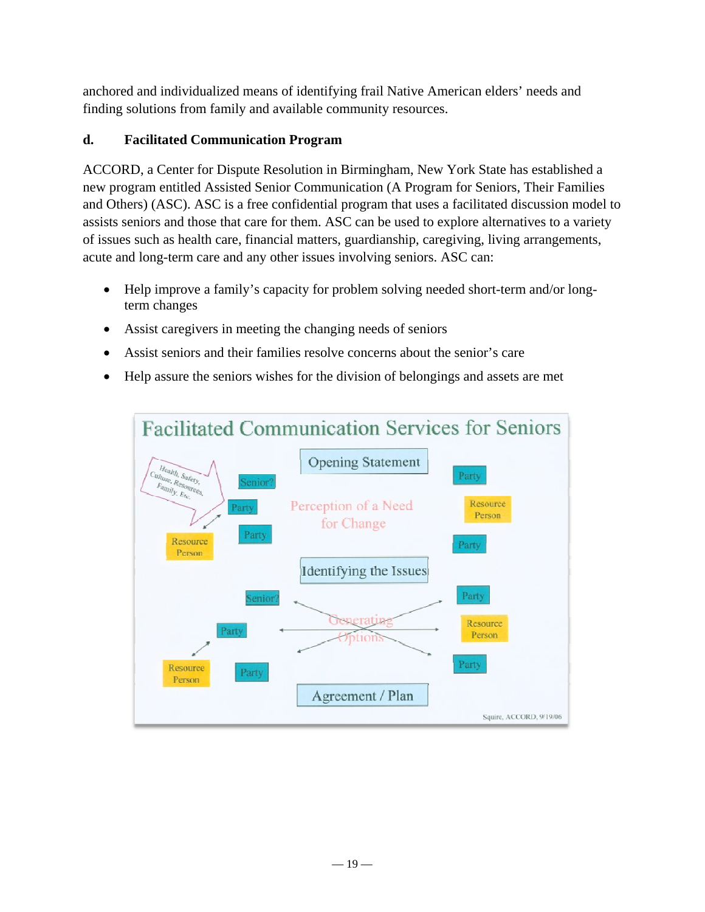anchored and individualized means of identifying frail Native American elders' needs and finding solutions from family and available community resources.

**d. Facilitated Communication Program**

ACCORD, a Center for Dispute Resolution in Birmingham, New York State has established a new program entitled Assisted Senior Communication (A Program for Seniors, Their Families and Others) (ASC). ASC is a free confidential program that uses a facilitated discussion model to assists seniors and those that care for them. ASC can be used to explore alternatives to a variety of issues such as health care, financial matters, guardianship, caregiving, living arrangements, acute and long-term care and any other issues involving seniors. ASC can:

- Help improve a family's capacity for problem solving needed short-term and/or long-term changes
- Assist caregivers in meeting the changing needs of seniors
- Assist seniors and their families resolve concerns about the senior's care
- Help assure the seniors wishes for the division of belongings and assets are met

Facilitated Communication Services for Seniors

Health, Safety, Culture, Resources, Family, Etc.

Opening Statement

Perception of a Need for Change

Identifying the Issues

Generating Options

Agreement / Plan

Senior? Party Party Resource Person

Squire, ACCORD, 9/19/06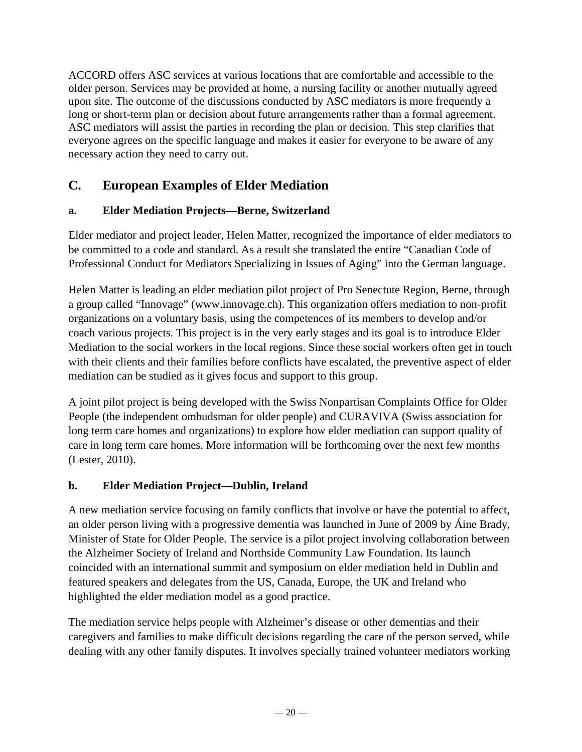ACCORD offers ASC services at various locations that are comfortable and accessible to the older person. Services may be provided at home, a nursing facility or another mutually agreed upon site. The outcome of the discussions conducted by ASC mediators is more frequently a long or short-term plan or decision about future arrangements rather than a formal agreement. ASC mediators will assist the parties in recording the plan or decision. This step clarifies that everyone agrees on the specific language and makes it easier for everyone to be aware of any necessary action they need to carry out.

## C. European Examples of Elder Mediation

### a. Elder Mediation Projects—Berne, Switzerland

Elder mediator and project leader, Helen Matter, recognized the importance of elder mediators to be committed to a code and standard. As a result she translated the entire "Canadian Code of Professional Conduct for Mediators Specializing in Issues of Aging" into the German language.

Helen Matter is leading an elder mediation pilot project of Pro Senectute Region, Berne, through a group called "Innovage" (www.innovage.ch). This organization offers mediation to non-profit organizations on a voluntary basis, using the competences of its members to develop and/or coach various projects. This project is in the very early stages and its goal is to introduce Elder Mediation to the social workers in the local regions. Since these social workers often get in touch with their clients and their families before conflicts have escalated, the preventive aspect of elder mediation can be studied as it gives focus and support to this group.

A joint pilot project is being developed with the Swiss Nonpartisan Complaints Office for Older People (the independent ombudsman for older people) and CURAVIVA (Swiss association for long term care homes and organizations) to explore how elder mediation can support quality of care in long term care homes. More information will be forthcoming over the next few months (Lester, 2010).

### b. Elder Mediation Project—Dublin, Ireland

A new mediation service focusing on family conflicts that involve or have the potential to affect, an older person living with a progressive dementia was launched in June of 2009 by Áine Brady, Minister of State for Older People. The service is a pilot project involving collaboration between the Alzheimer Society of Ireland and Northside Community Law Foundation. Its launch coincided with an international summit and symposium on elder mediation held in Dublin and featured speakers and delegates from the US, Canada, Europe, the UK and Ireland who highlighted the elder mediation model as a good practice.

The mediation service helps people with Alzheimer's disease or other dementias and their caregivers and families to make difficult decisions regarding the care of the person served, while dealing with any other family disputes. It involves specially trained volunteer mediators working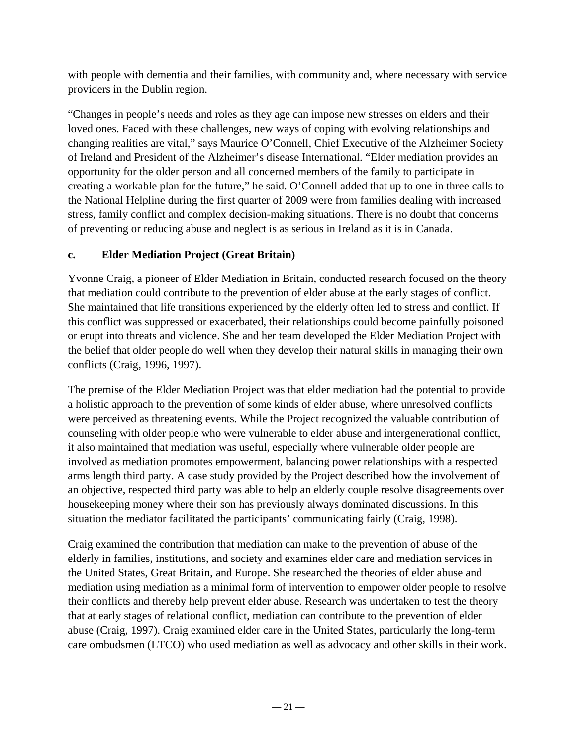with people with dementia and their families, with community and, where necessary with service providers in the Dublin region.

"Changes in people's needs and roles as they age can impose new stresses on elders and their loved ones. Faced with these challenges, new ways of coping with evolving relationships and changing realities are vital," says Maurice O'Connell, Chief Executive of the Alzheimer Society of Ireland and President of the Alzheimer's disease International. "Elder mediation provides an opportunity for the older person and all concerned members of the family to participate in creating a workable plan for the future," he said. O'Connell added that up to one in three calls to the National Helpline during the first quarter of 2009 were from families dealing with increased stress, family conflict and complex decision-making situations. There is no doubt that concerns of preventing or reducing abuse and neglect is as serious in Ireland as it is in Canada.

### c. Elder Mediation Project (Great Britain)

Yvonne Craig, a pioneer of Elder Mediation in Britain, conducted research focused on the theory that mediation could contribute to the prevention of elder abuse at the early stages of conflict. She maintained that life transitions experienced by the elderly often led to stress and conflict. If this conflict was suppressed or exacerbated, their relationships could become painfully poisoned or erupt into threats and violence. She and her team developed the Elder Mediation Project with the belief that older people do well when they develop their natural skills in managing their own conflicts (Craig, 1996, 1997).

The premise of the Elder Mediation Project was that elder mediation had the potential to provide a holistic approach to the prevention of some kinds of elder abuse, where unresolved conflicts were perceived as threatening events. While the Project recognized the valuable contribution of counseling with older people who were vulnerable to elder abuse and intergenerational conflict, it also maintained that mediation was useful, especially where vulnerable older people are involved as mediation promotes empowerment, balancing power relationships with a respected arms length third party. A case study provided by the Project described how the involvement of an objective, respected third party was able to help an elderly couple resolve disagreements over housekeeping money where their son has previously always dominated discussions. In this situation the mediator facilitated the participants' communicating fairly (Craig, 1998).

Craig examined the contribution that mediation can make to the prevention of abuse of the elderly in families, institutions, and society and examines elder care and mediation services in the United States, Great Britain, and Europe. She researched the theories of elder abuse and mediation using mediation as a minimal form of intervention to empower older people to resolve their conflicts and thereby help prevent elder abuse. Research was undertaken to test the theory that at early stages of relational conflict, mediation can contribute to the prevention of elder abuse (Craig, 1997). Craig examined elder care in the United States, particularly the long-term care ombudsmen (LTCO) who used mediation as well as advocacy and other skills in their work.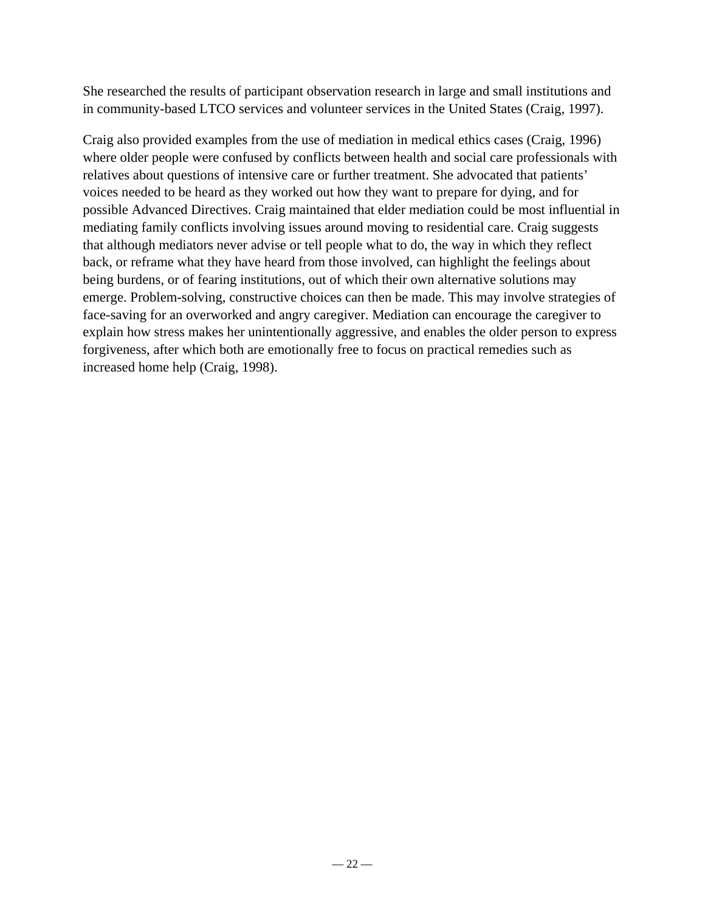She researched the results of participant observation research in large and small institutions and in community-based LTCO services and volunteer services in the United States (Craig, 1997).

Craig also provided examples from the use of mediation in medical ethics cases (Craig, 1996) where older people were confused by conflicts between health and social care professionals with relatives about questions of intensive care or further treatment. She advocated that patients' voices needed to be heard as they worked out how they want to prepare for dying, and for possible Advanced Directives. Craig maintained that elder mediation could be most influential in mediating family conflicts involving issues around moving to residential care. Craig suggests that although mediators never advise or tell people what to do, the way in which they reflect back, or reframe what they have heard from those involved, can highlight the feelings about being burdens, or of fearing institutions, out of which their own alternative solutions may emerge. Problem-solving, constructive choices can then be made. This may involve strategies of face-saving for an overworked and angry caregiver. Mediation can encourage the caregiver to explain how stress makes her unintentionally aggressive, and enables the older person to express forgiveness, after which both are emotionally free to focus on practical remedies such as increased home help (Craig, 1998).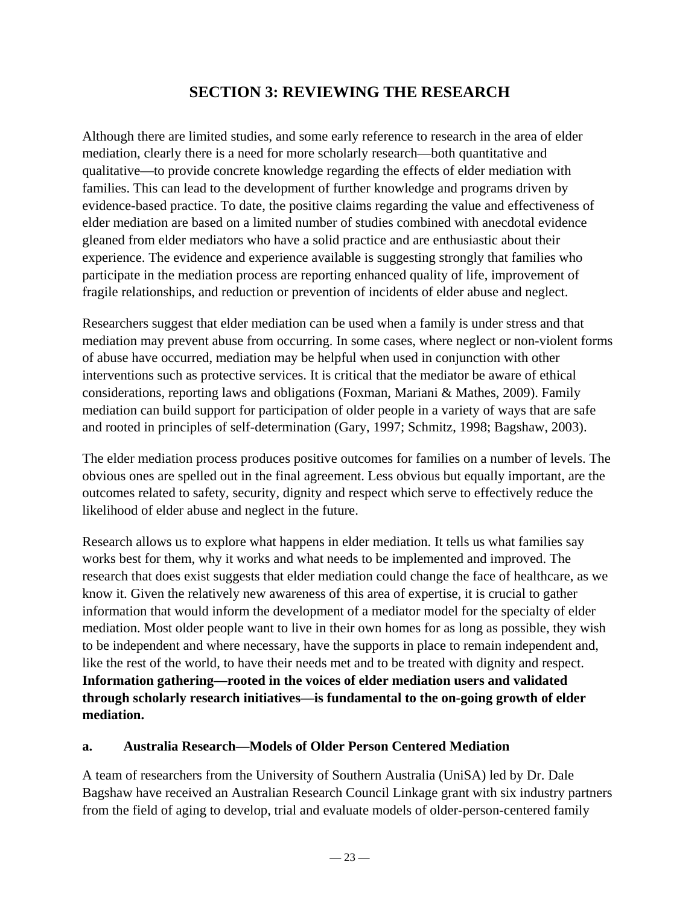# SECTION 3: REVIEWING THE RESEARCH

Although there are limited studies, and some early reference to research in the area of elder mediation, clearly there is a need for more scholarly research—both quantitative and qualitative—to provide concrete knowledge regarding the effects of elder mediation with families. This can lead to the development of further knowledge and programs driven by evidence-based practice. To date, the positive claims regarding the value and effectiveness of elder mediation are based on a limited number of studies combined with anecdotal evidence gleaned from elder mediators who have a solid practice and are enthusiastic about their experience. The evidence and experience available is suggesting strongly that families who participate in the mediation process are reporting enhanced quality of life, improvement of fragile relationships, and reduction or prevention of incidents of elder abuse and neglect.

Researchers suggest that elder mediation can be used when a family is under stress and that mediation may prevent abuse from occurring. In some cases, where neglect or non-violent forms of abuse have occurred, mediation may be helpful when used in conjunction with other interventions such as protective services. It is critical that the mediator be aware of ethical considerations, reporting laws and obligations (Foxman, Mariani & Mathes, 2009). Family mediation can build support for participation of older people in a variety of ways that are safe and rooted in principles of self-determination (Gary, 1997; Schmitz, 1998; Bagshaw, 2003).

The elder mediation process produces positive outcomes for families on a number of levels. The obvious ones are spelled out in the final agreement. Less obvious but equally important, are the outcomes related to safety, security, dignity and respect which serve to effectively reduce the likelihood of elder abuse and neglect in the future.

Research allows us to explore what happens in elder mediation. It tells us what families say works best for them, why it works and what needs to be implemented and improved. The research that does exist suggests that elder mediation could change the face of healthcare, as we know it. Given the relatively new awareness of this area of expertise, it is crucial to gather information that would inform the development of a mediator model for the specialty of elder mediation. Most older people want to live in their own homes for as long as possible, they wish to be independent and where necessary, have the supports in place to remain independent and, like the rest of the world, to have their needs met and to be treated with dignity and respect. **Information gathering—rooted in the voices of elder mediation users and validated through scholarly research initiatives—is fundamental to the on-going growth of elder mediation.**

### a. Australia Research—Models of Older Person Centered Mediation

A team of researchers from the University of Southern Australia (UniSA) led by Dr. Dale Bagshaw have received an Australian Research Council Linkage grant with six industry partners from the field of aging to develop, trial and evaluate models of older-person-centered family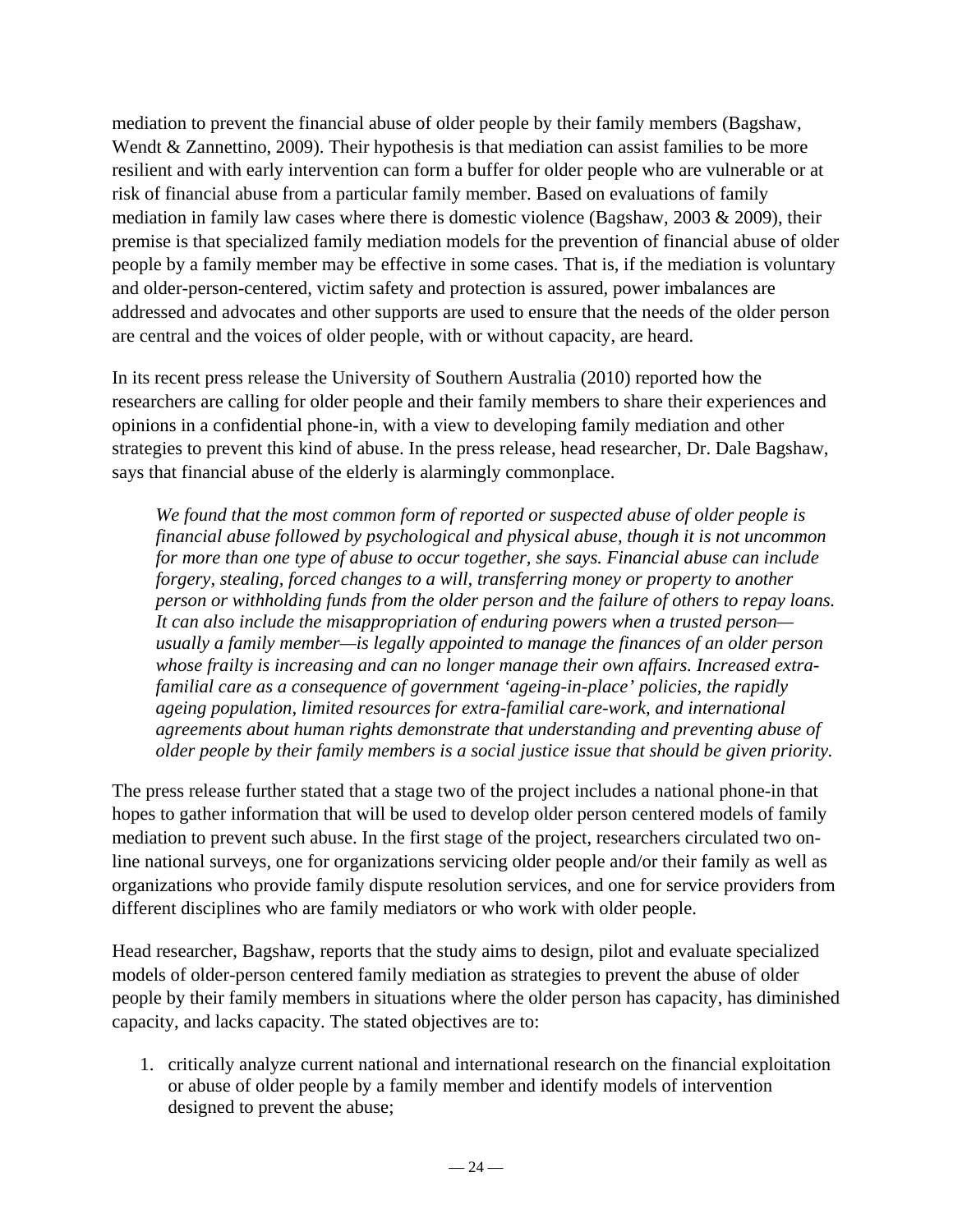mediation to prevent the financial abuse of older people by their family members (Bagshaw, Wendt & Zannettino, 2009). Their hypothesis is that mediation can assist families to be more resilient and with early intervention can form a buffer for older people who are vulnerable or at risk of financial abuse from a particular family member. Based on evaluations of family mediation in family law cases where there is domestic violence (Bagshaw, 2003 & 2009), their premise is that specialized family mediation models for the prevention of financial abuse of older people by a family member may be effective in some cases. That is, if the mediation is voluntary and older-person-centered, victim safety and protection is assured, power imbalances are addressed and advocates and other supports are used to ensure that the needs of the older person are central and the voices of older people, with or without capacity, are heard.

In its recent press release the University of Southern Australia (2010) reported how the researchers are calling for older people and their family members to share their experiences and opinions in a confidential phone-in, with a view to developing family mediation and other strategies to prevent this kind of abuse. In the press release, head researcher, Dr. Dale Bagshaw, says that financial abuse of the elderly is alarmingly commonplace.

> *We found that the most common form of reported or suspected abuse of older people is financial abuse followed by psychological and physical abuse, though it is not uncommon for more than one type of abuse to occur together, she says. Financial abuse can include forgery, stealing, forced changes to a will, transferring money or property to another person or withholding funds from the older person and the failure of others to repay loans. It can also include the misappropriation of enduring powers when a trusted person—usually a family member—is legally appointed to manage the finances of an older person whose frailty is increasing and can no longer manage their own affairs. Increased extra-familial care as a consequence of government 'ageing-in-place' policies, the rapidly ageing population, limited resources for extra-familial care-work, and international agreements about human rights demonstrate that understanding and preventing abuse of older people by their family members is a social justice issue that should be given priority.*

The press release further stated that a stage two of the project includes a national phone-in that hopes to gather information that will be used to develop older person centered models of family mediation to prevent such abuse. In the first stage of the project, researchers circulated two on-line national surveys, one for organizations servicing older people and/or their family as well as organizations who provide family dispute resolution services, and one for service providers from different disciplines who are family mediators or who work with older people.

Head researcher, Bagshaw, reports that the study aims to design, pilot and evaluate specialized models of older-person centered family mediation as strategies to prevent the abuse of older people by their family members in situations where the older person has capacity, has diminished capacity, and lacks capacity. The stated objectives are to:

1. critically analyze current national and international research on the financial exploitation or abuse of older people by a family member and identify models of intervention designed to prevent the abuse;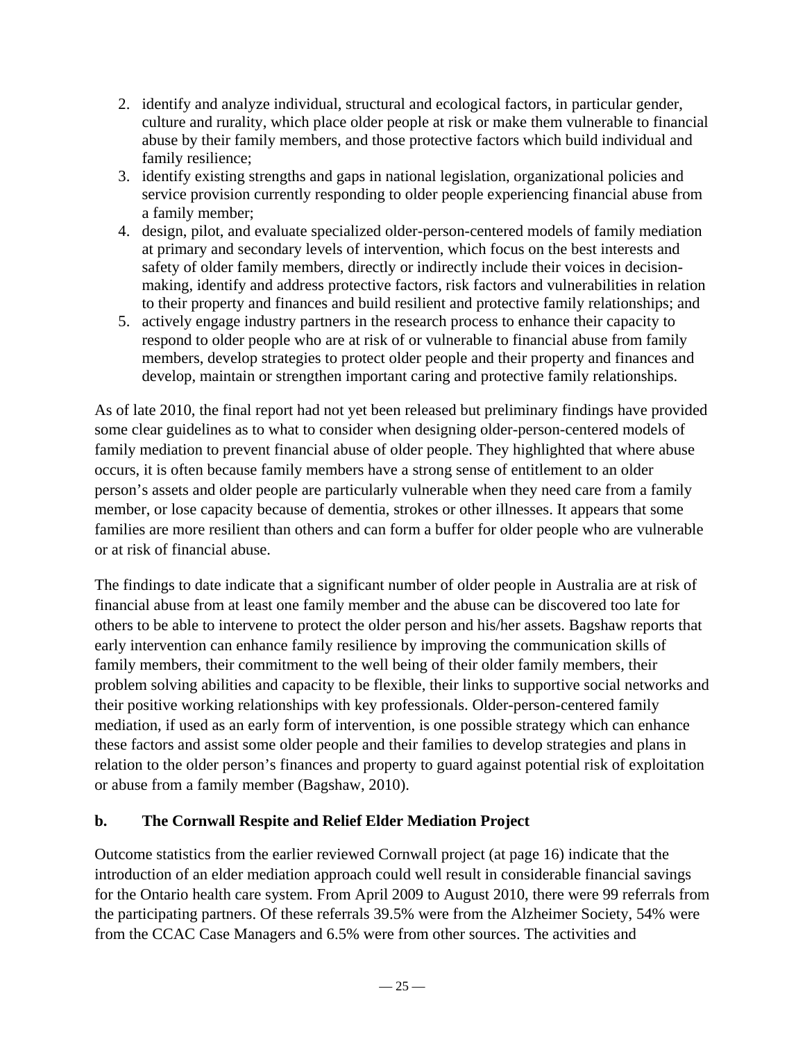2. identify and analyze individual, structural and ecological factors, in particular gender, culture and rurality, which place older people at risk or make them vulnerable to financial abuse by their family members, and those protective factors which build individual and family resilience;
3. identify existing strengths and gaps in national legislation, organizational policies and service provision currently responding to older people experiencing financial abuse from a family member;
4. design, pilot, and evaluate specialized older-person-centered models of family mediation at primary and secondary levels of intervention, which focus on the best interests and safety of older family members, directly or indirectly include their voices in decision-making, identify and address protective factors, risk factors and vulnerabilities in relation to their property and finances and build resilient and protective family relationships; and
5. actively engage industry partners in the research process to enhance their capacity to respond to older people who are at risk of or vulnerable to financial abuse from family members, develop strategies to protect older people and their property and finances and develop, maintain or strengthen important caring and protective family relationships.

As of late 2010, the final report had not yet been released but preliminary findings have provided some clear guidelines as to what to consider when designing older-person-centered models of family mediation to prevent financial abuse of older people. They highlighted that where abuse occurs, it is often because family members have a strong sense of entitlement to an older person's assets and older people are particularly vulnerable when they need care from a family member, or lose capacity because of dementia, strokes or other illnesses. It appears that some families are more resilient than others and can form a buffer for older people who are vulnerable or at risk of financial abuse.

The findings to date indicate that a significant number of older people in Australia are at risk of financial abuse from at least one family member and the abuse can be discovered too late for others to be able to intervene to protect the older person and his/her assets. Bagshaw reports that early intervention can enhance family resilience by improving the communication skills of family members, their commitment to the well being of their older family members, their problem solving abilities and capacity to be flexible, their links to supportive social networks and their positive working relationships with key professionals. Older-person-centered family mediation, if used as an early form of intervention, is one possible strategy which can enhance these factors and assist some older people and their families to develop strategies and plans in relation to the older person's finances and property to guard against potential risk of exploitation or abuse from a family member (Bagshaw, 2010).

### b. The Cornwall Respite and Relief Elder Mediation Project

Outcome statistics from the earlier reviewed Cornwall project (at page 16) indicate that the introduction of an elder mediation approach could well result in considerable financial savings for the Ontario health care system. From April 2009 to August 2010, there were 99 referrals from the participating partners. Of these referrals 39.5% were from the Alzheimer Society, 54% were from the CCAC Case Managers and 6.5% were from other sources. The activities and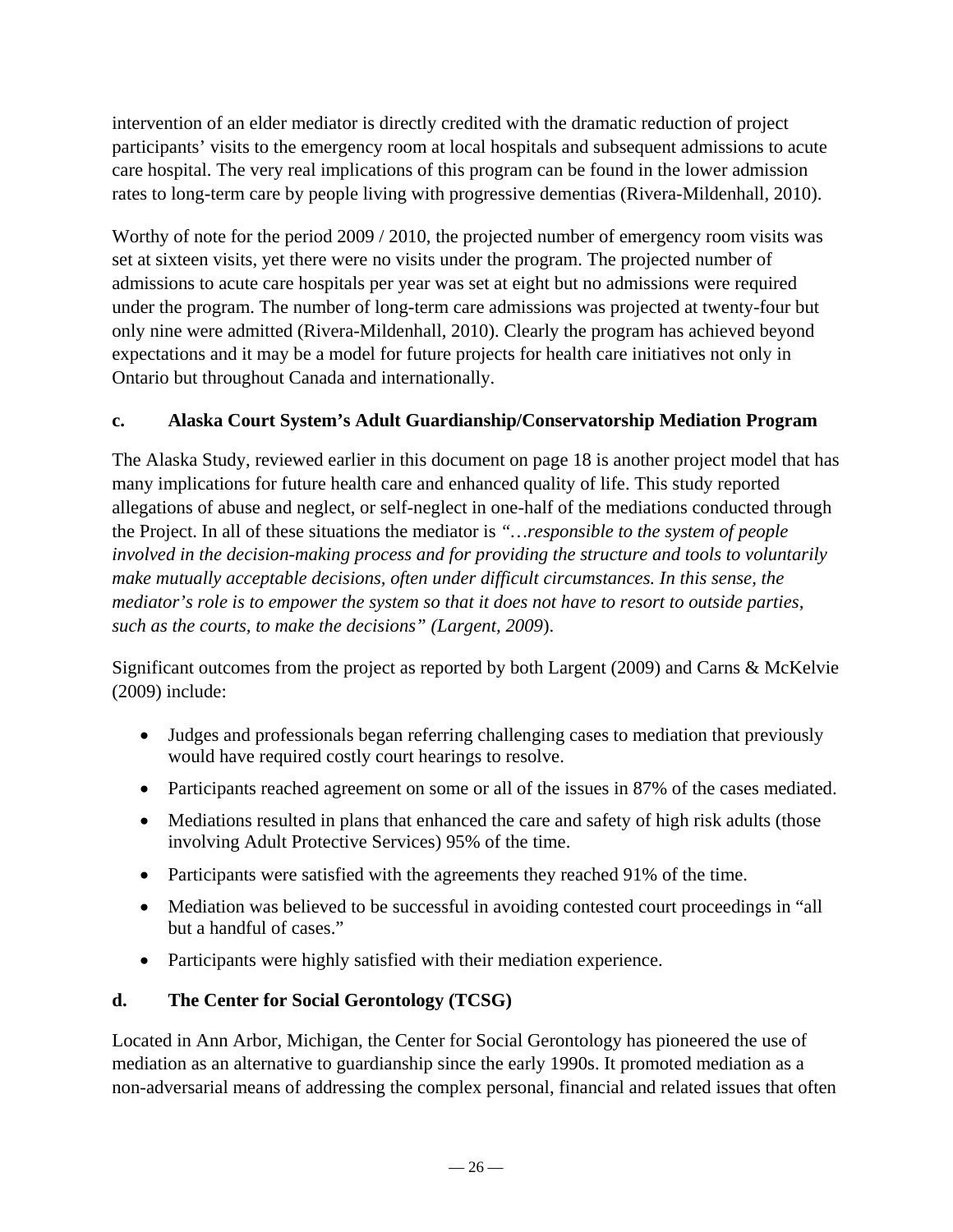intervention of an elder mediator is directly credited with the dramatic reduction of project participants' visits to the emergency room at local hospitals and subsequent admissions to acute care hospital. The very real implications of this program can be found in the lower admission rates to long-term care by people living with progressive dementias (Rivera-Mildenhall, 2010).

Worthy of note for the period 2009 / 2010, the projected number of emergency room visits was set at sixteen visits, yet there were no visits under the program. The projected number of admissions to acute care hospitals per year was set at eight but no admissions were required under the program. The number of long-term care admissions was projected at twenty-four but only nine were admitted (Rivera-Mildenhall, 2010). Clearly the program has achieved beyond expectations and it may be a model for future projects for health care initiatives not only in Ontario but throughout Canada and internationally.

#### c. Alaska Court System's Adult Guardianship/Conservatorship Mediation Program

The Alaska Study, reviewed earlier in this document on page 18 is another project model that has many implications for future health care and enhanced quality of life. This study reported allegations of abuse and neglect, or self-neglect in one-half of the mediations conducted through the Project. In all of these situations the mediator is *"…responsible to the system of people involved in the decision-making process and for providing the structure and tools to voluntarily make mutually acceptable decisions, often under difficult circumstances. In this sense, the mediator's role is to empower the system so that it does not have to resort to outside parties, such as the courts, to make the decisions" (Largent, 2009*).

Significant outcomes from the project as reported by both Largent (2009) and Carns & McKelvie (2009) include:

- Judges and professionals began referring challenging cases to mediation that previously would have required costly court hearings to resolve.
- Participants reached agreement on some or all of the issues in 87% of the cases mediated.
- Mediations resulted in plans that enhanced the care and safety of high risk adults (those involving Adult Protective Services) 95% of the time.
- Participants were satisfied with the agreements they reached 91% of the time.
- Mediation was believed to be successful in avoiding contested court proceedings in "all but a handful of cases."
- Participants were highly satisfied with their mediation experience.

#### d. The Center for Social Gerontology (TCSG)

Located in Ann Arbor, Michigan, the Center for Social Gerontology has pioneered the use of mediation as an alternative to guardianship since the early 1990s. It promoted mediation as a non-adversarial means of addressing the complex personal, financial and related issues that often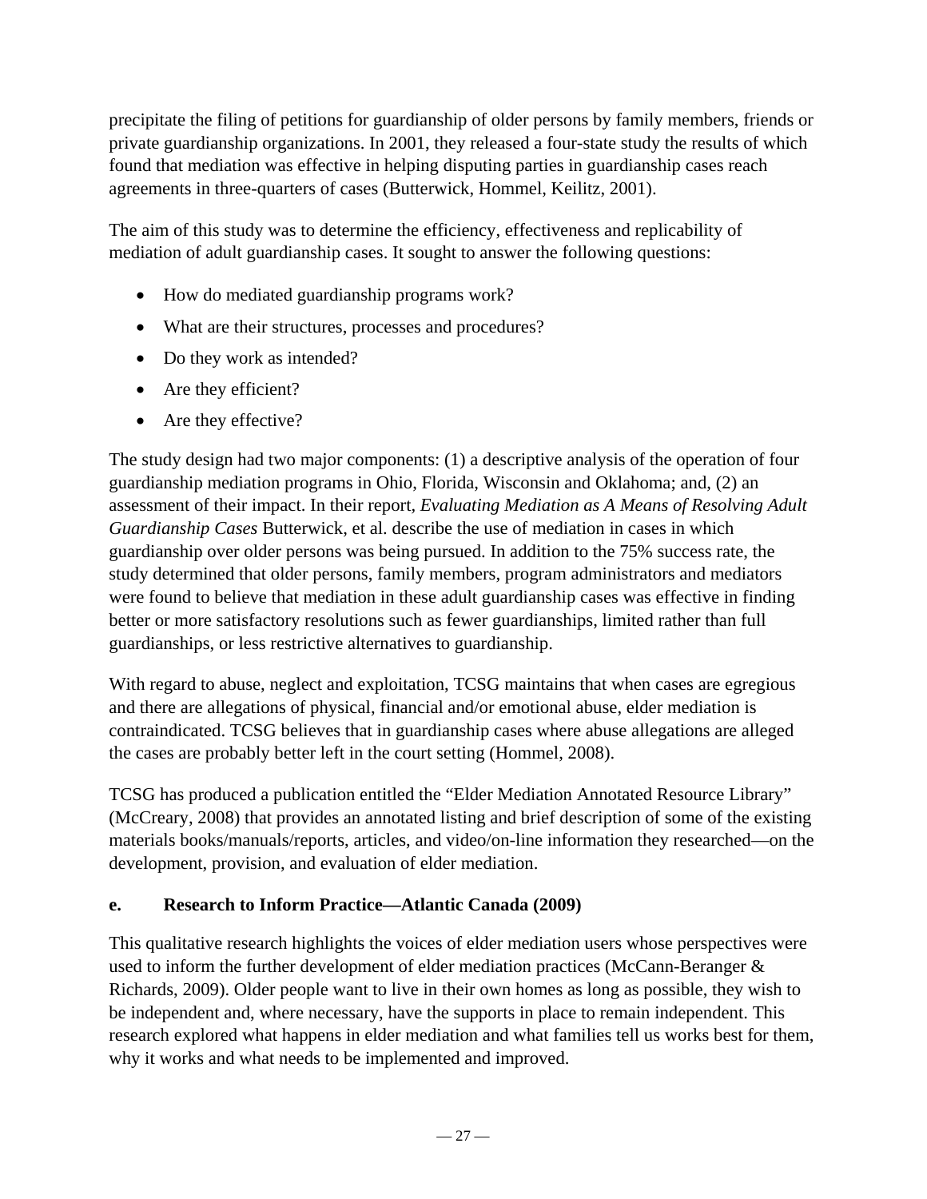precipitate the filing of petitions for guardianship of older persons by family members, friends or private guardianship organizations. In 2001, they released a four-state study the results of which found that mediation was effective in helping disputing parties in guardianship cases reach agreements in three-quarters of cases (Butterwick, Hommel, Keilitz, 2001).

The aim of this study was to determine the efficiency, effectiveness and replicability of mediation of adult guardianship cases. It sought to answer the following questions:

- How do mediated guardianship programs work?
- What are their structures, processes and procedures?
- Do they work as intended?
- Are they efficient?
- Are they effective?

The study design had two major components: (1) a descriptive analysis of the operation of four guardianship mediation programs in Ohio, Florida, Wisconsin and Oklahoma; and, (2) an assessment of their impact. In their report, *Evaluating Mediation as A Means of Resolving Adult Guardianship Cases* Butterwick, et al. describe the use of mediation in cases in which guardianship over older persons was being pursued. In addition to the 75% success rate, the study determined that older persons, family members, program administrators and mediators were found to believe that mediation in these adult guardianship cases was effective in finding better or more satisfactory resolutions such as fewer guardianships, limited rather than full guardianships, or less restrictive alternatives to guardianship.

With regard to abuse, neglect and exploitation, TCSG maintains that when cases are egregious and there are allegations of physical, financial and/or emotional abuse, elder mediation is contraindicated. TCSG believes that in guardianship cases where abuse allegations are alleged the cases are probably better left in the court setting (Hommel, 2008).

TCSG has produced a publication entitled the "Elder Mediation Annotated Resource Library" (McCreary, 2008) that provides an annotated listing and brief description of some of the existing materials books/manuals/reports, articles, and video/on-line information they researched—on the development, provision, and evaluation of elder mediation.

### e. Research to Inform Practice—Atlantic Canada (2009)

This qualitative research highlights the voices of elder mediation users whose perspectives were used to inform the further development of elder mediation practices (McCann-Beranger & Richards, 2009). Older people want to live in their own homes as long as possible, they wish to be independent and, where necessary, have the supports in place to remain independent. This research explored what happens in elder mediation and what families tell us works best for them, why it works and what needs to be implemented and improved.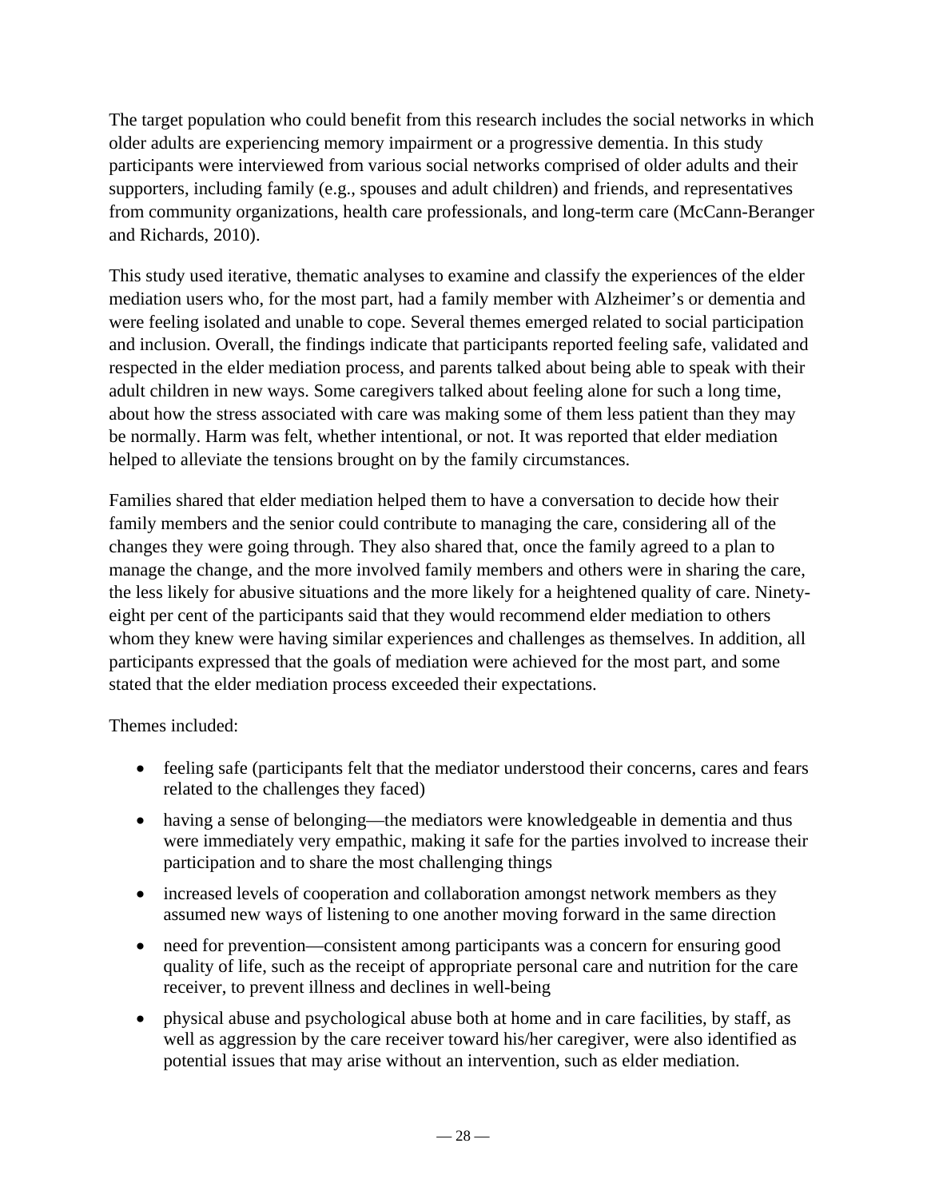The target population who could benefit from this research includes the social networks in which older adults are experiencing memory impairment or a progressive dementia. In this study participants were interviewed from various social networks comprised of older adults and their supporters, including family (e.g., spouses and adult children) and friends, and representatives from community organizations, health care professionals, and long-term care (McCann-Beranger and Richards, 2010).

This study used iterative, thematic analyses to examine and classify the experiences of the elder mediation users who, for the most part, had a family member with Alzheimer's or dementia and were feeling isolated and unable to cope. Several themes emerged related to social participation and inclusion. Overall, the findings indicate that participants reported feeling safe, validated and respected in the elder mediation process, and parents talked about being able to speak with their adult children in new ways. Some caregivers talked about feeling alone for such a long time, about how the stress associated with care was making some of them less patient than they may be normally. Harm was felt, whether intentional, or not. It was reported that elder mediation helped to alleviate the tensions brought on by the family circumstances.

Families shared that elder mediation helped them to have a conversation to decide how their family members and the senior could contribute to managing the care, considering all of the changes they were going through. They also shared that, once the family agreed to a plan to manage the change, and the more involved family members and others were in sharing the care, the less likely for abusive situations and the more likely for a heightened quality of care. Ninety-eight per cent of the participants said that they would recommend elder mediation to others whom they knew were having similar experiences and challenges as themselves. In addition, all participants expressed that the goals of mediation were achieved for the most part, and some stated that the elder mediation process exceeded their expectations.

Themes included:

- feeling safe (participants felt that the mediator understood their concerns, cares and fears related to the challenges they faced)
- having a sense of belonging—the mediators were knowledgeable in dementia and thus were immediately very empathic, making it safe for the parties involved to increase their participation and to share the most challenging things
- increased levels of cooperation and collaboration amongst network members as they assumed new ways of listening to one another moving forward in the same direction
- need for prevention—consistent among participants was a concern for ensuring good quality of life, such as the receipt of appropriate personal care and nutrition for the care receiver, to prevent illness and declines in well-being
- physical abuse and psychological abuse both at home and in care facilities, by staff, as well as aggression by the care receiver toward his/her caregiver, were also identified as potential issues that may arise without an intervention, such as elder mediation.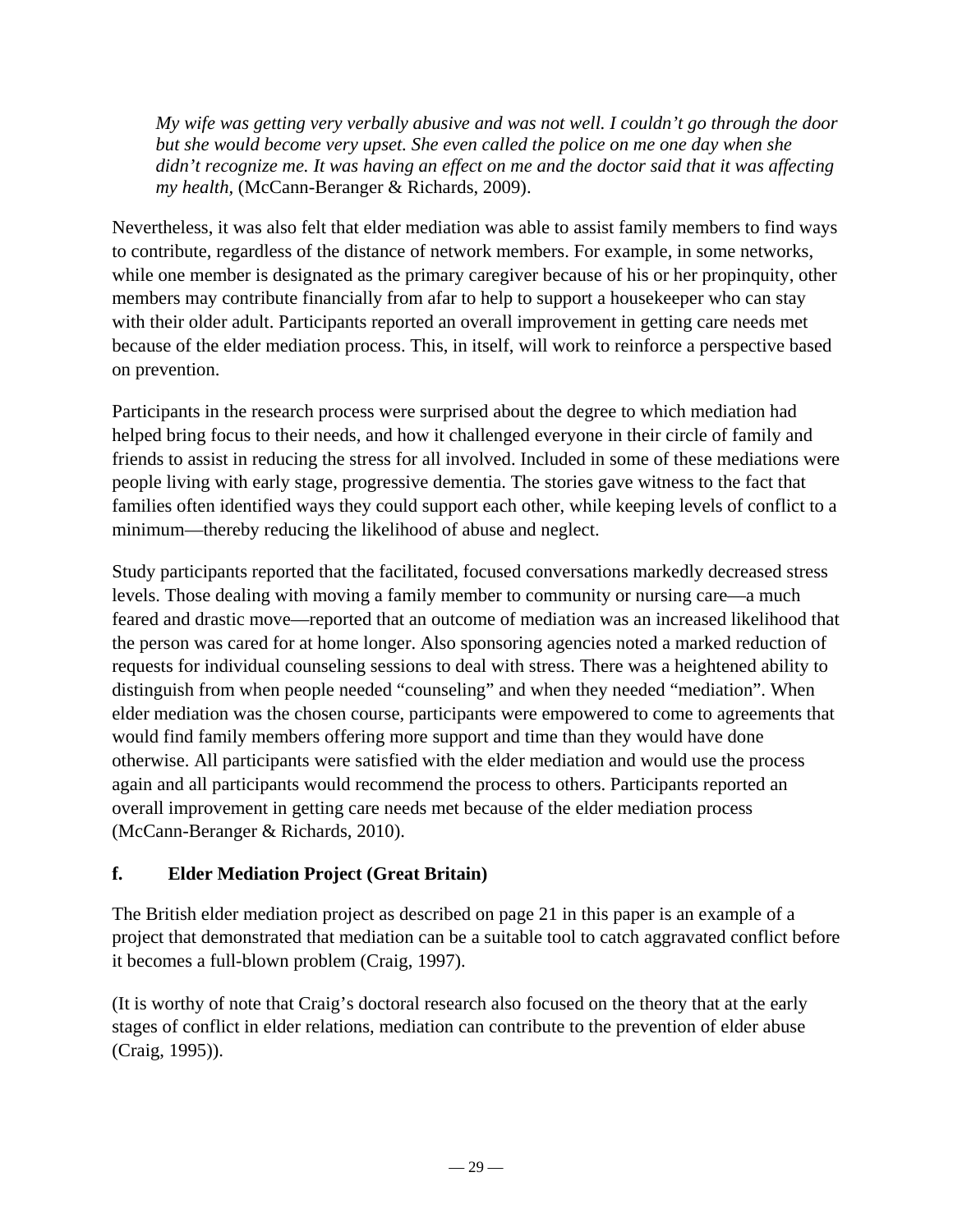> *My wife was getting very verbally abusive and was not well. I couldn't go through the door but she would become very upset. She even called the police on me one day when she didn't recognize me. It was having an effect on me and the doctor said that it was affecting my health*, (McCann-Beranger & Richards, 2009).

Nevertheless, it was also felt that elder mediation was able to assist family members to find ways to contribute, regardless of the distance of network members. For example, in some networks, while one member is designated as the primary caregiver because of his or her propinquity, other members may contribute financially from afar to help to support a housekeeper who can stay with their older adult. Participants reported an overall improvement in getting care needs met because of the elder mediation process. This, in itself, will work to reinforce a perspective based on prevention.

Participants in the research process were surprised about the degree to which mediation had helped bring focus to their needs, and how it challenged everyone in their circle of family and friends to assist in reducing the stress for all involved. Included in some of these mediations were people living with early stage, progressive dementia. The stories gave witness to the fact that families often identified ways they could support each other, while keeping levels of conflict to a minimum—thereby reducing the likelihood of abuse and neglect.

Study participants reported that the facilitated, focused conversations markedly decreased stress levels. Those dealing with moving a family member to community or nursing care—a much feared and drastic move—reported that an outcome of mediation was an increased likelihood that the person was cared for at home longer. Also sponsoring agencies noted a marked reduction of requests for individual counseling sessions to deal with stress. There was a heightened ability to distinguish from when people needed "counseling" and when they needed "mediation". When elder mediation was the chosen course, participants were empowered to come to agreements that would find family members offering more support and time than they would have done otherwise. All participants were satisfied with the elder mediation and would use the process again and all participants would recommend the process to others. Participants reported an overall improvement in getting care needs met because of the elder mediation process (McCann-Beranger & Richards, 2010).

### f. Elder Mediation Project (Great Britain)

The British elder mediation project as described on page 21 in this paper is an example of a project that demonstrated that mediation can be a suitable tool to catch aggravated conflict before it becomes a full-blown problem (Craig, 1997).

(It is worthy of note that Craig's doctoral research also focused on the theory that at the early stages of conflict in elder relations, mediation can contribute to the prevention of elder abuse (Craig, 1995)).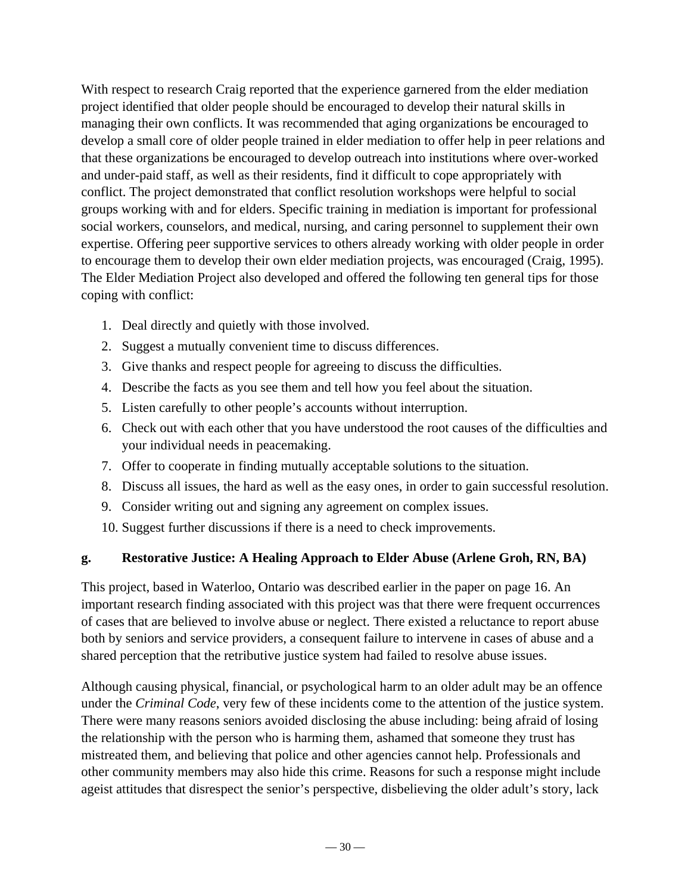With respect to research Craig reported that the experience garnered from the elder mediation project identified that older people should be encouraged to develop their natural skills in managing their own conflicts. It was recommended that aging organizations be encouraged to develop a small core of older people trained in elder mediation to offer help in peer relations and that these organizations be encouraged to develop outreach into institutions where over-worked and under-paid staff, as well as their residents, find it difficult to cope appropriately with conflict. The project demonstrated that conflict resolution workshops were helpful to social groups working with and for elders. Specific training in mediation is important for professional social workers, counselors, and medical, nursing, and caring personnel to supplement their own expertise. Offering peer supportive services to others already working with older people in order to encourage them to develop their own elder mediation projects, was encouraged (Craig, 1995). The Elder Mediation Project also developed and offered the following ten general tips for those coping with conflict:

1. Deal directly and quietly with those involved.
2. Suggest a mutually convenient time to discuss differences.
3. Give thanks and respect people for agreeing to discuss the difficulties.
4. Describe the facts as you see them and tell how you feel about the situation.
5. Listen carefully to other people's accounts without interruption.
6. Check out with each other that you have understood the root causes of the difficulties and your individual needs in peacemaking.
7. Offer to cooperate in finding mutually acceptable solutions to the situation.
8. Discuss all issues, the hard as well as the easy ones, in order to gain successful resolution.
9. Consider writing out and signing any agreement on complex issues.
10. Suggest further discussions if there is a need to check improvements.

### g. Restorative Justice: A Healing Approach to Elder Abuse (Arlene Groh, RN, BA)

This project, based in Waterloo, Ontario was described earlier in the paper on page 16. An important research finding associated with this project was that there were frequent occurrences of cases that are believed to involve abuse or neglect. There existed a reluctance to report abuse both by seniors and service providers, a consequent failure to intervene in cases of abuse and a shared perception that the retributive justice system had failed to resolve abuse issues.

Although causing physical, financial, or psychological harm to an older adult may be an offence under the *Criminal Code*, very few of these incidents come to the attention of the justice system. There were many reasons seniors avoided disclosing the abuse including: being afraid of losing the relationship with the person who is harming them, ashamed that someone they trust has mistreated them, and believing that police and other agencies cannot help. Professionals and other community members may also hide this crime. Reasons for such a response might include ageist attitudes that disrespect the senior's perspective, disbelieving the older adult's story, lack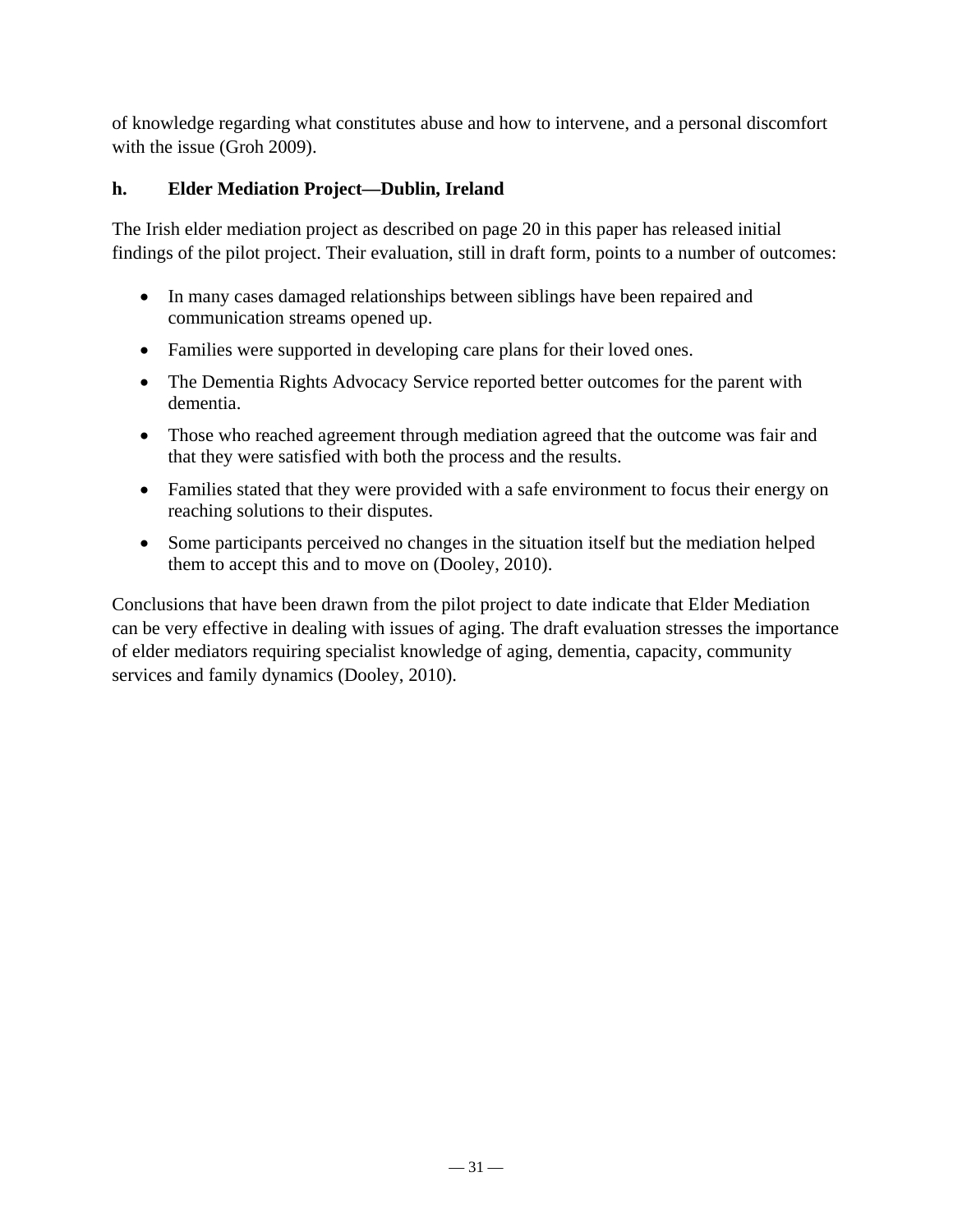of knowledge regarding what constitutes abuse and how to intervene, and a personal discomfort with the issue (Groh 2009).

### h. Elder Mediation Project—Dublin, Ireland

The Irish elder mediation project as described on page 20 in this paper has released initial findings of the pilot project. Their evaluation, still in draft form, points to a number of outcomes:

- In many cases damaged relationships between siblings have been repaired and communication streams opened up.
- Families were supported in developing care plans for their loved ones.
- The Dementia Rights Advocacy Service reported better outcomes for the parent with dementia.
- Those who reached agreement through mediation agreed that the outcome was fair and that they were satisfied with both the process and the results.
- Families stated that they were provided with a safe environment to focus their energy on reaching solutions to their disputes.
- Some participants perceived no changes in the situation itself but the mediation helped them to accept this and to move on (Dooley, 2010).

Conclusions that have been drawn from the pilot project to date indicate that Elder Mediation can be very effective in dealing with issues of aging. The draft evaluation stresses the importance of elder mediators requiring specialist knowledge of aging, dementia, capacity, community services and family dynamics (Dooley, 2010).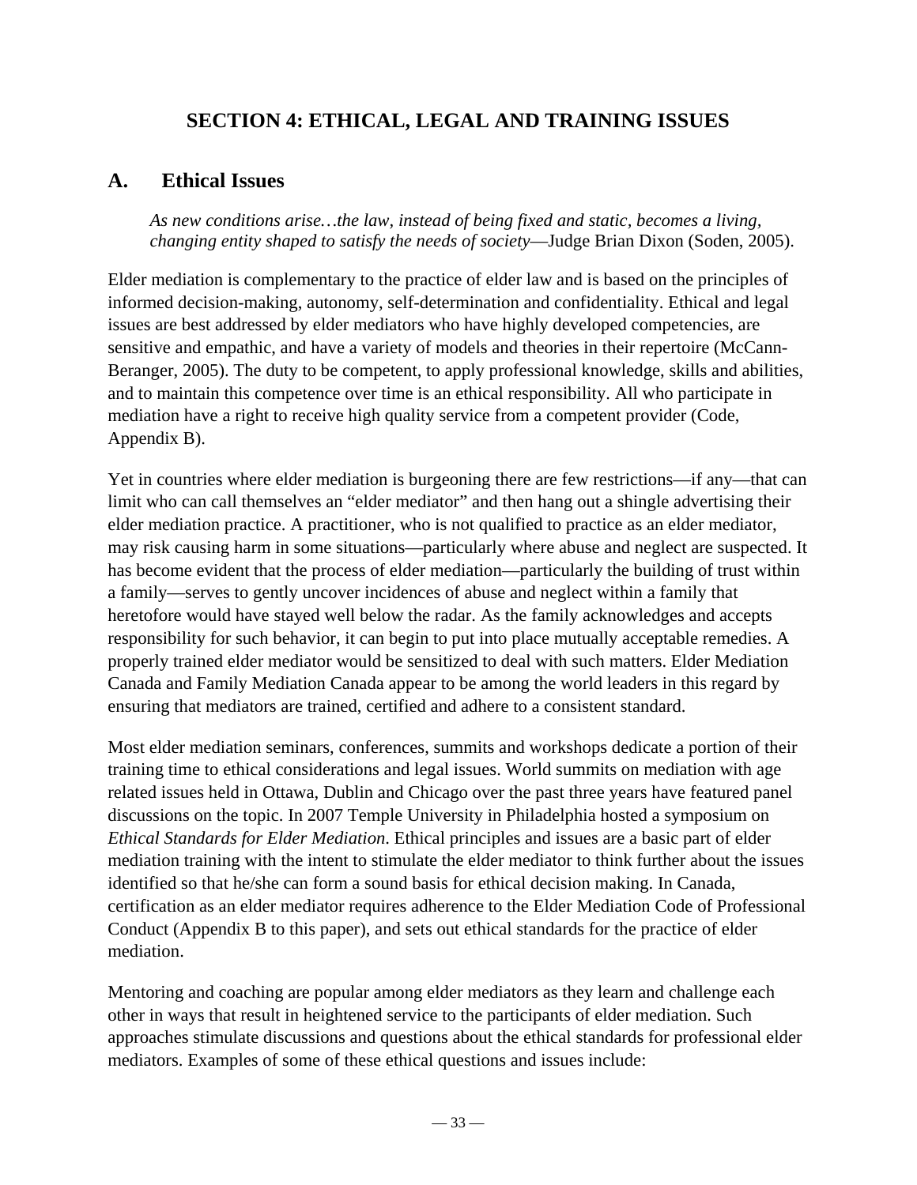# SECTION 4: ETHICAL, LEGAL AND TRAINING ISSUES

## A. Ethical Issues

> *As new conditions arise…the law, instead of being fixed and static, becomes a living, changing entity shaped to satisfy the needs of society*—Judge Brian Dixon (Soden, 2005).

Elder mediation is complementary to the practice of elder law and is based on the principles of informed decision-making, autonomy, self-determination and confidentiality. Ethical and legal issues are best addressed by elder mediators who have highly developed competencies, are sensitive and empathic, and have a variety of models and theories in their repertoire (McCann-Beranger, 2005). The duty to be competent, to apply professional knowledge, skills and abilities, and to maintain this competence over time is an ethical responsibility. All who participate in mediation have a right to receive high quality service from a competent provider (Code, Appendix B).

Yet in countries where elder mediation is burgeoning there are few restrictions—if any—that can limit who can call themselves an "elder mediator" and then hang out a shingle advertising their elder mediation practice. A practitioner, who is not qualified to practice as an elder mediator, may risk causing harm in some situations—particularly where abuse and neglect are suspected. It has become evident that the process of elder mediation—particularly the building of trust within a family—serves to gently uncover incidences of abuse and neglect within a family that heretofore would have stayed well below the radar. As the family acknowledges and accepts responsibility for such behavior, it can begin to put into place mutually acceptable remedies. A properly trained elder mediator would be sensitized to deal with such matters. Elder Mediation Canada and Family Mediation Canada appear to be among the world leaders in this regard by ensuring that mediators are trained, certified and adhere to a consistent standard.

Most elder mediation seminars, conferences, summits and workshops dedicate a portion of their training time to ethical considerations and legal issues. World summits on mediation with age related issues held in Ottawa, Dublin and Chicago over the past three years have featured panel discussions on the topic. In 2007 Temple University in Philadelphia hosted a symposium on *Ethical Standards for Elder Mediation*. Ethical principles and issues are a basic part of elder mediation training with the intent to stimulate the elder mediator to think further about the issues identified so that he/she can form a sound basis for ethical decision making. In Canada, certification as an elder mediator requires adherence to the Elder Mediation Code of Professional Conduct (Appendix B to this paper), and sets out ethical standards for the practice of elder mediation.

Mentoring and coaching are popular among elder mediators as they learn and challenge each other in ways that result in heightened service to the participants of elder mediation. Such approaches stimulate discussions and questions about the ethical standards for professional elder mediators. Examples of some of these ethical questions and issues include: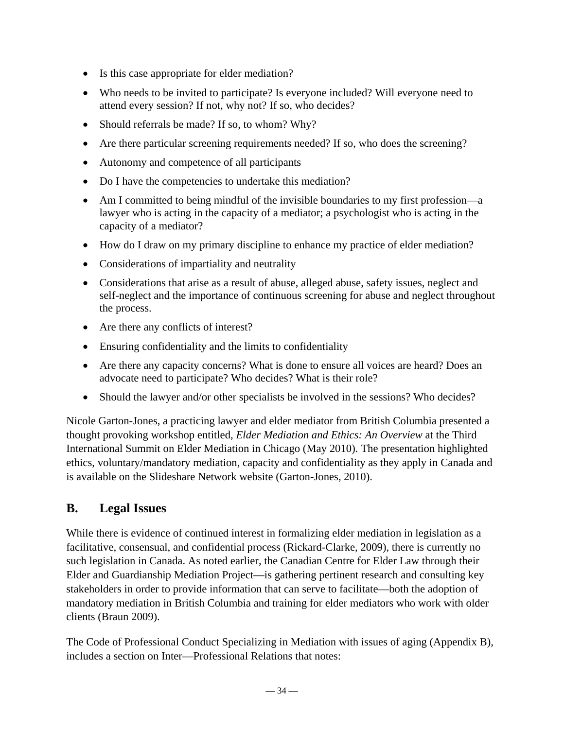- Is this case appropriate for elder mediation?
- Who needs to be invited to participate? Is everyone included? Will everyone need to attend every session? If not, why not? If so, who decides?
- Should referrals be made? If so, to whom? Why?
- Are there particular screening requirements needed? If so, who does the screening?
- Autonomy and competence of all participants
- Do I have the competencies to undertake this mediation?
- Am I committed to being mindful of the invisible boundaries to my first profession—a lawyer who is acting in the capacity of a mediator; a psychologist who is acting in the capacity of a mediator?
- How do I draw on my primary discipline to enhance my practice of elder mediation?
- Considerations of impartiality and neutrality
- Considerations that arise as a result of abuse, alleged abuse, safety issues, neglect and self-neglect and the importance of continuous screening for abuse and neglect throughout the process.
- Are there any conflicts of interest?
- Ensuring confidentiality and the limits to confidentiality
- Are there any capacity concerns? What is done to ensure all voices are heard? Does an advocate need to participate? Who decides? What is their role?
- Should the lawyer and/or other specialists be involved in the sessions? Who decides?

Nicole Garton-Jones, a practicing lawyer and elder mediator from British Columbia presented a thought provoking workshop entitled, *Elder Mediation and Ethics: An Overview* at the Third International Summit on Elder Mediation in Chicago (May 2010). The presentation highlighted ethics, voluntary/mandatory mediation, capacity and confidentiality as they apply in Canada and is available on the Slideshare Network website (Garton-Jones, 2010).

## B. Legal Issues

While there is evidence of continued interest in formalizing elder mediation in legislation as a facilitative, consensual, and confidential process (Rickard-Clarke, 2009), there is currently no such legislation in Canada. As noted earlier, the Canadian Centre for Elder Law through their Elder and Guardianship Mediation Project—is gathering pertinent research and consulting key stakeholders in order to provide information that can serve to facilitate—both the adoption of mandatory mediation in British Columbia and training for elder mediators who work with older clients (Braun 2009).

The Code of Professional Conduct Specializing in Mediation with issues of aging (Appendix B), includes a section on Inter—Professional Relations that notes: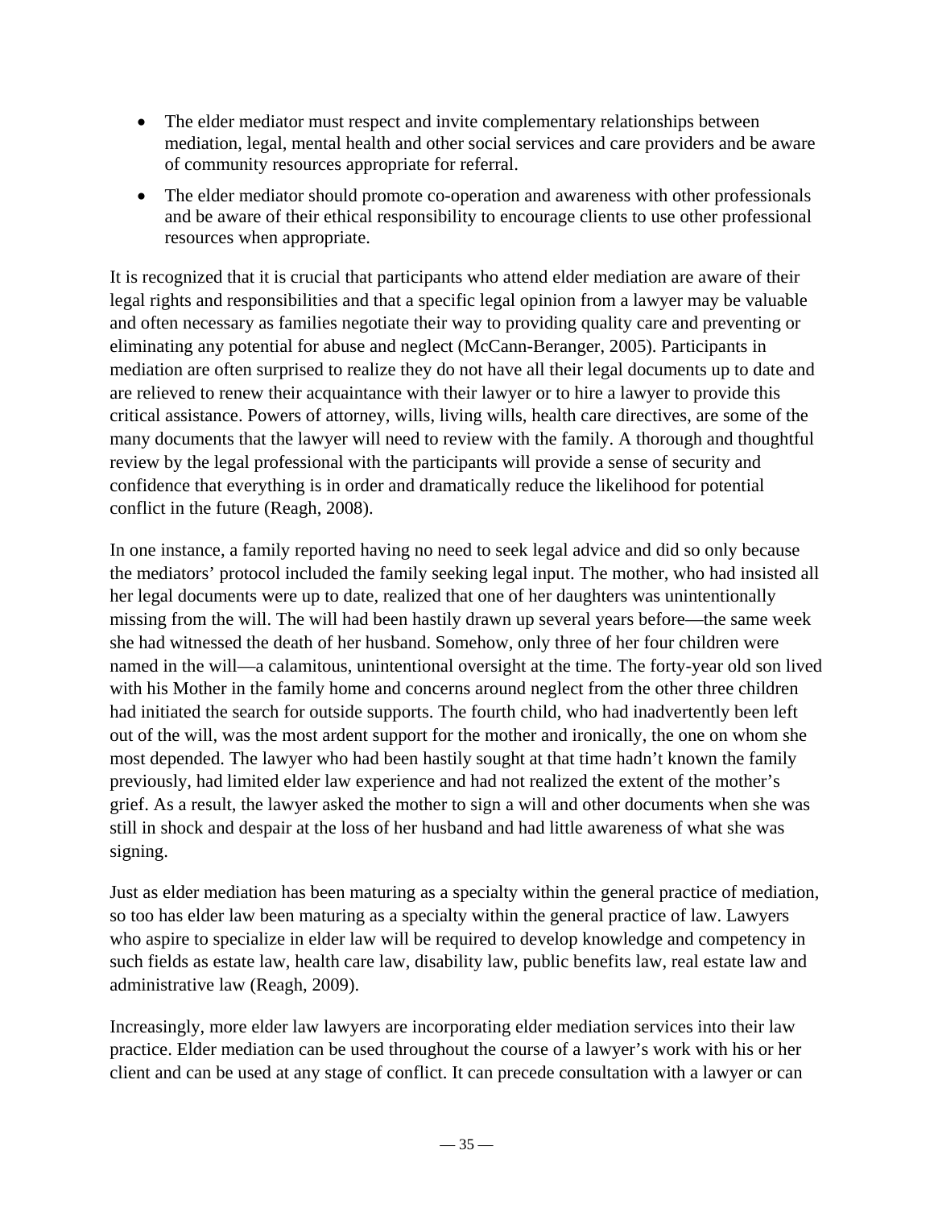- The elder mediator must respect and invite complementary relationships between mediation, legal, mental health and other social services and care providers and be aware of community resources appropriate for referral.
- The elder mediator should promote co-operation and awareness with other professionals and be aware of their ethical responsibility to encourage clients to use other professional resources when appropriate.

It is recognized that it is crucial that participants who attend elder mediation are aware of their legal rights and responsibilities and that a specific legal opinion from a lawyer may be valuable and often necessary as families negotiate their way to providing quality care and preventing or eliminating any potential for abuse and neglect (McCann-Beranger, 2005). Participants in mediation are often surprised to realize they do not have all their legal documents up to date and are relieved to renew their acquaintance with their lawyer or to hire a lawyer to provide this critical assistance. Powers of attorney, wills, living wills, health care directives, are some of the many documents that the lawyer will need to review with the family. A thorough and thoughtful review by the legal professional with the participants will provide a sense of security and confidence that everything is in order and dramatically reduce the likelihood for potential conflict in the future (Reagh, 2008).

In one instance, a family reported having no need to seek legal advice and did so only because the mediators' protocol included the family seeking legal input. The mother, who had insisted all her legal documents were up to date, realized that one of her daughters was unintentionally missing from the will. The will had been hastily drawn up several years before—the same week she had witnessed the death of her husband. Somehow, only three of her four children were named in the will—a calamitous, unintentional oversight at the time. The forty-year old son lived with his Mother in the family home and concerns around neglect from the other three children had initiated the search for outside supports. The fourth child, who had inadvertently been left out of the will, was the most ardent support for the mother and ironically, the one on whom she most depended. The lawyer who had been hastily sought at that time hadn't known the family previously, had limited elder law experience and had not realized the extent of the mother's grief. As a result, the lawyer asked the mother to sign a will and other documents when she was still in shock and despair at the loss of her husband and had little awareness of what she was signing.

Just as elder mediation has been maturing as a specialty within the general practice of mediation, so too has elder law been maturing as a specialty within the general practice of law. Lawyers who aspire to specialize in elder law will be required to develop knowledge and competency in such fields as estate law, health care law, disability law, public benefits law, real estate law and administrative law (Reagh, 2009).

Increasingly, more elder law lawyers are incorporating elder mediation services into their law practice. Elder mediation can be used throughout the course of a lawyer's work with his or her client and can be used at any stage of conflict. It can precede consultation with a lawyer or can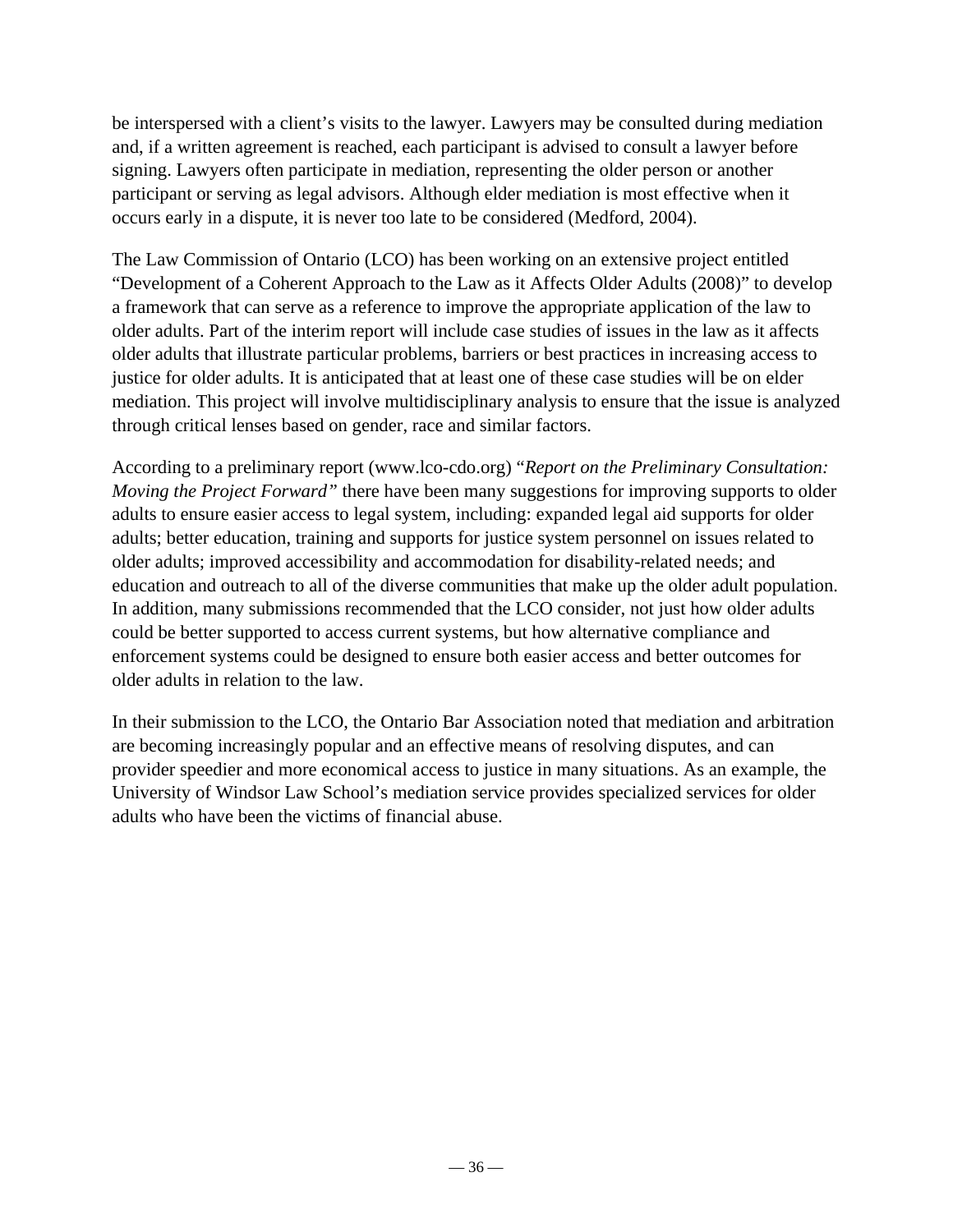be interspersed with a client's visits to the lawyer. Lawyers may be consulted during mediation and, if a written agreement is reached, each participant is advised to consult a lawyer before signing. Lawyers often participate in mediation, representing the older person or another participant or serving as legal advisors. Although elder mediation is most effective when it occurs early in a dispute, it is never too late to be considered (Medford, 2004).

The Law Commission of Ontario (LCO) has been working on an extensive project entitled "Development of a Coherent Approach to the Law as it Affects Older Adults (2008)" to develop a framework that can serve as a reference to improve the appropriate application of the law to older adults. Part of the interim report will include case studies of issues in the law as it affects older adults that illustrate particular problems, barriers or best practices in increasing access to justice for older adults. It is anticipated that at least one of these case studies will be on elder mediation. This project will involve multidisciplinary analysis to ensure that the issue is analyzed through critical lenses based on gender, race and similar factors.

According to a preliminary report (www.lco-cdo.org) "*Report on the Preliminary Consultation: Moving the Project Forward*" there have been many suggestions for improving supports to older adults to ensure easier access to legal system, including: expanded legal aid supports for older adults; better education, training and supports for justice system personnel on issues related to older adults; improved accessibility and accommodation for disability-related needs; and education and outreach to all of the diverse communities that make up the older adult population. In addition, many submissions recommended that the LCO consider, not just how older adults could be better supported to access current systems, but how alternative compliance and enforcement systems could be designed to ensure both easier access and better outcomes for older adults in relation to the law.

In their submission to the LCO, the Ontario Bar Association noted that mediation and arbitration are becoming increasingly popular and an effective means of resolving disputes, and can provider speedier and more economical access to justice in many situations. As an example, the University of Windsor Law School's mediation service provides specialized services for older adults who have been the victims of financial abuse.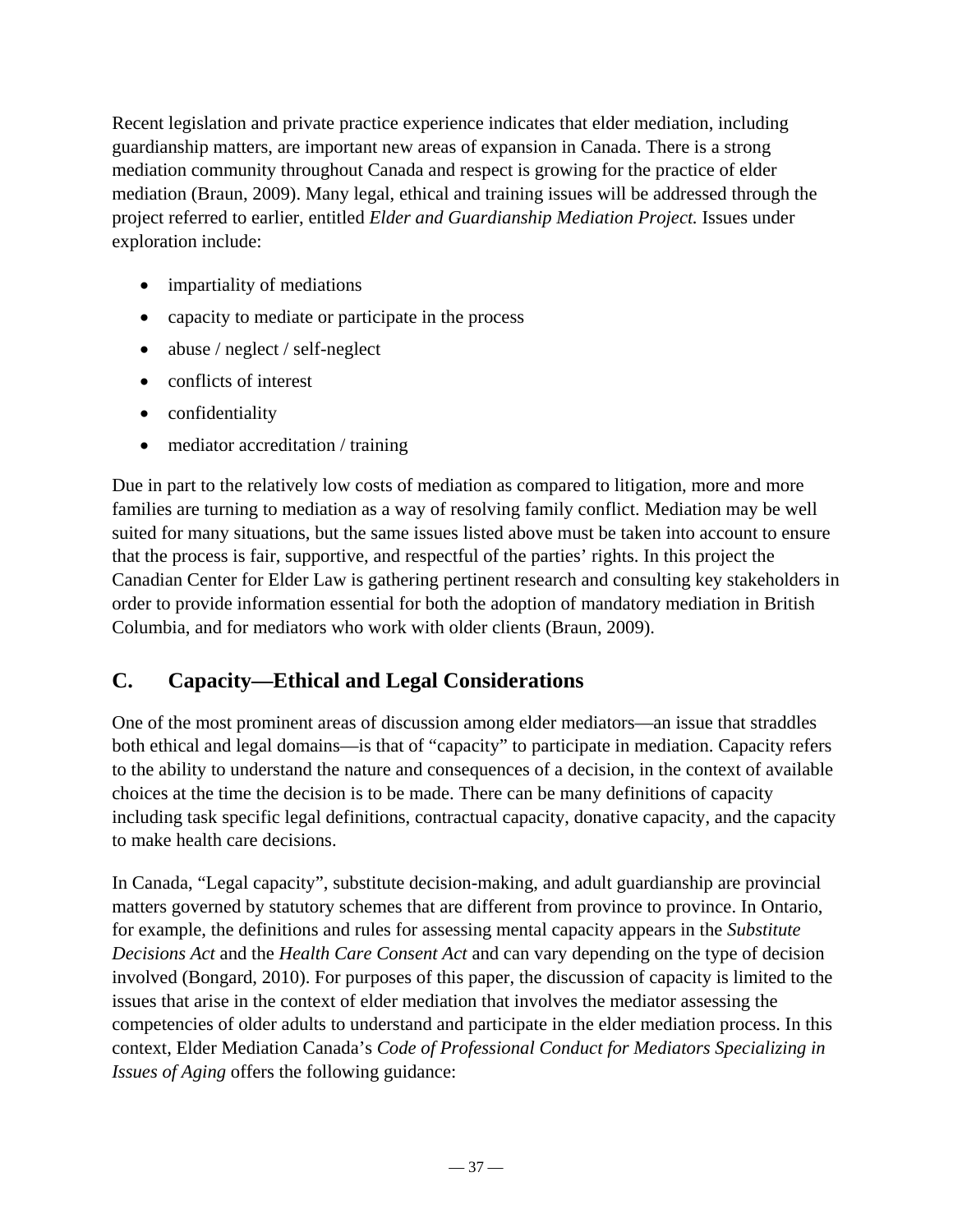Recent legislation and private practice experience indicates that elder mediation, including guardianship matters, are important new areas of expansion in Canada. There is a strong mediation community throughout Canada and respect is growing for the practice of elder mediation (Braun, 2009). Many legal, ethical and training issues will be addressed through the project referred to earlier, entitled *Elder and Guardianship Mediation Project.* Issues under exploration include:

- impartiality of mediations
- capacity to mediate or participate in the process
- abuse / neglect / self-neglect
- conflicts of interest
- confidentiality
- mediator accreditation / training

Due in part to the relatively low costs of mediation as compared to litigation, more and more families are turning to mediation as a way of resolving family conflict. Mediation may be well suited for many situations, but the same issues listed above must be taken into account to ensure that the process is fair, supportive, and respectful of the parties' rights. In this project the Canadian Center for Elder Law is gathering pertinent research and consulting key stakeholders in order to provide information essential for both the adoption of mandatory mediation in British Columbia, and for mediators who work with older clients (Braun, 2009).

## C. Capacity—Ethical and Legal Considerations

One of the most prominent areas of discussion among elder mediators—an issue that straddles both ethical and legal domains—is that of "capacity" to participate in mediation. Capacity refers to the ability to understand the nature and consequences of a decision, in the context of available choices at the time the decision is to be made. There can be many definitions of capacity including task specific legal definitions, contractual capacity, donative capacity, and the capacity to make health care decisions.

In Canada, "Legal capacity", substitute decision-making, and adult guardianship are provincial matters governed by statutory schemes that are different from province to province. In Ontario, for example, the definitions and rules for assessing mental capacity appears in the *Substitute Decisions Act* and the *Health Care Consent Act* and can vary depending on the type of decision involved (Bongard, 2010). For purposes of this paper, the discussion of capacity is limited to the issues that arise in the context of elder mediation that involves the mediator assessing the competencies of older adults to understand and participate in the elder mediation process. In this context, Elder Mediation Canada's *Code of Professional Conduct for Mediators Specializing in Issues of Aging* offers the following guidance: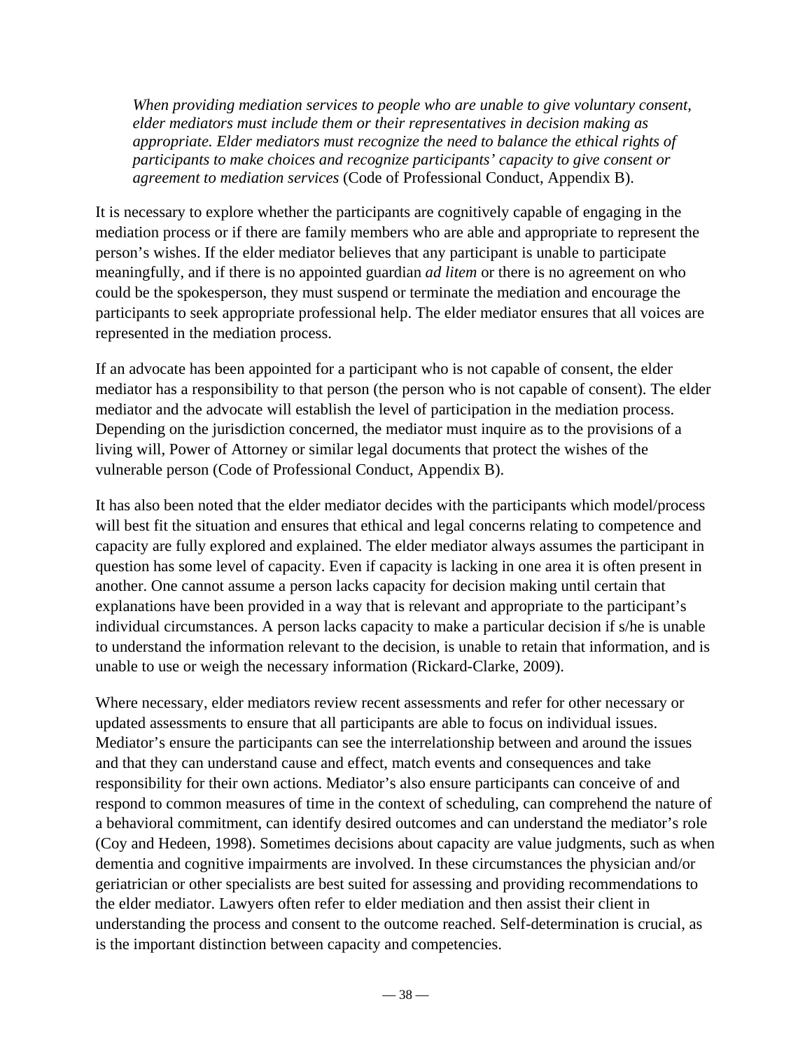> *When providing mediation services to people who are unable to give voluntary consent, elder mediators must include them or their representatives in decision making as appropriate. Elder mediators must recognize the need to balance the ethical rights of participants to make choices and recognize participants' capacity to give consent or agreement to mediation services* (Code of Professional Conduct, Appendix B).

It is necessary to explore whether the participants are cognitively capable of engaging in the mediation process or if there are family members who are able and appropriate to represent the person's wishes. If the elder mediator believes that any participant is unable to participate meaningfully, and if there is no appointed guardian *ad litem* or there is no agreement on who could be the spokesperson, they must suspend or terminate the mediation and encourage the participants to seek appropriate professional help. The elder mediator ensures that all voices are represented in the mediation process.

If an advocate has been appointed for a participant who is not capable of consent, the elder mediator has a responsibility to that person (the person who is not capable of consent). The elder mediator and the advocate will establish the level of participation in the mediation process. Depending on the jurisdiction concerned, the mediator must inquire as to the provisions of a living will, Power of Attorney or similar legal documents that protect the wishes of the vulnerable person (Code of Professional Conduct, Appendix B).

It has also been noted that the elder mediator decides with the participants which model/process will best fit the situation and ensures that ethical and legal concerns relating to competence and capacity are fully explored and explained. The elder mediator always assumes the participant in question has some level of capacity. Even if capacity is lacking in one area it is often present in another. One cannot assume a person lacks capacity for decision making until certain that explanations have been provided in a way that is relevant and appropriate to the participant's individual circumstances. A person lacks capacity to make a particular decision if s/he is unable to understand the information relevant to the decision, is unable to retain that information, and is unable to use or weigh the necessary information (Rickard-Clarke, 2009).

Where necessary, elder mediators review recent assessments and refer for other necessary or updated assessments to ensure that all participants are able to focus on individual issues. Mediator's ensure the participants can see the interrelationship between and around the issues and that they can understand cause and effect, match events and consequences and take responsibility for their own actions. Mediator's also ensure participants can conceive of and respond to common measures of time in the context of scheduling, can comprehend the nature of a behavioral commitment, can identify desired outcomes and can understand the mediator's role (Coy and Hedeen, 1998). Sometimes decisions about capacity are value judgments, such as when dementia and cognitive impairments are involved. In these circumstances the physician and/or geriatrician or other specialists are best suited for assessing and providing recommendations to the elder mediator. Lawyers often refer to elder mediation and then assist their client in understanding the process and consent to the outcome reached. Self-determination is crucial, as is the important distinction between capacity and competencies.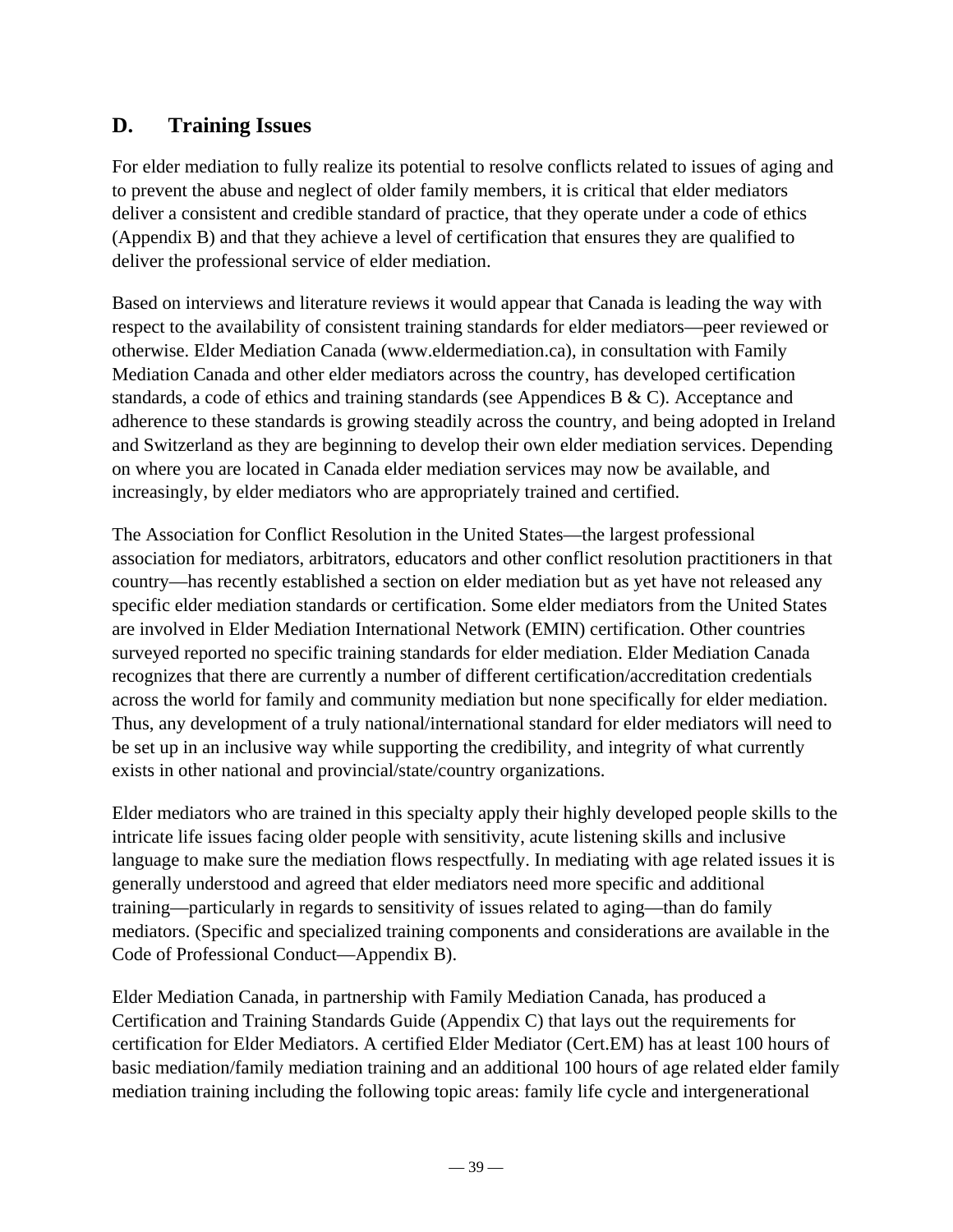## D. Training Issues

For elder mediation to fully realize its potential to resolve conflicts related to issues of aging and to prevent the abuse and neglect of older family members, it is critical that elder mediators deliver a consistent and credible standard of practice, that they operate under a code of ethics (Appendix B) and that they achieve a level of certification that ensures they are qualified to deliver the professional service of elder mediation.

Based on interviews and literature reviews it would appear that Canada is leading the way with respect to the availability of consistent training standards for elder mediators—peer reviewed or otherwise. Elder Mediation Canada (www.eldermediation.ca), in consultation with Family Mediation Canada and other elder mediators across the country, has developed certification standards, a code of ethics and training standards (see Appendices B & C). Acceptance and adherence to these standards is growing steadily across the country, and being adopted in Ireland and Switzerland as they are beginning to develop their own elder mediation services. Depending on where you are located in Canada elder mediation services may now be available, and increasingly, by elder mediators who are appropriately trained and certified.

The Association for Conflict Resolution in the United States—the largest professional association for mediators, arbitrators, educators and other conflict resolution practitioners in that country—has recently established a section on elder mediation but as yet have not released any specific elder mediation standards or certification. Some elder mediators from the United States are involved in Elder Mediation International Network (EMIN) certification. Other countries surveyed reported no specific training standards for elder mediation. Elder Mediation Canada recognizes that there are currently a number of different certification/accreditation credentials across the world for family and community mediation but none specifically for elder mediation. Thus, any development of a truly national/international standard for elder mediators will need to be set up in an inclusive way while supporting the credibility, and integrity of what currently exists in other national and provincial/state/country organizations.

Elder mediators who are trained in this specialty apply their highly developed people skills to the intricate life issues facing older people with sensitivity, acute listening skills and inclusive language to make sure the mediation flows respectfully. In mediating with age related issues it is generally understood and agreed that elder mediators need more specific and additional training—particularly in regards to sensitivity of issues related to aging—than do family mediators. (Specific and specialized training components and considerations are available in the Code of Professional Conduct—Appendix B).

Elder Mediation Canada, in partnership with Family Mediation Canada, has produced a Certification and Training Standards Guide (Appendix C) that lays out the requirements for certification for Elder Mediators. A certified Elder Mediator (Cert.EM) has at least 100 hours of basic mediation/family mediation training and an additional 100 hours of age related elder family mediation training including the following topic areas: family life cycle and intergenerational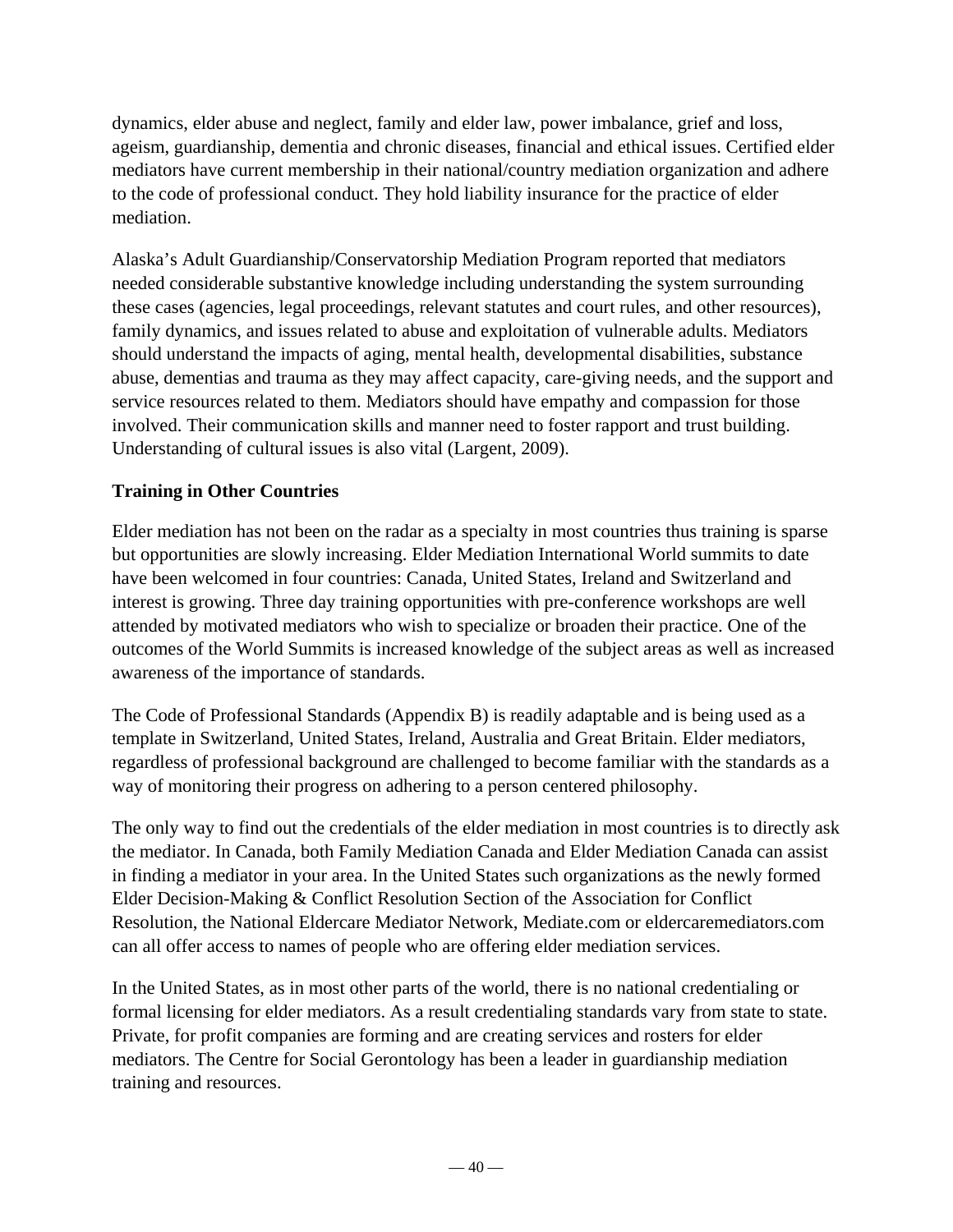dynamics, elder abuse and neglect, family and elder law, power imbalance, grief and loss, ageism, guardianship, dementia and chronic diseases, financial and ethical issues. Certified elder mediators have current membership in their national/country mediation organization and adhere to the code of professional conduct. They hold liability insurance for the practice of elder mediation.

Alaska's Adult Guardianship/Conservatorship Mediation Program reported that mediators needed considerable substantive knowledge including understanding the system surrounding these cases (agencies, legal proceedings, relevant statutes and court rules, and other resources), family dynamics, and issues related to abuse and exploitation of vulnerable adults. Mediators should understand the impacts of aging, mental health, developmental disabilities, substance abuse, dementias and trauma as they may affect capacity, care-giving needs, and the support and service resources related to them. Mediators should have empathy and compassion for those involved. Their communication skills and manner need to foster rapport and trust building. Understanding of cultural issues is also vital (Largent, 2009).

**Training in Other Countries**

Elder mediation has not been on the radar as a specialty in most countries thus training is sparse but opportunities are slowly increasing. Elder Mediation International World summits to date have been welcomed in four countries: Canada, United States, Ireland and Switzerland and interest is growing. Three day training opportunities with pre-conference workshops are well attended by motivated mediators who wish to specialize or broaden their practice. One of the outcomes of the World Summits is increased knowledge of the subject areas as well as increased awareness of the importance of standards.

The Code of Professional Standards (Appendix B) is readily adaptable and is being used as a template in Switzerland, United States, Ireland, Australia and Great Britain. Elder mediators, regardless of professional background are challenged to become familiar with the standards as a way of monitoring their progress on adhering to a person centered philosophy.

The only way to find out the credentials of the elder mediation in most countries is to directly ask the mediator. In Canada, both Family Mediation Canada and Elder Mediation Canada can assist in finding a mediator in your area. In the United States such organizations as the newly formed Elder Decision-Making & Conflict Resolution Section of the Association for Conflict Resolution, the National Eldercare Mediator Network, Mediate.com or eldercaremediators.com can all offer access to names of people who are offering elder mediation services.

In the United States, as in most other parts of the world, there is no national credentialing or formal licensing for elder mediators. As a result credentialing standards vary from state to state. Private, for profit companies are forming and are creating services and rosters for elder mediators. The Centre for Social Gerontology has been a leader in guardianship mediation training and resources.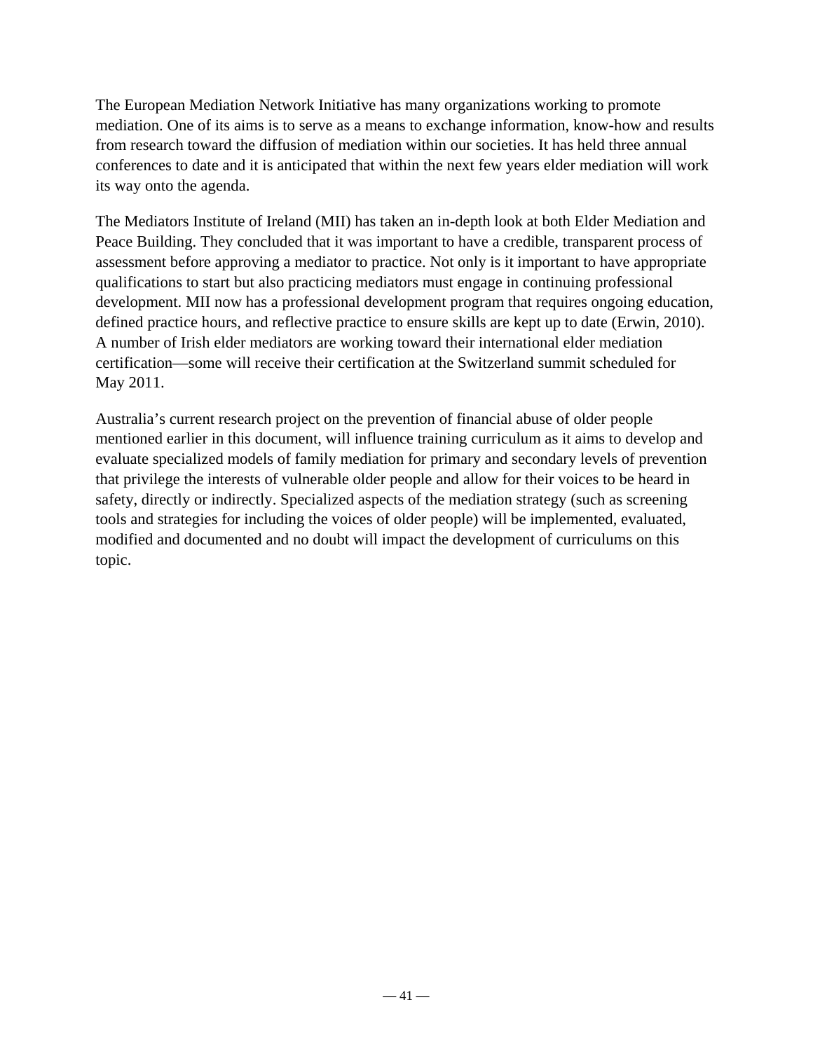The European Mediation Network Initiative has many organizations working to promote mediation. One of its aims is to serve as a means to exchange information, know-how and results from research toward the diffusion of mediation within our societies. It has held three annual conferences to date and it is anticipated that within the next few years elder mediation will work its way onto the agenda.

The Mediators Institute of Ireland (MII) has taken an in-depth look at both Elder Mediation and Peace Building. They concluded that it was important to have a credible, transparent process of assessment before approving a mediator to practice. Not only is it important to have appropriate qualifications to start but also practicing mediators must engage in continuing professional development. MII now has a professional development program that requires ongoing education, defined practice hours, and reflective practice to ensure skills are kept up to date (Erwin, 2010). A number of Irish elder mediators are working toward their international elder mediation certification—some will receive their certification at the Switzerland summit scheduled for May 2011.

Australia's current research project on the prevention of financial abuse of older people mentioned earlier in this document, will influence training curriculum as it aims to develop and evaluate specialized models of family mediation for primary and secondary levels of prevention that privilege the interests of vulnerable older people and allow for their voices to be heard in safety, directly or indirectly. Specialized aspects of the mediation strategy (such as screening tools and strategies for including the voices of older people) will be implemented, evaluated, modified and documented and no doubt will impact the development of curriculums on this topic.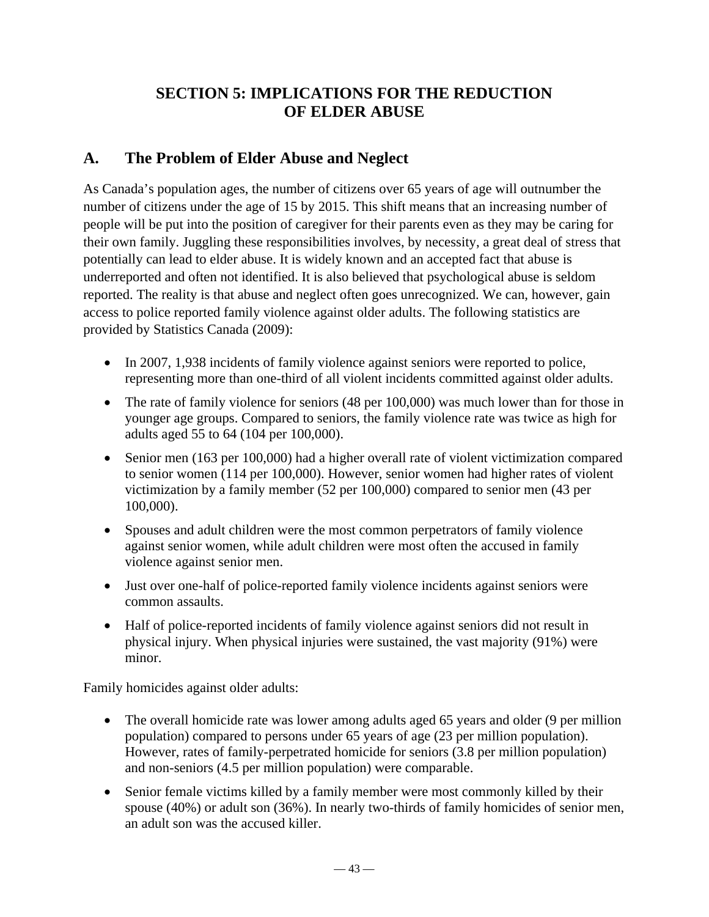# SECTION 5: IMPLICATIONS FOR THE REDUCTION OF ELDER ABUSE

## A. The Problem of Elder Abuse and Neglect

As Canada's population ages, the number of citizens over 65 years of age will outnumber the number of citizens under the age of 15 by 2015. This shift means that an increasing number of people will be put into the position of caregiver for their parents even as they may be caring for their own family. Juggling these responsibilities involves, by necessity, a great deal of stress that potentially can lead to elder abuse. It is widely known and an accepted fact that abuse is underreported and often not identified. It is also believed that psychological abuse is seldom reported. The reality is that abuse and neglect often goes unrecognized. We can, however, gain access to police reported family violence against older adults. The following statistics are provided by Statistics Canada (2009):

- In 2007, 1,938 incidents of family violence against seniors were reported to police, representing more than one-third of all violent incidents committed against older adults.
- The rate of family violence for seniors (48 per 100,000) was much lower than for those in younger age groups. Compared to seniors, the family violence rate was twice as high for adults aged 55 to 64 (104 per 100,000).
- Senior men (163 per 100,000) had a higher overall rate of violent victimization compared to senior women (114 per 100,000). However, senior women had higher rates of violent victimization by a family member (52 per 100,000) compared to senior men (43 per 100,000).
- Spouses and adult children were the most common perpetrators of family violence against senior women, while adult children were most often the accused in family violence against senior men.
- Just over one-half of police-reported family violence incidents against seniors were common assaults.
- Half of police-reported incidents of family violence against seniors did not result in physical injury. When physical injuries were sustained, the vast majority (91%) were minor.

Family homicides against older adults:

- The overall homicide rate was lower among adults aged 65 years and older (9 per million population) compared to persons under 65 years of age (23 per million population). However, rates of family-perpetrated homicide for seniors (3.8 per million population) and non-seniors (4.5 per million population) were comparable.
- Senior female victims killed by a family member were most commonly killed by their spouse (40%) or adult son (36%). In nearly two-thirds of family homicides of senior men, an adult son was the accused killer.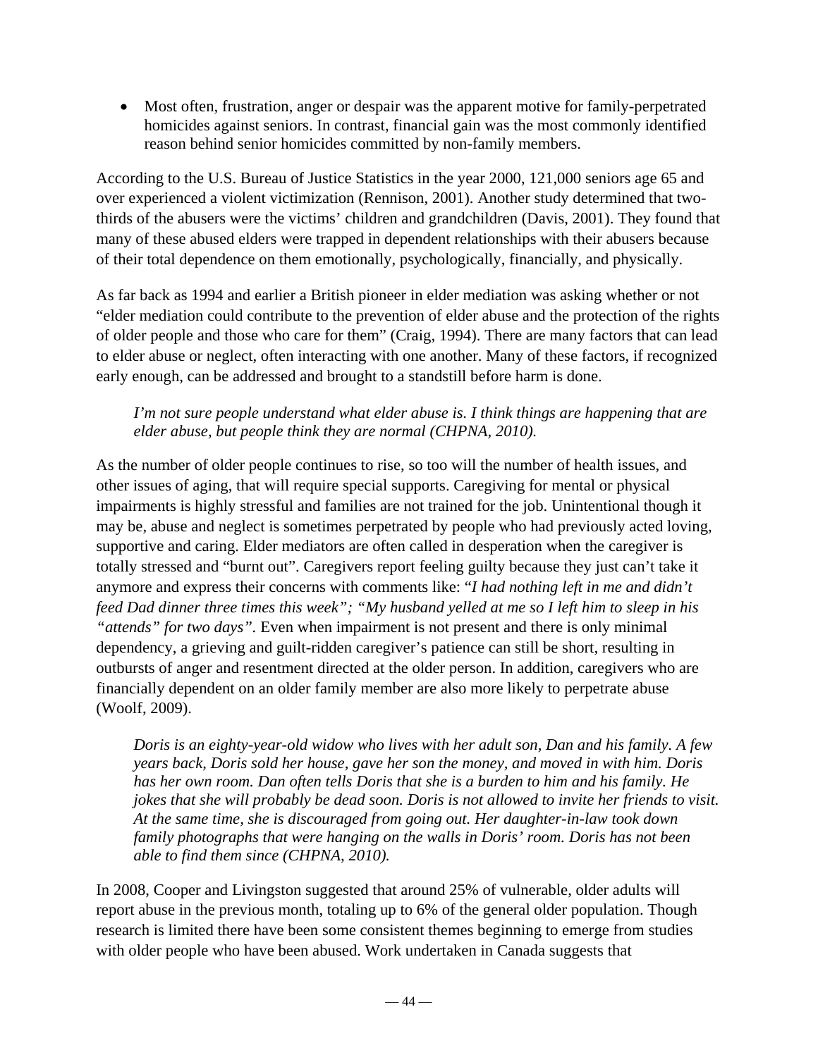- Most often, frustration, anger or despair was the apparent motive for family-perpetrated homicides against seniors. In contrast, financial gain was the most commonly identified reason behind senior homicides committed by non-family members.

According to the U.S. Bureau of Justice Statistics in the year 2000, 121,000 seniors age 65 and over experienced a violent victimization (Rennison, 2001). Another study determined that two-thirds of the abusers were the victims' children and grandchildren (Davis, 2001). They found that many of these abused elders were trapped in dependent relationships with their abusers because of their total dependence on them emotionally, psychologically, financially, and physically.

As far back as 1994 and earlier a British pioneer in elder mediation was asking whether or not "elder mediation could contribute to the prevention of elder abuse and the protection of the rights of older people and those who care for them" (Craig, 1994). There are many factors that can lead to elder abuse or neglect, often interacting with one another. Many of these factors, if recognized early enough, can be addressed and brought to a standstill before harm is done.

> *I'm not sure people understand what elder abuse is. I think things are happening that are elder abuse, but people think they are normal (CHPNA, 2010).*

As the number of older people continues to rise, so too will the number of health issues, and other issues of aging, that will require special supports. Caregiving for mental or physical impairments is highly stressful and families are not trained for the job. Unintentional though it may be, abuse and neglect is sometimes perpetrated by people who had previously acted loving, supportive and caring. Elder mediators are often called in desperation when the caregiver is totally stressed and "burnt out". Caregivers report feeling guilty because they just can't take it anymore and express their concerns with comments like: "*I had nothing left in me and didn't feed Dad dinner three times this week"; "My husband yelled at me so I left him to sleep in his "attends" for two days"*. Even when impairment is not present and there is only minimal dependency, a grieving and guilt-ridden caregiver's patience can still be short, resulting in outbursts of anger and resentment directed at the older person. In addition, caregivers who are financially dependent on an older family member are also more likely to perpetrate abuse (Woolf, 2009).

> *Doris is an eighty-year-old widow who lives with her adult son, Dan and his family. A few years back, Doris sold her house, gave her son the money, and moved in with him. Doris has her own room. Dan often tells Doris that she is a burden to him and his family. He jokes that she will probably be dead soon. Doris is not allowed to invite her friends to visit. At the same time, she is discouraged from going out. Her daughter-in-law took down family photographs that were hanging on the walls in Doris' room. Doris has not been able to find them since (CHPNA, 2010).*

In 2008, Cooper and Livingston suggested that around 25% of vulnerable, older adults will report abuse in the previous month, totaling up to 6% of the general older population. Though research is limited there have been some consistent themes beginning to emerge from studies with older people who have been abused. Work undertaken in Canada suggests that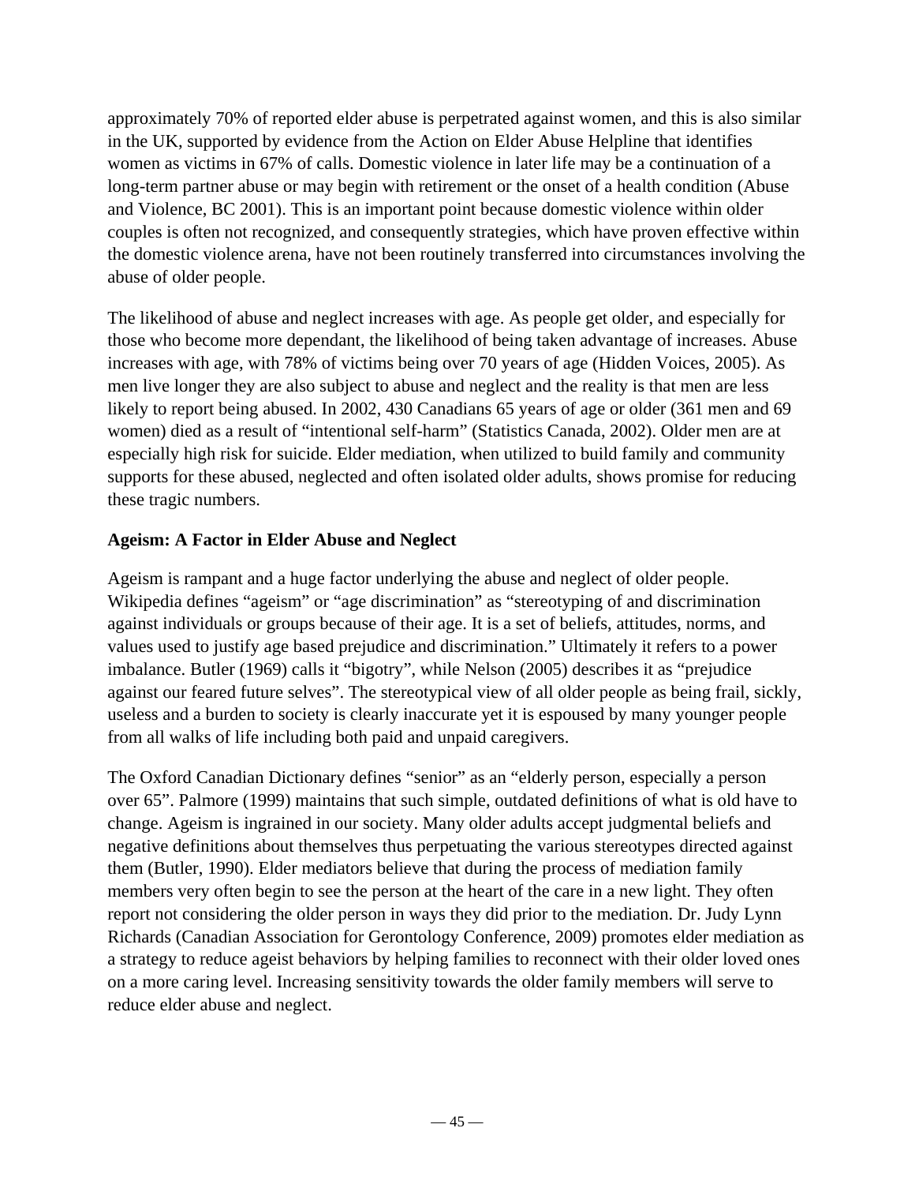approximately 70% of reported elder abuse is perpetrated against women, and this is also similar in the UK, supported by evidence from the Action on Elder Abuse Helpline that identifies women as victims in 67% of calls. Domestic violence in later life may be a continuation of a long-term partner abuse or may begin with retirement or the onset of a health condition (Abuse and Violence, BC 2001). This is an important point because domestic violence within older couples is often not recognized, and consequently strategies, which have proven effective within the domestic violence arena, have not been routinely transferred into circumstances involving the abuse of older people.

The likelihood of abuse and neglect increases with age. As people get older, and especially for those who become more dependant, the likelihood of being taken advantage of increases. Abuse increases with age, with 78% of victims being over 70 years of age (Hidden Voices, 2005). As men live longer they are also subject to abuse and neglect and the reality is that men are less likely to report being abused. In 2002, 430 Canadians 65 years of age or older (361 men and 69 women) died as a result of "intentional self-harm" (Statistics Canada, 2002). Older men are at especially high risk for suicide. Elder mediation, when utilized to build family and community supports for these abused, neglected and often isolated older adults, shows promise for reducing these tragic numbers.

### Ageism: A Factor in Elder Abuse and Neglect

Ageism is rampant and a huge factor underlying the abuse and neglect of older people. Wikipedia defines "ageism" or "age discrimination" as "stereotyping of and discrimination against individuals or groups because of their age. It is a set of beliefs, attitudes, norms, and values used to justify age based prejudice and discrimination." Ultimately it refers to a power imbalance. Butler (1969) calls it "bigotry", while Nelson (2005) describes it as "prejudice against our feared future selves". The stereotypical view of all older people as being frail, sickly, useless and a burden to society is clearly inaccurate yet it is espoused by many younger people from all walks of life including both paid and unpaid caregivers.

The Oxford Canadian Dictionary defines "senior" as an "elderly person, especially a person over 65". Palmore (1999) maintains that such simple, outdated definitions of what is old have to change. Ageism is ingrained in our society. Many older adults accept judgmental beliefs and negative definitions about themselves thus perpetuating the various stereotypes directed against them (Butler, 1990). Elder mediators believe that during the process of mediation family members very often begin to see the person at the heart of the care in a new light. They often report not considering the older person in ways they did prior to the mediation. Dr. Judy Lynn Richards (Canadian Association for Gerontology Conference, 2009) promotes elder mediation as a strategy to reduce ageist behaviors by helping families to reconnect with their older loved ones on a more caring level. Increasing sensitivity towards the older family members will serve to reduce elder abuse and neglect.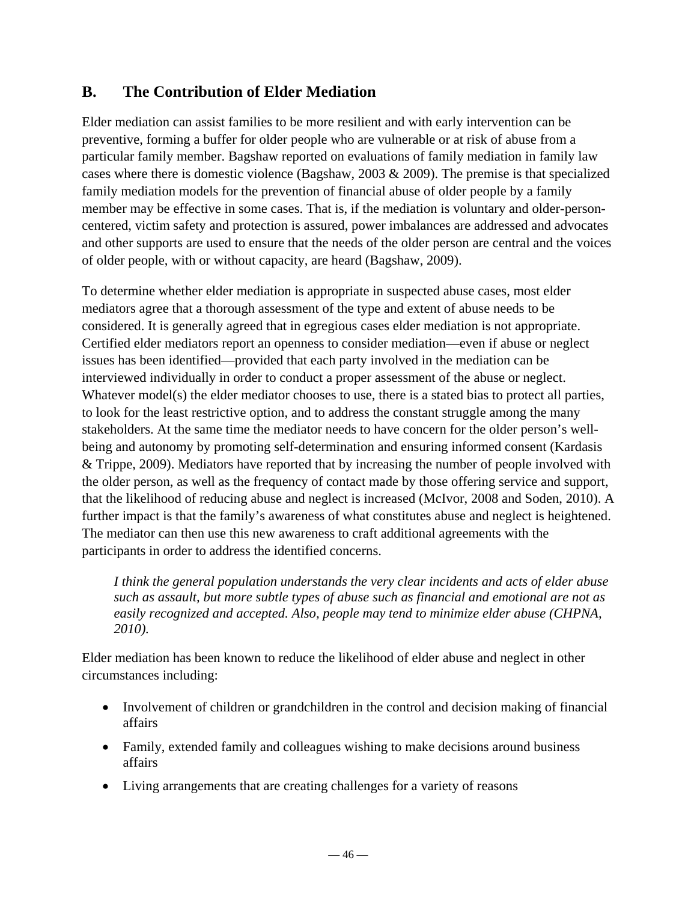## B. The Contribution of Elder Mediation

Elder mediation can assist families to be more resilient and with early intervention can be preventive, forming a buffer for older people who are vulnerable or at risk of abuse from a particular family member. Bagshaw reported on evaluations of family mediation in family law cases where there is domestic violence (Bagshaw, 2003 & 2009). The premise is that specialized family mediation models for the prevention of financial abuse of older people by a family member may be effective in some cases. That is, if the mediation is voluntary and older-person-centered, victim safety and protection is assured, power imbalances are addressed and advocates and other supports are used to ensure that the needs of the older person are central and the voices of older people, with or without capacity, are heard (Bagshaw, 2009).

To determine whether elder mediation is appropriate in suspected abuse cases, most elder mediators agree that a thorough assessment of the type and extent of abuse needs to be considered. It is generally agreed that in egregious cases elder mediation is not appropriate. Certified elder mediators report an openness to consider mediation—even if abuse or neglect issues has been identified—provided that each party involved in the mediation can be interviewed individually in order to conduct a proper assessment of the abuse or neglect. Whatever model(s) the elder mediator chooses to use, there is a stated bias to protect all parties, to look for the least restrictive option, and to address the constant struggle among the many stakeholders. At the same time the mediator needs to have concern for the older person's well-being and autonomy by promoting self-determination and ensuring informed consent (Kardasis & Trippe, 2009). Mediators have reported that by increasing the number of people involved with the older person, as well as the frequency of contact made by those offering service and support, that the likelihood of reducing abuse and neglect is increased (McIvor, 2008 and Soden, 2010). A further impact is that the family's awareness of what constitutes abuse and neglect is heightened. The mediator can then use this new awareness to craft additional agreements with the participants in order to address the identified concerns.

> *I think the general population understands the very clear incidents and acts of elder abuse such as assault, but more subtle types of abuse such as financial and emotional are not as easily recognized and accepted. Also, people may tend to minimize elder abuse (CHPNA, 2010).*

Elder mediation has been known to reduce the likelihood of elder abuse and neglect in other circumstances including:

- Involvement of children or grandchildren in the control and decision making of financial affairs
- Family, extended family and colleagues wishing to make decisions around business affairs
- Living arrangements that are creating challenges for a variety of reasons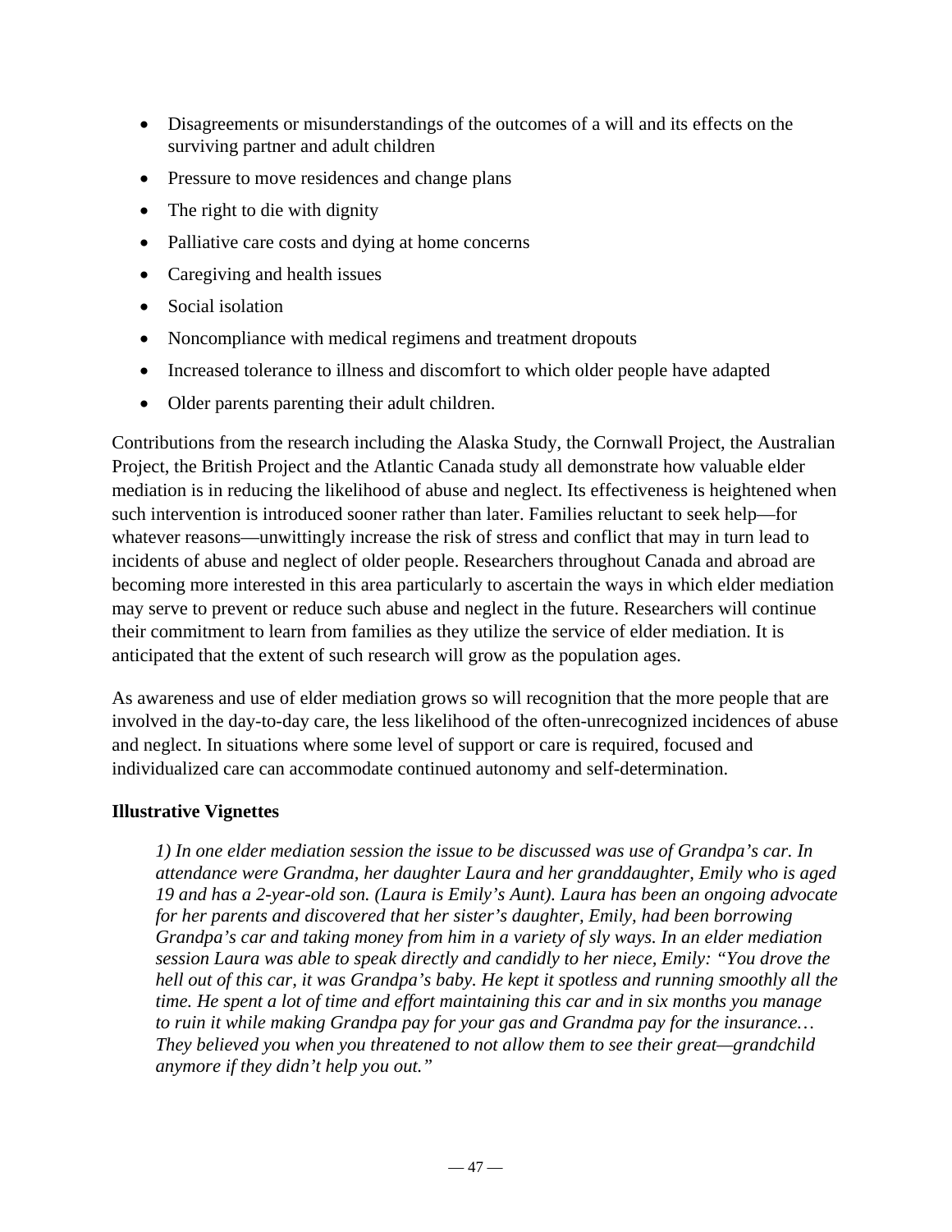- Disagreements or misunderstandings of the outcomes of a will and its effects on the surviving partner and adult children
- Pressure to move residences and change plans
- The right to die with dignity
- Palliative care costs and dying at home concerns
- Caregiving and health issues
- Social isolation
- Noncompliance with medical regimens and treatment dropouts
- Increased tolerance to illness and discomfort to which older people have adapted
- Older parents parenting their adult children.

Contributions from the research including the Alaska Study, the Cornwall Project, the Australian Project, the British Project and the Atlantic Canada study all demonstrate how valuable elder mediation is in reducing the likelihood of abuse and neglect. Its effectiveness is heightened when such intervention is introduced sooner rather than later. Families reluctant to seek help—for whatever reasons—unwittingly increase the risk of stress and conflict that may in turn lead to incidents of abuse and neglect of older people. Researchers throughout Canada and abroad are becoming more interested in this area particularly to ascertain the ways in which elder mediation may serve to prevent or reduce such abuse and neglect in the future. Researchers will continue their commitment to learn from families as they utilize the service of elder mediation. It is anticipated that the extent of such research will grow as the population ages.

As awareness and use of elder mediation grows so will recognition that the more people that are involved in the day-to-day care, the less likelihood of the often-unrecognized incidences of abuse and neglect. In situations where some level of support or care is required, focused and individualized care can accommodate continued autonomy and self-determination.

**Illustrative Vignettes**

> *1) In one elder mediation session the issue to be discussed was use of Grandpa's car. In attendance were Grandma, her daughter Laura and her granddaughter, Emily who is aged 19 and has a 2-year-old son. (Laura is Emily's Aunt). Laura has been an ongoing advocate for her parents and discovered that her sister's daughter, Emily, had been borrowing Grandpa's car and taking money from him in a variety of sly ways. In an elder mediation session Laura was able to speak directly and candidly to her niece, Emily: "You drove the hell out of this car, it was Grandpa's baby. He kept it spotless and running smoothly all the time. He spent a lot of time and effort maintaining this car and in six months you manage to ruin it while making Grandpa pay for your gas and Grandma pay for the insurance… They believed you when you threatened to not allow them to see their great—grandchild anymore if they didn't help you out."*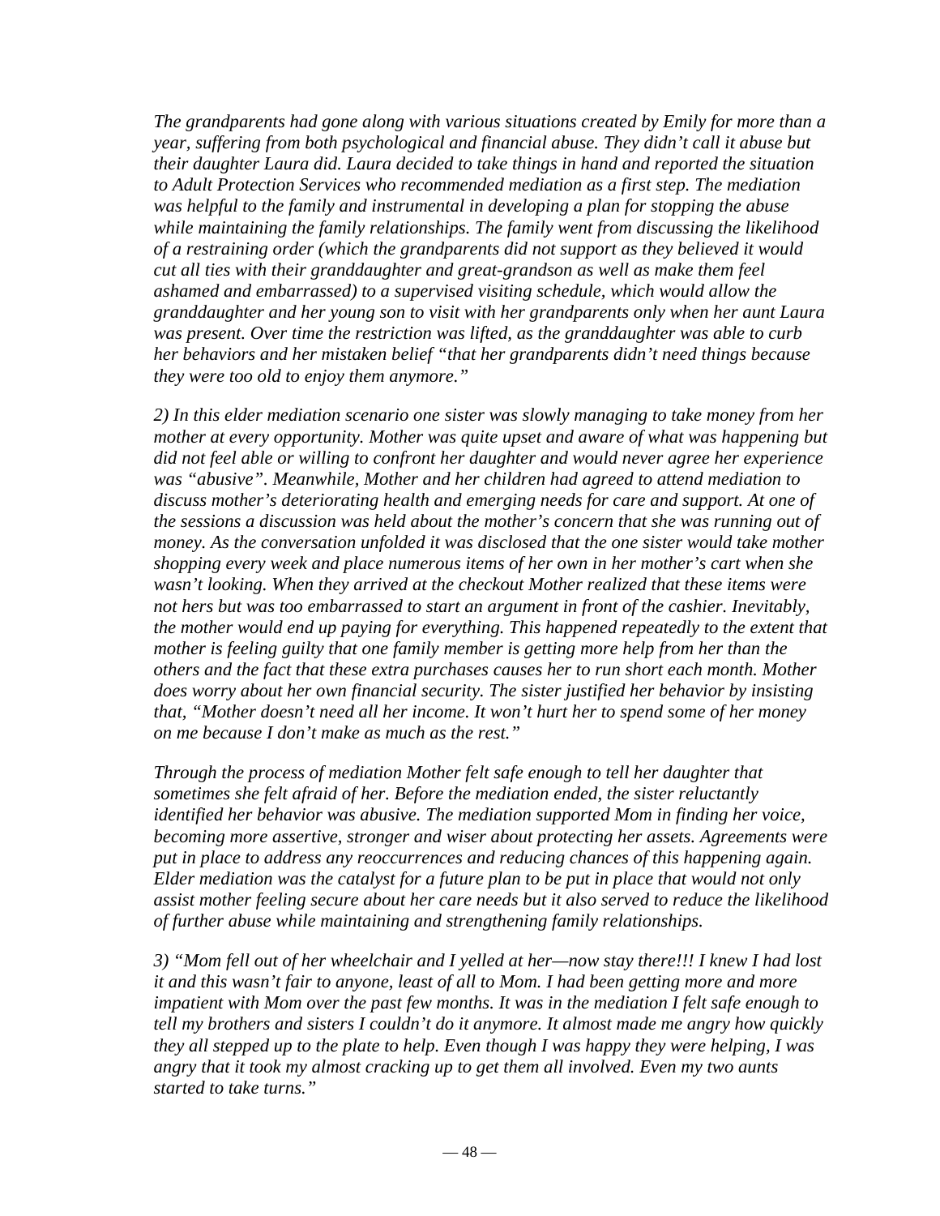*The grandparents had gone along with various situations created by Emily for more than a year, suffering from both psychological and financial abuse. They didn't call it abuse but their daughter Laura did. Laura decided to take things in hand and reported the situation to Adult Protection Services who recommended mediation as a first step. The mediation was helpful to the family and instrumental in developing a plan for stopping the abuse while maintaining the family relationships. The family went from discussing the likelihood of a restraining order (which the grandparents did not support as they believed it would cut all ties with their granddaughter and great-grandson as well as make them feel ashamed and embarrassed) to a supervised visiting schedule, which would allow the granddaughter and her young son to visit with her grandparents only when her aunt Laura was present. Over time the restriction was lifted, as the granddaughter was able to curb her behaviors and her mistaken belief "that her grandparents didn't need things because they were too old to enjoy them anymore."*

*2) In this elder mediation scenario one sister was slowly managing to take money from her mother at every opportunity. Mother was quite upset and aware of what was happening but did not feel able or willing to confront her daughter and would never agree her experience was "abusive". Meanwhile, Mother and her children had agreed to attend mediation to discuss mother's deteriorating health and emerging needs for care and support. At one of the sessions a discussion was held about the mother's concern that she was running out of money. As the conversation unfolded it was disclosed that the one sister would take mother shopping every week and place numerous items of her own in her mother's cart when she wasn't looking. When they arrived at the checkout Mother realized that these items were not hers but was too embarrassed to start an argument in front of the cashier. Inevitably, the mother would end up paying for everything. This happened repeatedly to the extent that mother is feeling guilty that one family member is getting more help from her than the others and the fact that these extra purchases causes her to run short each month. Mother does worry about her own financial security. The sister justified her behavior by insisting that, "Mother doesn't need all her income. It won't hurt her to spend some of her money on me because I don't make as much as the rest."*

*Through the process of mediation Mother felt safe enough to tell her daughter that sometimes she felt afraid of her. Before the mediation ended, the sister reluctantly identified her behavior was abusive. The mediation supported Mom in finding her voice, becoming more assertive, stronger and wiser about protecting her assets. Agreements were put in place to address any reoccurrences and reducing chances of this happening again. Elder mediation was the catalyst for a future plan to be put in place that would not only assist mother feeling secure about her care needs but it also served to reduce the likelihood of further abuse while maintaining and strengthening family relationships.*

*3) "Mom fell out of her wheelchair and I yelled at her—now stay there!!! I knew I had lost it and this wasn't fair to anyone, least of all to Mom. I had been getting more and more impatient with Mom over the past few months. It was in the mediation I felt safe enough to tell my brothers and sisters I couldn't do it anymore. It almost made me angry how quickly they all stepped up to the plate to help. Even though I was happy they were helping, I was angry that it took my almost cracking up to get them all involved. Even my two aunts started to take turns."*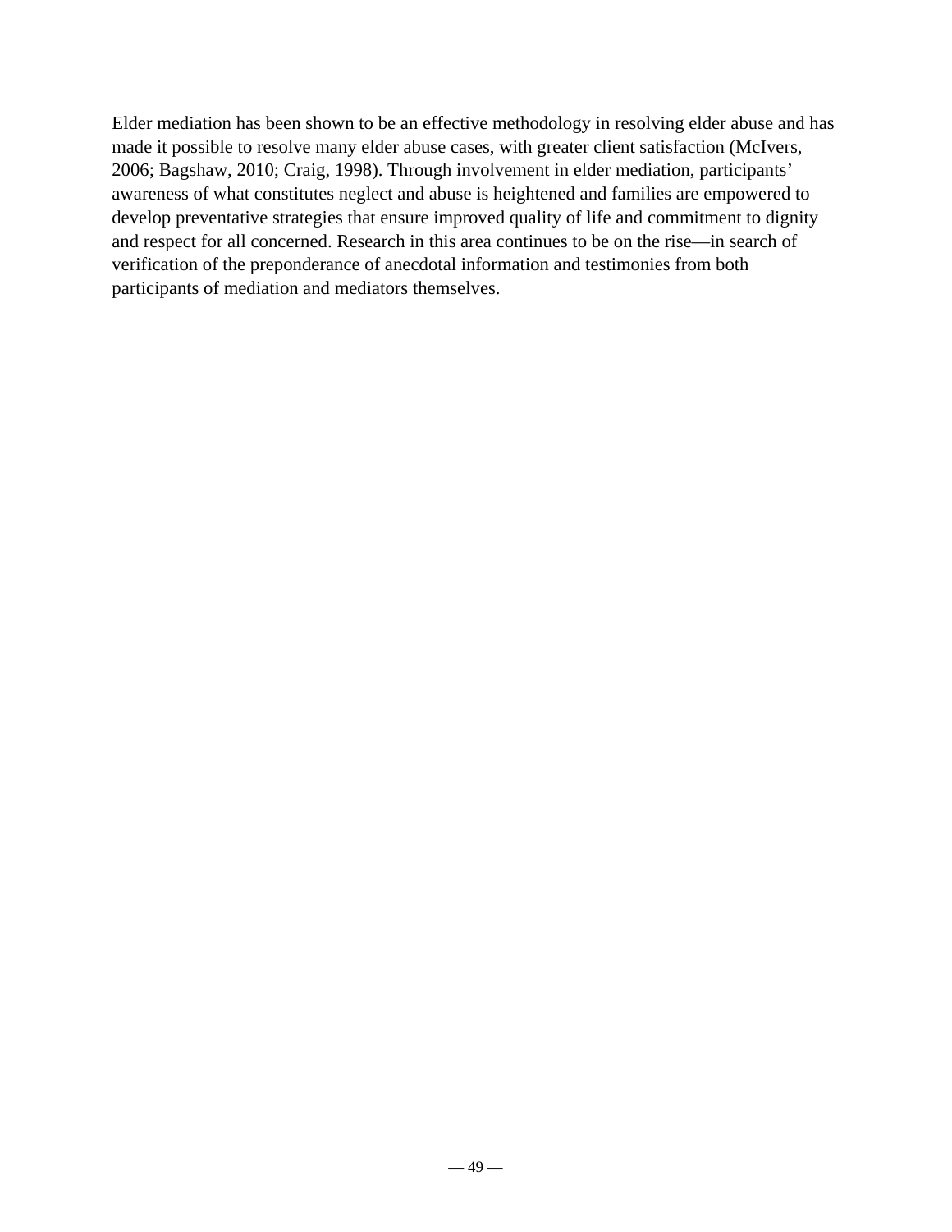Elder mediation has been shown to be an effective methodology in resolving elder abuse and has made it possible to resolve many elder abuse cases, with greater client satisfaction (McIvers, 2006; Bagshaw, 2010; Craig, 1998). Through involvement in elder mediation, participants' awareness of what constitutes neglect and abuse is heightened and families are empowered to develop preventative strategies that ensure improved quality of life and commitment to dignity and respect for all concerned. Research in this area continues to be on the rise—in search of verification of the preponderance of anecdotal information and testimonies from both participants of mediation and mediators themselves.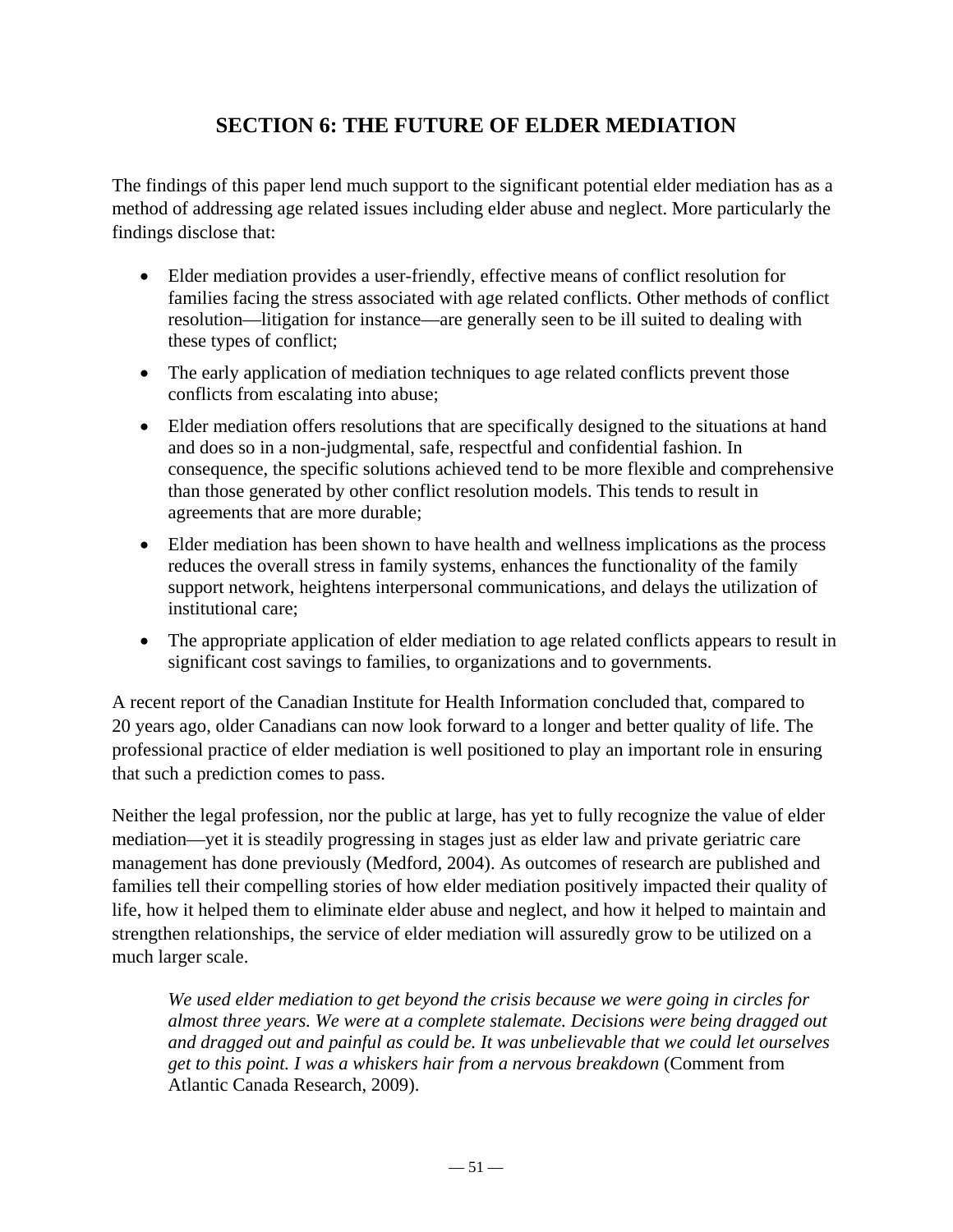## SECTION 6: THE FUTURE OF ELDER MEDIATION

The findings of this paper lend much support to the significant potential elder mediation has as a method of addressing age related issues including elder abuse and neglect. More particularly the findings disclose that:

- Elder mediation provides a user-friendly, effective means of conflict resolution for families facing the stress associated with age related conflicts. Other methods of conflict resolution—litigation for instance—are generally seen to be ill suited to dealing with these types of conflict;
- The early application of mediation techniques to age related conflicts prevent those conflicts from escalating into abuse;
- Elder mediation offers resolutions that are specifically designed to the situations at hand and does so in a non-judgmental, safe, respectful and confidential fashion. In consequence, the specific solutions achieved tend to be more flexible and comprehensive than those generated by other conflict resolution models. This tends to result in agreements that are more durable;
- Elder mediation has been shown to have health and wellness implications as the process reduces the overall stress in family systems, enhances the functionality of the family support network, heightens interpersonal communications, and delays the utilization of institutional care;
- The appropriate application of elder mediation to age related conflicts appears to result in significant cost savings to families, to organizations and to governments.

A recent report of the Canadian Institute for Health Information concluded that, compared to 20 years ago, older Canadians can now look forward to a longer and better quality of life. The professional practice of elder mediation is well positioned to play an important role in ensuring that such a prediction comes to pass.

Neither the legal profession, nor the public at large, has yet to fully recognize the value of elder mediation—yet it is steadily progressing in stages just as elder law and private geriatric care management has done previously (Medford, 2004). As outcomes of research are published and families tell their compelling stories of how elder mediation positively impacted their quality of life, how it helped them to eliminate elder abuse and neglect, and how it helped to maintain and strengthen relationships, the service of elder mediation will assuredly grow to be utilized on a much larger scale.

> *We used elder mediation to get beyond the crisis because we were going in circles for almost three years. We were at a complete stalemate. Decisions were being dragged out and dragged out and painful as could be. It was unbelievable that we could let ourselves get to this point. I was a whiskers hair from a nervous breakdown* (Comment from Atlantic Canada Research, 2009).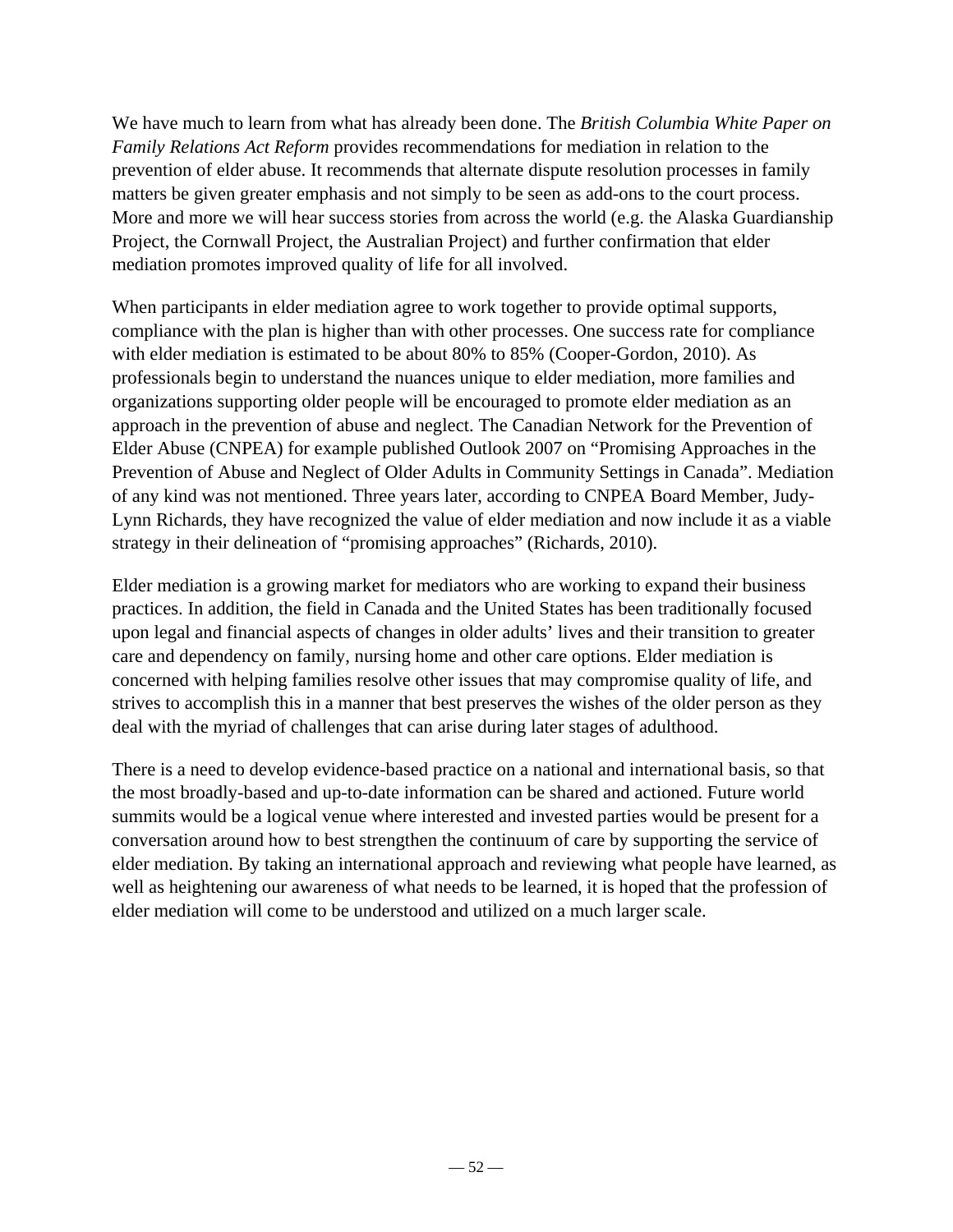We have much to learn from what has already been done. The *British Columbia White Paper on Family Relations Act Reform* provides recommendations for mediation in relation to the prevention of elder abuse. It recommends that alternate dispute resolution processes in family matters be given greater emphasis and not simply to be seen as add-ons to the court process. More and more we will hear success stories from across the world (e.g. the Alaska Guardianship Project, the Cornwall Project, the Australian Project) and further confirmation that elder mediation promotes improved quality of life for all involved.

When participants in elder mediation agree to work together to provide optimal supports, compliance with the plan is higher than with other processes. One success rate for compliance with elder mediation is estimated to be about 80% to 85% (Cooper-Gordon, 2010). As professionals begin to understand the nuances unique to elder mediation, more families and organizations supporting older people will be encouraged to promote elder mediation as an approach in the prevention of abuse and neglect. The Canadian Network for the Prevention of Elder Abuse (CNPEA) for example published Outlook 2007 on "Promising Approaches in the Prevention of Abuse and Neglect of Older Adults in Community Settings in Canada". Mediation of any kind was not mentioned. Three years later, according to CNPEA Board Member, Judy-Lynn Richards, they have recognized the value of elder mediation and now include it as a viable strategy in their delineation of "promising approaches" (Richards, 2010).

Elder mediation is a growing market for mediators who are working to expand their business practices. In addition, the field in Canada and the United States has been traditionally focused upon legal and financial aspects of changes in older adults' lives and their transition to greater care and dependency on family, nursing home and other care options. Elder mediation is concerned with helping families resolve other issues that may compromise quality of life, and strives to accomplish this in a manner that best preserves the wishes of the older person as they deal with the myriad of challenges that can arise during later stages of adulthood.

There is a need to develop evidence-based practice on a national and international basis, so that the most broadly-based and up-to-date information can be shared and actioned. Future world summits would be a logical venue where interested and invested parties would be present for a conversation around how to best strengthen the continuum of care by supporting the service of elder mediation. By taking an international approach and reviewing what people have learned, as well as heightening our awareness of what needs to be learned, it is hoped that the profession of elder mediation will come to be understood and utilized on a much larger scale.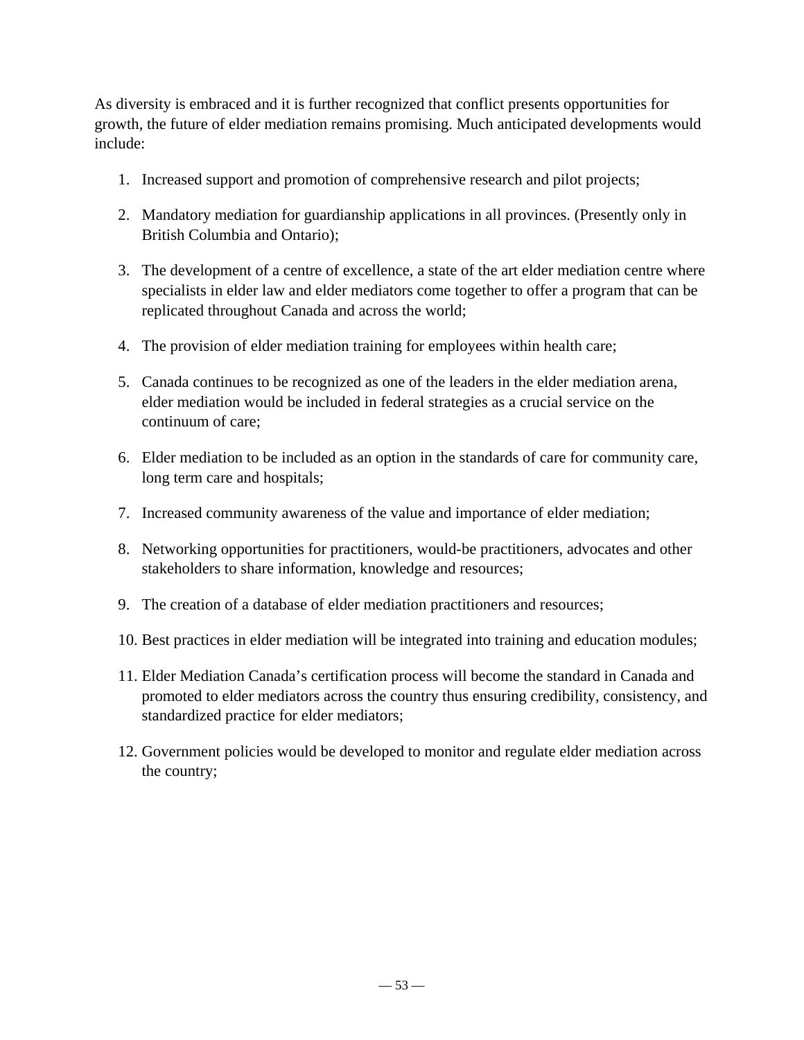As diversity is embraced and it is further recognized that conflict presents opportunities for growth, the future of elder mediation remains promising. Much anticipated developments would include:

1. Increased support and promotion of comprehensive research and pilot projects;
2. Mandatory mediation for guardianship applications in all provinces. (Presently only in British Columbia and Ontario);
3. The development of a centre of excellence, a state of the art elder mediation centre where specialists in elder law and elder mediators come together to offer a program that can be replicated throughout Canada and across the world;
4. The provision of elder mediation training for employees within health care;
5. Canada continues to be recognized as one of the leaders in the elder mediation arena, elder mediation would be included in federal strategies as a crucial service on the continuum of care;
6. Elder mediation to be included as an option in the standards of care for community care, long term care and hospitals;
7. Increased community awareness of the value and importance of elder mediation;
8. Networking opportunities for practitioners, would-be practitioners, advocates and other stakeholders to share information, knowledge and resources;
9. The creation of a database of elder mediation practitioners and resources;
10. Best practices in elder mediation will be integrated into training and education modules;
11. Elder Mediation Canada's certification process will become the standard in Canada and promoted to elder mediators across the country thus ensuring credibility, consistency, and standardized practice for elder mediators;
12. Government policies would be developed to monitor and regulate elder mediation across the country;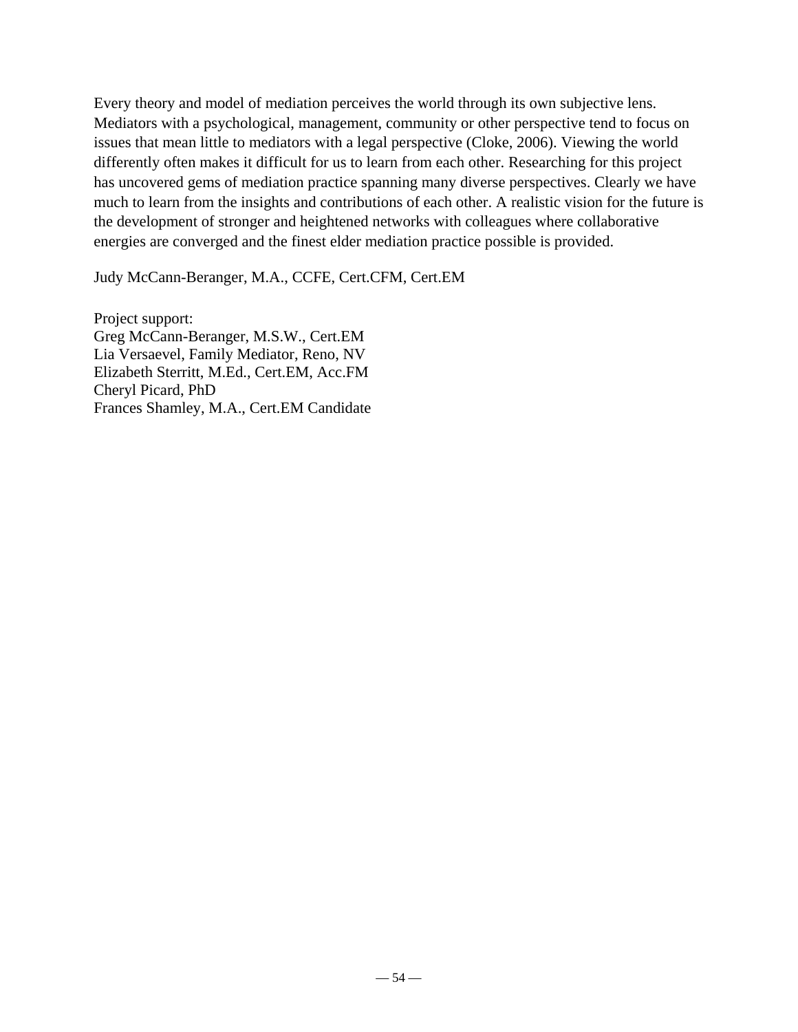Every theory and model of mediation perceives the world through its own subjective lens. Mediators with a psychological, management, community or other perspective tend to focus on issues that mean little to mediators with a legal perspective (Cloke, 2006). Viewing the world differently often makes it difficult for us to learn from each other. Researching for this project has uncovered gems of mediation practice spanning many diverse perspectives. Clearly we have much to learn from the insights and contributions of each other. A realistic vision for the future is the development of stronger and heightened networks with colleagues where collaborative energies are converged and the finest elder mediation practice possible is provided.

Judy McCann-Beranger, M.A., CCFE, Cert.CFM, Cert.EM

Project support:
Greg McCann-Beranger, M.S.W., Cert.EM
Lia Versaevel, Family Mediator, Reno, NV
Elizabeth Sterritt, M.Ed., Cert.EM, Acc.FM
Cheryl Picard, PhD
Frances Shamley, M.A., Cert.EM Candidate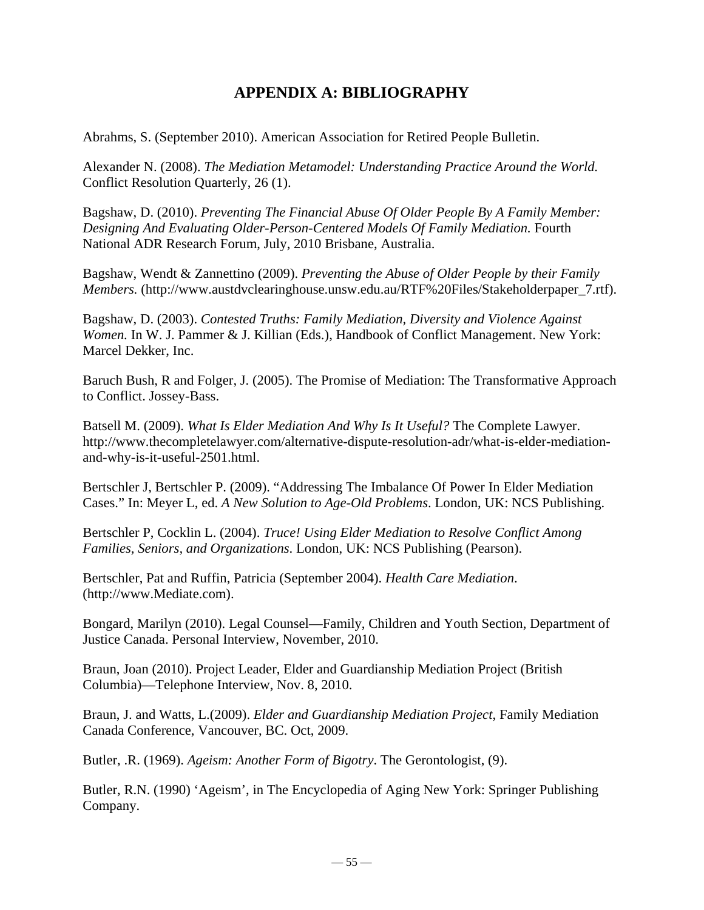# APPENDIX A: BIBLIOGRAPHY

Abrahms, S. (September 2010). American Association for Retired People Bulletin.

Alexander N. (2008). *The Mediation Metamodel: Understanding Practice Around the World.* Conflict Resolution Quarterly, 26 (1).

Bagshaw, D. (2010). *Preventing The Financial Abuse Of Older People By A Family Member: Designing And Evaluating Older-Person-Centered Models Of Family Mediation.* Fourth National ADR Research Forum, July, 2010 Brisbane, Australia.

Bagshaw, Wendt & Zannettino (2009). *Preventing the Abuse of Older People by their Family Members.* (http://www.austdvclearinghouse.unsw.edu.au/RTF%20Files/Stakeholderpaper_7.rtf).

Bagshaw, D. (2003). *Contested Truths: Family Mediation, Diversity and Violence Against Women.* In W. J. Pammer & J. Killian (Eds.), Handbook of Conflict Management. New York: Marcel Dekker, Inc.

Baruch Bush, R and Folger, J. (2005). The Promise of Mediation: The Transformative Approach to Conflict. Jossey-Bass.

Batsell M. (2009). *What Is Elder Mediation And Why Is It Useful?* The Complete Lawyer. http://www.thecompletelawyer.com/alternative-dispute-resolution-adr/what-is-elder-mediation-and-why-is-it-useful-2501.html.

Bertschler J, Bertschler P. (2009). "Addressing The Imbalance Of Power In Elder Mediation Cases." In: Meyer L, ed. *A New Solution to Age-Old Problems*. London, UK: NCS Publishing.

Bertschler P, Cocklin L. (2004). *Truce! Using Elder Mediation to Resolve Conflict Among Families, Seniors, and Organizations*. London, UK: NCS Publishing (Pearson).

Bertschler, Pat and Ruffin, Patricia (September 2004). *Health Care Mediation*. (http://www.Mediate.com).

Bongard, Marilyn (2010). Legal Counsel—Family, Children and Youth Section, Department of Justice Canada. Personal Interview, November, 2010.

Braun, Joan (2010). Project Leader, Elder and Guardianship Mediation Project (British Columbia)—Telephone Interview, Nov. 8, 2010.

Braun, J. and Watts, L.(2009). *Elder and Guardianship Mediation Project*, Family Mediation Canada Conference, Vancouver, BC. Oct, 2009.

Butler, .R. (1969). *Ageism: Another Form of Bigotry*. The Gerontologist, (9).

Butler, R.N. (1990) 'Ageism', in The Encyclopedia of Aging New York: Springer Publishing Company.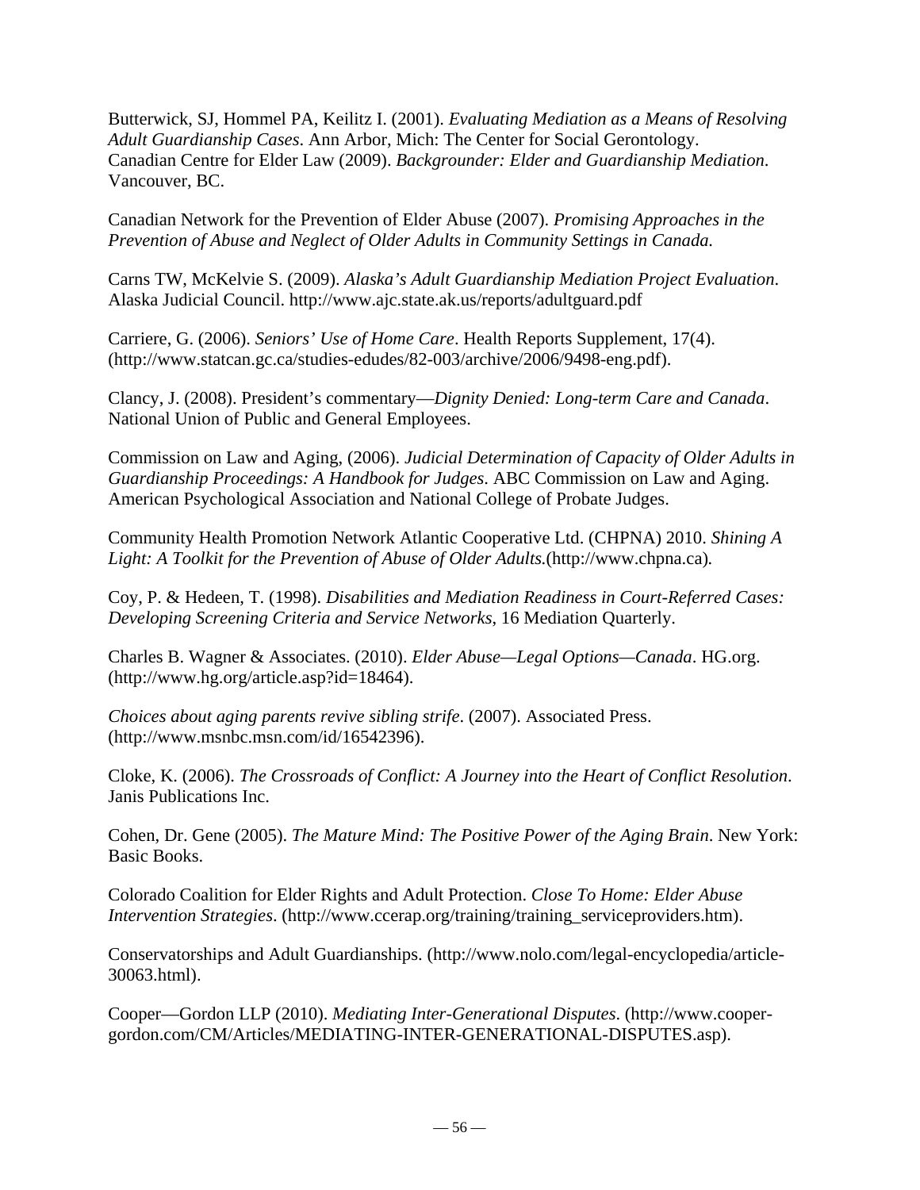Butterwick, SJ, Hommel PA, Keilitz I. (2001). *Evaluating Mediation as a Means of Resolving Adult Guardianship Cases*. Ann Arbor, Mich: The Center for Social Gerontology.
Canadian Centre for Elder Law (2009). *Backgrounder: Elder and Guardianship Mediation*. Vancouver, BC.

Canadian Network for the Prevention of Elder Abuse (2007). *Promising Approaches in the Prevention of Abuse and Neglect of Older Adults in Community Settings in Canada.*

Carns TW, McKelvie S. (2009). *Alaska's Adult Guardianship Mediation Project Evaluation*. Alaska Judicial Council. http://www.ajc.state.ak.us/reports/adultguard.pdf

Carriere, G. (2006). *Seniors' Use of Home Care*. Health Reports Supplement, 17(4). (http://www.statcan.gc.ca/studies-edudes/82-003/archive/2006/9498-eng.pdf).

Clancy, J. (2008). President's commentary—*Dignity Denied: Long-term Care and Canada*. National Union of Public and General Employees.

Commission on Law and Aging, (2006). *Judicial Determination of Capacity of Older Adults in Guardianship Proceedings: A Handbook for Judges*. ABC Commission on Law and Aging. American Psychological Association and National College of Probate Judges.

Community Health Promotion Network Atlantic Cooperative Ltd. (CHPNA) 2010. *Shining A Light: A Toolkit for the Prevention of Abuse of Older Adults.*(http://www.chpna.ca).

Coy, P. & Hedeen, T. (1998). *Disabilities and Mediation Readiness in Court-Referred Cases: Developing Screening Criteria and Service Networks*, 16 Mediation Quarterly.

Charles B. Wagner & Associates. (2010). *Elder Abuse—Legal Options—Canada*. HG.org. (http://www.hg.org/article.asp?id=18464).

*Choices about aging parents revive sibling strife*. (2007). Associated Press. (http://www.msnbc.msn.com/id/16542396).

Cloke, K. (2006). *The Crossroads of Conflict: A Journey into the Heart of Conflict Resolution*. Janis Publications Inc.

Cohen, Dr. Gene (2005). *The Mature Mind: The Positive Power of the Aging Brain*. New York: Basic Books.

Colorado Coalition for Elder Rights and Adult Protection. *Close To Home: Elder Abuse Intervention Strategies*. (http://www.ccerap.org/training/training_serviceproviders.htm).

Conservatorships and Adult Guardianships. (http://www.nolo.com/legal-encyclopedia/article-30063.html).

Cooper—Gordon LLP (2010). *Mediating Inter-Generational Disputes*. (http://www.cooper-gordon.com/CM/Articles/MEDIATING-INTER-GENERATIONAL-DISPUTES.asp).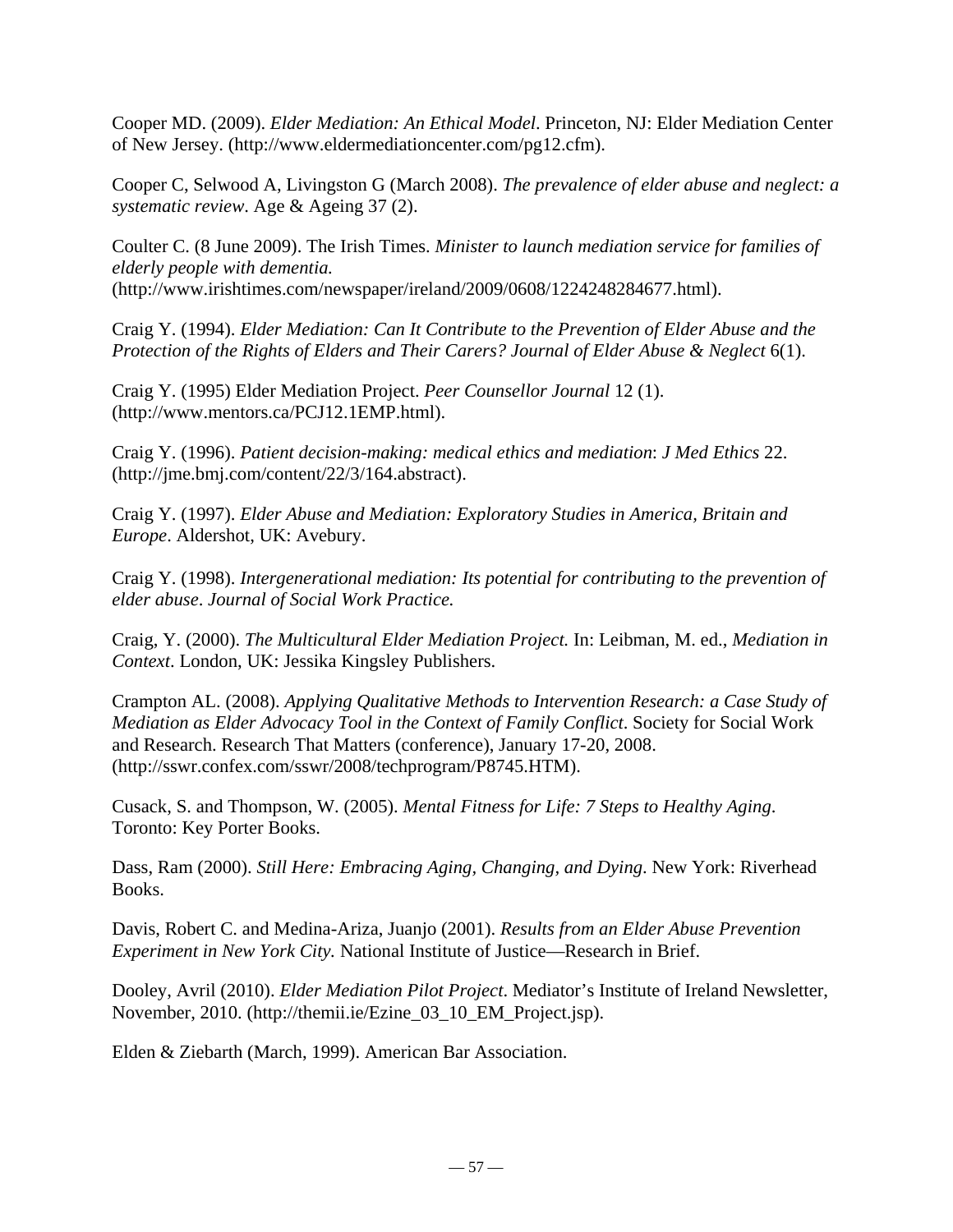Cooper MD. (2009). *Elder Mediation: An Ethical Model*. Princeton, NJ: Elder Mediation Center of New Jersey. (http://www.eldermediationcenter.com/pg12.cfm).

Cooper C, Selwood A, Livingston G (March 2008). *The prevalence of elder abuse and neglect: a systematic review*. Age & Ageing 37 (2).

Coulter C. (8 June 2009). The Irish Times. *Minister to launch mediation service for families of elderly people with dementia.* (http://www.irishtimes.com/newspaper/ireland/2009/0608/1224248284677.html).

Craig Y. (1994). *Elder Mediation: Can It Contribute to the Prevention of Elder Abuse and the Protection of the Rights of Elders and Their Carers? Journal of Elder Abuse & Neglect* 6(1).

Craig Y. (1995) Elder Mediation Project. *Peer Counsellor Journal* 12 (1). (http://www.mentors.ca/PCJ12.1EMP.html).

Craig Y. (1996). *Patient decision-making: medical ethics and mediation*: *J Med Ethics* 22. (http://jme.bmj.com/content/22/3/164.abstract).

Craig Y. (1997). *Elder Abuse and Mediation: Exploratory Studies in America, Britain and Europe*. Aldershot, UK: Avebury.

Craig Y. (1998). *Intergenerational mediation: Its potential for contributing to the prevention of elder abuse*. *Journal of Social Work Practice.*

Craig, Y. (2000). *The Multicultural Elder Mediation Project.* In: Leibman, M. ed., *Mediation in Context*. London, UK: Jessika Kingsley Publishers.

Crampton AL. (2008). *Applying Qualitative Methods to Intervention Research: a Case Study of Mediation as Elder Advocacy Tool in the Context of Family Conflict*. Society for Social Work and Research. Research That Matters (conference), January 17-20, 2008. (http://sswr.confex.com/sswr/2008/techprogram/P8745.HTM).

Cusack, S. and Thompson, W. (2005). *Mental Fitness for Life: 7 Steps to Healthy Aging*. Toronto: Key Porter Books.

Dass, Ram (2000). *Still Here: Embracing Aging, Changing, and Dying*. New York: Riverhead Books.

Davis, Robert C. and Medina-Ariza, Juanjo (2001). *Results from an Elder Abuse Prevention Experiment in New York City.* National Institute of Justice—Research in Brief.

Dooley, Avril (2010). *Elder Mediation Pilot Project*. Mediator's Institute of Ireland Newsletter, November, 2010. (http://themii.ie/Ezine_03_10_EM_Project.jsp).

Elden & Ziebarth (March, 1999). American Bar Association.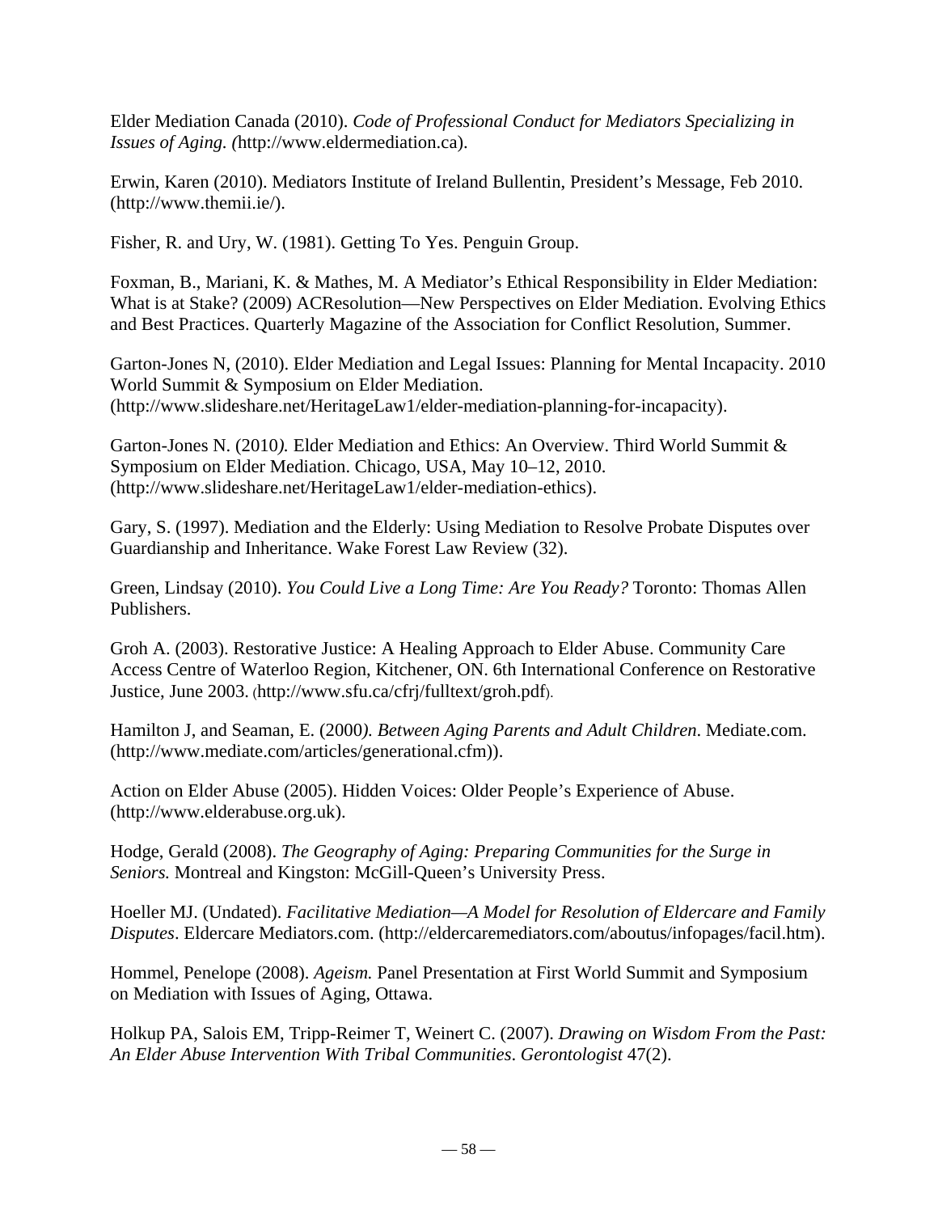Elder Mediation Canada (2010). *Code of Professional Conduct for Mediators Specializing in Issues of Aging. (*http://www.eldermediation.ca).

Erwin, Karen (2010). Mediators Institute of Ireland Bullentin, President's Message, Feb 2010. (http://www.themii.ie/).

Fisher, R. and Ury, W. (1981). Getting To Yes. Penguin Group.

Foxman, B., Mariani, K. & Mathes, M. A Mediator's Ethical Responsibility in Elder Mediation: What is at Stake? (2009) ACResolution—New Perspectives on Elder Mediation. Evolving Ethics and Best Practices. Quarterly Magazine of the Association for Conflict Resolution, Summer.

Garton-Jones N, (2010). Elder Mediation and Legal Issues: Planning for Mental Incapacity. 2010 World Summit & Symposium on Elder Mediation. (http://www.slideshare.net/HeritageLaw1/elder-mediation-planning-for-incapacity).

Garton-Jones N. (2010*).* Elder Mediation and Ethics: An Overview. Third World Summit & Symposium on Elder Mediation. Chicago, USA, May 10–12, 2010. (http://www.slideshare.net/HeritageLaw1/elder-mediation-ethics).

Gary, S. (1997). Mediation and the Elderly: Using Mediation to Resolve Probate Disputes over Guardianship and Inheritance. Wake Forest Law Review (32).

Green, Lindsay (2010). *You Could Live a Long Time: Are You Ready?* Toronto: Thomas Allen Publishers.

Groh A. (2003). Restorative Justice: A Healing Approach to Elder Abuse. Community Care Access Centre of Waterloo Region, Kitchener, ON. 6th International Conference on Restorative Justice, June 2003. (http://www.sfu.ca/cfrj/fulltext/groh.pdf).

Hamilton J, and Seaman, E. (2000*). Between Aging Parents and Adult Children*. Mediate.com. (http://www.mediate.com/articles/generational.cfm)).

Action on Elder Abuse (2005). Hidden Voices: Older People's Experience of Abuse. (http://www.elderabuse.org.uk).

Hodge, Gerald (2008). *The Geography of Aging: Preparing Communities for the Surge in Seniors.* Montreal and Kingston: McGill-Queen's University Press.

Hoeller MJ. (Undated). *Facilitative Mediation—A Model for Resolution of Eldercare and Family Disputes*. Eldercare Mediators.com. (http://eldercaremediators.com/aboutus/infopages/facil.htm).

Hommel, Penelope (2008). *Ageism.* Panel Presentation at First World Summit and Symposium on Mediation with Issues of Aging, Ottawa.

Holkup PA, Salois EM, Tripp-Reimer T, Weinert C. (2007). *Drawing on Wisdom From the Past: An Elder Abuse Intervention With Tribal Communities*. *Gerontologist* 47(2).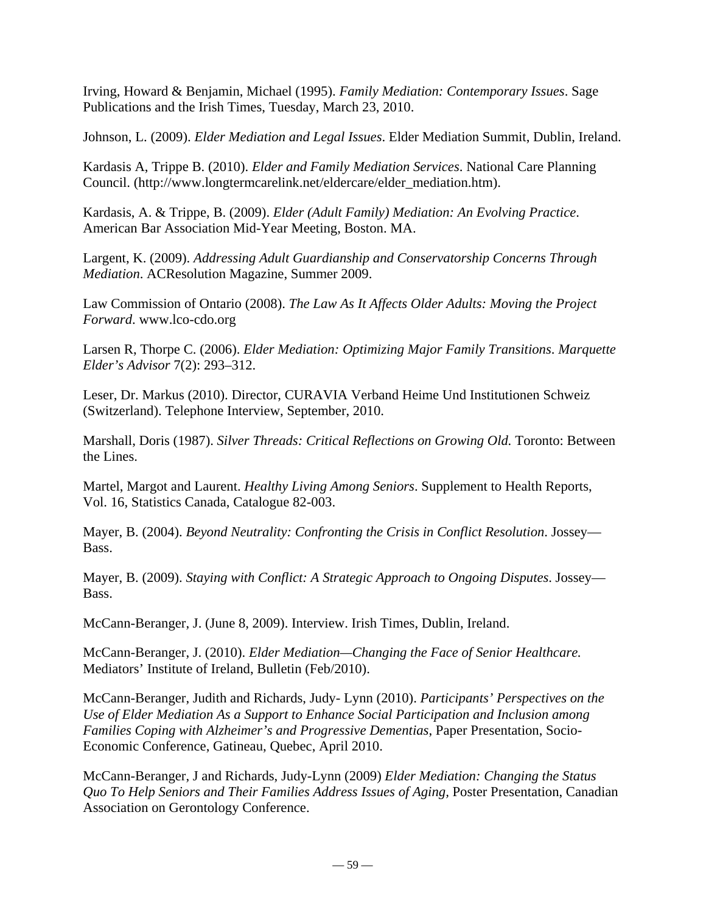Irving, Howard & Benjamin, Michael (1995). *Family Mediation: Contemporary Issues*. Sage Publications and the Irish Times, Tuesday, March 23, 2010.

Johnson, L. (2009). *Elder Mediation and Legal Issues*. Elder Mediation Summit, Dublin, Ireland.

Kardasis A, Trippe B. (2010). *Elder and Family Mediation Services*. National Care Planning Council. (http://www.longtermcarelink.net/eldercare/elder_mediation.htm).

Kardasis, A. & Trippe, B. (2009). *Elder (Adult Family) Mediation: An Evolving Practice*. American Bar Association Mid-Year Meeting, Boston. MA.

Largent, K. (2009). *Addressing Adult Guardianship and Conservatorship Concerns Through Mediation*. ACResolution Magazine, Summer 2009.

Law Commission of Ontario (2008). *The Law As It Affects Older Adults: Moving the Project Forward*. www.lco-cdo.org

Larsen R, Thorpe C. (2006). *Elder Mediation: Optimizing Major Family Transitions*. *Marquette Elder's Advisor* 7(2): 293–312.

Leser, Dr. Markus (2010). Director, CURAVIA Verband Heime Und Institutionen Schweiz (Switzerland). Telephone Interview, September, 2010.

Marshall, Doris (1987). *Silver Threads: Critical Reflections on Growing Old.* Toronto: Between the Lines.

Martel, Margot and Laurent. *Healthy Living Among Seniors*. Supplement to Health Reports, Vol. 16, Statistics Canada, Catalogue 82-003.

Mayer, B. (2004). *Beyond Neutrality: Confronting the Crisis in Conflict Resolution*. Jossey—Bass.

Mayer, B. (2009). *Staying with Conflict: A Strategic Approach to Ongoing Disputes*. Jossey—Bass.

McCann-Beranger, J. (June 8, 2009). Interview. Irish Times, Dublin, Ireland.

McCann-Beranger, J. (2010). *Elder Mediation—Changing the Face of Senior Healthcare.* Mediators' Institute of Ireland, Bulletin (Feb/2010).

McCann-Beranger, Judith and Richards, Judy- Lynn (2010). *Participants' Perspectives on the Use of Elder Mediation As a Support to Enhance Social Participation and Inclusion among Families Coping with Alzheimer's and Progressive Dementias*, Paper Presentation, Socio-Economic Conference, Gatineau, Quebec, April 2010.

McCann-Beranger, J and Richards, Judy-Lynn (2009) *Elder Mediation: Changing the Status Quo To Help Seniors and Their Families Address Issues of Aging,* Poster Presentation, Canadian Association on Gerontology Conference.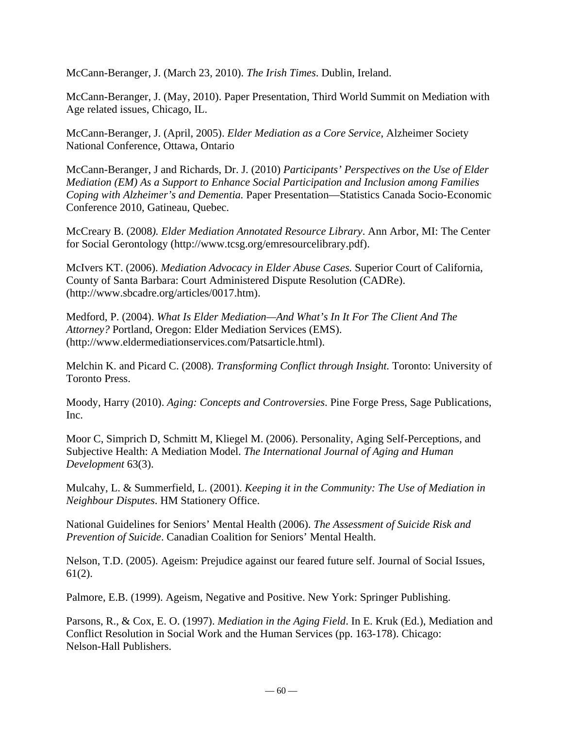McCann-Beranger, J. (March 23, 2010). *The Irish Times*. Dublin, Ireland.

McCann-Beranger, J. (May, 2010). Paper Presentation, Third World Summit on Mediation with Age related issues, Chicago, IL.

McCann-Beranger, J. (April, 2005). *Elder Mediation as a Core Service*, Alzheimer Society National Conference, Ottawa, Ontario

McCann-Beranger, J and Richards, Dr. J. (2010) *Participants' Perspectives on the Use of Elder Mediation (EM) As a Support to Enhance Social Participation and Inclusion among Families Coping with Alzheimer's and Dementia.* Paper Presentation—Statistics Canada Socio-Economic Conference 2010, Gatineau, Quebec.

McCreary B. (2008*). Elder Mediation Annotated Resource Library*. Ann Arbor, MI: The Center for Social Gerontology (http://www.tcsg.org/emresourcelibrary.pdf).

McIvers KT. (2006). *Mediation Advocacy in Elder Abuse Cases.* Superior Court of California, County of Santa Barbara: Court Administered Dispute Resolution (CADRe). (http://www.sbcadre.org/articles/0017.htm).

Medford, P. (2004). *What Is Elder Mediation—And What's In It For The Client And The Attorney?* Portland, Oregon: Elder Mediation Services (EMS). (http://www.eldermediationservices.com/Patsarticle.html).

Melchin K. and Picard C. (2008). *Transforming Conflict through Insight.* Toronto: University of Toronto Press.

Moody, Harry (2010). *Aging: Concepts and Controversies*. Pine Forge Press, Sage Publications, Inc.

Moor C, Simprich D, Schmitt M, Kliegel M. (2006). Personality, Aging Self-Perceptions, and Subjective Health: A Mediation Model. *The International Journal of Aging and Human Development* 63(3).

Mulcahy, L. & Summerfield, L. (2001). *Keeping it in the Community: The Use of Mediation in Neighbour Disputes*. HM Stationery Office.

National Guidelines for Seniors' Mental Health (2006). *The Assessment of Suicide Risk and Prevention of Suicide*. Canadian Coalition for Seniors' Mental Health.

Nelson, T.D. (2005). Ageism: Prejudice against our feared future self. Journal of Social Issues, 61(2).

Palmore, E.B. (1999). Ageism, Negative and Positive. New York: Springer Publishing.

Parsons, R., & Cox, E. O. (1997). *Mediation in the Aging Field*. In E. Kruk (Ed.), Mediation and Conflict Resolution in Social Work and the Human Services (pp. 163-178). Chicago: Nelson-Hall Publishers.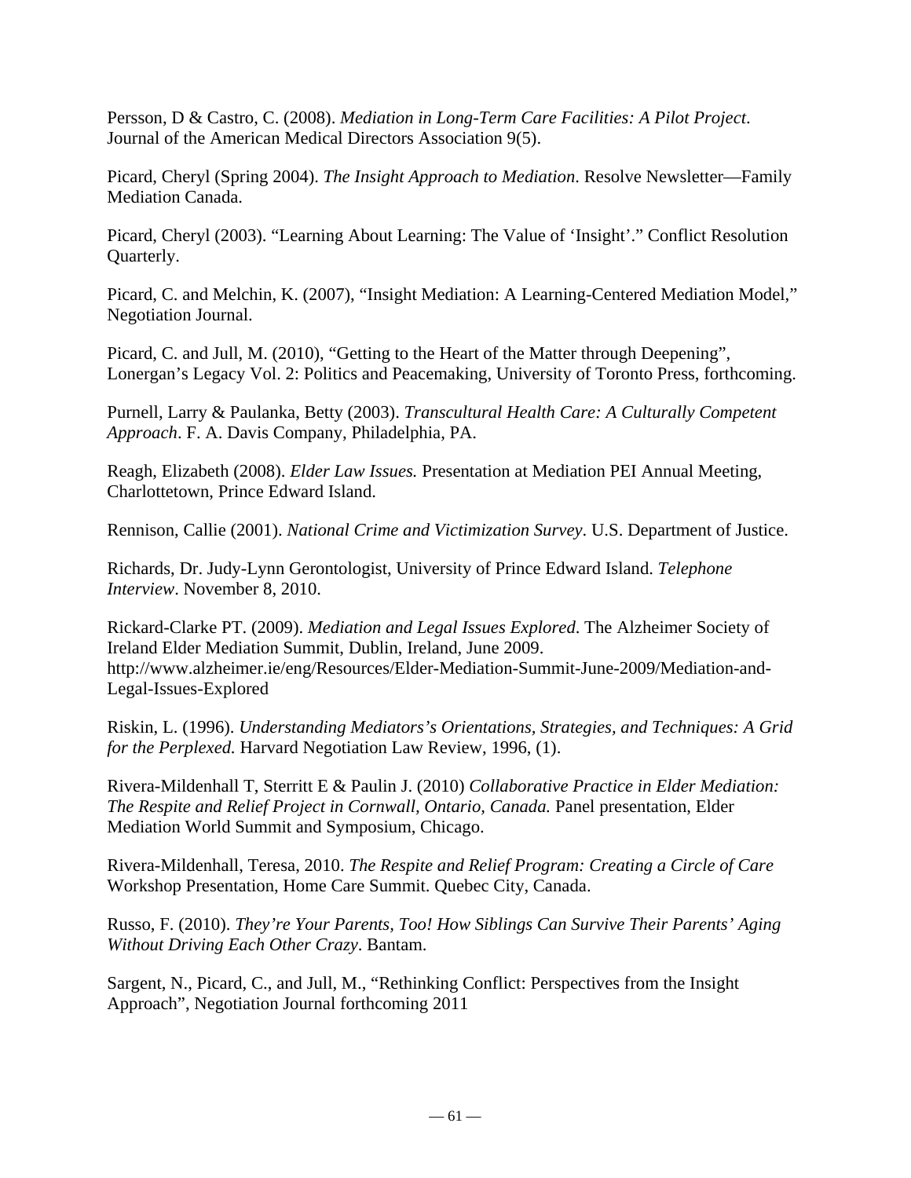Persson, D & Castro, C. (2008). *Mediation in Long-Term Care Facilities: A Pilot Project*. Journal of the American Medical Directors Association 9(5).

Picard, Cheryl (Spring 2004). *The Insight Approach to Mediation*. Resolve Newsletter—Family Mediation Canada.

Picard, Cheryl (2003). "Learning About Learning: The Value of 'Insight'." Conflict Resolution Quarterly.

Picard, C. and Melchin, K. (2007), "Insight Mediation: A Learning-Centered Mediation Model," Negotiation Journal.

Picard, C. and Jull, M. (2010), "Getting to the Heart of the Matter through Deepening", Lonergan's Legacy Vol. 2: Politics and Peacemaking, University of Toronto Press, forthcoming.

Purnell, Larry & Paulanka, Betty (2003). *Transcultural Health Care: A Culturally Competent Approach*. F. A. Davis Company, Philadelphia, PA.

Reagh, Elizabeth (2008). *Elder Law Issues.* Presentation at Mediation PEI Annual Meeting, Charlottetown, Prince Edward Island.

Rennison, Callie (2001). *National Crime and Victimization Survey*. U.S. Department of Justice.

Richards, Dr. Judy-Lynn Gerontologist, University of Prince Edward Island. *Telephone Interview*. November 8, 2010.

Rickard-Clarke PT. (2009). *Mediation and Legal Issues Explored*. The Alzheimer Society of Ireland Elder Mediation Summit, Dublin, Ireland, June 2009. http://www.alzheimer.ie/eng/Resources/Elder-Mediation-Summit-June-2009/Mediation-and-Legal-Issues-Explored

Riskin, L. (1996). *Understanding Mediators's Orientations, Strategies, and Techniques: A Grid for the Perplexed.* Harvard Negotiation Law Review, 1996, (1).

Rivera-Mildenhall T, Sterritt E & Paulin J. (2010) *Collaborative Practice in Elder Mediation: The Respite and Relief Project in Cornwall, Ontario, Canada.* Panel presentation, Elder Mediation World Summit and Symposium, Chicago.

Rivera-Mildenhall, Teresa, 2010. *The Respite and Relief Program: Creating a Circle of Care* Workshop Presentation, Home Care Summit. Quebec City, Canada.

Russo, F. (2010). *They're Your Parents, Too! How Siblings Can Survive Their Parents' Aging Without Driving Each Other Crazy*. Bantam.

Sargent, N., Picard, C., and Jull, M., "Rethinking Conflict: Perspectives from the Insight Approach", Negotiation Journal forthcoming 2011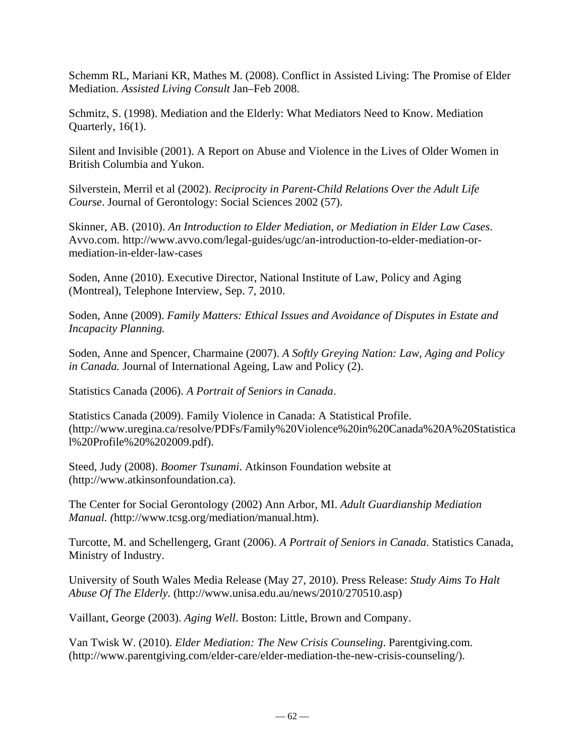Schemm RL, Mariani KR, Mathes M. (2008). Conflict in Assisted Living: The Promise of Elder Mediation. *Assisted Living Consult* Jan–Feb 2008.

Schmitz, S. (1998). Mediation and the Elderly: What Mediators Need to Know. Mediation Quarterly, 16(1).

Silent and Invisible (2001). A Report on Abuse and Violence in the Lives of Older Women in British Columbia and Yukon.

Silverstein, Merril et al (2002). *Reciprocity in Parent-Child Relations Over the Adult Life Course*. Journal of Gerontology: Social Sciences 2002 (57).

Skinner, AB. (2010). *An Introduction to Elder Mediation, or Mediation in Elder Law Cases*. Avvo.com. http://www.avvo.com/legal-guides/ugc/an-introduction-to-elder-mediation-or-mediation-in-elder-law-cases

Soden, Anne (2010). Executive Director, National Institute of Law, Policy and Aging (Montreal), Telephone Interview, Sep. 7, 2010.

Soden, Anne (2009). *Family Matters: Ethical Issues and Avoidance of Disputes in Estate and Incapacity Planning.*

Soden, Anne and Spencer, Charmaine (2007). *A Softly Greying Nation: Law, Aging and Policy in Canada.* Journal of International Ageing, Law and Policy (2).

Statistics Canada (2006). *A Portrait of Seniors in Canada*.

Statistics Canada (2009). Family Violence in Canada: A Statistical Profile. (http://www.uregina.ca/resolve/PDFs/Family%20Violence%20in%20Canada%20A%20Statistical%20Profile%20%202009.pdf).

Steed, Judy (2008). *Boomer Tsunami*. Atkinson Foundation website at (http://www.atkinsonfoundation.ca).

The Center for Social Gerontology (2002) Ann Arbor, MI. *Adult Guardianship Mediation Manual. (*http://www.tcsg.org/mediation/manual.htm).

Turcotte, M. and Schellengerg, Grant (2006). *A Portrait of Seniors in Canada*. Statistics Canada, Ministry of Industry.

University of South Wales Media Release (May 27, 2010). Press Release: *Study Aims To Halt Abuse Of The Elderly.* (http://www.unisa.edu.au/news/2010/270510.asp)

Vaillant, George (2003). *Aging Well*. Boston: Little, Brown and Company.

Van Twisk W. (2010). *Elder Mediation: The New Crisis Counseling*. Parentgiving.com. (http://www.parentgiving.com/elder-care/elder-mediation-the-new-crisis-counseling/).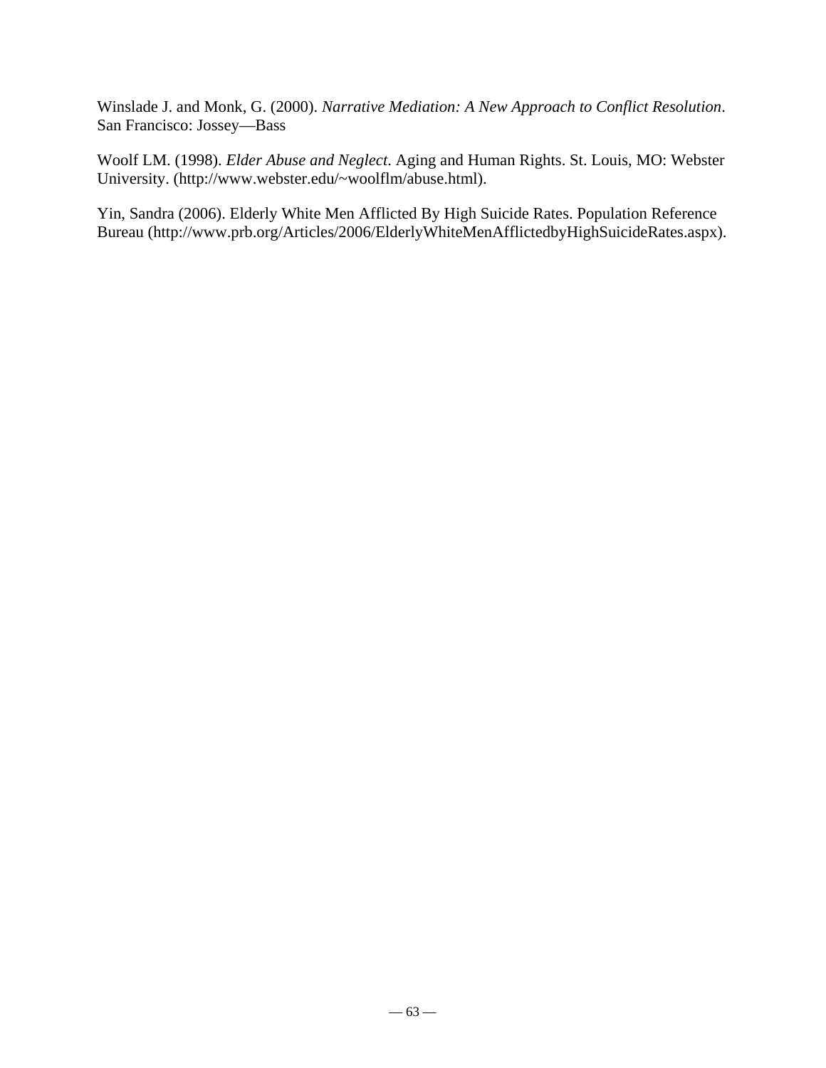Winslade J. and Monk, G. (2000). *Narrative Mediation: A New Approach to Conflict Resolution*. San Francisco: Jossey—Bass

Woolf LM. (1998). *Elder Abuse and Neglect*. Aging and Human Rights. St. Louis, MO: Webster University. (http://www.webster.edu/~woolflm/abuse.html).

Yin, Sandra (2006). Elderly White Men Afflicted By High Suicide Rates. Population Reference Bureau (http://www.prb.org/Articles/2006/ElderlyWhiteMenAfflictedbyHighSuicideRates.aspx).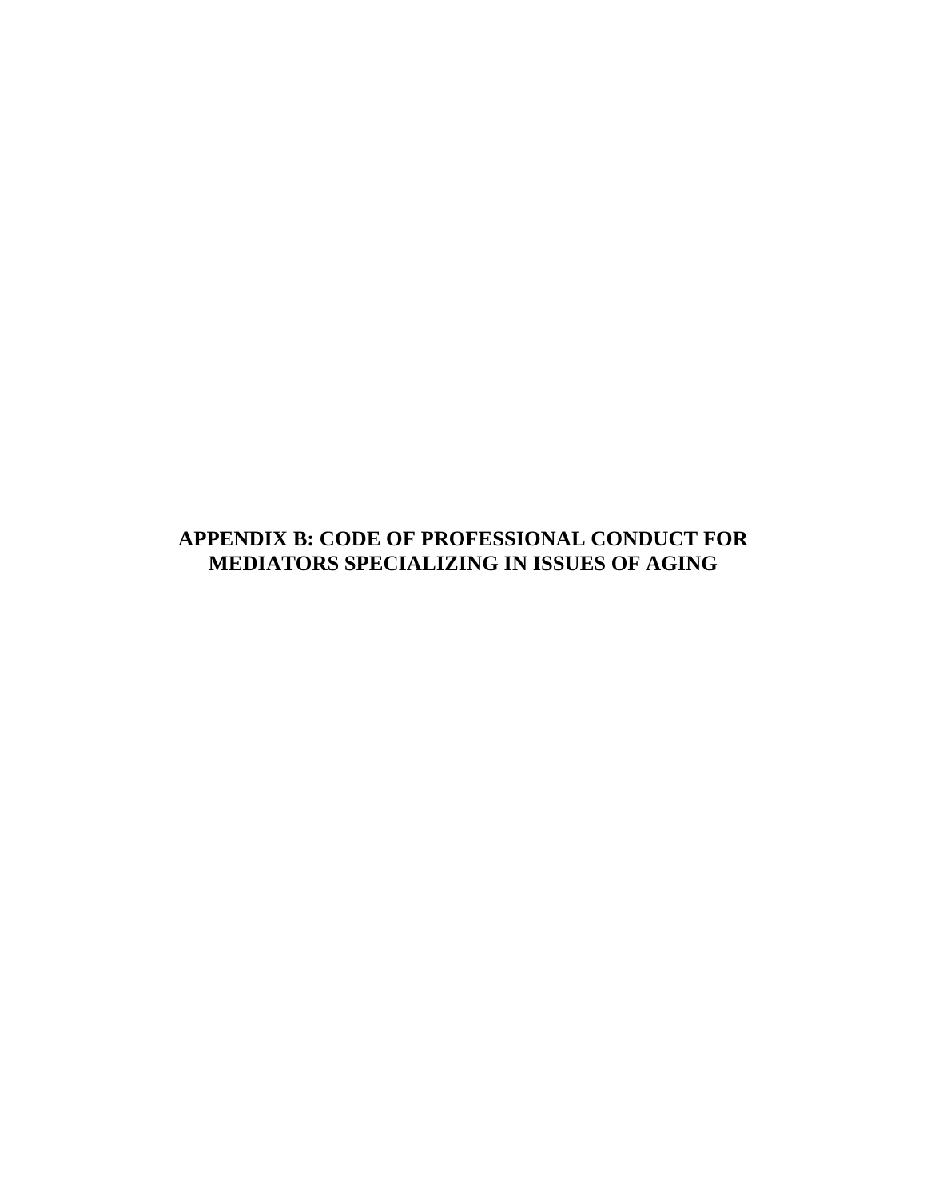# APPENDIX B: CODE OF PROFESSIONAL CONDUCT FOR MEDIATORS SPECIALIZING IN ISSUES OF AGING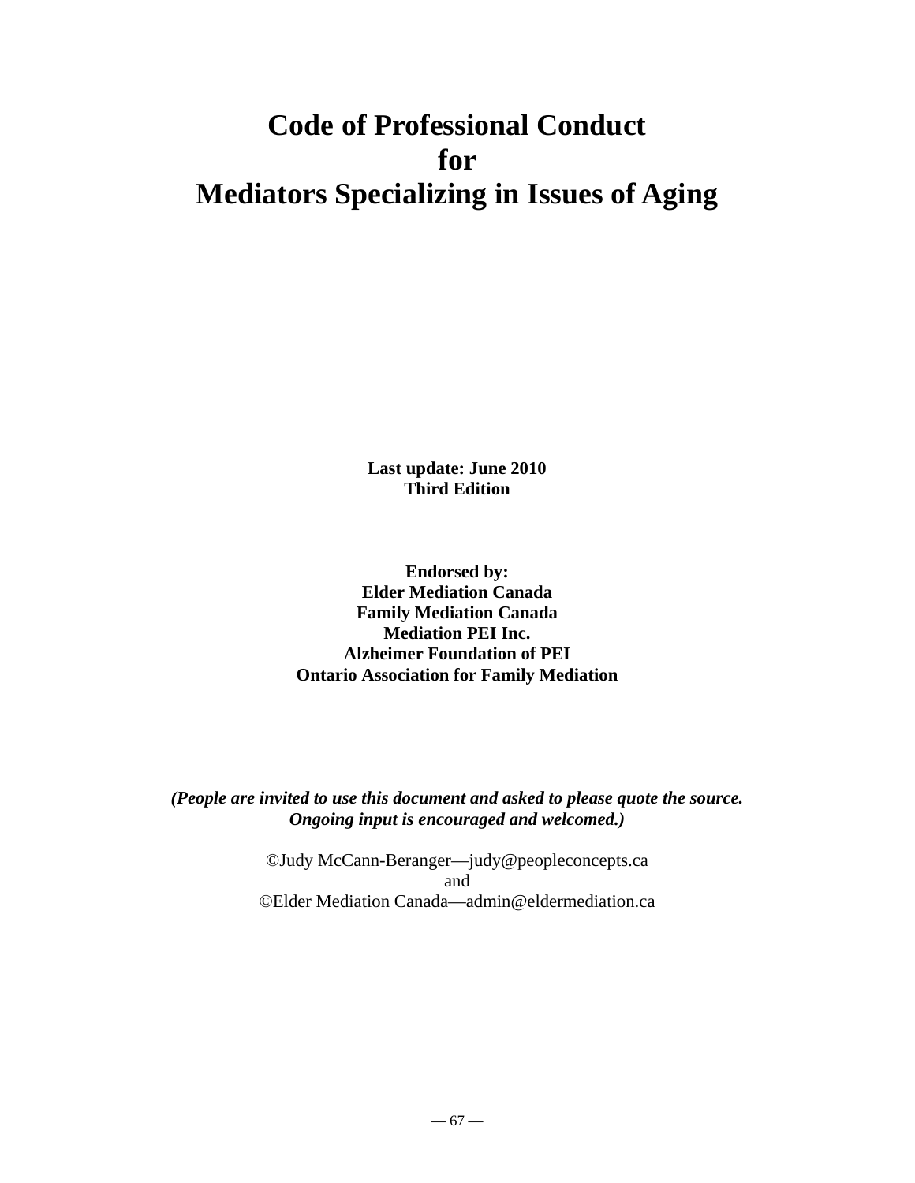# Code of Professional Conduct for Mediators Specializing in Issues of Aging

**Last update: June 2010**
**Third Edition**

**Endorsed by:**
**Elder Mediation Canada**
**Family Mediation Canada**
**Mediation PEI Inc.**
**Alzheimer Foundation of PEI**
**Ontario Association for Family Mediation**

***(People are invited to use this document and asked to please quote the source. Ongoing input is encouraged and welcomed.)***

©Judy McCann-Beranger—judy@peopleconcepts.ca
and
©Elder Mediation Canada—admin@eldermediation.ca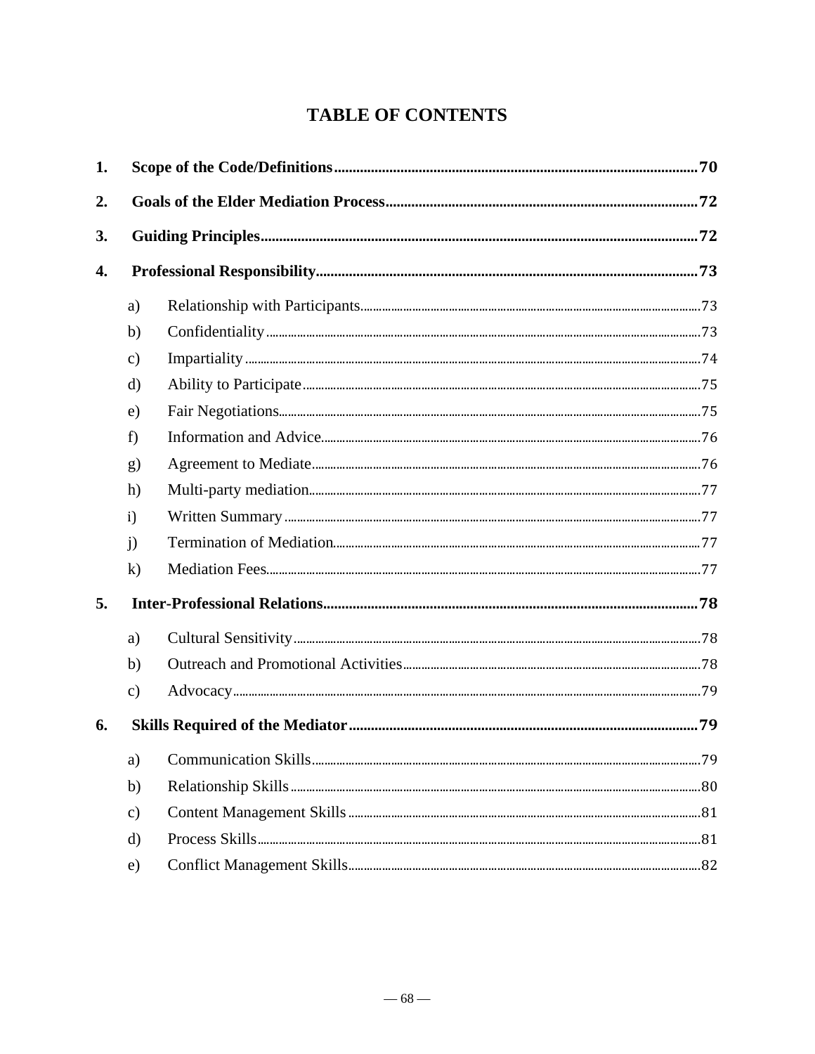# TABLE OF CONTENTS

1. **Scope of the Code/Definitions** .......... 70
2. **Goals of the Elder Mediation Process** .......... 72
3. **Guiding Principles** .......... 72
4. **Professional Responsibility** .......... 73
   - a) Relationship with Participants .......... 73
   - b) Confidentiality .......... 73
   - c) Impartiality .......... 74
   - d) Ability to Participate .......... 75
   - e) Fair Negotiations .......... 75
   - f) Information and Advice .......... 76
   - g) Agreement to Mediate .......... 76
   - h) Multi-party mediation .......... 77
   - i) Written Summary .......... 77
   - j) Termination of Mediation .......... 77
   - k) Mediation Fees .......... 77
5. **Inter-Professional Relations** .......... 78
   - a) Cultural Sensitivity .......... 78
   - b) Outreach and Promotional Activities .......... 78
   - c) Advocacy .......... 79
6. **Skills Required of the Mediator** .......... 79
   - a) Communication Skills .......... 79
   - b) Relationship Skills .......... 80
   - c) Content Management Skills .......... 81
   - d) Process Skills .......... 81
   - e) Conflict Management Skills .......... 82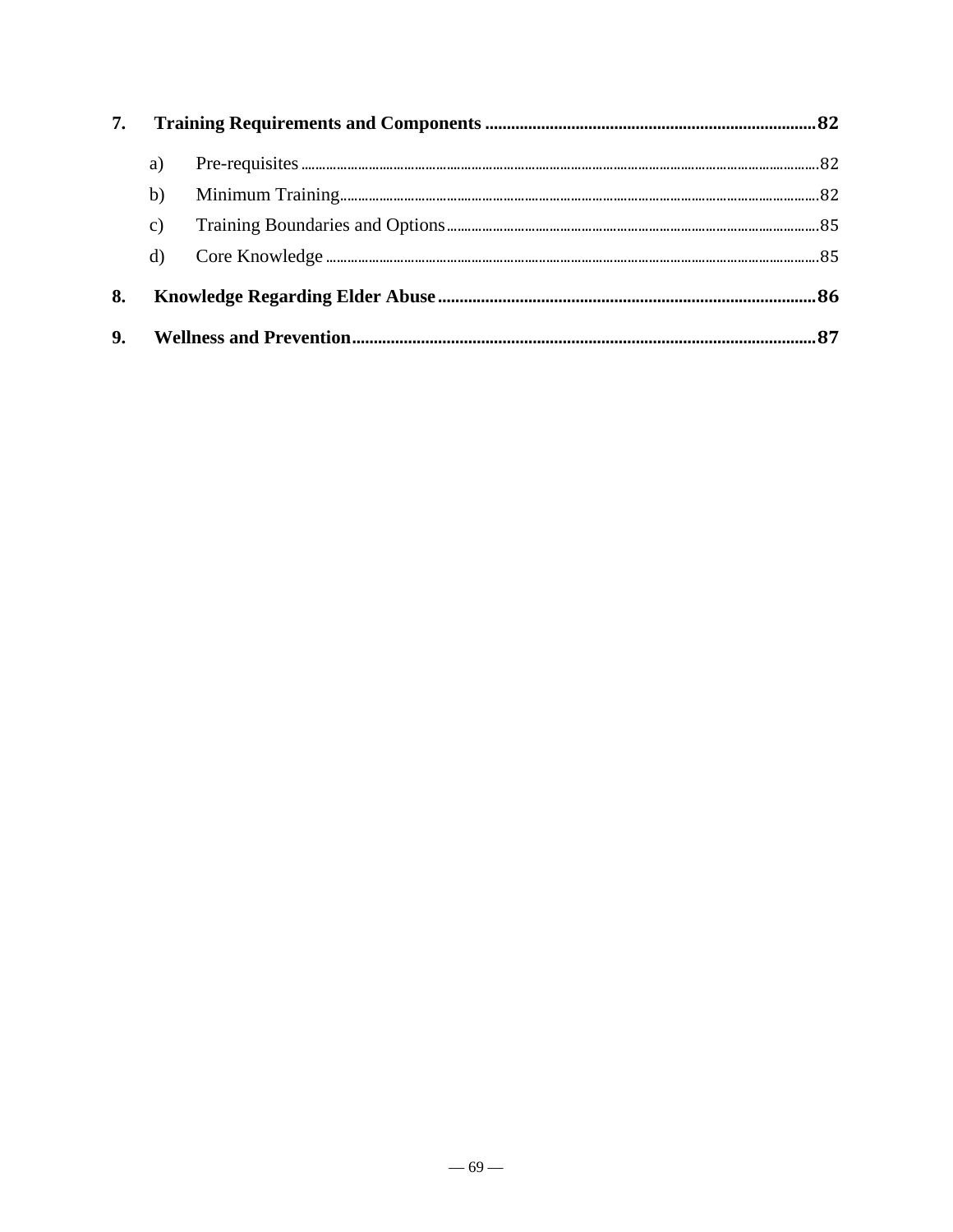7. **Training Requirements and Components** ....................................................................... **82**

   a) Pre-requisites ............................................................................................................................82

   b) Minimum Training.....................................................................................................................82

   c) Training Boundaries and Options...........................................................................................85

   d) Core Knowledge ........................................................................................................................85

8. **Knowledge Regarding Elder Abuse** ....................................................................................... **86**

9. **Wellness and Prevention** ........................................................................................................ **87**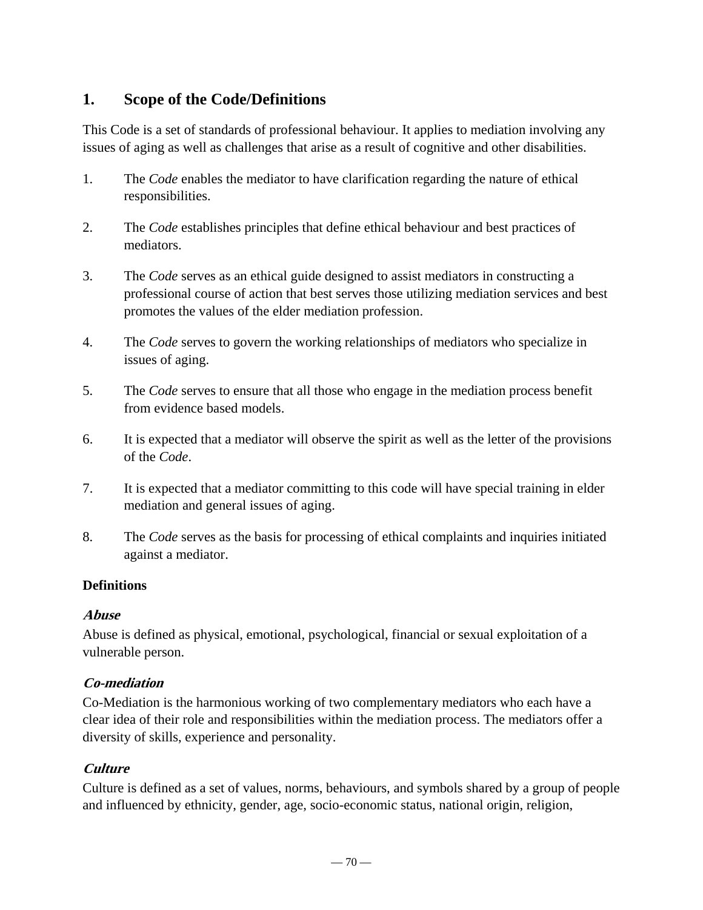## 1. Scope of the Code/Definitions

This Code is a set of standards of professional behaviour. It applies to mediation involving any issues of aging as well as challenges that arise as a result of cognitive and other disabilities.

1. The *Code* enables the mediator to have clarification regarding the nature of ethical responsibilities.

2. The *Code* establishes principles that define ethical behaviour and best practices of mediators.

3. The *Code* serves as an ethical guide designed to assist mediators in constructing a professional course of action that best serves those utilizing mediation services and best promotes the values of the elder mediation profession.

4. The *Code* serves to govern the working relationships of mediators who specialize in issues of aging.

5. The *Code* serves to ensure that all those who engage in the mediation process benefit from evidence based models.

6. It is expected that a mediator will observe the spirit as well as the letter of the provisions of the *Code*.

7. It is expected that a mediator committing to this code will have special training in elder mediation and general issues of aging.

8. The *Code* serves as the basis for processing of ethical complaints and inquiries initiated against a mediator.

**Definitions**

***Abuse***

Abuse is defined as physical, emotional, psychological, financial or sexual exploitation of a vulnerable person.

***Co-mediation***

Co-Mediation is the harmonious working of two complementary mediators who each have a clear idea of their role and responsibilities within the mediation process. The mediators offer a diversity of skills, experience and personality.

***Culture***

Culture is defined as a set of values, norms, behaviours, and symbols shared by a group of people and influenced by ethnicity, gender, age, socio-economic status, national origin, religion,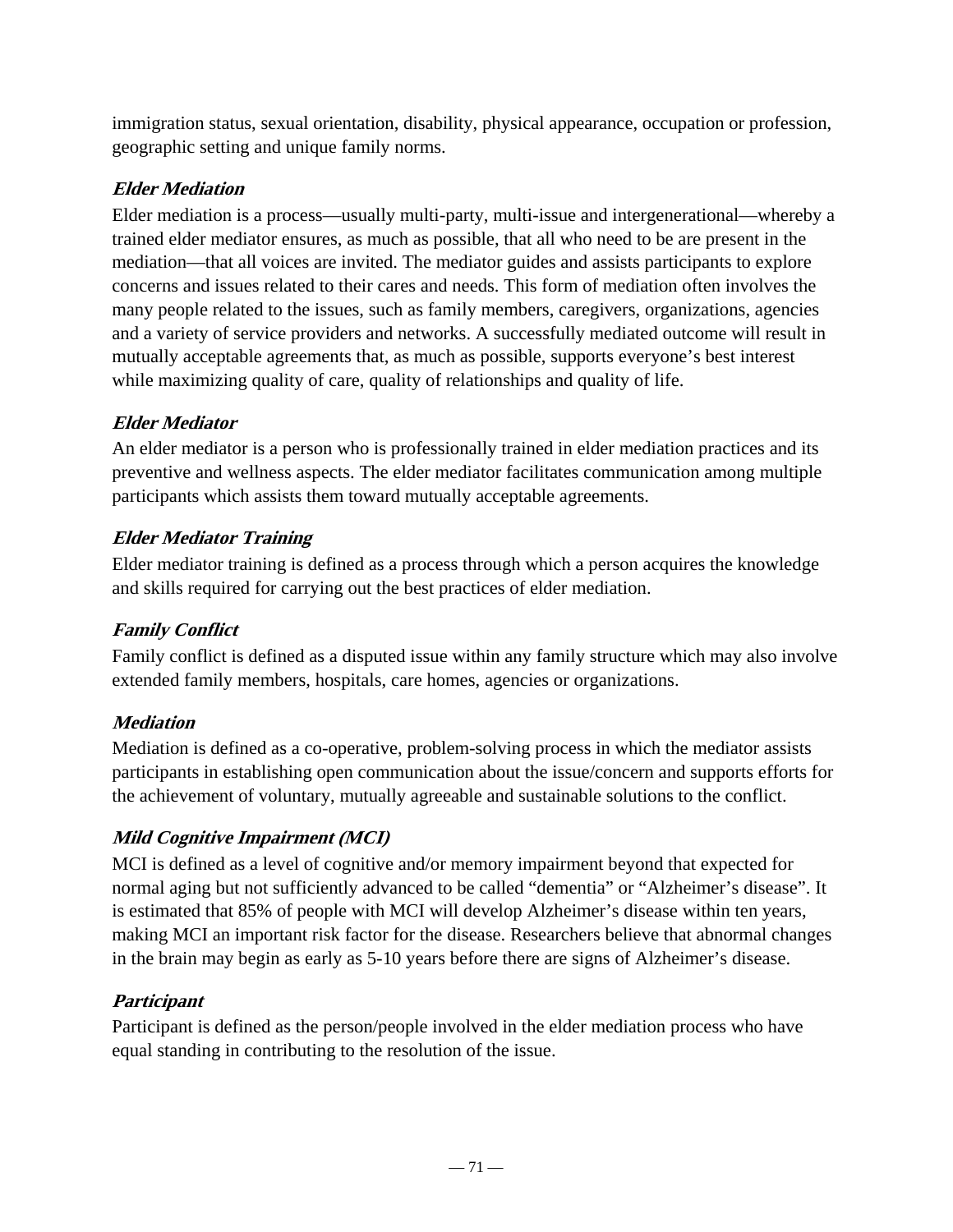immigration status, sexual orientation, disability, physical appearance, occupation or profession, geographic setting and unique family norms.

### *Elder Mediation*

Elder mediation is a process—usually multi-party, multi-issue and intergenerational—whereby a trained elder mediator ensures, as much as possible, that all who need to be are present in the mediation—that all voices are invited. The mediator guides and assists participants to explore concerns and issues related to their cares and needs. This form of mediation often involves the many people related to the issues, such as family members, caregivers, organizations, agencies and a variety of service providers and networks. A successfully mediated outcome will result in mutually acceptable agreements that, as much as possible, supports everyone's best interest while maximizing quality of care, quality of relationships and quality of life.

### *Elder Mediator*

An elder mediator is a person who is professionally trained in elder mediation practices and its preventive and wellness aspects. The elder mediator facilitates communication among multiple participants which assists them toward mutually acceptable agreements.

### *Elder Mediator Training*

Elder mediator training is defined as a process through which a person acquires the knowledge and skills required for carrying out the best practices of elder mediation.

### *Family Conflict*

Family conflict is defined as a disputed issue within any family structure which may also involve extended family members, hospitals, care homes, agencies or organizations.

### *Mediation*

Mediation is defined as a co-operative, problem-solving process in which the mediator assists participants in establishing open communication about the issue/concern and supports efforts for the achievement of voluntary, mutually agreeable and sustainable solutions to the conflict.

### *Mild Cognitive Impairment (MCI)*

MCI is defined as a level of cognitive and/or memory impairment beyond that expected for normal aging but not sufficiently advanced to be called "dementia" or "Alzheimer's disease". It is estimated that 85% of people with MCI will develop Alzheimer's disease within ten years, making MCI an important risk factor for the disease. Researchers believe that abnormal changes in the brain may begin as early as 5-10 years before there are signs of Alzheimer's disease.

### *Participant*

Participant is defined as the person/people involved in the elder mediation process who have equal standing in contributing to the resolution of the issue.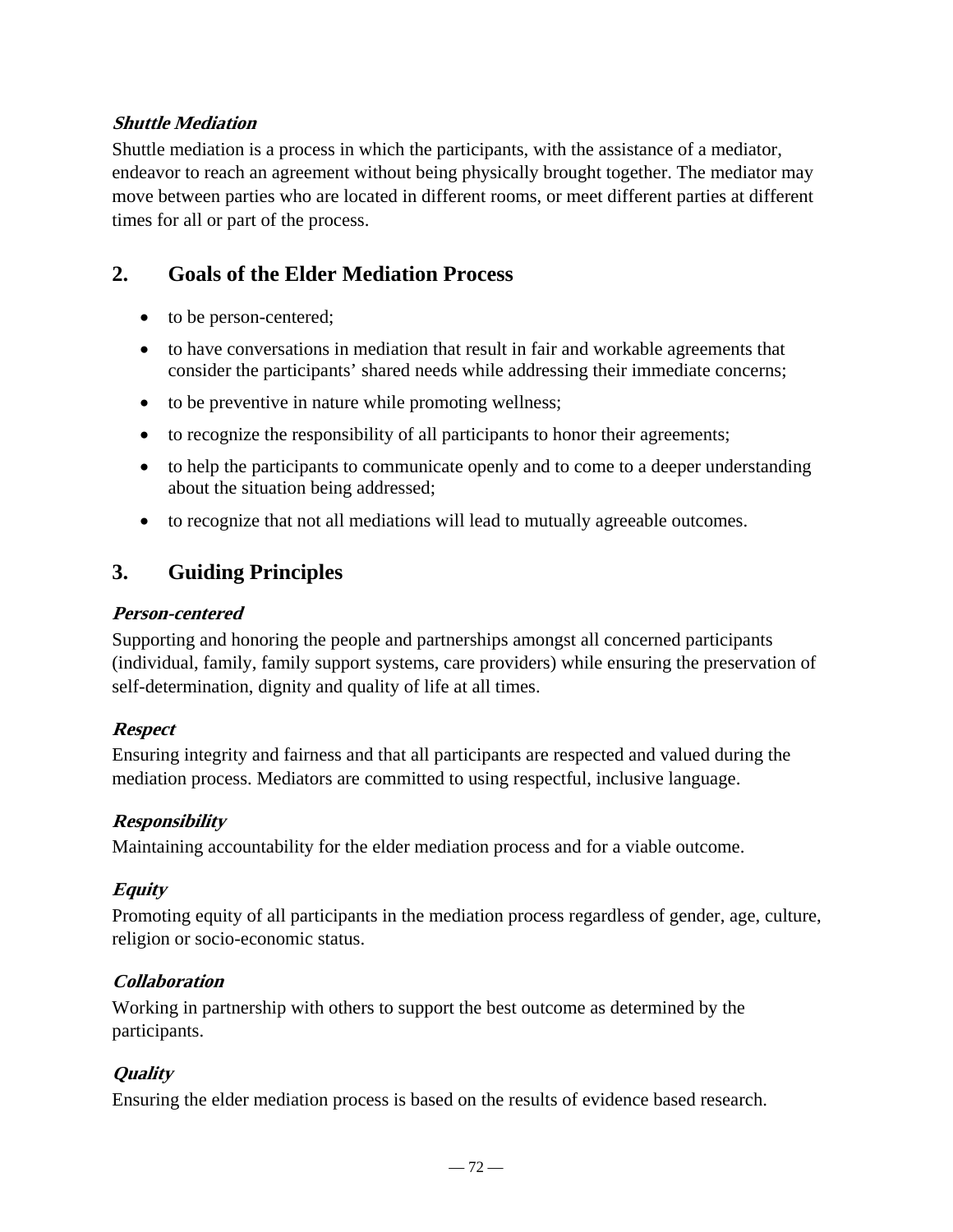***Shuttle Mediation***

Shuttle mediation is a process in which the participants, with the assistance of a mediator, endeavor to reach an agreement without being physically brought together. The mediator may move between parties who are located in different rooms, or meet different parties at different times for all or part of the process.

## 2. Goals of the Elder Mediation Process

- to be person-centered;
- to have conversations in mediation that result in fair and workable agreements that consider the participants' shared needs while addressing their immediate concerns;
- to be preventive in nature while promoting wellness;
- to recognize the responsibility of all participants to honor their agreements;
- to help the participants to communicate openly and to come to a deeper understanding about the situation being addressed;
- to recognize that not all mediations will lead to mutually agreeable outcomes.

## 3. Guiding Principles

***Person-centered***

Supporting and honoring the people and partnerships amongst all concerned participants (individual, family, family support systems, care providers) while ensuring the preservation of self-determination, dignity and quality of life at all times.

***Respect***

Ensuring integrity and fairness and that all participants are respected and valued during the mediation process. Mediators are committed to using respectful, inclusive language.

***Responsibility***

Maintaining accountability for the elder mediation process and for a viable outcome.

***Equity***

Promoting equity of all participants in the mediation process regardless of gender, age, culture, religion or socio-economic status.

***Collaboration***

Working in partnership with others to support the best outcome as determined by the participants.

***Quality***

Ensuring the elder mediation process is based on the results of evidence based research.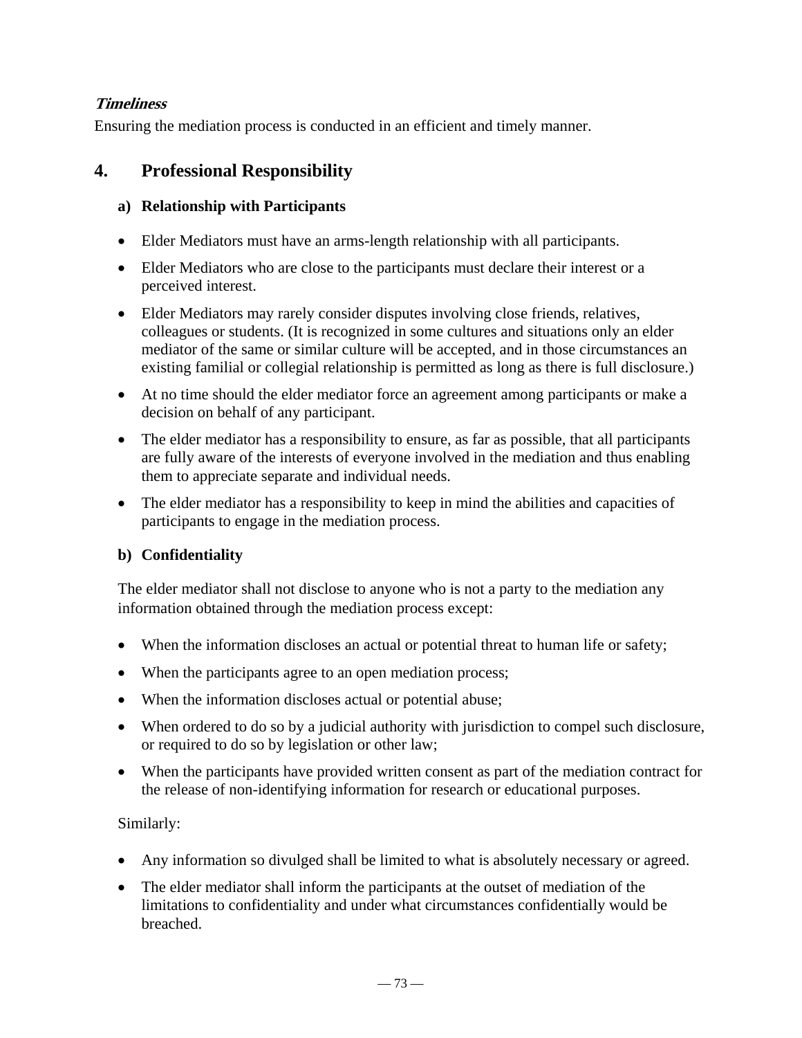***Timeliness***

Ensuring the mediation process is conducted in an efficient and timely manner.

## 4. Professional Responsibility

### a) Relationship with Participants

- Elder Mediators must have an arms-length relationship with all participants.
- Elder Mediators who are close to the participants must declare their interest or a perceived interest.
- Elder Mediators may rarely consider disputes involving close friends, relatives, colleagues or students. (It is recognized in some cultures and situations only an elder mediator of the same or similar culture will be accepted, and in those circumstances an existing familial or collegial relationship is permitted as long as there is full disclosure.)
- At no time should the elder mediator force an agreement among participants or make a decision on behalf of any participant.
- The elder mediator has a responsibility to ensure, as far as possible, that all participants are fully aware of the interests of everyone involved in the mediation and thus enabling them to appreciate separate and individual needs.
- The elder mediator has a responsibility to keep in mind the abilities and capacities of participants to engage in the mediation process.

### b) Confidentiality

The elder mediator shall not disclose to anyone who is not a party to the mediation any information obtained through the mediation process except:

- When the information discloses an actual or potential threat to human life or safety;
- When the participants agree to an open mediation process;
- When the information discloses actual or potential abuse;
- When ordered to do so by a judicial authority with jurisdiction to compel such disclosure, or required to do so by legislation or other law;
- When the participants have provided written consent as part of the mediation contract for the release of non-identifying information for research or educational purposes.

Similarly:

- Any information so divulged shall be limited to what is absolutely necessary or agreed.
- The elder mediator shall inform the participants at the outset of mediation of the limitations to confidentiality and under what circumstances confidentially would be breached.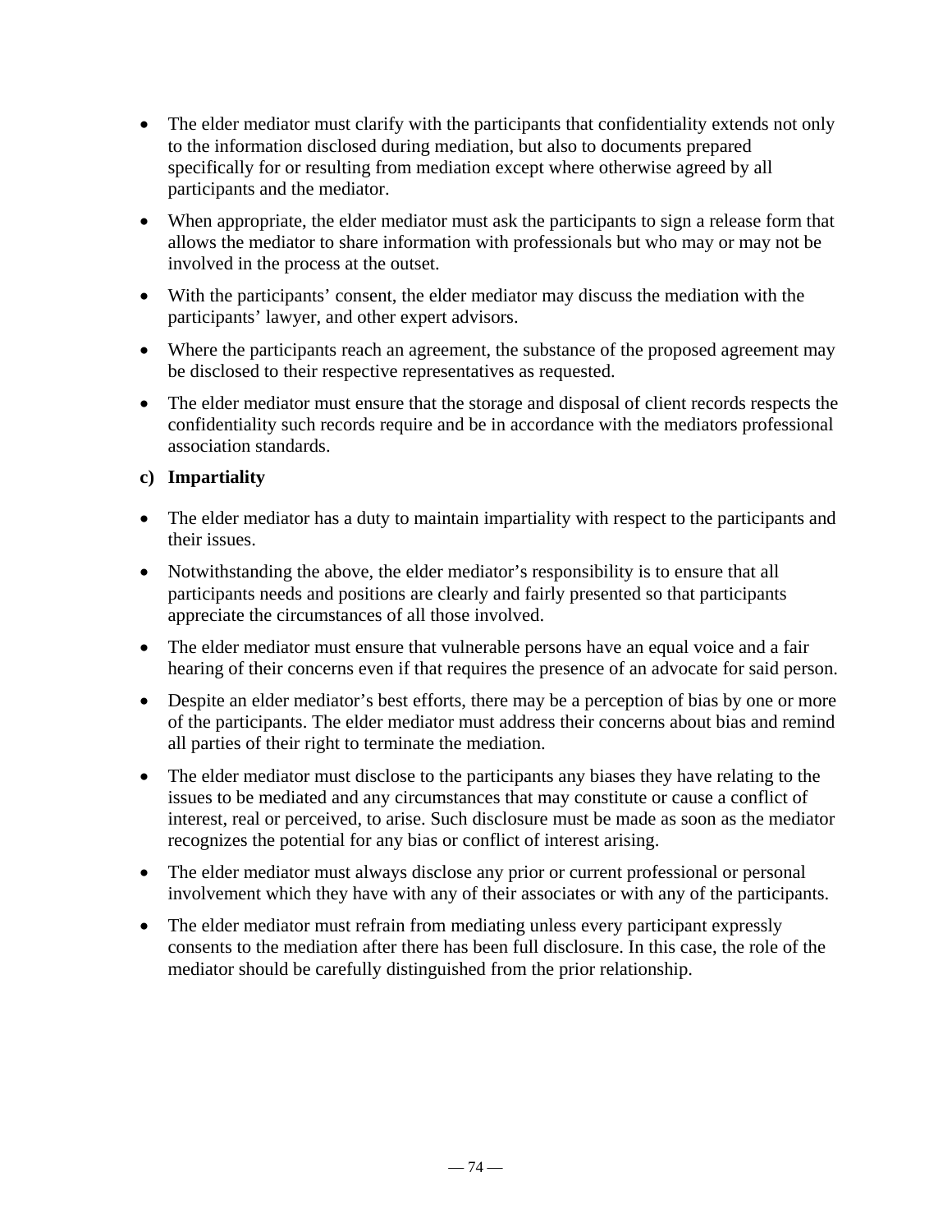- The elder mediator must clarify with the participants that confidentiality extends not only to the information disclosed during mediation, but also to documents prepared specifically for or resulting from mediation except where otherwise agreed by all participants and the mediator.
- When appropriate, the elder mediator must ask the participants to sign a release form that allows the mediator to share information with professionals but who may or may not be involved in the process at the outset.
- With the participants' consent, the elder mediator may discuss the mediation with the participants' lawyer, and other expert advisors.
- Where the participants reach an agreement, the substance of the proposed agreement may be disclosed to their respective representatives as requested.
- The elder mediator must ensure that the storage and disposal of client records respects the confidentiality such records require and be in accordance with the mediators professional association standards.

**c) Impartiality**

- The elder mediator has a duty to maintain impartiality with respect to the participants and their issues.
- Notwithstanding the above, the elder mediator's responsibility is to ensure that all participants needs and positions are clearly and fairly presented so that participants appreciate the circumstances of all those involved.
- The elder mediator must ensure that vulnerable persons have an equal voice and a fair hearing of their concerns even if that requires the presence of an advocate for said person.
- Despite an elder mediator's best efforts, there may be a perception of bias by one or more of the participants. The elder mediator must address their concerns about bias and remind all parties of their right to terminate the mediation.
- The elder mediator must disclose to the participants any biases they have relating to the issues to be mediated and any circumstances that may constitute or cause a conflict of interest, real or perceived, to arise. Such disclosure must be made as soon as the mediator recognizes the potential for any bias or conflict of interest arising.
- The elder mediator must always disclose any prior or current professional or personal involvement which they have with any of their associates or with any of the participants.
- The elder mediator must refrain from mediating unless every participant expressly consents to the mediation after there has been full disclosure. In this case, the role of the mediator should be carefully distinguished from the prior relationship.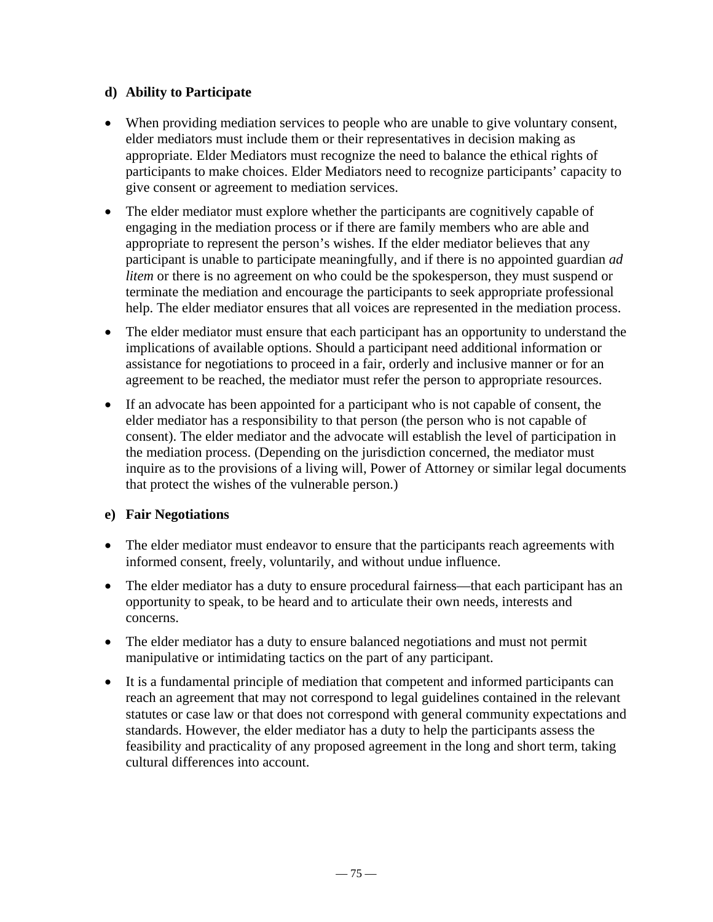#### d) Ability to Participate

- When providing mediation services to people who are unable to give voluntary consent, elder mediators must include them or their representatives in decision making as appropriate. Elder Mediators must recognize the need to balance the ethical rights of participants to make choices. Elder Mediators need to recognize participants' capacity to give consent or agreement to mediation services.
- The elder mediator must explore whether the participants are cognitively capable of engaging in the mediation process or if there are family members who are able and appropriate to represent the person's wishes. If the elder mediator believes that any participant is unable to participate meaningfully, and if there is no appointed guardian *ad litem* or there is no agreement on who could be the spokesperson, they must suspend or terminate the mediation and encourage the participants to seek appropriate professional help. The elder mediator ensures that all voices are represented in the mediation process.
- The elder mediator must ensure that each participant has an opportunity to understand the implications of available options. Should a participant need additional information or assistance for negotiations to proceed in a fair, orderly and inclusive manner or for an agreement to be reached, the mediator must refer the person to appropriate resources.
- If an advocate has been appointed for a participant who is not capable of consent, the elder mediator has a responsibility to that person (the person who is not capable of consent). The elder mediator and the advocate will establish the level of participation in the mediation process. (Depending on the jurisdiction concerned, the mediator must inquire as to the provisions of a living will, Power of Attorney or similar legal documents that protect the wishes of the vulnerable person.)

#### e) Fair Negotiations

- The elder mediator must endeavor to ensure that the participants reach agreements with informed consent, freely, voluntarily, and without undue influence.
- The elder mediator has a duty to ensure procedural fairness—that each participant has an opportunity to speak, to be heard and to articulate their own needs, interests and concerns.
- The elder mediator has a duty to ensure balanced negotiations and must not permit manipulative or intimidating tactics on the part of any participant.
- It is a fundamental principle of mediation that competent and informed participants can reach an agreement that may not correspond to legal guidelines contained in the relevant statutes or case law or that does not correspond with general community expectations and standards. However, the elder mediator has a duty to help the participants assess the feasibility and practicality of any proposed agreement in the long and short term, taking cultural differences into account.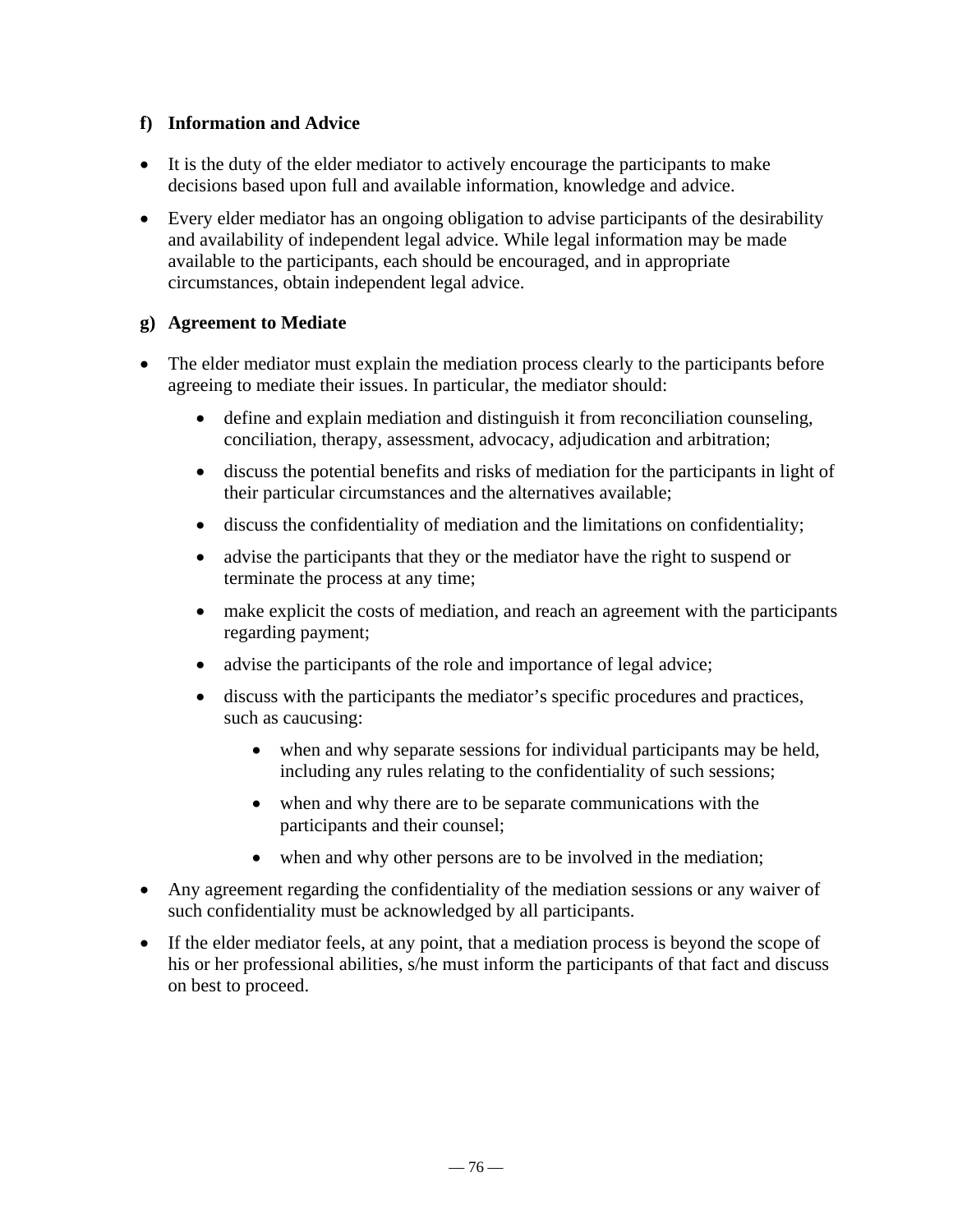### f) Information and Advice

- It is the duty of the elder mediator to actively encourage the participants to make decisions based upon full and available information, knowledge and advice.
- Every elder mediator has an ongoing obligation to advise participants of the desirability and availability of independent legal advice. While legal information may be made available to the participants, each should be encouraged, and in appropriate circumstances, obtain independent legal advice.

### g) Agreement to Mediate

- The elder mediator must explain the mediation process clearly to the participants before agreeing to mediate their issues. In particular, the mediator should:
    - define and explain mediation and distinguish it from reconciliation counseling, conciliation, therapy, assessment, advocacy, adjudication and arbitration;
    - discuss the potential benefits and risks of mediation for the participants in light of their particular circumstances and the alternatives available;
    - discuss the confidentiality of mediation and the limitations on confidentiality;
    - advise the participants that they or the mediator have the right to suspend or terminate the process at any time;
    - make explicit the costs of mediation, and reach an agreement with the participants regarding payment;
    - advise the participants of the role and importance of legal advice;
    - discuss with the participants the mediator's specific procedures and practices, such as caucusing:
        - when and why separate sessions for individual participants may be held, including any rules relating to the confidentiality of such sessions;
        - when and why there are to be separate communications with the participants and their counsel;
        - when and why other persons are to be involved in the mediation;
- Any agreement regarding the confidentiality of the mediation sessions or any waiver of such confidentiality must be acknowledged by all participants.
- If the elder mediator feels, at any point, that a mediation process is beyond the scope of his or her professional abilities, s/he must inform the participants of that fact and discuss on best to proceed.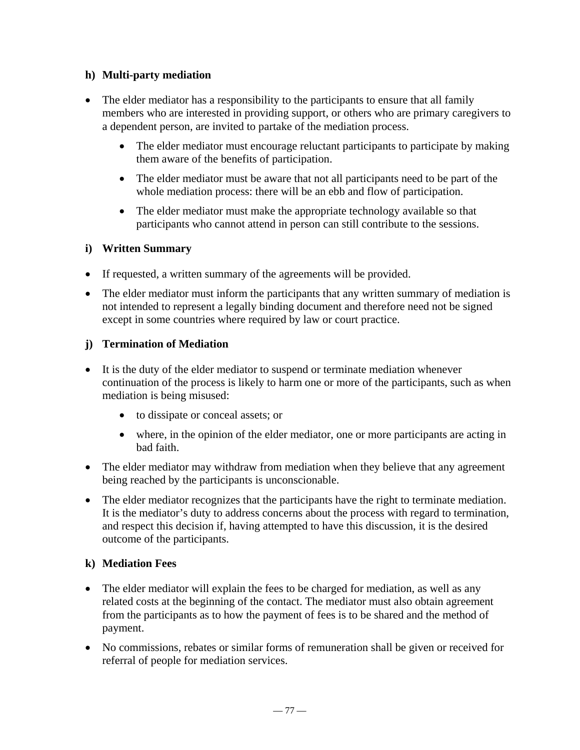### h) Multi-party mediation

- The elder mediator has a responsibility to the participants to ensure that all family members who are interested in providing support, or others who are primary caregivers to a dependent person, are invited to partake of the mediation process.
    - The elder mediator must encourage reluctant participants to participate by making them aware of the benefits of participation.
    - The elder mediator must be aware that not all participants need to be part of the whole mediation process: there will be an ebb and flow of participation.
    - The elder mediator must make the appropriate technology available so that participants who cannot attend in person can still contribute to the sessions.

### i) Written Summary

- If requested, a written summary of the agreements will be provided.
- The elder mediator must inform the participants that any written summary of mediation is not intended to represent a legally binding document and therefore need not be signed except in some countries where required by law or court practice.

### j) Termination of Mediation

- It is the duty of the elder mediator to suspend or terminate mediation whenever continuation of the process is likely to harm one or more of the participants, such as when mediation is being misused:
    - to dissipate or conceal assets; or
    - where, in the opinion of the elder mediator, one or more participants are acting in bad faith.
- The elder mediator may withdraw from mediation when they believe that any agreement being reached by the participants is unconscionable.
- The elder mediator recognizes that the participants have the right to terminate mediation. It is the mediator's duty to address concerns about the process with regard to termination, and respect this decision if, having attempted to have this discussion, it is the desired outcome of the participants.

### k) Mediation Fees

- The elder mediator will explain the fees to be charged for mediation, as well as any related costs at the beginning of the contact. The mediator must also obtain agreement from the participants as to how the payment of fees is to be shared and the method of payment.
- No commissions, rebates or similar forms of remuneration shall be given or received for referral of people for mediation services.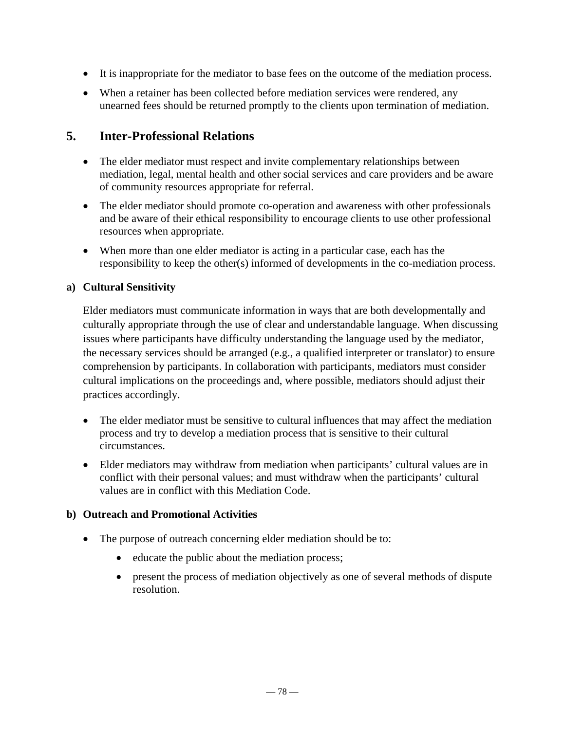- It is inappropriate for the mediator to base fees on the outcome of the mediation process.
- When a retainer has been collected before mediation services were rendered, any unearned fees should be returned promptly to the clients upon termination of mediation.

## 5. Inter-Professional Relations

- The elder mediator must respect and invite complementary relationships between mediation, legal, mental health and other social services and care providers and be aware of community resources appropriate for referral.
- The elder mediator should promote co-operation and awareness with other professionals and be aware of their ethical responsibility to encourage clients to use other professional resources when appropriate.
- When more than one elder mediator is acting in a particular case, each has the responsibility to keep the other(s) informed of developments in the co-mediation process.

### a) Cultural Sensitivity

Elder mediators must communicate information in ways that are both developmentally and culturally appropriate through the use of clear and understandable language. When discussing issues where participants have difficulty understanding the language used by the mediator, the necessary services should be arranged (e.g., a qualified interpreter or translator) to ensure comprehension by participants. In collaboration with participants, mediators must consider cultural implications on the proceedings and, where possible, mediators should adjust their practices accordingly.

- The elder mediator must be sensitive to cultural influences that may affect the mediation process and try to develop a mediation process that is sensitive to their cultural circumstances.
- Elder mediators may withdraw from mediation when participants' cultural values are in conflict with their personal values; and must withdraw when the participants' cultural values are in conflict with this Mediation Code.

### b) Outreach and Promotional Activities

- The purpose of outreach concerning elder mediation should be to:
  - educate the public about the mediation process;
  - present the process of mediation objectively as one of several methods of dispute resolution.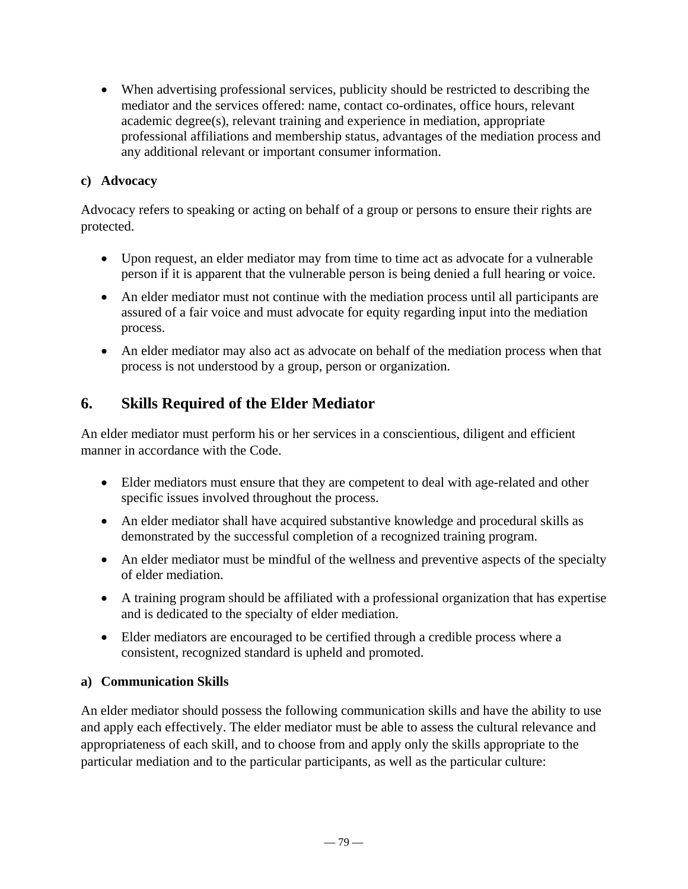- When advertising professional services, publicity should be restricted to describing the mediator and the services offered: name, contact co-ordinates, office hours, relevant academic degree(s), relevant training and experience in mediation, appropriate professional affiliations and membership status, advantages of the mediation process and any additional relevant or important consumer information.

**c) Advocacy**

Advocacy refers to speaking or acting on behalf of a group or persons to ensure their rights are protected.

- Upon request, an elder mediator may from time to time act as advocate for a vulnerable person if it is apparent that the vulnerable person is being denied a full hearing or voice.
- An elder mediator must not continue with the mediation process until all participants are assured of a fair voice and must advocate for equity regarding input into the mediation process.
- An elder mediator may also act as advocate on behalf of the mediation process when that process is not understood by a group, person or organization.

## 6. Skills Required of the Elder Mediator

An elder mediator must perform his or her services in a conscientious, diligent and efficient manner in accordance with the Code.

- Elder mediators must ensure that they are competent to deal with age-related and other specific issues involved throughout the process.
- An elder mediator shall have acquired substantive knowledge and procedural skills as demonstrated by the successful completion of a recognized training program.
- An elder mediator must be mindful of the wellness and preventive aspects of the specialty of elder mediation.
- A training program should be affiliated with a professional organization that has expertise and is dedicated to the specialty of elder mediation.
- Elder mediators are encouraged to be certified through a credible process where a consistent, recognized standard is upheld and promoted.

**a) Communication Skills**

An elder mediator should possess the following communication skills and have the ability to use and apply each effectively. The elder mediator must be able to assess the cultural relevance and appropriateness of each skill, and to choose from and apply only the skills appropriate to the particular mediation and to the particular participants, as well as the particular culture: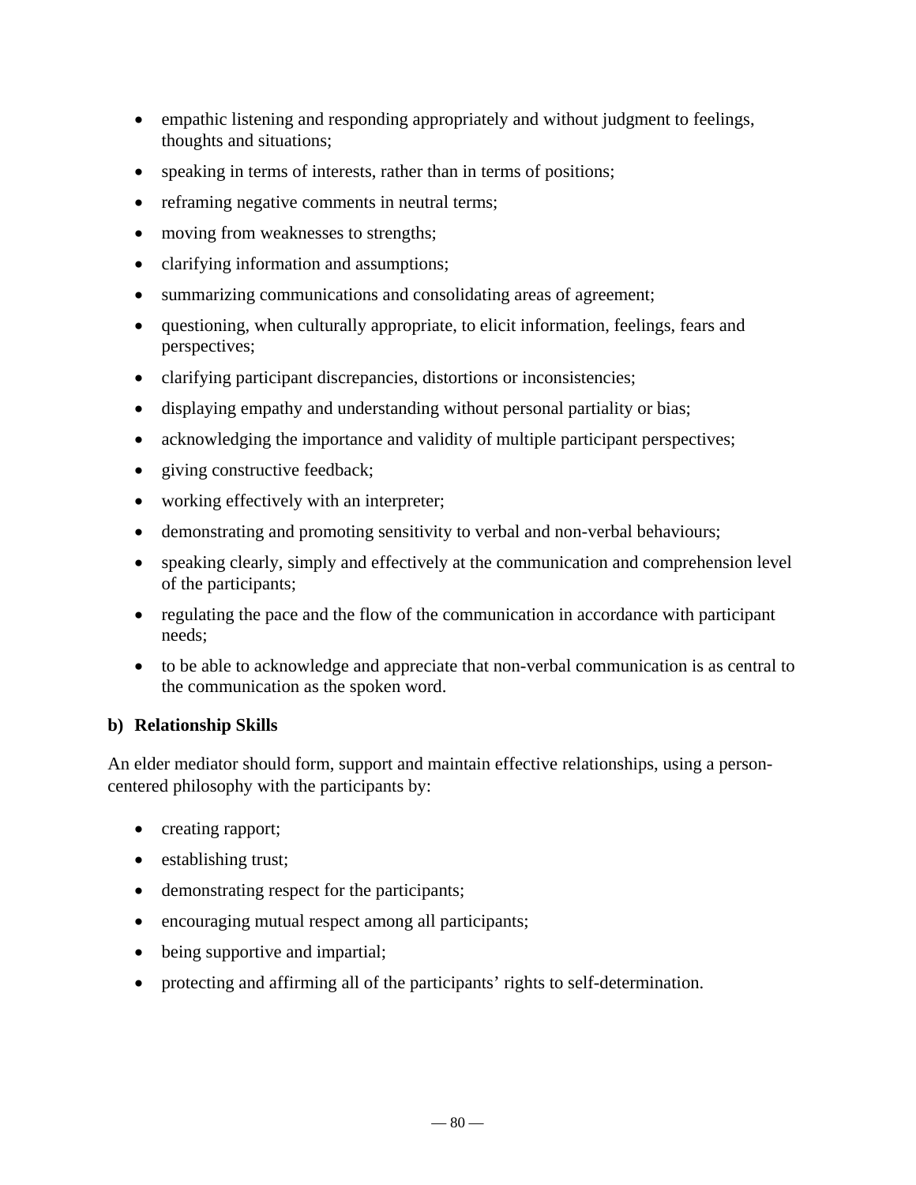- empathic listening and responding appropriately and without judgment to feelings, thoughts and situations;
- speaking in terms of interests, rather than in terms of positions;
- reframing negative comments in neutral terms;
- moving from weaknesses to strengths;
- clarifying information and assumptions;
- summarizing communications and consolidating areas of agreement;
- questioning, when culturally appropriate, to elicit information, feelings, fears and perspectives;
- clarifying participant discrepancies, distortions or inconsistencies;
- displaying empathy and understanding without personal partiality or bias;
- acknowledging the importance and validity of multiple participant perspectives;
- giving constructive feedback;
- working effectively with an interpreter;
- demonstrating and promoting sensitivity to verbal and non-verbal behaviours;
- speaking clearly, simply and effectively at the communication and comprehension level of the participants;
- regulating the pace and the flow of the communication in accordance with participant needs;
- to be able to acknowledge and appreciate that non-verbal communication is as central to the communication as the spoken word.

**b) Relationship Skills**

An elder mediator should form, support and maintain effective relationships, using a person-centered philosophy with the participants by:

- creating rapport;
- establishing trust;
- demonstrating respect for the participants;
- encouraging mutual respect among all participants;
- being supportive and impartial;
- protecting and affirming all of the participants' rights to self-determination.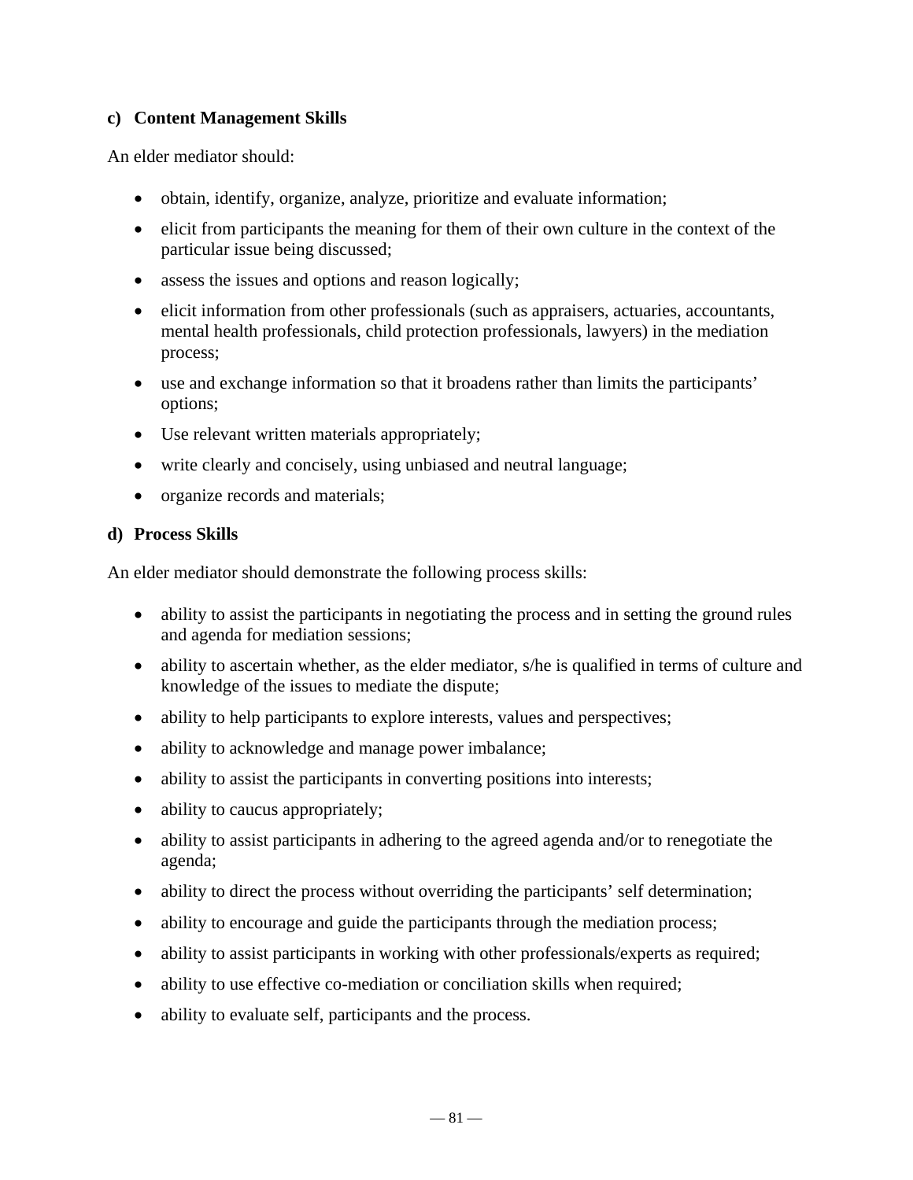**c) Content Management Skills**

An elder mediator should:

- obtain, identify, organize, analyze, prioritize and evaluate information;
- elicit from participants the meaning for them of their own culture in the context of the particular issue being discussed;
- assess the issues and options and reason logically;
- elicit information from other professionals (such as appraisers, actuaries, accountants, mental health professionals, child protection professionals, lawyers) in the mediation process;
- use and exchange information so that it broadens rather than limits the participants' options;
- Use relevant written materials appropriately;
- write clearly and concisely, using unbiased and neutral language;
- organize records and materials;

**d) Process Skills**

An elder mediator should demonstrate the following process skills:

- ability to assist the participants in negotiating the process and in setting the ground rules and agenda for mediation sessions;
- ability to ascertain whether, as the elder mediator, s/he is qualified in terms of culture and knowledge of the issues to mediate the dispute;
- ability to help participants to explore interests, values and perspectives;
- ability to acknowledge and manage power imbalance;
- ability to assist the participants in converting positions into interests;
- ability to caucus appropriately;
- ability to assist participants in adhering to the agreed agenda and/or to renegotiate the agenda;
- ability to direct the process without overriding the participants' self determination;
- ability to encourage and guide the participants through the mediation process;
- ability to assist participants in working with other professionals/experts as required;
- ability to use effective co-mediation or conciliation skills when required;
- ability to evaluate self, participants and the process.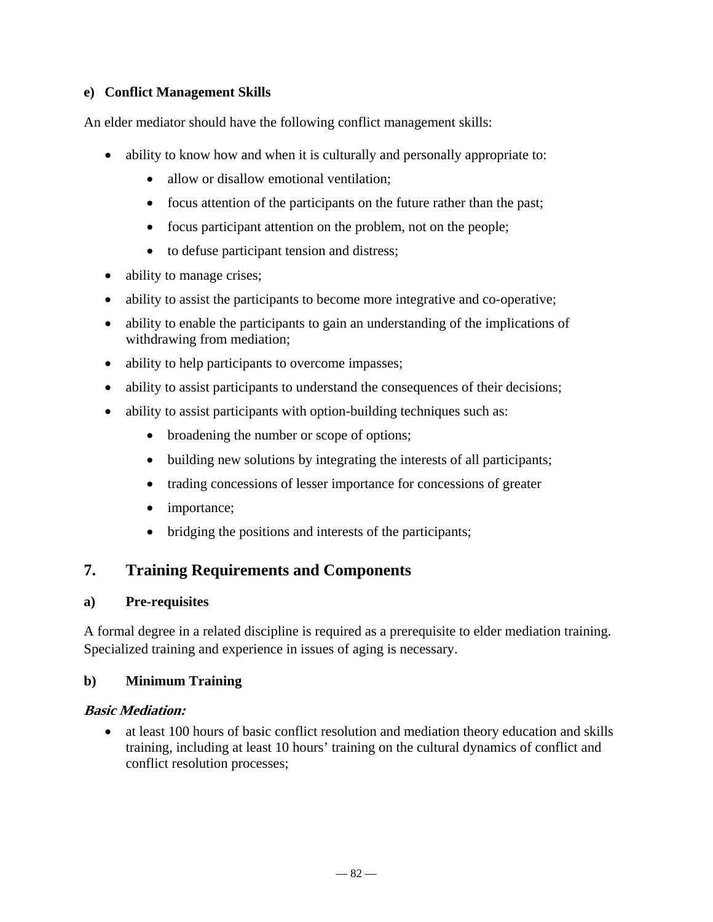**e) Conflict Management Skills**

An elder mediator should have the following conflict management skills:

- ability to know how and when it is culturally and personally appropriate to:
  - allow or disallow emotional ventilation;
  - focus attention of the participants on the future rather than the past;
  - focus participant attention on the problem, not on the people;
  - to defuse participant tension and distress;
- ability to manage crises;
- ability to assist the participants to become more integrative and co-operative;
- ability to enable the participants to gain an understanding of the implications of withdrawing from mediation;
- ability to help participants to overcome impasses;
- ability to assist participants to understand the consequences of their decisions;
- ability to assist participants with option-building techniques such as:
  - broadening the number or scope of options;
  - building new solutions by integrating the interests of all participants;
  - trading concessions of lesser importance for concessions of greater
  - importance;
  - bridging the positions and interests of the participants;

## 7. Training Requirements and Components

### a) Pre-requisites

A formal degree in a related discipline is required as a prerequisite to elder mediation training. Specialized training and experience in issues of aging is necessary.

### b) Minimum Training

***Basic Mediation:***

- at least 100 hours of basic conflict resolution and mediation theory education and skills training, including at least 10 hours' training on the cultural dynamics of conflict and conflict resolution processes;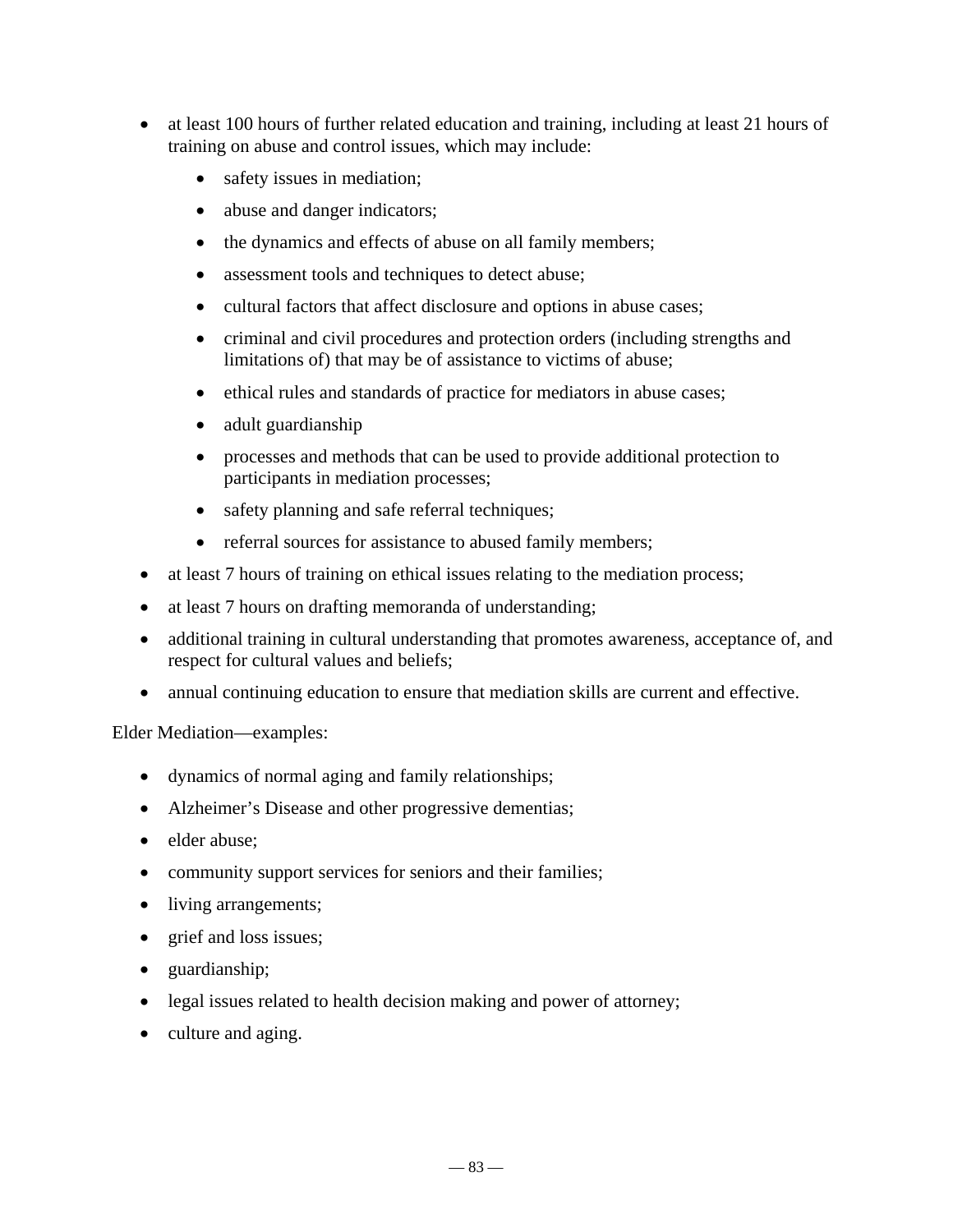- at least 100 hours of further related education and training, including at least 21 hours of training on abuse and control issues, which may include:
    - safety issues in mediation;
    - abuse and danger indicators;
    - the dynamics and effects of abuse on all family members;
    - assessment tools and techniques to detect abuse;
    - cultural factors that affect disclosure and options in abuse cases;
    - criminal and civil procedures and protection orders (including strengths and limitations of) that may be of assistance to victims of abuse;
    - ethical rules and standards of practice for mediators in abuse cases;
    - adult guardianship
    - processes and methods that can be used to provide additional protection to participants in mediation processes;
    - safety planning and safe referral techniques;
    - referral sources for assistance to abused family members;
- at least 7 hours of training on ethical issues relating to the mediation process;
- at least 7 hours on drafting memoranda of understanding;
- additional training in cultural understanding that promotes awareness, acceptance of, and respect for cultural values and beliefs;
- annual continuing education to ensure that mediation skills are current and effective.

Elder Mediation—examples:

- dynamics of normal aging and family relationships;
- Alzheimer's Disease and other progressive dementias;
- elder abuse;
- community support services for seniors and their families;
- living arrangements;
- grief and loss issues;
- guardianship;
- legal issues related to health decision making and power of attorney;
- culture and aging.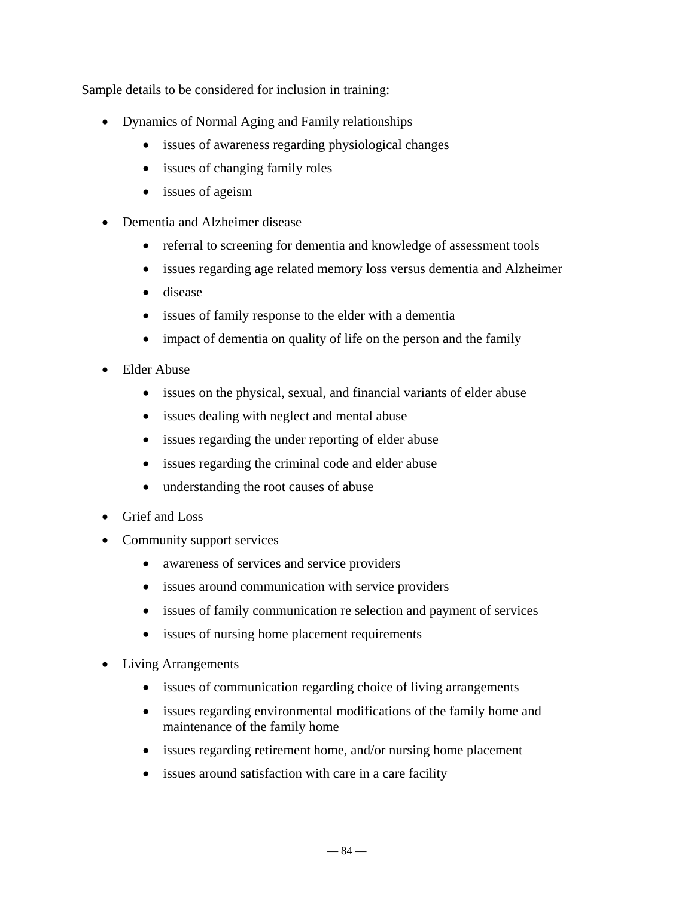Sample details to be considered for inclusion in training:

- Dynamics of Normal Aging and Family relationships
    - issues of awareness regarding physiological changes
    - issues of changing family roles
    - issues of ageism
- Dementia and Alzheimer disease
    - referral to screening for dementia and knowledge of assessment tools
    - issues regarding age related memory loss versus dementia and Alzheimer
    - disease
    - issues of family response to the elder with a dementia
    - impact of dementia on quality of life on the person and the family
- Elder Abuse
    - issues on the physical, sexual, and financial variants of elder abuse
    - issues dealing with neglect and mental abuse
    - issues regarding the under reporting of elder abuse
    - issues regarding the criminal code and elder abuse
    - understanding the root causes of abuse
- Grief and Loss
- Community support services
    - awareness of services and service providers
    - issues around communication with service providers
    - issues of family communication re selection and payment of services
    - issues of nursing home placement requirements
- Living Arrangements
    - issues of communication regarding choice of living arrangements
    - issues regarding environmental modifications of the family home and maintenance of the family home
    - issues regarding retirement home, and/or nursing home placement
    - issues around satisfaction with care in a care facility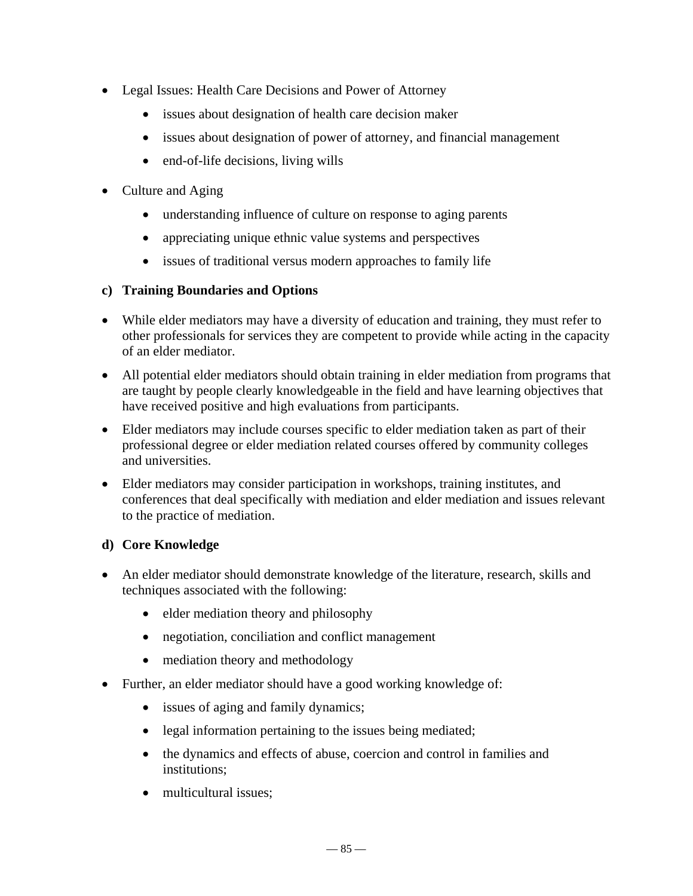- Legal Issues: Health Care Decisions and Power of Attorney
  - issues about designation of health care decision maker
  - issues about designation of power of attorney, and financial management
  - end-of-life decisions, living wills
- Culture and Aging
  - understanding influence of culture on response to aging parents
  - appreciating unique ethnic value systems and perspectives
  - issues of traditional versus modern approaches to family life

### c) Training Boundaries and Options

- While elder mediators may have a diversity of education and training, they must refer to other professionals for services they are competent to provide while acting in the capacity of an elder mediator.
- All potential elder mediators should obtain training in elder mediation from programs that are taught by people clearly knowledgeable in the field and have learning objectives that have received positive and high evaluations from participants.
- Elder mediators may include courses specific to elder mediation taken as part of their professional degree or elder mediation related courses offered by community colleges and universities.
- Elder mediators may consider participation in workshops, training institutes, and conferences that deal specifically with mediation and elder mediation and issues relevant to the practice of mediation.

### d) Core Knowledge

- An elder mediator should demonstrate knowledge of the literature, research, skills and techniques associated with the following:
  - elder mediation theory and philosophy
  - negotiation, conciliation and conflict management
  - mediation theory and methodology
- Further, an elder mediator should have a good working knowledge of:
  - issues of aging and family dynamics;
  - legal information pertaining to the issues being mediated;
  - the dynamics and effects of abuse, coercion and control in families and institutions;
  - multicultural issues;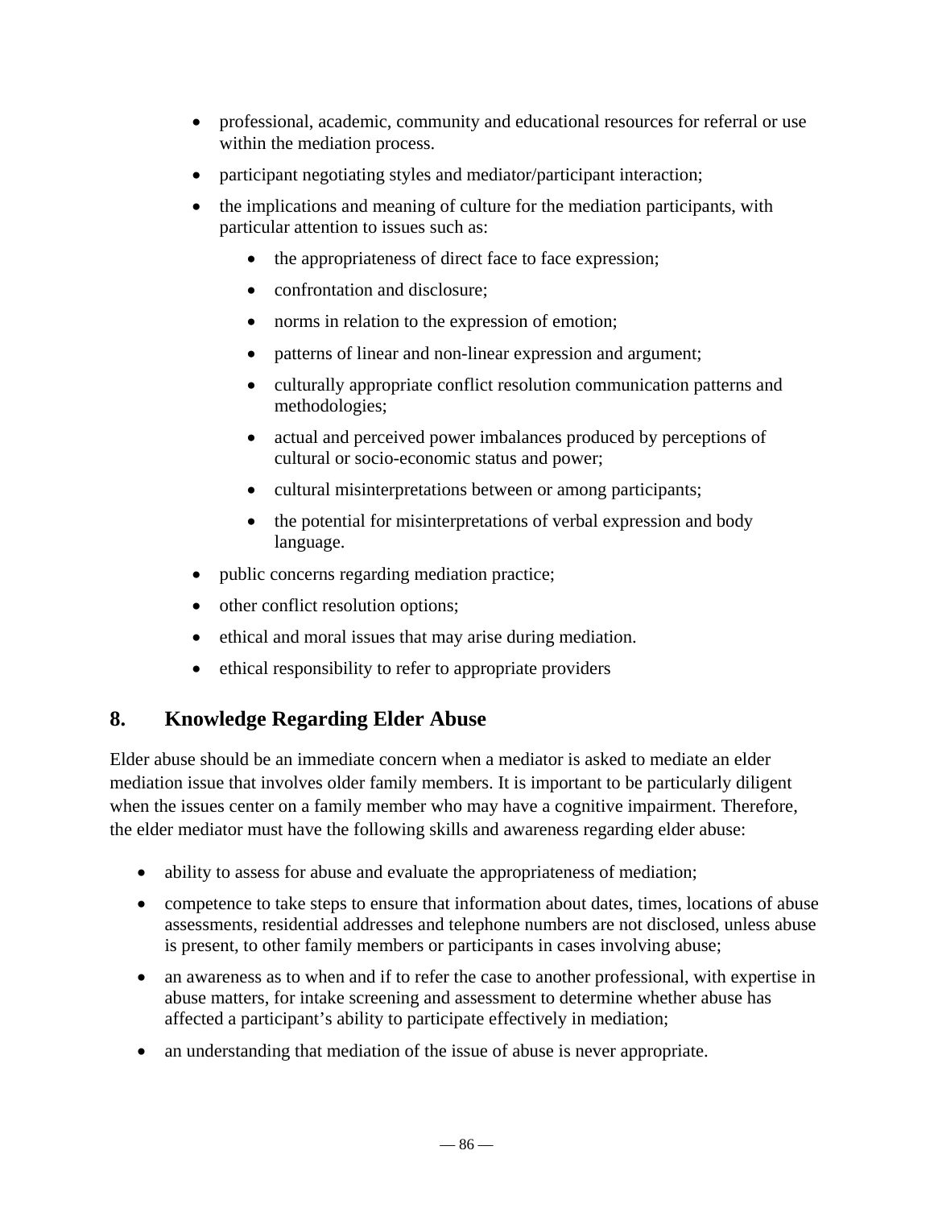- professional, academic, community and educational resources for referral or use within the mediation process.
- participant negotiating styles and mediator/participant interaction;
- the implications and meaning of culture for the mediation participants, with particular attention to issues such as:
  - the appropriateness of direct face to face expression;
  - confrontation and disclosure;
  - norms in relation to the expression of emotion;
  - patterns of linear and non-linear expression and argument;
  - culturally appropriate conflict resolution communication patterns and methodologies;
  - actual and perceived power imbalances produced by perceptions of cultural or socio-economic status and power;
  - cultural misinterpretations between or among participants;
  - the potential for misinterpretations of verbal expression and body language.
- public concerns regarding mediation practice;
- other conflict resolution options;
- ethical and moral issues that may arise during mediation.
- ethical responsibility to refer to appropriate providers

## 8. Knowledge Regarding Elder Abuse

Elder abuse should be an immediate concern when a mediator is asked to mediate an elder mediation issue that involves older family members. It is important to be particularly diligent when the issues center on a family member who may have a cognitive impairment. Therefore, the elder mediator must have the following skills and awareness regarding elder abuse:

- ability to assess for abuse and evaluate the appropriateness of mediation;
- competence to take steps to ensure that information about dates, times, locations of abuse assessments, residential addresses and telephone numbers are not disclosed, unless abuse is present, to other family members or participants in cases involving abuse;
- an awareness as to when and if to refer the case to another professional, with expertise in abuse matters, for intake screening and assessment to determine whether abuse has affected a participant's ability to participate effectively in mediation;
- an understanding that mediation of the issue of abuse is never appropriate.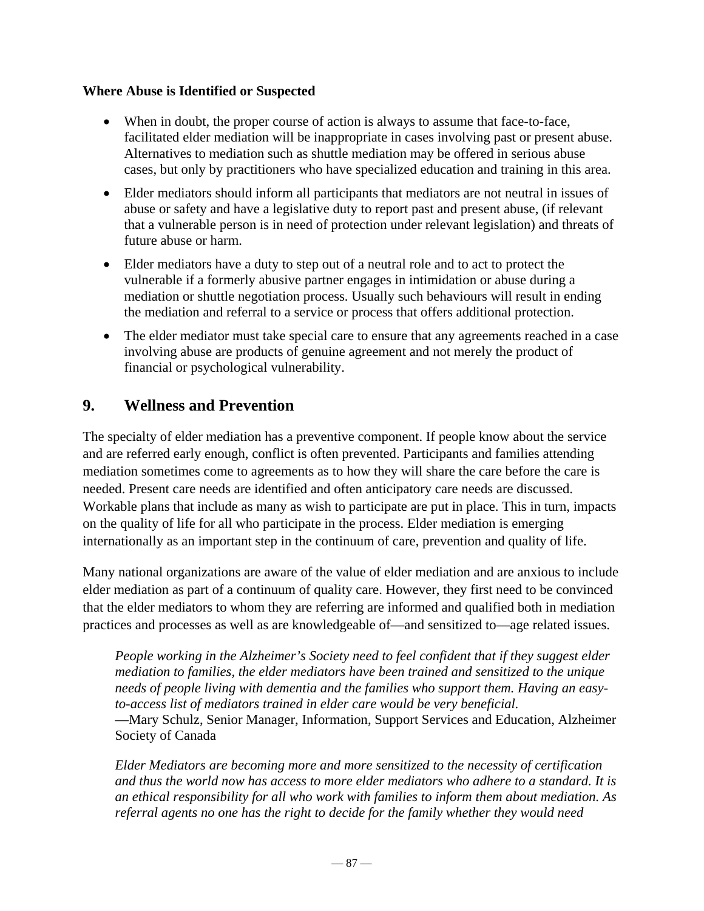**Where Abuse is Identified or Suspected**

- When in doubt, the proper course of action is always to assume that face-to-face, facilitated elder mediation will be inappropriate in cases involving past or present abuse. Alternatives to mediation such as shuttle mediation may be offered in serious abuse cases, but only by practitioners who have specialized education and training in this area.
- Elder mediators should inform all participants that mediators are not neutral in issues of abuse or safety and have a legislative duty to report past and present abuse, (if relevant that a vulnerable person is in need of protection under relevant legislation) and threats of future abuse or harm.
- Elder mediators have a duty to step out of a neutral role and to act to protect the vulnerable if a formerly abusive partner engages in intimidation or abuse during a mediation or shuttle negotiation process. Usually such behaviours will result in ending the mediation and referral to a service or process that offers additional protection.
- The elder mediator must take special care to ensure that any agreements reached in a case involving abuse are products of genuine agreement and not merely the product of financial or psychological vulnerability.

## 9. Wellness and Prevention

The specialty of elder mediation has a preventive component. If people know about the service and are referred early enough, conflict is often prevented. Participants and families attending mediation sometimes come to agreements as to how they will share the care before the care is needed. Present care needs are identified and often anticipatory care needs are discussed. Workable plans that include as many as wish to participate are put in place. This in turn, impacts on the quality of life for all who participate in the process. Elder mediation is emerging internationally as an important step in the continuum of care, prevention and quality of life.

Many national organizations are aware of the value of elder mediation and are anxious to include elder mediation as part of a continuum of quality care. However, they first need to be convinced that the elder mediators to whom they are referring are informed and qualified both in mediation practices and processes as well as are knowledgeable of—and sensitized to—age related issues.

> *People working in the Alzheimer's Society need to feel confident that if they suggest elder mediation to families, the elder mediators have been trained and sensitized to the unique needs of people living with dementia and the families who support them. Having an easy-to-access list of mediators trained in elder care would be very beneficial.*
> —Mary Schulz, Senior Manager, Information, Support Services and Education, Alzheimer Society of Canada

> *Elder Mediators are becoming more and more sensitized to the necessity of certification and thus the world now has access to more elder mediators who adhere to a standard. It is an ethical responsibility for all who work with families to inform them about mediation. As referral agents no one has the right to decide for the family whether they would need*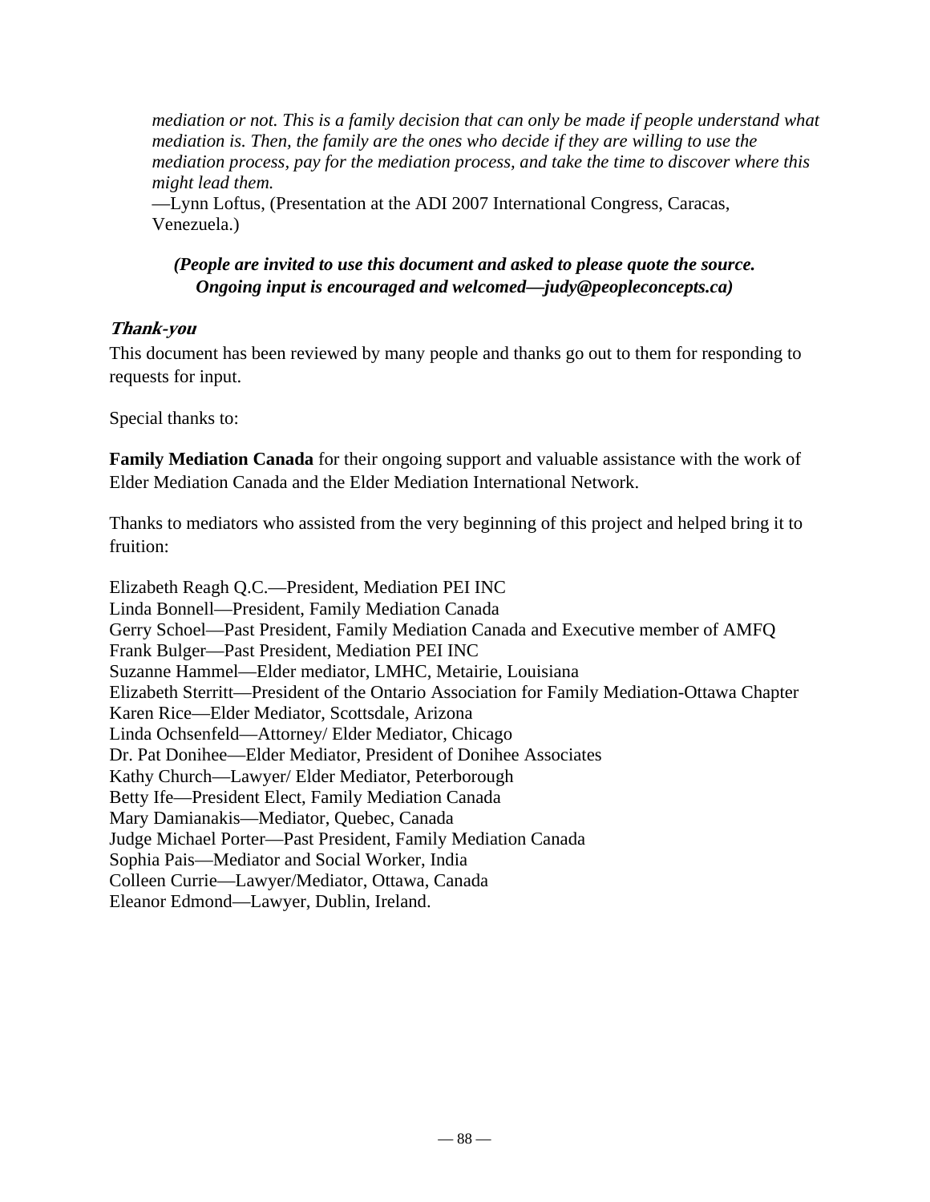*mediation or not. This is a family decision that can only be made if people understand what mediation is. Then, the family are the ones who decide if they are willing to use the mediation process, pay for the mediation process, and take the time to discover where this might lead them.*
—Lynn Loftus, (Presentation at the ADI 2007 International Congress, Caracas, Venezuela.)

***(People are invited to use this document and asked to please quote the source. Ongoing input is encouraged and welcomed—judy@peopleconcepts.ca)***

### *Thank-you*

This document has been reviewed by many people and thanks go out to them for responding to requests for input.

Special thanks to:

**Family Mediation Canada** for their ongoing support and valuable assistance with the work of Elder Mediation Canada and the Elder Mediation International Network.

Thanks to mediators who assisted from the very beginning of this project and helped bring it to fruition:

Elizabeth Reagh Q.C.—President, Mediation PEI INC
Linda Bonnell—President, Family Mediation Canada
Gerry Schoel—Past President, Family Mediation Canada and Executive member of AMFQ
Frank Bulger—Past President, Mediation PEI INC
Suzanne Hammel—Elder mediator, LMHC, Metairie, Louisiana
Elizabeth Sterritt—President of the Ontario Association for Family Mediation-Ottawa Chapter
Karen Rice—Elder Mediator, Scottsdale, Arizona
Linda Ochsenfeld—Attorney/ Elder Mediator, Chicago
Dr. Pat Donihee—Elder Mediator, President of Donihee Associates
Kathy Church—Lawyer/ Elder Mediator, Peterborough
Betty Ife—President Elect, Family Mediation Canada
Mary Damianakis—Mediator, Quebec, Canada
Judge Michael Porter—Past President, Family Mediation Canada
Sophia Pais—Mediator and Social Worker, India
Colleen Currie—Lawyer/Mediator, Ottawa, Canada
Eleanor Edmond—Lawyer, Dublin, Ireland.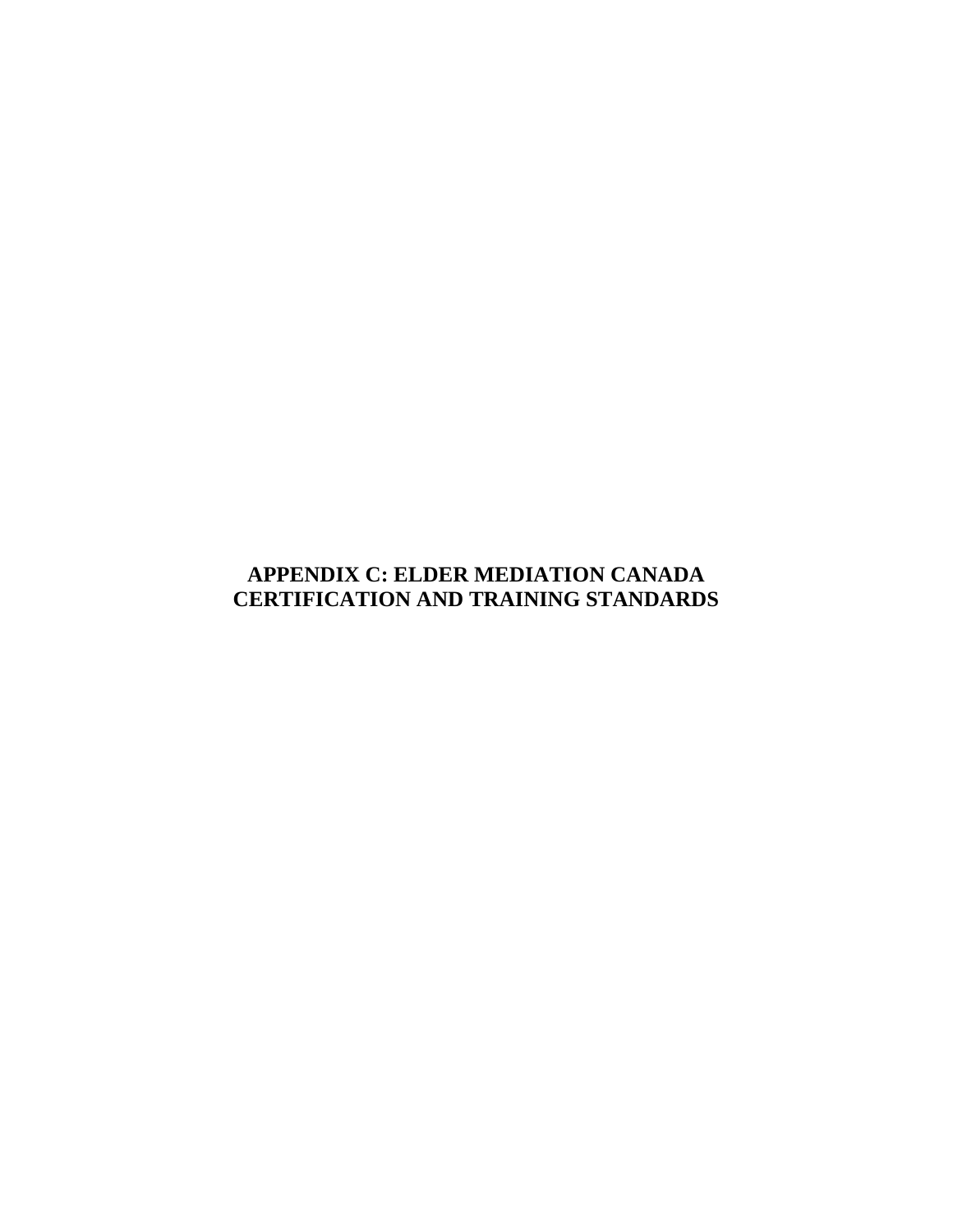# APPENDIX C: ELDER MEDIATION CANADA CERTIFICATION AND TRAINING STANDARDS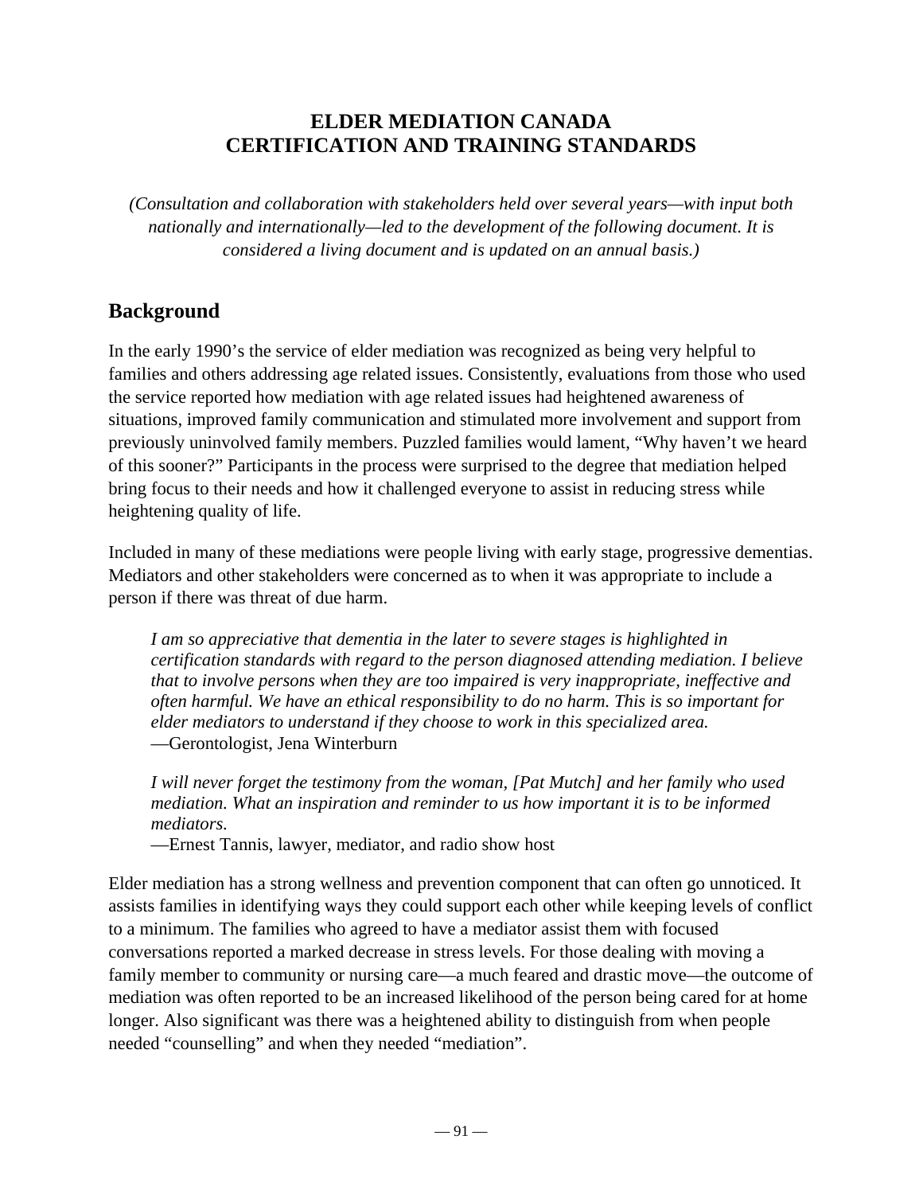# ELDER MEDIATION CANADA
# CERTIFICATION AND TRAINING STANDARDS

*(Consultation and collaboration with stakeholders held over several years—with input both nationally and internationally—led to the development of the following document. It is considered a living document and is updated on an annual basis.)*

## Background

In the early 1990's the service of elder mediation was recognized as being very helpful to families and others addressing age related issues. Consistently, evaluations from those who used the service reported how mediation with age related issues had heightened awareness of situations, improved family communication and stimulated more involvement and support from previously uninvolved family members. Puzzled families would lament, "Why haven't we heard of this sooner?" Participants in the process were surprised to the degree that mediation helped bring focus to their needs and how it challenged everyone to assist in reducing stress while heightening quality of life.

Included in many of these mediations were people living with early stage, progressive dementias. Mediators and other stakeholders were concerned as to when it was appropriate to include a person if there was threat of due harm.

> *I am so appreciative that dementia in the later to severe stages is highlighted in certification standards with regard to the person diagnosed attending mediation. I believe that to involve persons when they are too impaired is very inappropriate, ineffective and often harmful. We have an ethical responsibility to do no harm. This is so important for elder mediators to understand if they choose to work in this specialized area.*
> —Gerontologist, Jena Winterburn

> *I will never forget the testimony from the woman, [Pat Mutch] and her family who used mediation. What an inspiration and reminder to us how important it is to be informed mediators.*
> —Ernest Tannis, lawyer, mediator, and radio show host

Elder mediation has a strong wellness and prevention component that can often go unnoticed. It assists families in identifying ways they could support each other while keeping levels of conflict to a minimum. The families who agreed to have a mediator assist them with focused conversations reported a marked decrease in stress levels. For those dealing with moving a family member to community or nursing care—a much feared and drastic move—the outcome of mediation was often reported to be an increased likelihood of the person being cared for at home longer. Also significant was there was a heightened ability to distinguish from when people needed "counselling" and when they needed "mediation".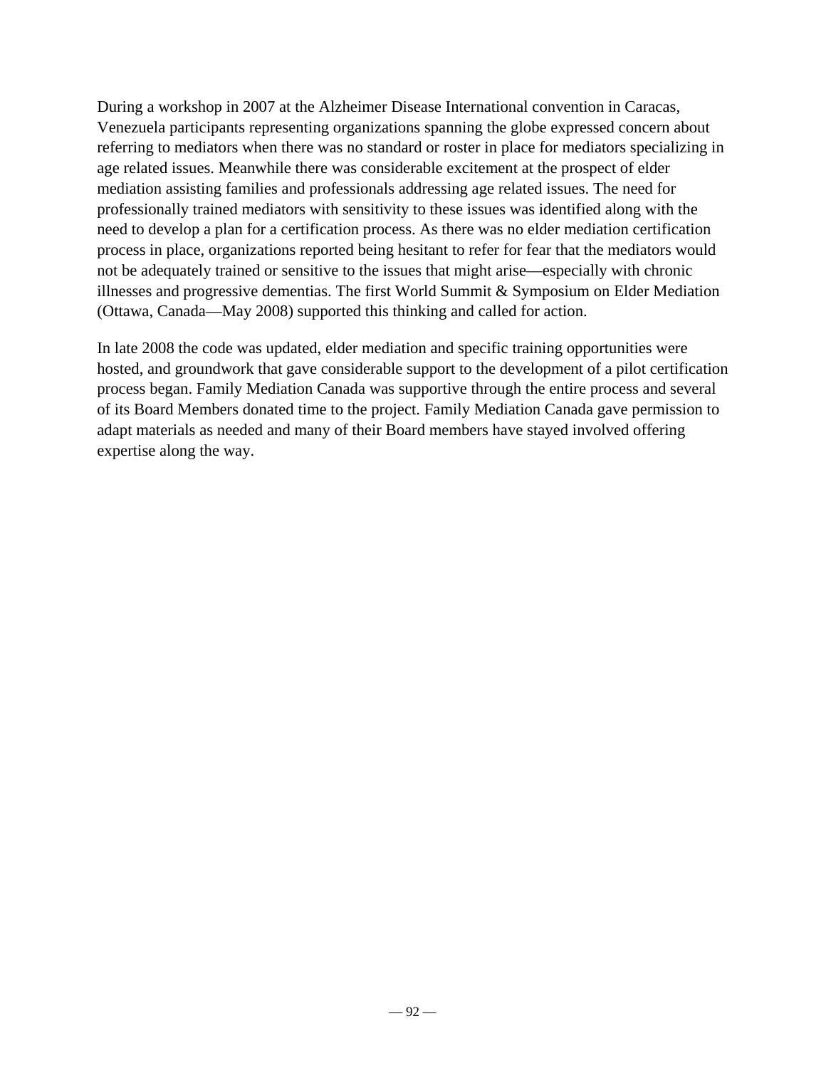During a workshop in 2007 at the Alzheimer Disease International convention in Caracas, Venezuela participants representing organizations spanning the globe expressed concern about referring to mediators when there was no standard or roster in place for mediators specializing in age related issues. Meanwhile there was considerable excitement at the prospect of elder mediation assisting families and professionals addressing age related issues. The need for professionally trained mediators with sensitivity to these issues was identified along with the need to develop a plan for a certification process. As there was no elder mediation certification process in place, organizations reported being hesitant to refer for fear that the mediators would not be adequately trained or sensitive to the issues that might arise—especially with chronic illnesses and progressive dementias. The first World Summit & Symposium on Elder Mediation (Ottawa, Canada—May 2008) supported this thinking and called for action.

In late 2008 the code was updated, elder mediation and specific training opportunities were hosted, and groundwork that gave considerable support to the development of a pilot certification process began. Family Mediation Canada was supportive through the entire process and several of its Board Members donated time to the project. Family Mediation Canada gave permission to adapt materials as needed and many of their Board members have stayed involved offering expertise along the way.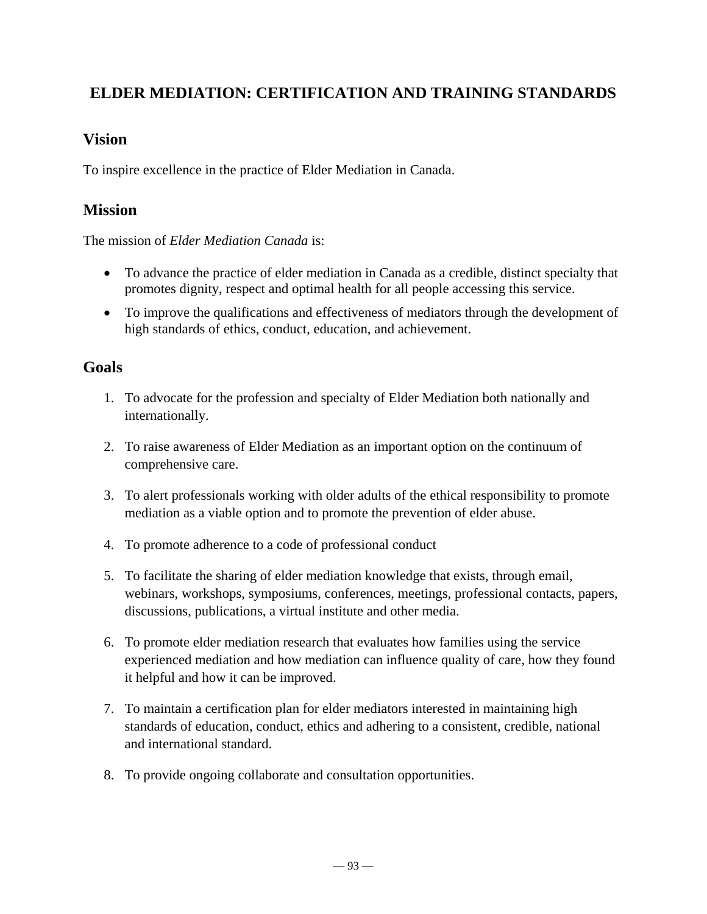# ELDER MEDIATION: CERTIFICATION AND TRAINING STANDARDS

## Vision

To inspire excellence in the practice of Elder Mediation in Canada.

## Mission

The mission of *Elder Mediation Canada* is:

- To advance the practice of elder mediation in Canada as a credible, distinct specialty that promotes dignity, respect and optimal health for all people accessing this service.
- To improve the qualifications and effectiveness of mediators through the development of high standards of ethics, conduct, education, and achievement.

## Goals

1. To advocate for the profession and specialty of Elder Mediation both nationally and internationally.
2. To raise awareness of Elder Mediation as an important option on the continuum of comprehensive care.
3. To alert professionals working with older adults of the ethical responsibility to promote mediation as a viable option and to promote the prevention of elder abuse.
4. To promote adherence to a code of professional conduct
5. To facilitate the sharing of elder mediation knowledge that exists, through email, webinars, workshops, symposiums, conferences, meetings, professional contacts, papers, discussions, publications, a virtual institute and other media.
6. To promote elder mediation research that evaluates how families using the service experienced mediation and how mediation can influence quality of care, how they found it helpful and how it can be improved.
7. To maintain a certification plan for elder mediators interested in maintaining high standards of education, conduct, ethics and adhering to a consistent, credible, national and international standard.
8. To provide ongoing collaborate and consultation opportunities.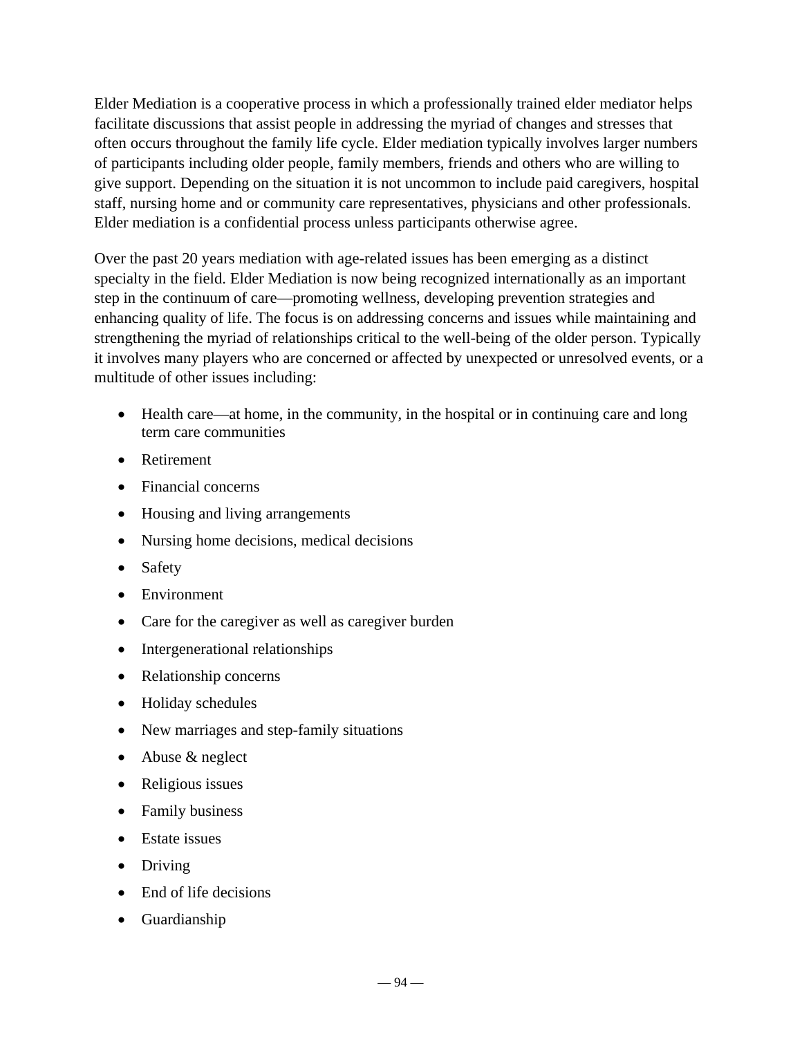Elder Mediation is a cooperative process in which a professionally trained elder mediator helps facilitate discussions that assist people in addressing the myriad of changes and stresses that often occurs throughout the family life cycle. Elder mediation typically involves larger numbers of participants including older people, family members, friends and others who are willing to give support. Depending on the situation it is not uncommon to include paid caregivers, hospital staff, nursing home and or community care representatives, physicians and other professionals. Elder mediation is a confidential process unless participants otherwise agree.

Over the past 20 years mediation with age-related issues has been emerging as a distinct specialty in the field. Elder Mediation is now being recognized internationally as an important step in the continuum of care—promoting wellness, developing prevention strategies and enhancing quality of life. The focus is on addressing concerns and issues while maintaining and strengthening the myriad of relationships critical to the well-being of the older person. Typically it involves many players who are concerned or affected by unexpected or unresolved events, or a multitude of other issues including:

- Health care—at home, in the community, in the hospital or in continuing care and long term care communities
- Retirement
- Financial concerns
- Housing and living arrangements
- Nursing home decisions, medical decisions
- Safety
- Environment
- Care for the caregiver as well as caregiver burden
- Intergenerational relationships
- Relationship concerns
- Holiday schedules
- New marriages and step-family situations
- Abuse & neglect
- Religious issues
- Family business
- Estate issues
- Driving
- End of life decisions
- Guardianship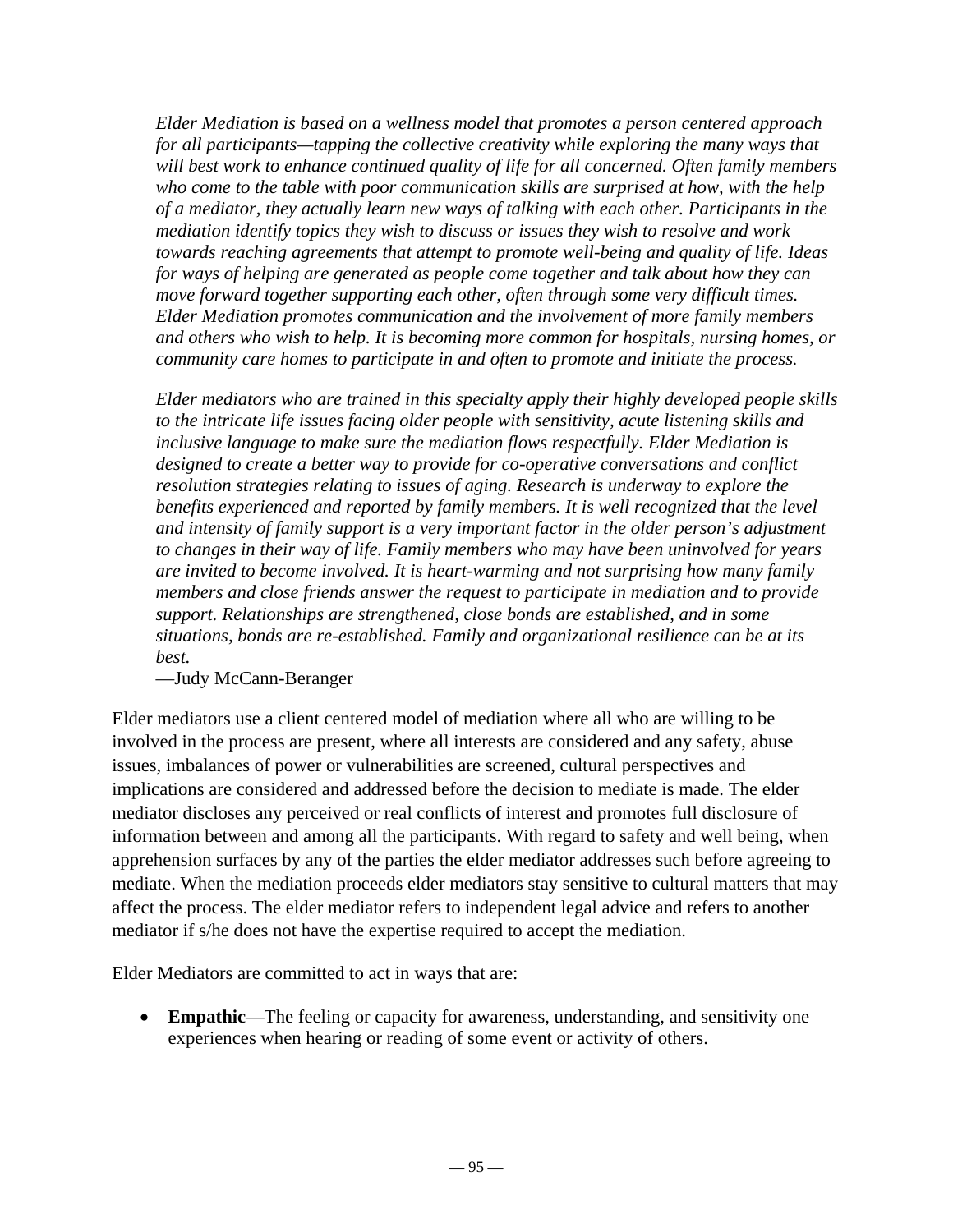*Elder Mediation is based on a wellness model that promotes a person centered approach for all participants—tapping the collective creativity while exploring the many ways that will best work to enhance continued quality of life for all concerned. Often family members who come to the table with poor communication skills are surprised at how, with the help of a mediator, they actually learn new ways of talking with each other. Participants in the mediation identify topics they wish to discuss or issues they wish to resolve and work towards reaching agreements that attempt to promote well-being and quality of life. Ideas for ways of helping are generated as people come together and talk about how they can move forward together supporting each other, often through some very difficult times. Elder Mediation promotes communication and the involvement of more family members and others who wish to help. It is becoming more common for hospitals, nursing homes, or community care homes to participate in and often to promote and initiate the process.*

*Elder mediators who are trained in this specialty apply their highly developed people skills to the intricate life issues facing older people with sensitivity, acute listening skills and inclusive language to make sure the mediation flows respectfully. Elder Mediation is designed to create a better way to provide for co-operative conversations and conflict resolution strategies relating to issues of aging. Research is underway to explore the benefits experienced and reported by family members. It is well recognized that the level and intensity of family support is a very important factor in the older person's adjustment to changes in their way of life. Family members who may have been uninvolved for years are invited to become involved. It is heart-warming and not surprising how many family members and close friends answer the request to participate in mediation and to provide support. Relationships are strengthened, close bonds are established, and in some situations, bonds are re-established. Family and organizational resilience can be at its best.*

—Judy McCann-Beranger

Elder mediators use a client centered model of mediation where all who are willing to be involved in the process are present, where all interests are considered and any safety, abuse issues, imbalances of power or vulnerabilities are screened, cultural perspectives and implications are considered and addressed before the decision to mediate is made. The elder mediator discloses any perceived or real conflicts of interest and promotes full disclosure of information between and among all the participants. With regard to safety and well being, when apprehension surfaces by any of the parties the elder mediator addresses such before agreeing to mediate. When the mediation proceeds elder mediators stay sensitive to cultural matters that may affect the process. The elder mediator refers to independent legal advice and refers to another mediator if s/he does not have the expertise required to accept the mediation.

Elder Mediators are committed to act in ways that are:

- **Empathic**—The feeling or capacity for awareness, understanding, and sensitivity one experiences when hearing or reading of some event or activity of others.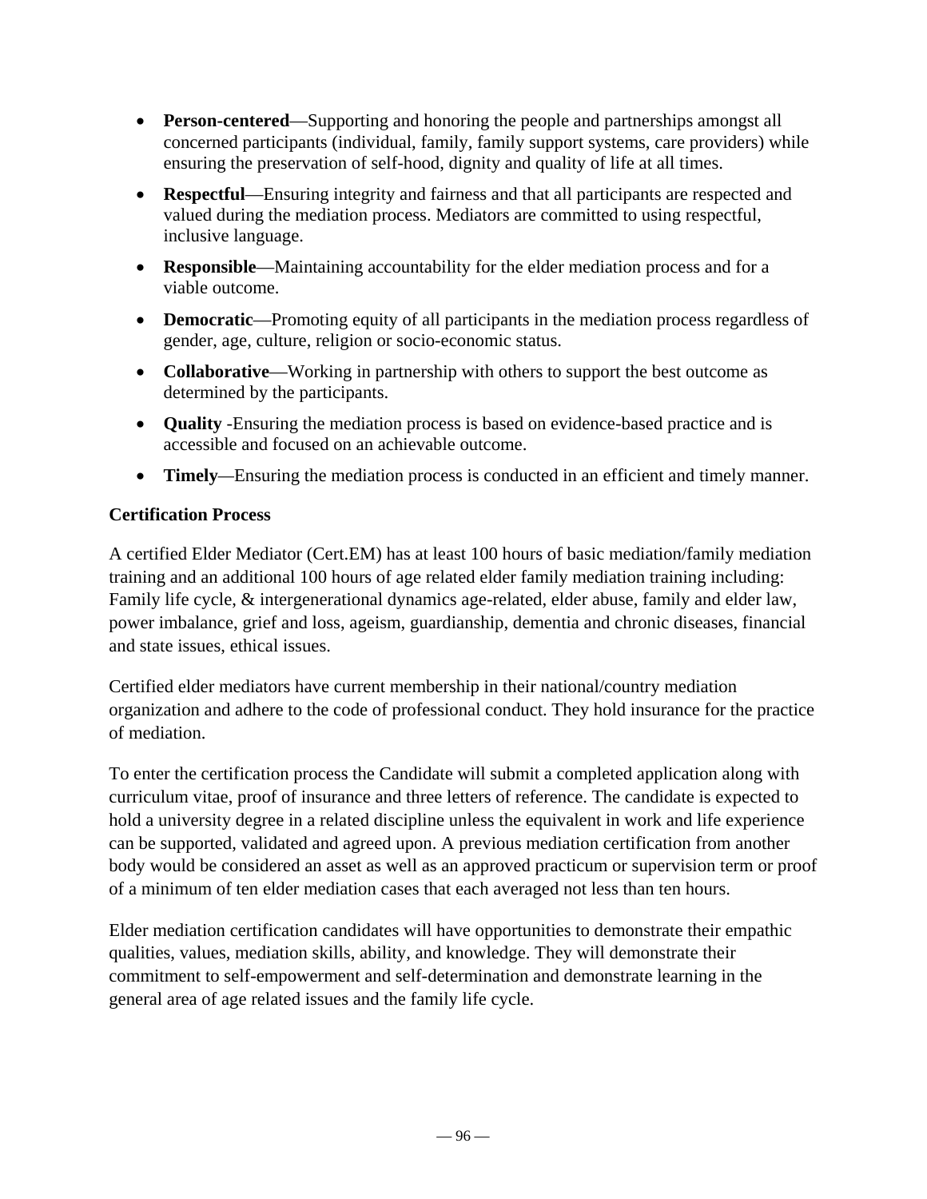- **Person-centered**—Supporting and honoring the people and partnerships amongst all concerned participants (individual, family, family support systems, care providers) while ensuring the preservation of self-hood, dignity and quality of life at all times.
- **Respectful**—Ensuring integrity and fairness and that all participants are respected and valued during the mediation process. Mediators are committed to using respectful, inclusive language.
- **Responsible**—Maintaining accountability for the elder mediation process and for a viable outcome.
- **Democratic**—Promoting equity of all participants in the mediation process regardless of gender, age, culture, religion or socio-economic status.
- **Collaborative**—Working in partnership with others to support the best outcome as determined by the participants.
- **Quality** -Ensuring the mediation process is based on evidence-based practice and is accessible and focused on an achievable outcome.
- **Timely**—Ensuring the mediation process is conducted in an efficient and timely manner.

**Certification Process**

A certified Elder Mediator (Cert.EM) has at least 100 hours of basic mediation/family mediation training and an additional 100 hours of age related elder family mediation training including: Family life cycle, & intergenerational dynamics age-related, elder abuse, family and elder law, power imbalance, grief and loss, ageism, guardianship, dementia and chronic diseases, financial and state issues, ethical issues.

Certified elder mediators have current membership in their national/country mediation organization and adhere to the code of professional conduct. They hold insurance for the practice of mediation.

To enter the certification process the Candidate will submit a completed application along with curriculum vitae, proof of insurance and three letters of reference. The candidate is expected to hold a university degree in a related discipline unless the equivalent in work and life experience can be supported, validated and agreed upon. A previous mediation certification from another body would be considered an asset as well as an approved practicum or supervision term or proof of a minimum of ten elder mediation cases that each averaged not less than ten hours.

Elder mediation certification candidates will have opportunities to demonstrate their empathic qualities, values, mediation skills, ability, and knowledge. They will demonstrate their commitment to self-empowerment and self-determination and demonstrate learning in the general area of age related issues and the family life cycle.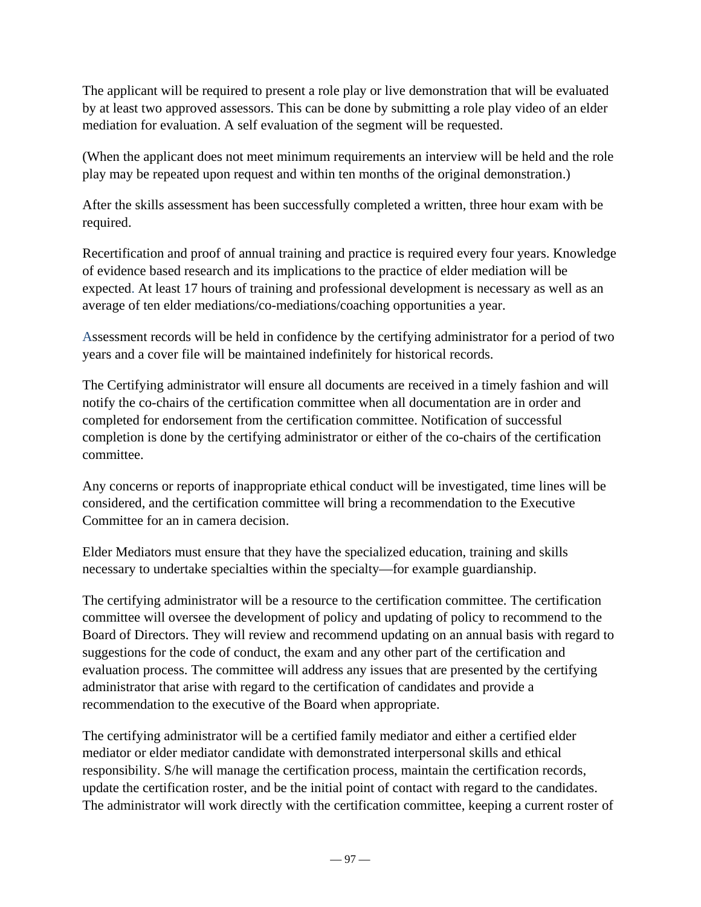The applicant will be required to present a role play or live demonstration that will be evaluated by at least two approved assessors. This can be done by submitting a role play video of an elder mediation for evaluation. A self evaluation of the segment will be requested.

(When the applicant does not meet minimum requirements an interview will be held and the role play may be repeated upon request and within ten months of the original demonstration.)

After the skills assessment has been successfully completed a written, three hour exam with be required.

Recertification and proof of annual training and practice is required every four years. Knowledge of evidence based research and its implications to the practice of elder mediation will be expected. At least 17 hours of training and professional development is necessary as well as an average of ten elder mediations/co-mediations/coaching opportunities a year.

Assessment records will be held in confidence by the certifying administrator for a period of two years and a cover file will be maintained indefinitely for historical records.

The Certifying administrator will ensure all documents are received in a timely fashion and will notify the co-chairs of the certification committee when all documentation are in order and completed for endorsement from the certification committee. Notification of successful completion is done by the certifying administrator or either of the co-chairs of the certification committee.

Any concerns or reports of inappropriate ethical conduct will be investigated, time lines will be considered, and the certification committee will bring a recommendation to the Executive Committee for an in camera decision.

Elder Mediators must ensure that they have the specialized education, training and skills necessary to undertake specialties within the specialty—for example guardianship.

The certifying administrator will be a resource to the certification committee. The certification committee will oversee the development of policy and updating of policy to recommend to the Board of Directors. They will review and recommend updating on an annual basis with regard to suggestions for the code of conduct, the exam and any other part of the certification and evaluation process. The committee will address any issues that are presented by the certifying administrator that arise with regard to the certification of candidates and provide a recommendation to the executive of the Board when appropriate.

The certifying administrator will be a certified family mediator and either a certified elder mediator or elder mediator candidate with demonstrated interpersonal skills and ethical responsibility. S/he will manage the certification process, maintain the certification records, update the certification roster, and be the initial point of contact with regard to the candidates. The administrator will work directly with the certification committee, keeping a current roster of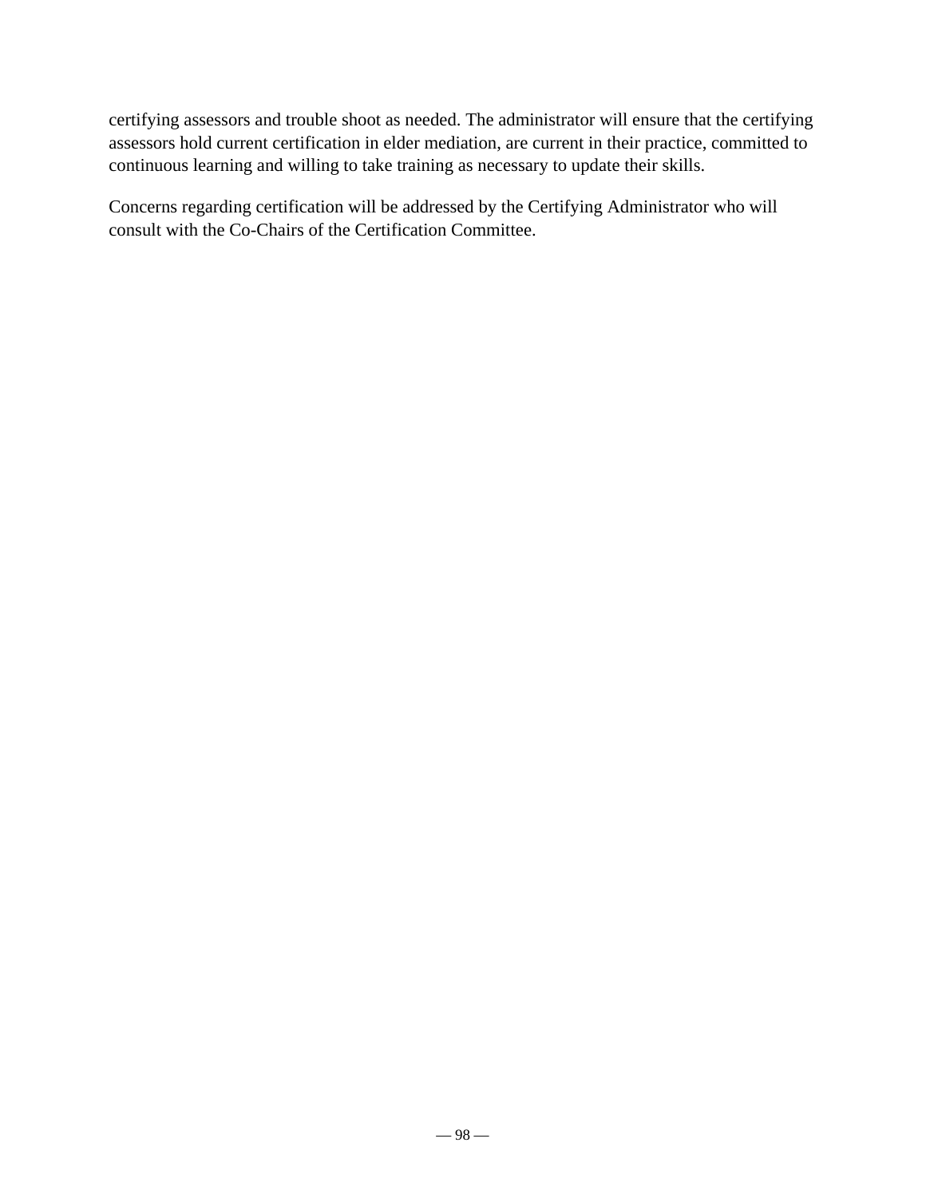certifying assessors and trouble shoot as needed. The administrator will ensure that the certifying assessors hold current certification in elder mediation, are current in their practice, committed to continuous learning and willing to take training as necessary to update their skills.

Concerns regarding certification will be addressed by the Certifying Administrator who will consult with the Co-Chairs of the Certification Committee.